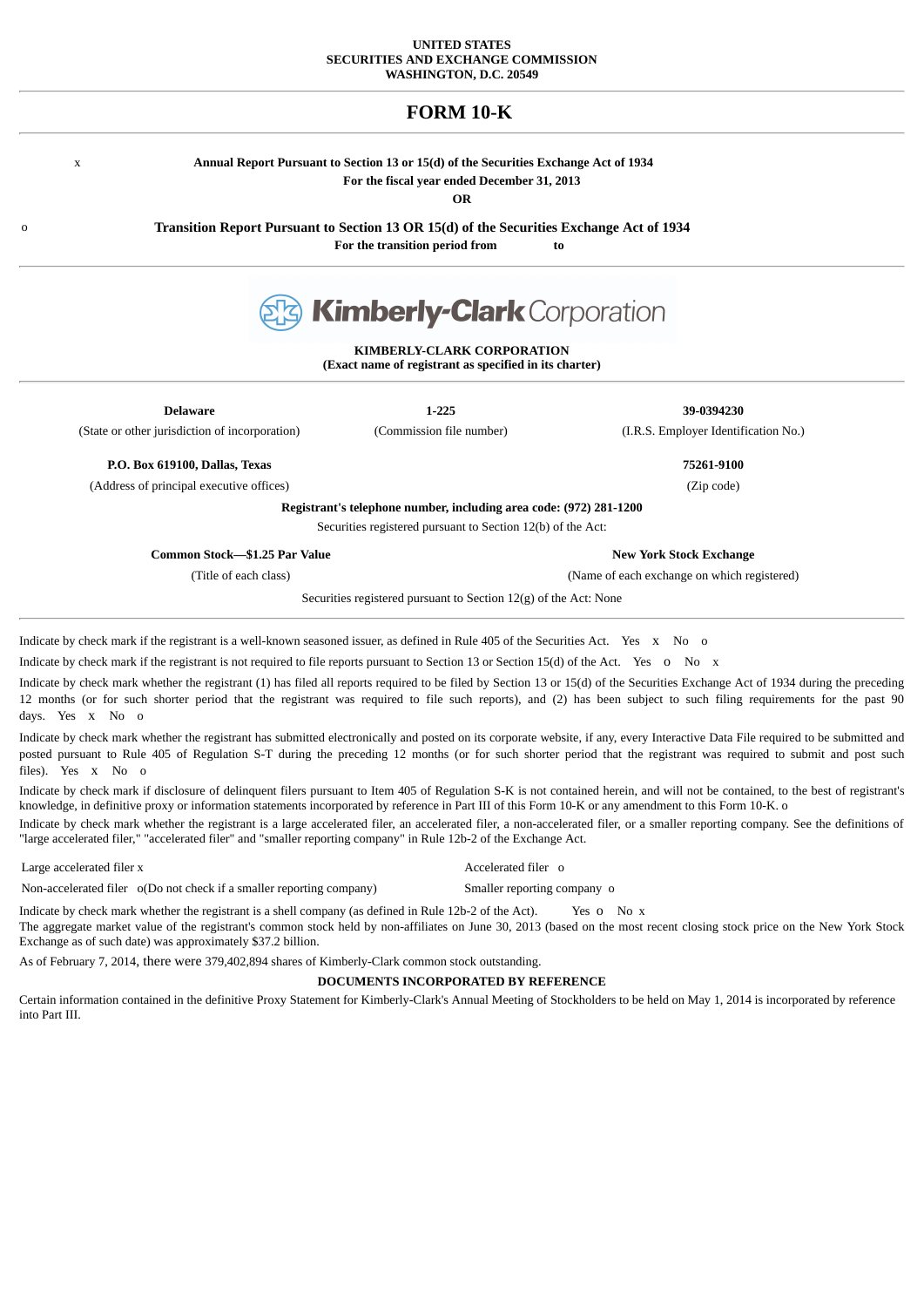**UNITED STATES**
**SECURITIES AND EXCHANGE COMMISSION**
**WASHINGTON, D.C. 20549**

# FORM 10-K

x **Annual Report Pursuant to Section 13 or 15(d) of the Securities Exchange Act of 1934**
**For the fiscal year ended December 31, 2013**

**OR**

o **Transition Report Pursuant to Section 13 OR 15(d) of the Securities Exchange Act of 1934**
**For the transition period from to**

Kimberly-Clark Corporation

**KIMBERLY-CLARK CORPORATION**
**(Exact name of registrant as specified in its charter)**

| **Delaware** | **1-225** | **39-0394230** |
|---|---|---|
| (State or other jurisdiction of incorporation) | (Commission file number) | (I.R.S. Employer Identification No.) |

| **P.O. Box 619100, Dallas, Texas** | **75261-9100** |
|---|---|
| (Address of principal executive offices) | (Zip code) |

**Registrant's telephone number, including area code: (972) 281-1200**

Securities registered pursuant to Section 12(b) of the Act:

| **Common Stock—$1.25 Par Value** | **New York Stock Exchange** |
|---|---|
| (Title of each class) | (Name of each exchange on which registered) |

Securities registered pursuant to Section 12(g) of the Act: None

Indicate by check mark if the registrant is a well-known seasoned issuer, as defined in Rule 405 of the Securities Act. Yes x No o

Indicate by check mark if the registrant is not required to file reports pursuant to Section 13 or Section 15(d) of the Act. Yes o No x

Indicate by check mark whether the registrant (1) has filed all reports required to be filed by Section 13 or 15(d) of the Securities Exchange Act of 1934 during the preceding 12 months (or for such shorter period that the registrant was required to file such reports), and (2) has been subject to such filing requirements for the past 90 days. Yes x No o

Indicate by check mark whether the registrant has submitted electronically and posted on its corporate website, if any, every Interactive Data File required to be submitted and posted pursuant to Rule 405 of Regulation S-T during the preceding 12 months (or for such shorter period that the registrant was required to submit and post such files). Yes x No o

Indicate by check mark if disclosure of delinquent filers pursuant to Item 405 of Regulation S-K is not contained herein, and will not be contained, to the best of registrant's knowledge, in definitive proxy or information statements incorporated by reference in Part III of this Form 10-K or any amendment to this Form 10-K. o

Indicate by check mark whether the registrant is a large accelerated filer, an accelerated filer, a non-accelerated filer, or a smaller reporting company. See the definitions of "large accelerated filer," "accelerated filer" and "smaller reporting company" in Rule 12b-2 of the Exchange Act.

| Large accelerated filer x | Accelerated filer o |
|---|---|
| Non-accelerated filer o(Do not check if a smaller reporting company) | Smaller reporting company o |

Indicate by check mark whether the registrant is a shell company (as defined in Rule 12b-2 of the Act). Yes o No x

The aggregate market value of the registrant's common stock held by non-affiliates on June 30, 2013 (based on the most recent closing stock price on the New York Stock Exchange as of such date) was approximately $37.2 billion.

As of February 7, 2014, there were 379,402,894 shares of Kimberly-Clark common stock outstanding.

**DOCUMENTS INCORPORATED BY REFERENCE**

Certain information contained in the definitive Proxy Statement for Kimberly-Clark's Annual Meeting of Stockholders to be held on May 1, 2014 is incorporated by reference into Part III.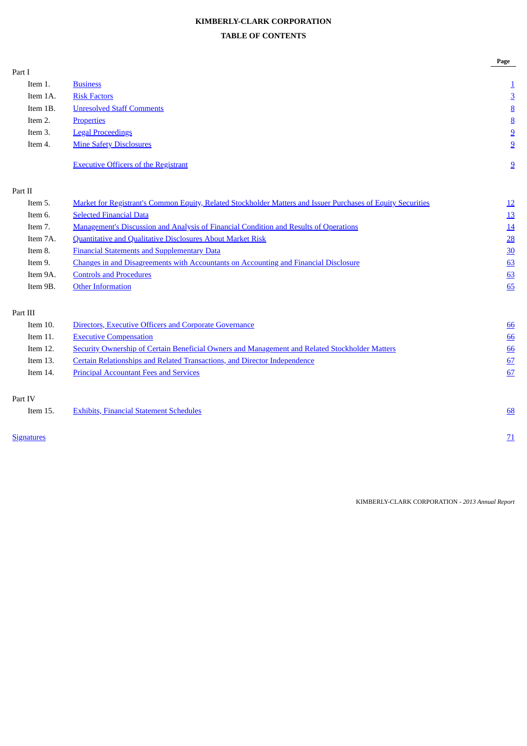**KIMBERLY-CLARK CORPORATION**

**TABLE OF CONTENTS**

| | | Page |
|---|---|---|
| Part I | | |
| Item 1. | Business | 1 |
| Item 1A. | Risk Factors | 3 |
| Item 1B. | Unresolved Staff Comments | 8 |
| Item 2. | Properties | 8 |
| Item 3. | Legal Proceedings | 9 |
| Item 4. | Mine Safety Disclosures | 9 |
| | Executive Officers of the Registrant | 9 |
| Part II | | |
| Item 5. | Market for Registrant's Common Equity, Related Stockholder Matters and Issuer Purchases of Equity Securities | 12 |
| Item 6. | Selected Financial Data | 13 |
| Item 7. | Management's Discussion and Analysis of Financial Condition and Results of Operations | 14 |
| Item 7A. | Quantitative and Qualitative Disclosures About Market Risk | 28 |
| Item 8. | Financial Statements and Supplementary Data | 30 |
| Item 9. | Changes in and Disagreements with Accountants on Accounting and Financial Disclosure | 63 |
| Item 9A. | Controls and Procedures | 63 |
| Item 9B. | Other Information | 65 |
| Part III | | |
| Item 10. | Directors, Executive Officers and Corporate Governance | 66 |
| Item 11. | Executive Compensation | 66 |
| Item 12. | Security Ownership of Certain Beneficial Owners and Management and Related Stockholder Matters | 66 |
| Item 13. | Certain Relationships and Related Transactions, and Director Independence | 67 |
| Item 14. | Principal Accountant Fees and Services | 67 |
| Part IV | | |
| Item 15. | Exhibits, Financial Statement Schedules | 68 |
| Signatures | | 71 |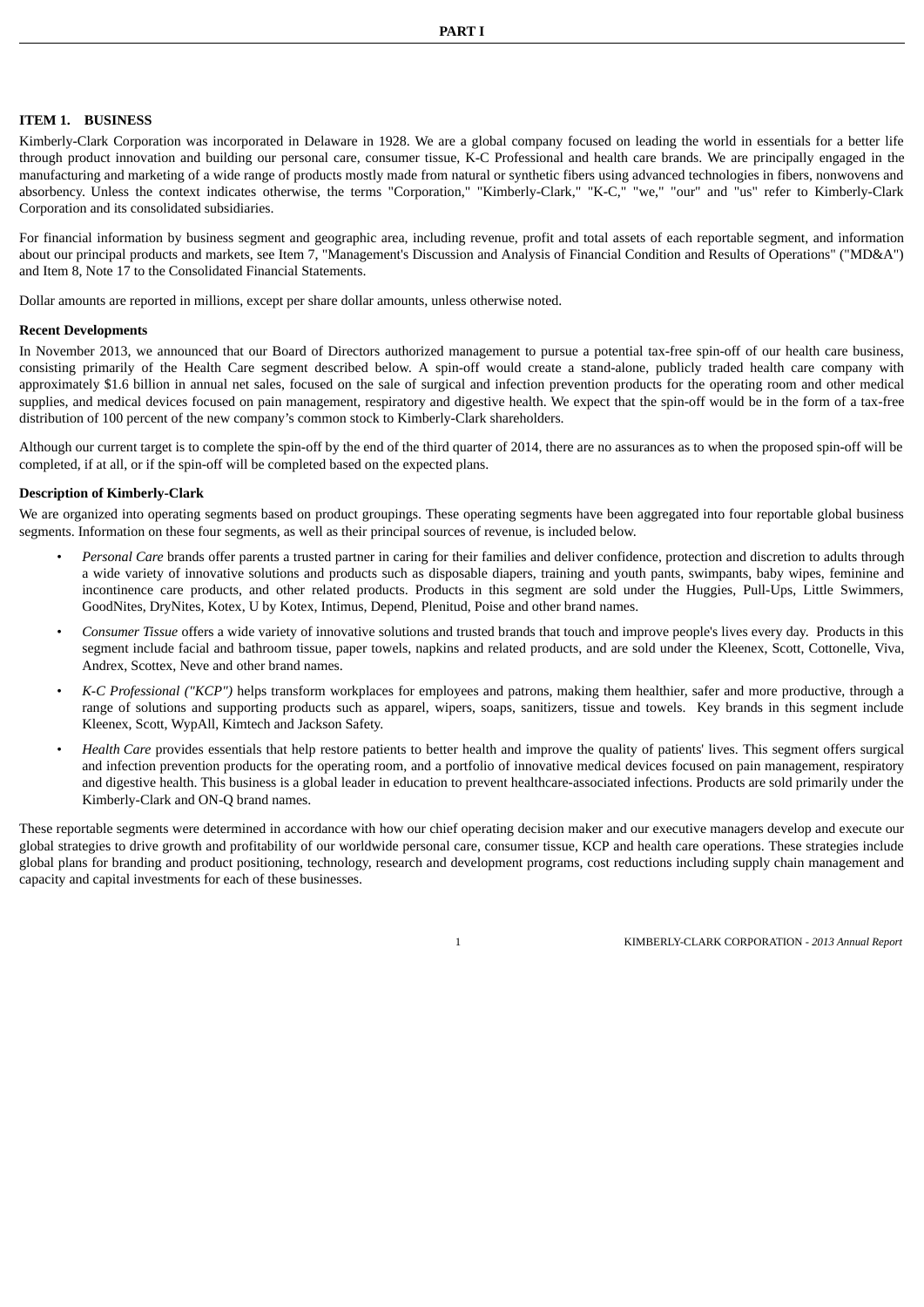# PART I

## ITEM 1. BUSINESS

Kimberly-Clark Corporation was incorporated in Delaware in 1928. We are a global company focused on leading the world in essentials for a better life through product innovation and building our personal care, consumer tissue, K-C Professional and health care brands. We are principally engaged in the manufacturing and marketing of a wide range of products mostly made from natural or synthetic fibers using advanced technologies in fibers, nonwovens and absorbency. Unless the context indicates otherwise, the terms "Corporation," "Kimberly-Clark," "K-C," "we," "our" and "us" refer to Kimberly-Clark Corporation and its consolidated subsidiaries.

For financial information by business segment and geographic area, including revenue, profit and total assets of each reportable segment, and information about our principal products and markets, see Item 7, "Management's Discussion and Analysis of Financial Condition and Results of Operations" ("MD&A") and Item 8, Note 17 to the Consolidated Financial Statements.

Dollar amounts are reported in millions, except per share dollar amounts, unless otherwise noted.

### Recent Developments

In November 2013, we announced that our Board of Directors authorized management to pursue a potential tax-free spin-off of our health care business, consisting primarily of the Health Care segment described below. A spin-off would create a stand-alone, publicly traded health care company with approximately $1.6 billion in annual net sales, focused on the sale of surgical and infection prevention products for the operating room and other medical supplies, and medical devices focused on pain management, respiratory and digestive health. We expect that the spin-off would be in the form of a tax-free distribution of 100 percent of the new company's common stock to Kimberly-Clark shareholders.

Although our current target is to complete the spin-off by the end of the third quarter of 2014, there are no assurances as to when the proposed spin-off will be completed, if at all, or if the spin-off will be completed based on the expected plans.

### Description of Kimberly-Clark

We are organized into operating segments based on product groupings. These operating segments have been aggregated into four reportable global business segments. Information on these four segments, as well as their principal sources of revenue, is included below.

- *Personal Care* brands offer parents a trusted partner in caring for their families and deliver confidence, protection and discretion to adults through a wide variety of innovative solutions and products such as disposable diapers, training and youth pants, swimpants, baby wipes, feminine and incontinence care products, and other related products. Products in this segment are sold under the Huggies, Pull-Ups, Little Swimmers, GoodNites, DryNites, Kotex, U by Kotex, Intimus, Depend, Plenitud, Poise and other brand names.
- *Consumer Tissue* offers a wide variety of innovative solutions and trusted brands that touch and improve people's lives every day. Products in this segment include facial and bathroom tissue, paper towels, napkins and related products, and are sold under the Kleenex, Scott, Cottonelle, Viva, Andrex, Scottex, Neve and other brand names.
- *K-C Professional ("KCP")* helps transform workplaces for employees and patrons, making them healthier, safer and more productive, through a range of solutions and supporting products such as apparel, wipers, soaps, sanitizers, tissue and towels. Key brands in this segment include Kleenex, Scott, WypAll, Kimtech and Jackson Safety.
- *Health Care* provides essentials that help restore patients to better health and improve the quality of patients' lives. This segment offers surgical and infection prevention products for the operating room, and a portfolio of innovative medical devices focused on pain management, respiratory and digestive health. This business is a global leader in education to prevent healthcare-associated infections. Products are sold primarily under the Kimberly-Clark and ON-Q brand names.

These reportable segments were determined in accordance with how our chief operating decision maker and our executive managers develop and execute our global strategies to drive growth and profitability of our worldwide personal care, consumer tissue, KCP and health care operations. These strategies include global plans for branding and product positioning, technology, research and development programs, cost reductions including supply chain management and capacity and capital investments for each of these businesses.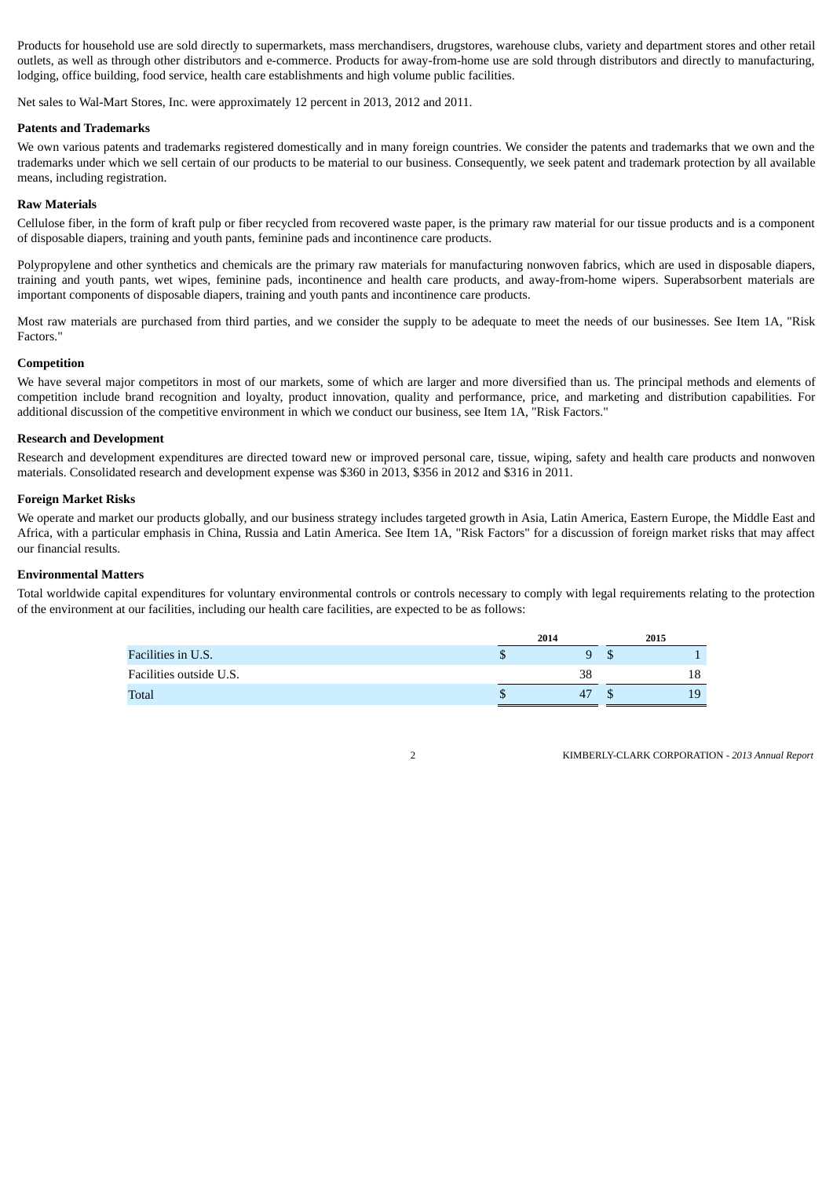Products for household use are sold directly to supermarkets, mass merchandisers, drugstores, warehouse clubs, variety and department stores and other retail outlets, as well as through other distributors and e-commerce. Products for away-from-home use are sold through distributors and directly to manufacturing, lodging, office building, food service, health care establishments and high volume public facilities.

Net sales to Wal-Mart Stores, Inc. were approximately 12 percent in 2013, 2012 and 2011.

**Patents and Trademarks**

We own various patents and trademarks registered domestically and in many foreign countries. We consider the patents and trademarks that we own and the trademarks under which we sell certain of our products to be material to our business. Consequently, we seek patent and trademark protection by all available means, including registration.

**Raw Materials**

Cellulose fiber, in the form of kraft pulp or fiber recycled from recovered waste paper, is the primary raw material for our tissue products and is a component of disposable diapers, training and youth pants, feminine pads and incontinence care products.

Polypropylene and other synthetics and chemicals are the primary raw materials for manufacturing nonwoven fabrics, which are used in disposable diapers, training and youth pants, wet wipes, feminine pads, incontinence and health care products, and away-from-home wipers. Superabsorbent materials are important components of disposable diapers, training and youth pants and incontinence care products.

Most raw materials are purchased from third parties, and we consider the supply to be adequate to meet the needs of our businesses. See Item 1A, "Risk Factors."

**Competition**

We have several major competitors in most of our markets, some of which are larger and more diversified than us. The principal methods and elements of competition include brand recognition and loyalty, product innovation, quality and performance, price, and marketing and distribution capabilities. For additional discussion of the competitive environment in which we conduct our business, see Item 1A, "Risk Factors."

**Research and Development**

Research and development expenditures are directed toward new or improved personal care, tissue, wiping, safety and health care products and nonwoven materials. Consolidated research and development expense was $360 in 2013, $356 in 2012 and $316 in 2011.

**Foreign Market Risks**

We operate and market our products globally, and our business strategy includes targeted growth in Asia, Latin America, Eastern Europe, the Middle East and Africa, with a particular emphasis in China, Russia and Latin America. See Item 1A, "Risk Factors" for a discussion of foreign market risks that may affect our financial results.

**Environmental Matters**

Total worldwide capital expenditures for voluntary environmental controls or controls necessary to comply with legal requirements relating to the protection of the environment at our facilities, including our health care facilities, are expected to be as follows:

| | 2014 | 2015 |
|---|---|---|
| Facilities in U.S. | $ 9 | $ 1 |
| Facilities outside U.S. | 38 | 18 |
| Total | $ 47 | $ 19 |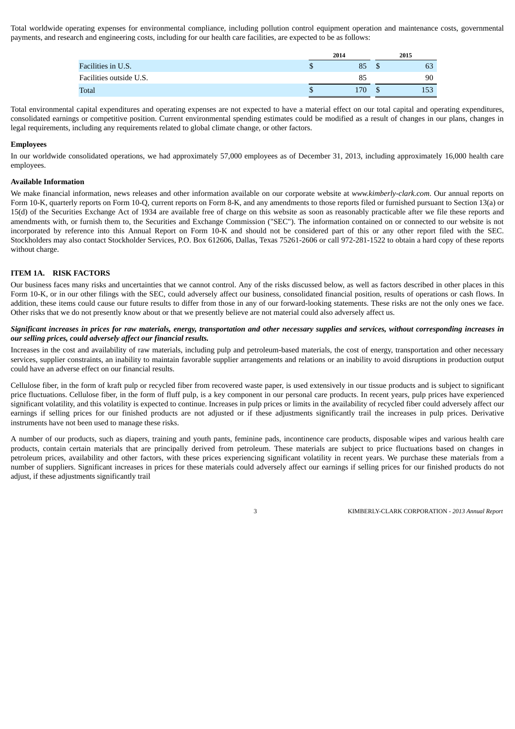Total worldwide operating expenses for environmental compliance, including pollution control equipment operation and maintenance costs, governmental payments, and research and engineering costs, including for our health care facilities, are expected to be as follows:

| | 2014 | 2015 |
|---|---|---|
| Facilities in U.S. | $ 85 | $ 63 |
| Facilities outside U.S. | 85 | 90 |
| Total | $ 170 | $ 153 |

Total environmental capital expenditures and operating expenses are not expected to have a material effect on our total capital and operating expenditures, consolidated earnings or competitive position. Current environmental spending estimates could be modified as a result of changes in our plans, changes in legal requirements, including any requirements related to global climate change, or other factors.

**Employees**

In our worldwide consolidated operations, we had approximately 57,000 employees as of December 31, 2013, including approximately 16,000 health care employees.

**Available Information**

We make financial information, news releases and other information available on our corporate website at *www.kimberly-clark.com*. Our annual reports on Form 10-K, quarterly reports on Form 10-Q, current reports on Form 8-K, and any amendments to those reports filed or furnished pursuant to Section 13(a) or 15(d) of the Securities Exchange Act of 1934 are available free of charge on this website as soon as reasonably practicable after we file these reports and amendments with, or furnish them to, the Securities and Exchange Commission ("SEC"). The information contained on or connected to our website is not incorporated by reference into this Annual Report on Form 10-K and should not be considered part of this or any other report filed with the SEC. Stockholders may also contact Stockholder Services, P.O. Box 612606, Dallas, Texas 75261-2606 or call 972-281-1522 to obtain a hard copy of these reports without charge.

## ITEM 1A. RISK FACTORS

Our business faces many risks and uncertainties that we cannot control. Any of the risks discussed below, as well as factors described in other places in this Form 10-K, or in our other filings with the SEC, could adversely affect our business, consolidated financial position, results of operations or cash flows. In addition, these items could cause our future results to differ from those in any of our forward-looking statements. These risks are not the only ones we face. Other risks that we do not presently know about or that we presently believe are not material could also adversely affect us.

***Significant increases in prices for raw materials, energy, transportation and other necessary supplies and services, without corresponding increases in our selling prices, could adversely affect our financial results.***

Increases in the cost and availability of raw materials, including pulp and petroleum-based materials, the cost of energy, transportation and other necessary services, supplier constraints, an inability to maintain favorable supplier arrangements and relations or an inability to avoid disruptions in production output could have an adverse effect on our financial results.

Cellulose fiber, in the form of kraft pulp or recycled fiber from recovered waste paper, is used extensively in our tissue products and is subject to significant price fluctuations. Cellulose fiber, in the form of fluff pulp, is a key component in our personal care products. In recent years, pulp prices have experienced significant volatility, and this volatility is expected to continue. Increases in pulp prices or limits in the availability of recycled fiber could adversely affect our earnings if selling prices for our finished products are not adjusted or if these adjustments significantly trail the increases in pulp prices. Derivative instruments have not been used to manage these risks.

A number of our products, such as diapers, training and youth pants, feminine pads, incontinence care products, disposable wipes and various health care products, contain certain materials that are principally derived from petroleum. These materials are subject to price fluctuations based on changes in petroleum prices, availability and other factors, with these prices experiencing significant volatility in recent years. We purchase these materials from a number of suppliers. Significant increases in prices for these materials could adversely affect our earnings if selling prices for our finished products do not adjust, if these adjustments significantly trail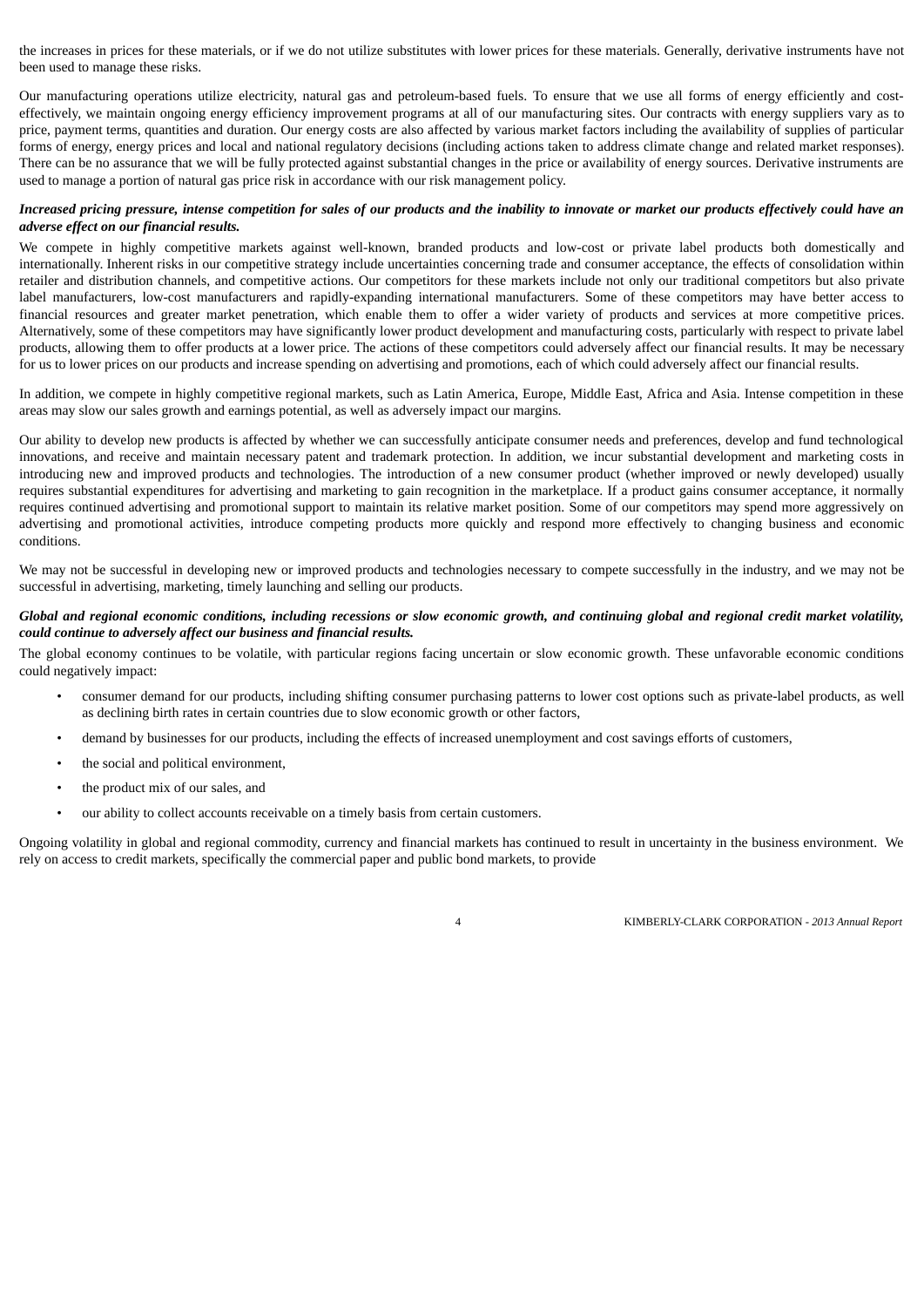the increases in prices for these materials, or if we do not utilize substitutes with lower prices for these materials. Generally, derivative instruments have not been used to manage these risks.

Our manufacturing operations utilize electricity, natural gas and petroleum-based fuels. To ensure that we use all forms of energy efficiently and cost-effectively, we maintain ongoing energy efficiency improvement programs at all of our manufacturing sites. Our contracts with energy suppliers vary as to price, payment terms, quantities and duration. Our energy costs are also affected by various market factors including the availability of supplies of particular forms of energy, energy prices and local and national regulatory decisions (including actions taken to address climate change and related market responses). There can be no assurance that we will be fully protected against substantial changes in the price or availability of energy sources. Derivative instruments are used to manage a portion of natural gas price risk in accordance with our risk management policy.

***Increased pricing pressure, intense competition for sales of our products and the inability to innovate or market our products effectively could have an adverse effect on our financial results.***

We compete in highly competitive markets against well-known, branded products and low-cost or private label products both domestically and internationally. Inherent risks in our competitive strategy include uncertainties concerning trade and consumer acceptance, the effects of consolidation within retailer and distribution channels, and competitive actions. Our competitors for these markets include not only our traditional competitors but also private label manufacturers, low-cost manufacturers and rapidly-expanding international manufacturers. Some of these competitors may have better access to financial resources and greater market penetration, which enable them to offer a wider variety of products and services at more competitive prices. Alternatively, some of these competitors may have significantly lower product development and manufacturing costs, particularly with respect to private label products, allowing them to offer products at a lower price. The actions of these competitors could adversely affect our financial results. It may be necessary for us to lower prices on our products and increase spending on advertising and promotions, each of which could adversely affect our financial results.

In addition, we compete in highly competitive regional markets, such as Latin America, Europe, Middle East, Africa and Asia. Intense competition in these areas may slow our sales growth and earnings potential, as well as adversely impact our margins.

Our ability to develop new products is affected by whether we can successfully anticipate consumer needs and preferences, develop and fund technological innovations, and receive and maintain necessary patent and trademark protection. In addition, we incur substantial development and marketing costs in introducing new and improved products and technologies. The introduction of a new consumer product (whether improved or newly developed) usually requires substantial expenditures for advertising and marketing to gain recognition in the marketplace. If a product gains consumer acceptance, it normally requires continued advertising and promotional support to maintain its relative market position. Some of our competitors may spend more aggressively on advertising and promotional activities, introduce competing products more quickly and respond more effectively to changing business and economic conditions.

We may not be successful in developing new or improved products and technologies necessary to compete successfully in the industry, and we may not be successful in advertising, marketing, timely launching and selling our products.

***Global and regional economic conditions, including recessions or slow economic growth, and continuing global and regional credit market volatility, could continue to adversely affect our business and financial results.***

The global economy continues to be volatile, with particular regions facing uncertain or slow economic growth. These unfavorable economic conditions could negatively impact:

- consumer demand for our products, including shifting consumer purchasing patterns to lower cost options such as private-label products, as well as declining birth rates in certain countries due to slow economic growth or other factors,
- demand by businesses for our products, including the effects of increased unemployment and cost savings efforts of customers,
- the social and political environment,
- the product mix of our sales, and
- our ability to collect accounts receivable on a timely basis from certain customers.

Ongoing volatility in global and regional commodity, currency and financial markets has continued to result in uncertainty in the business environment. We rely on access to credit markets, specifically the commercial paper and public bond markets, to provide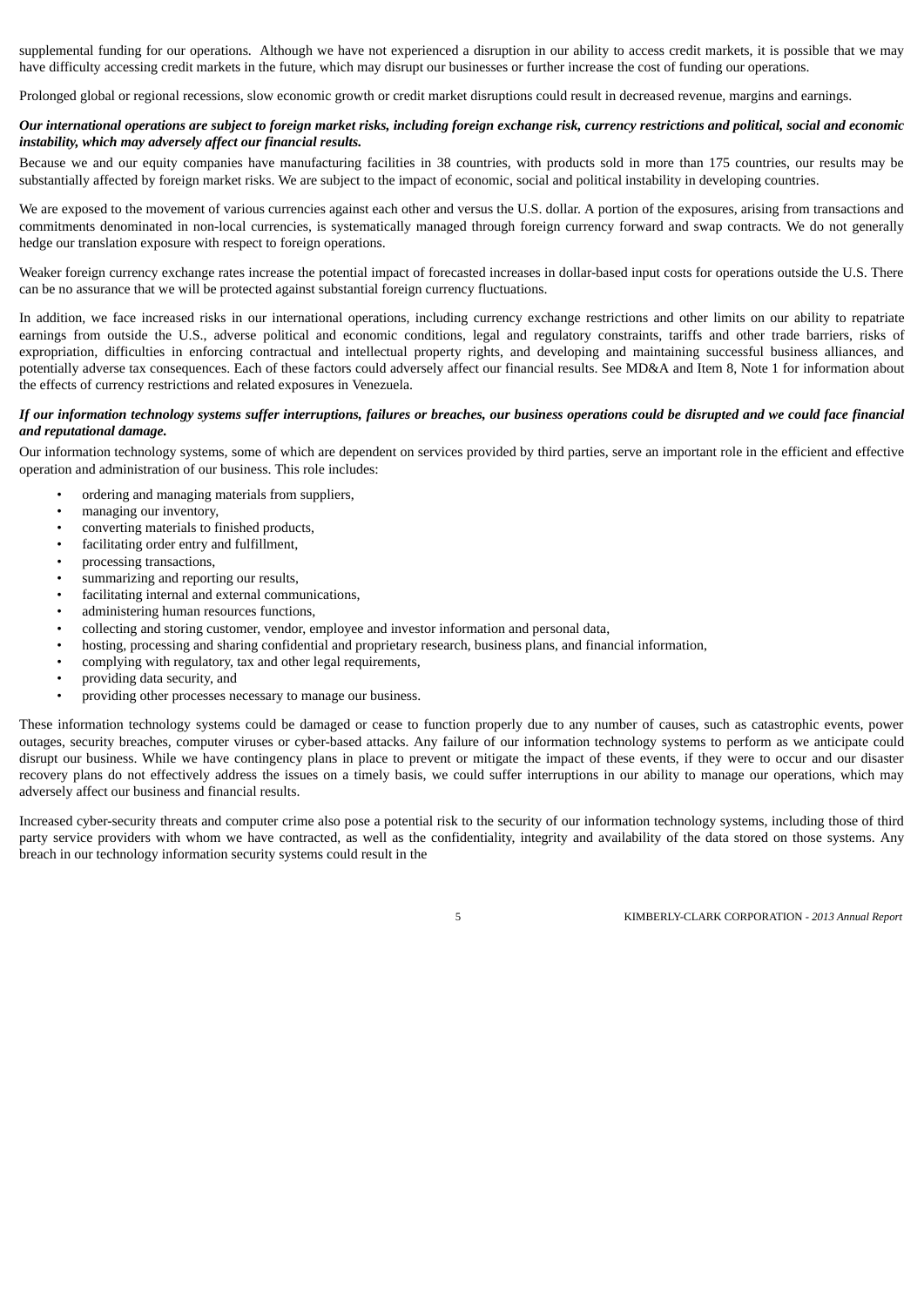supplemental funding for our operations. Although we have not experienced a disruption in our ability to access credit markets, it is possible that we may have difficulty accessing credit markets in the future, which may disrupt our businesses or further increase the cost of funding our operations.

Prolonged global or regional recessions, slow economic growth or credit market disruptions could result in decreased revenue, margins and earnings.

***Our international operations are subject to foreign market risks, including foreign exchange risk, currency restrictions and political, social and economic instability, which may adversely affect our financial results.***

Because we and our equity companies have manufacturing facilities in 38 countries, with products sold in more than 175 countries, our results may be substantially affected by foreign market risks. We are subject to the impact of economic, social and political instability in developing countries.

We are exposed to the movement of various currencies against each other and versus the U.S. dollar. A portion of the exposures, arising from transactions and commitments denominated in non-local currencies, is systematically managed through foreign currency forward and swap contracts. We do not generally hedge our translation exposure with respect to foreign operations.

Weaker foreign currency exchange rates increase the potential impact of forecasted increases in dollar-based input costs for operations outside the U.S. There can be no assurance that we will be protected against substantial foreign currency fluctuations.

In addition, we face increased risks in our international operations, including currency exchange restrictions and other limits on our ability to repatriate earnings from outside the U.S., adverse political and economic conditions, legal and regulatory constraints, tariffs and other trade barriers, risks of expropriation, difficulties in enforcing contractual and intellectual property rights, and developing and maintaining successful business alliances, and potentially adverse tax consequences. Each of these factors could adversely affect our financial results. See MD&A and Item 8, Note 1 for information about the effects of currency restrictions and related exposures in Venezuela.

***If our information technology systems suffer interruptions, failures or breaches, our business operations could be disrupted and we could face financial and reputational damage.***

Our information technology systems, some of which are dependent on services provided by third parties, serve an important role in the efficient and effective operation and administration of our business. This role includes:

- ordering and managing materials from suppliers,
- managing our inventory,
- converting materials to finished products,
- facilitating order entry and fulfillment,
- processing transactions,
- summarizing and reporting our results,
- facilitating internal and external communications,
- administering human resources functions,
- collecting and storing customer, vendor, employee and investor information and personal data,
- hosting, processing and sharing confidential and proprietary research, business plans, and financial information,
- complying with regulatory, tax and other legal requirements,
- providing data security, and
- providing other processes necessary to manage our business.

These information technology systems could be damaged or cease to function properly due to any number of causes, such as catastrophic events, power outages, security breaches, computer viruses or cyber-based attacks. Any failure of our information technology systems to perform as we anticipate could disrupt our business. While we have contingency plans in place to prevent or mitigate the impact of these events, if they were to occur and our disaster recovery plans do not effectively address the issues on a timely basis, we could suffer interruptions in our ability to manage our operations, which may adversely affect our business and financial results.

Increased cyber-security threats and computer crime also pose a potential risk to the security of our information technology systems, including those of third party service providers with whom we have contracted, as well as the confidentiality, integrity and availability of the data stored on those systems. Any breach in our technology information security systems could result in the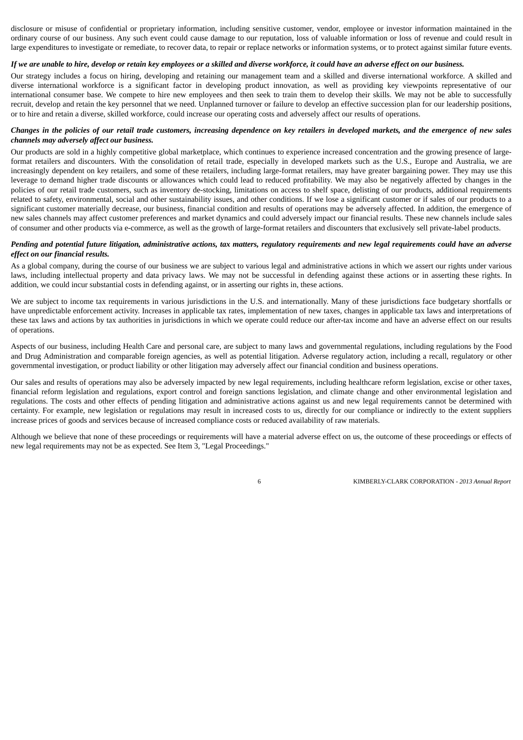disclosure or misuse of confidential or proprietary information, including sensitive customer, vendor, employee or investor information maintained in the ordinary course of our business. Any such event could cause damage to our reputation, loss of valuable information or loss of revenue and could result in large expenditures to investigate or remediate, to recover data, to repair or replace networks or information systems, or to protect against similar future events.

***If we are unable to hire, develop or retain key employees or a skilled and diverse workforce, it could have an adverse effect on our business.***

Our strategy includes a focus on hiring, developing and retaining our management team and a skilled and diverse international workforce. A skilled and diverse international workforce is a significant factor in developing product innovation, as well as providing key viewpoints representative of our international consumer base. We compete to hire new employees and then seek to train them to develop their skills. We may not be able to successfully recruit, develop and retain the key personnel that we need. Unplanned turnover or failure to develop an effective succession plan for our leadership positions, or to hire and retain a diverse, skilled workforce, could increase our operating costs and adversely affect our results of operations.

***Changes in the policies of our retail trade customers, increasing dependence on key retailers in developed markets, and the emergence of new sales channels may adversely affect our business.***

Our products are sold in a highly competitive global marketplace, which continues to experience increased concentration and the growing presence of large-format retailers and discounters. With the consolidation of retail trade, especially in developed markets such as the U.S., Europe and Australia, we are increasingly dependent on key retailers, and some of these retailers, including large-format retailers, may have greater bargaining power. They may use this leverage to demand higher trade discounts or allowances which could lead to reduced profitability. We may also be negatively affected by changes in the policies of our retail trade customers, such as inventory de-stocking, limitations on access to shelf space, delisting of our products, additional requirements related to safety, environmental, social and other sustainability issues, and other conditions. If we lose a significant customer or if sales of our products to a significant customer materially decrease, our business, financial condition and results of operations may be adversely affected. In addition, the emergence of new sales channels may affect customer preferences and market dynamics and could adversely impact our financial results. These new channels include sales of consumer and other products via e-commerce, as well as the growth of large-format retailers and discounters that exclusively sell private-label products.

***Pending and potential future litigation, administrative actions, tax matters, regulatory requirements and new legal requirements could have an adverse effect on our financial results.***

As a global company, during the course of our business we are subject to various legal and administrative actions in which we assert our rights under various laws, including intellectual property and data privacy laws. We may not be successful in defending against these actions or in asserting these rights. In addition, we could incur substantial costs in defending against, or in asserting our rights in, these actions.

We are subject to income tax requirements in various jurisdictions in the U.S. and internationally. Many of these jurisdictions face budgetary shortfalls or have unpredictable enforcement activity. Increases in applicable tax rates, implementation of new taxes, changes in applicable tax laws and interpretations of these tax laws and actions by tax authorities in jurisdictions in which we operate could reduce our after-tax income and have an adverse effect on our results of operations.

Aspects of our business, including Health Care and personal care, are subject to many laws and governmental regulations, including regulations by the Food and Drug Administration and comparable foreign agencies, as well as potential litigation. Adverse regulatory action, including a recall, regulatory or other governmental investigation, or product liability or other litigation may adversely affect our financial condition and business operations.

Our sales and results of operations may also be adversely impacted by new legal requirements, including healthcare reform legislation, excise or other taxes, financial reform legislation and regulations, export control and foreign sanctions legislation, and climate change and other environmental legislation and regulations. The costs and other effects of pending litigation and administrative actions against us and new legal requirements cannot be determined with certainty. For example, new legislation or regulations may result in increased costs to us, directly for our compliance or indirectly to the extent suppliers increase prices of goods and services because of increased compliance costs or reduced availability of raw materials.

Although we believe that none of these proceedings or requirements will have a material adverse effect on us, the outcome of these proceedings or effects of new legal requirements may not be as expected. See Item 3, "Legal Proceedings."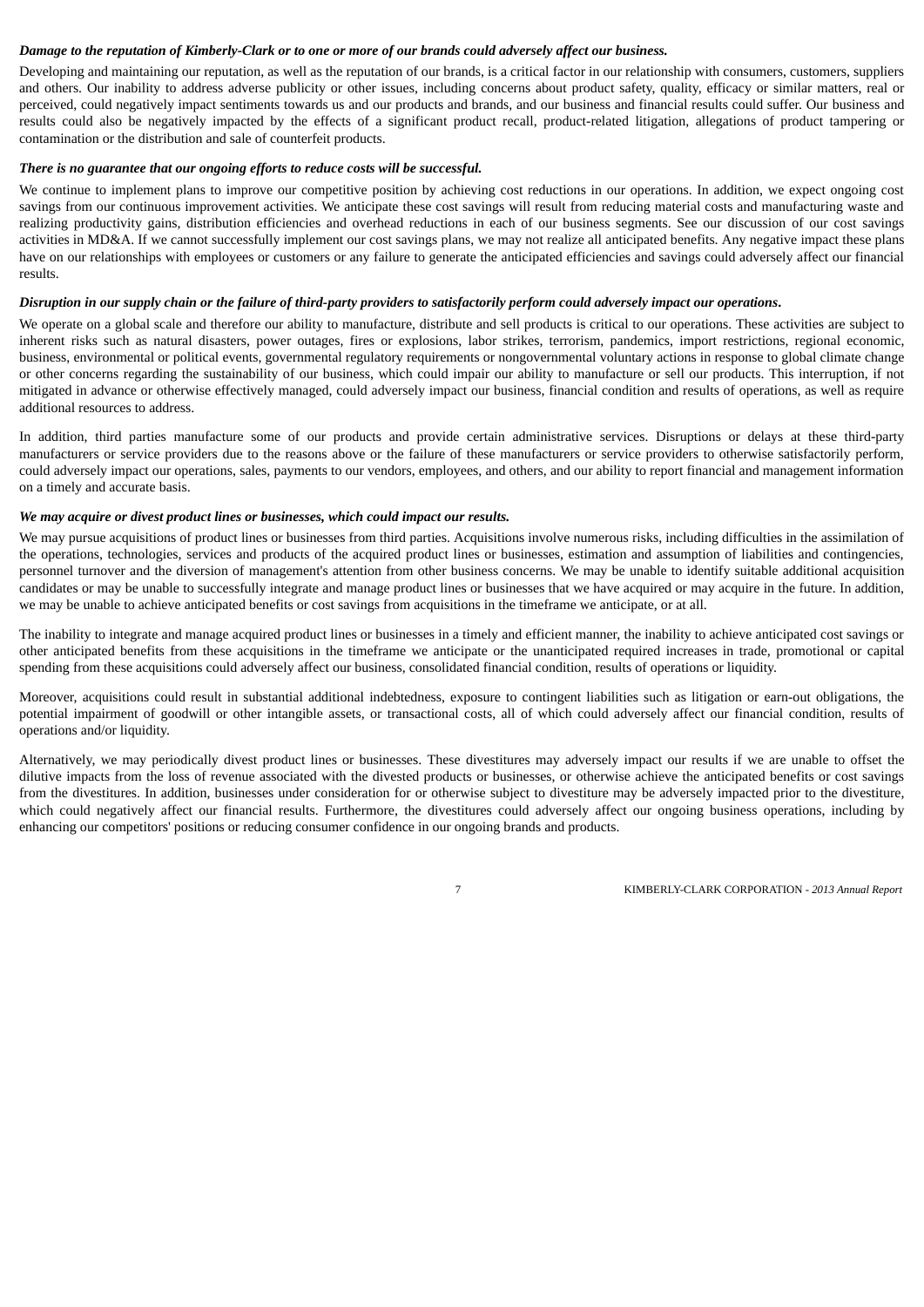***Damage to the reputation of Kimberly-Clark or to one or more of our brands could adversely affect our business.***

Developing and maintaining our reputation, as well as the reputation of our brands, is a critical factor in our relationship with consumers, customers, suppliers and others. Our inability to address adverse publicity or other issues, including concerns about product safety, quality, efficacy or similar matters, real or perceived, could negatively impact sentiments towards us and our products and brands, and our business and financial results could suffer. Our business and results could also be negatively impacted by the effects of a significant product recall, product-related litigation, allegations of product tampering or contamination or the distribution and sale of counterfeit products.

***There is no guarantee that our ongoing efforts to reduce costs will be successful.***

We continue to implement plans to improve our competitive position by achieving cost reductions in our operations. In addition, we expect ongoing cost savings from our continuous improvement activities. We anticipate these cost savings will result from reducing material costs and manufacturing waste and realizing productivity gains, distribution efficiencies and overhead reductions in each of our business segments. See our discussion of our cost savings activities in MD&A. If we cannot successfully implement our cost savings plans, we may not realize all anticipated benefits. Any negative impact these plans have on our relationships with employees or customers or any failure to generate the anticipated efficiencies and savings could adversely affect our financial results.

***Disruption in our supply chain or the failure of third-party providers to satisfactorily perform could adversely impact our operations.***

We operate on a global scale and therefore our ability to manufacture, distribute and sell products is critical to our operations. These activities are subject to inherent risks such as natural disasters, power outages, fires or explosions, labor strikes, terrorism, pandemics, import restrictions, regional economic, business, environmental or political events, governmental regulatory requirements or nongovernmental voluntary actions in response to global climate change or other concerns regarding the sustainability of our business, which could impair our ability to manufacture or sell our products. This interruption, if not mitigated in advance or otherwise effectively managed, could adversely impact our business, financial condition and results of operations, as well as require additional resources to address.

In addition, third parties manufacture some of our products and provide certain administrative services. Disruptions or delays at these third-party manufacturers or service providers due to the reasons above or the failure of these manufacturers or service providers to otherwise satisfactorily perform, could adversely impact our operations, sales, payments to our vendors, employees, and others, and our ability to report financial and management information on a timely and accurate basis.

***We may acquire or divest product lines or businesses, which could impact our results.***

We may pursue acquisitions of product lines or businesses from third parties. Acquisitions involve numerous risks, including difficulties in the assimilation of the operations, technologies, services and products of the acquired product lines or businesses, estimation and assumption of liabilities and contingencies, personnel turnover and the diversion of management's attention from other business concerns. We may be unable to identify suitable additional acquisition candidates or may be unable to successfully integrate and manage product lines or businesses that we have acquired or may acquire in the future. In addition, we may be unable to achieve anticipated benefits or cost savings from acquisitions in the timeframe we anticipate, or at all.

The inability to integrate and manage acquired product lines or businesses in a timely and efficient manner, the inability to achieve anticipated cost savings or other anticipated benefits from these acquisitions in the timeframe we anticipate or the unanticipated required increases in trade, promotional or capital spending from these acquisitions could adversely affect our business, consolidated financial condition, results of operations or liquidity.

Moreover, acquisitions could result in substantial additional indebtedness, exposure to contingent liabilities such as litigation or earn-out obligations, the potential impairment of goodwill or other intangible assets, or transactional costs, all of which could adversely affect our financial condition, results of operations and/or liquidity.

Alternatively, we may periodically divest product lines or businesses. These divestitures may adversely impact our results if we are unable to offset the dilutive impacts from the loss of revenue associated with the divested products or businesses, or otherwise achieve the anticipated benefits or cost savings from the divestitures. In addition, businesses under consideration for or otherwise subject to divestiture may be adversely impacted prior to the divestiture, which could negatively affect our financial results. Furthermore, the divestitures could adversely affect our ongoing business operations, including by enhancing our competitors' positions or reducing consumer confidence in our ongoing brands and products.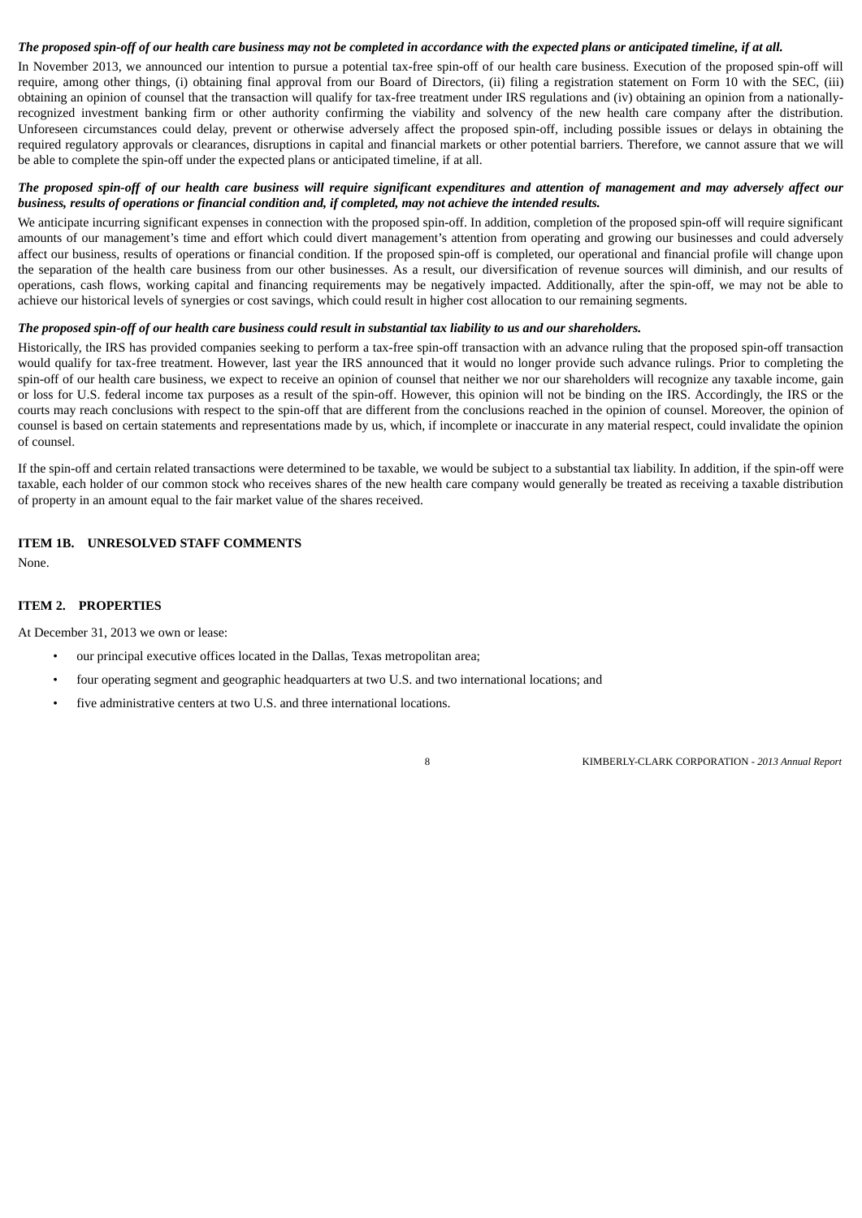***The proposed spin-off of our health care business may not be completed in accordance with the expected plans or anticipated timeline, if at all.***

In November 2013, we announced our intention to pursue a potential tax-free spin-off of our health care business. Execution of the proposed spin-off will require, among other things, (i) obtaining final approval from our Board of Directors, (ii) filing a registration statement on Form 10 with the SEC, (iii) obtaining an opinion of counsel that the transaction will qualify for tax-free treatment under IRS regulations and (iv) obtaining an opinion from a nationally-recognized investment banking firm or other authority confirming the viability and solvency of the new health care company after the distribution. Unforeseen circumstances could delay, prevent or otherwise adversely affect the proposed spin-off, including possible issues or delays in obtaining the required regulatory approvals or clearances, disruptions in capital and financial markets or other potential barriers. Therefore, we cannot assure that we will be able to complete the spin-off under the expected plans or anticipated timeline, if at all.

***The proposed spin-off of our health care business will require significant expenditures and attention of management and may adversely affect our business, results of operations or financial condition and, if completed, may not achieve the intended results.***

We anticipate incurring significant expenses in connection with the proposed spin-off. In addition, completion of the proposed spin-off will require significant amounts of our management's time and effort which could divert management's attention from operating and growing our businesses and could adversely affect our business, results of operations or financial condition. If the proposed spin-off is completed, our operational and financial profile will change upon the separation of the health care business from our other businesses. As a result, our diversification of revenue sources will diminish, and our results of operations, cash flows, working capital and financing requirements may be negatively impacted. Additionally, after the spin-off, we may not be able to achieve our historical levels of synergies or cost savings, which could result in higher cost allocation to our remaining segments.

***The proposed spin-off of our health care business could result in substantial tax liability to us and our shareholders.***

Historically, the IRS has provided companies seeking to perform a tax-free spin-off transaction with an advance ruling that the proposed spin-off transaction would qualify for tax-free treatment. However, last year the IRS announced that it would no longer provide such advance rulings. Prior to completing the spin-off of our health care business, we expect to receive an opinion of counsel that neither we nor our shareholders will recognize any taxable income, gain or loss for U.S. federal income tax purposes as a result of the spin-off. However, this opinion will not be binding on the IRS. Accordingly, the IRS or the courts may reach conclusions with respect to the spin-off that are different from the conclusions reached in the opinion of counsel. Moreover, the opinion of counsel is based on certain statements and representations made by us, which, if incomplete or inaccurate in any material respect, could invalidate the opinion of counsel.

If the spin-off and certain related transactions were determined to be taxable, we would be subject to a substantial tax liability. In addition, if the spin-off were taxable, each holder of our common stock who receives shares of the new health care company would generally be treated as receiving a taxable distribution of property in an amount equal to the fair market value of the shares received.

## ITEM 1B. UNRESOLVED STAFF COMMENTS

None.

## ITEM 2. PROPERTIES

At December 31, 2013 we own or lease:

- our principal executive offices located in the Dallas, Texas metropolitan area;
- four operating segment and geographic headquarters at two U.S. and two international locations; and
- five administrative centers at two U.S. and three international locations.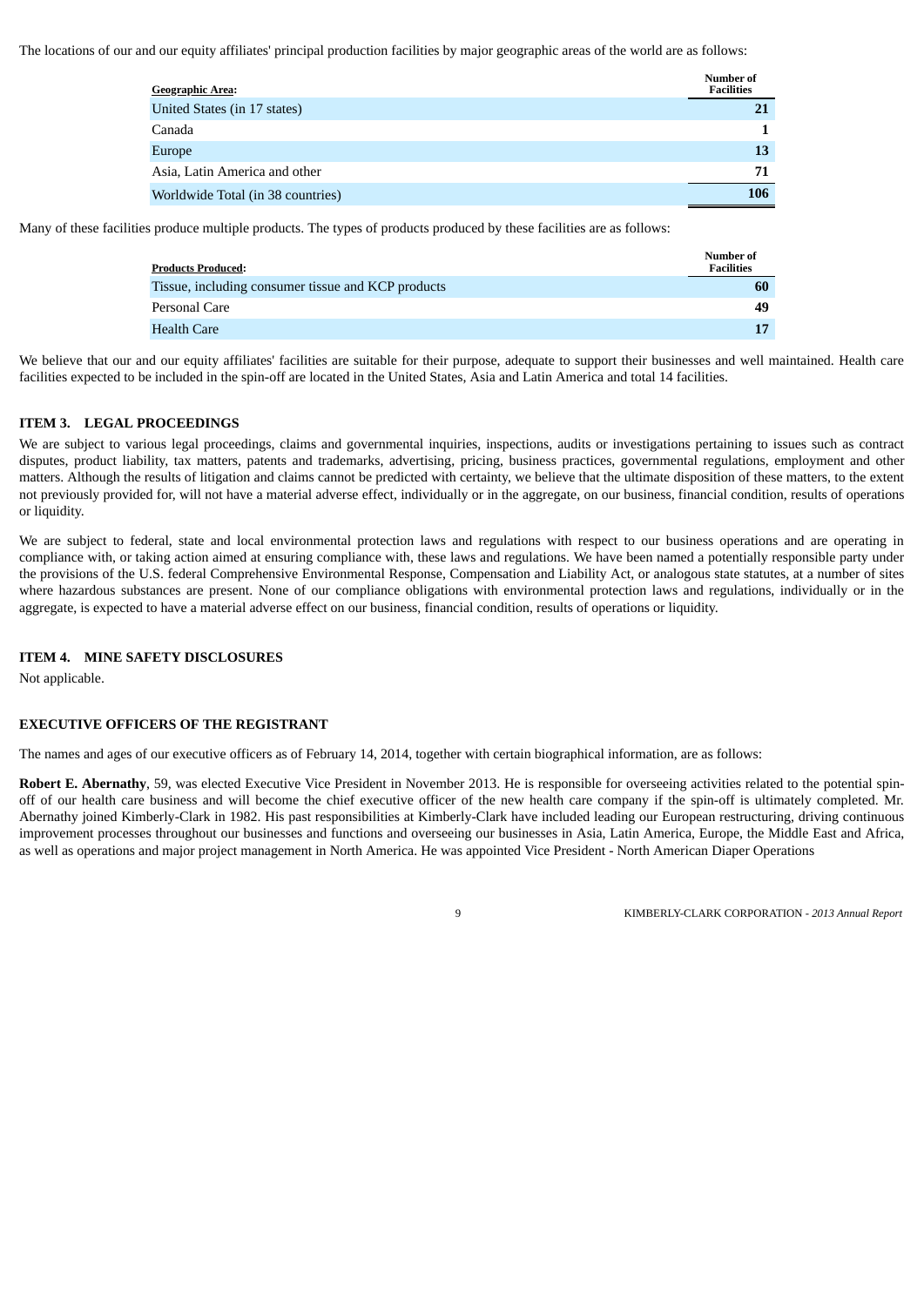The locations of our and our equity affiliates' principal production facilities by major geographic areas of the world are as follows:

| Geographic Area: | Number of Facilities |
|---|---|
| United States (in 17 states) | 21 |
| Canada | 1 |
| Europe | 13 |
| Asia, Latin America and other | 71 |
| Worldwide Total (in 38 countries) | 106 |

Many of these facilities produce multiple products. The types of products produced by these facilities are as follows:

| Products Produced: | Number of Facilities |
|---|---|
| Tissue, including consumer tissue and KCP products | 60 |
| Personal Care | 49 |
| Health Care | 17 |

We believe that our and our equity affiliates' facilities are suitable for their purpose, adequate to support their businesses and well maintained. Health care facilities expected to be included in the spin-off are located in the United States, Asia and Latin America and total 14 facilities.

## ITEM 3. LEGAL PROCEEDINGS

We are subject to various legal proceedings, claims and governmental inquiries, inspections, audits or investigations pertaining to issues such as contract disputes, product liability, tax matters, patents and trademarks, advertising, pricing, business practices, governmental regulations, employment and other matters. Although the results of litigation and claims cannot be predicted with certainty, we believe that the ultimate disposition of these matters, to the extent not previously provided for, will not have a material adverse effect, individually or in the aggregate, on our business, financial condition, results of operations or liquidity.

We are subject to federal, state and local environmental protection laws and regulations with respect to our business operations and are operating in compliance with, or taking action aimed at ensuring compliance with, these laws and regulations. We have been named a potentially responsible party under the provisions of the U.S. federal Comprehensive Environmental Response, Compensation and Liability Act, or analogous state statutes, at a number of sites where hazardous substances are present. None of our compliance obligations with environmental protection laws and regulations, individually or in the aggregate, is expected to have a material adverse effect on our business, financial condition, results of operations or liquidity.

## ITEM 4. MINE SAFETY DISCLOSURES

Not applicable.

## EXECUTIVE OFFICERS OF THE REGISTRANT

The names and ages of our executive officers as of February 14, 2014, together with certain biographical information, are as follows:

**Robert E. Abernathy**, 59, was elected Executive Vice President in November 2013. He is responsible for overseeing activities related to the potential spin-off of our health care business and will become the chief executive officer of the new health care company if the spin-off is ultimately completed. Mr. Abernathy joined Kimberly-Clark in 1982. His past responsibilities at Kimberly-Clark have included leading our European restructuring, driving continuous improvement processes throughout our businesses and functions and overseeing our businesses in Asia, Latin America, Europe, the Middle East and Africa, as well as operations and major project management in North America. He was appointed Vice President - North American Diaper Operations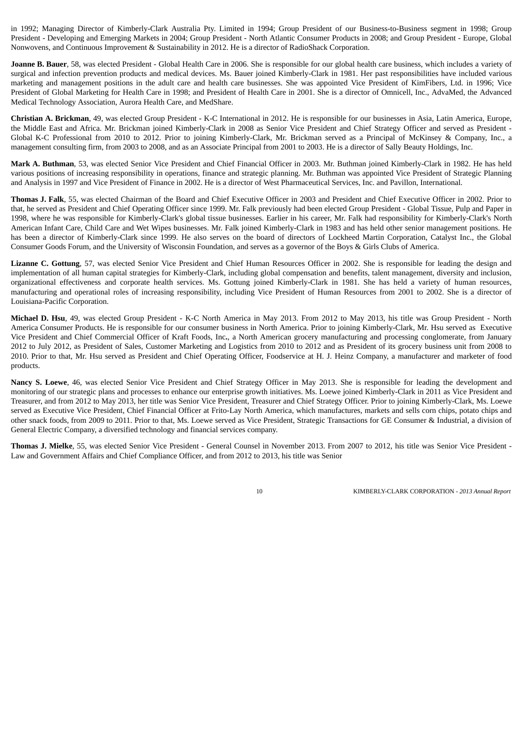in 1992; Managing Director of Kimberly-Clark Australia Pty. Limited in 1994; Group President of our Business-to-Business segment in 1998; Group President - Developing and Emerging Markets in 2004; Group President - North Atlantic Consumer Products in 2008; and Group President - Europe, Global Nonwovens, and Continuous Improvement & Sustainability in 2012. He is a director of RadioShack Corporation.

**Joanne B. Bauer**, 58, was elected President - Global Health Care in 2006. She is responsible for our global health care business, which includes a variety of surgical and infection prevention products and medical devices. Ms. Bauer joined Kimberly-Clark in 1981. Her past responsibilities have included various marketing and management positions in the adult care and health care businesses. She was appointed Vice President of KimFibers, Ltd. in 1996; Vice President of Global Marketing for Health Care in 1998; and President of Health Care in 2001. She is a director of Omnicell, Inc., AdvaMed, the Advanced Medical Technology Association, Aurora Health Care, and MedShare.

**Christian A. Brickman**, 49, was elected Group President - K-C International in 2012. He is responsible for our businesses in Asia, Latin America, Europe, the Middle East and Africa. Mr. Brickman joined Kimberly-Clark in 2008 as Senior Vice President and Chief Strategy Officer and served as President - Global K-C Professional from 2010 to 2012. Prior to joining Kimberly-Clark, Mr. Brickman served as a Principal of McKinsey & Company, Inc., a management consulting firm, from 2003 to 2008, and as an Associate Principal from 2001 to 2003. He is a director of Sally Beauty Holdings, Inc.

**Mark A. Buthman**, 53, was elected Senior Vice President and Chief Financial Officer in 2003. Mr. Buthman joined Kimberly-Clark in 1982. He has held various positions of increasing responsibility in operations, finance and strategic planning. Mr. Buthman was appointed Vice President of Strategic Planning and Analysis in 1997 and Vice President of Finance in 2002. He is a director of West Pharmaceutical Services, Inc. and Pavillon, International.

**Thomas J. Falk**, 55, was elected Chairman of the Board and Chief Executive Officer in 2003 and President and Chief Executive Officer in 2002. Prior to that, he served as President and Chief Operating Officer since 1999. Mr. Falk previously had been elected Group President - Global Tissue, Pulp and Paper in 1998, where he was responsible for Kimberly-Clark's global tissue businesses. Earlier in his career, Mr. Falk had responsibility for Kimberly-Clark's North American Infant Care, Child Care and Wet Wipes businesses. Mr. Falk joined Kimberly-Clark in 1983 and has held other senior management positions. He has been a director of Kimberly-Clark since 1999. He also serves on the board of directors of Lockheed Martin Corporation, Catalyst Inc., the Global Consumer Goods Forum, and the University of Wisconsin Foundation, and serves as a governor of the Boys & Girls Clubs of America.

**Lizanne C. Gottung**, 57, was elected Senior Vice President and Chief Human Resources Officer in 2002. She is responsible for leading the design and implementation of all human capital strategies for Kimberly-Clark, including global compensation and benefits, talent management, diversity and inclusion, organizational effectiveness and corporate health services. Ms. Gottung joined Kimberly-Clark in 1981. She has held a variety of human resources, manufacturing and operational roles of increasing responsibility, including Vice President of Human Resources from 2001 to 2002. She is a director of Louisiana-Pacific Corporation.

**Michael D. Hsu**, 49, was elected Group President - K-C North America in May 2013. From 2012 to May 2013, his title was Group President - North America Consumer Products. He is responsible for our consumer business in North America. Prior to joining Kimberly-Clark, Mr. Hsu served as Executive Vice President and Chief Commercial Officer of Kraft Foods, Inc., a North American grocery manufacturing and processing conglomerate, from January 2012 to July 2012, as President of Sales, Customer Marketing and Logistics from 2010 to 2012 and as President of its grocery business unit from 2008 to 2010. Prior to that, Mr. Hsu served as President and Chief Operating Officer, Foodservice at H. J. Heinz Company, a manufacturer and marketer of food products.

**Nancy S. Loewe**, 46, was elected Senior Vice President and Chief Strategy Officer in May 2013. She is responsible for leading the development and monitoring of our strategic plans and processes to enhance our enterprise growth initiatives. Ms. Loewe joined Kimberly-Clark in 2011 as Vice President and Treasurer, and from 2012 to May 2013, her title was Senior Vice President, Treasurer and Chief Strategy Officer. Prior to joining Kimberly-Clark, Ms. Loewe served as Executive Vice President, Chief Financial Officer at Frito-Lay North America, which manufactures, markets and sells corn chips, potato chips and other snack foods, from 2009 to 2011. Prior to that, Ms. Loewe served as Vice President, Strategic Transactions for GE Consumer & Industrial, a division of General Electric Company, a diversified technology and financial services company.

**Thomas J. Mielke**, 55, was elected Senior Vice President - General Counsel in November 2013. From 2007 to 2012, his title was Senior Vice President - Law and Government Affairs and Chief Compliance Officer, and from 2012 to 2013, his title was Senior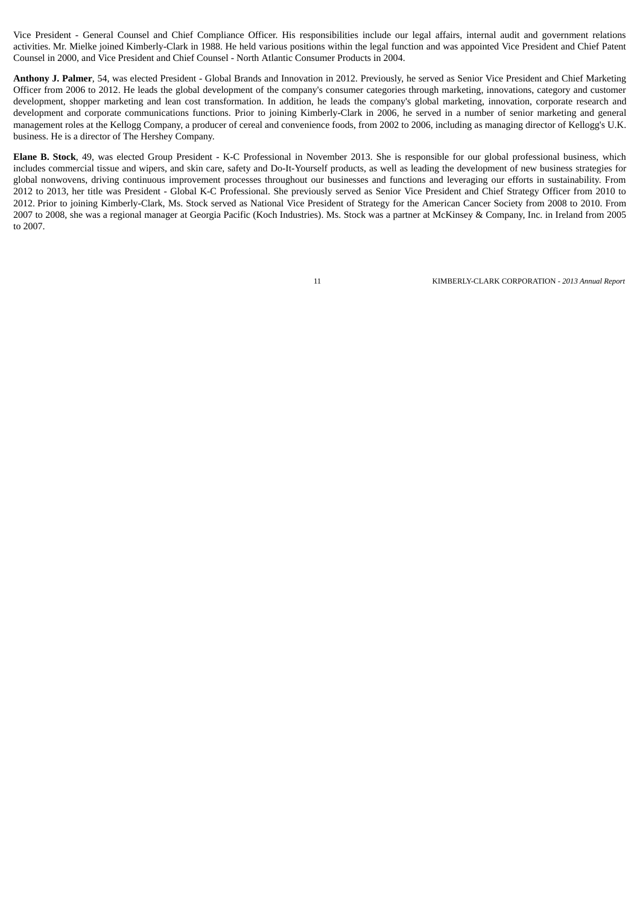Vice President - General Counsel and Chief Compliance Officer. His responsibilities include our legal affairs, internal audit and government relations activities. Mr. Mielke joined Kimberly-Clark in 1988. He held various positions within the legal function and was appointed Vice President and Chief Patent Counsel in 2000, and Vice President and Chief Counsel - North Atlantic Consumer Products in 2004.

**Anthony J. Palmer**, 54, was elected President - Global Brands and Innovation in 2012. Previously, he served as Senior Vice President and Chief Marketing Officer from 2006 to 2012. He leads the global development of the company's consumer categories through marketing, innovations, category and customer development, shopper marketing and lean cost transformation. In addition, he leads the company's global marketing, innovation, corporate research and development and corporate communications functions. Prior to joining Kimberly-Clark in 2006, he served in a number of senior marketing and general management roles at the Kellogg Company, a producer of cereal and convenience foods, from 2002 to 2006, including as managing director of Kellogg's U.K. business. He is a director of The Hershey Company.

**Elane B. Stock**, 49, was elected Group President - K-C Professional in November 2013. She is responsible for our global professional business, which includes commercial tissue and wipers, and skin care, safety and Do-It-Yourself products, as well as leading the development of new business strategies for global nonwovens, driving continuous improvement processes throughout our businesses and functions and leveraging our efforts in sustainability. From 2012 to 2013, her title was President - Global K-C Professional. She previously served as Senior Vice President and Chief Strategy Officer from 2010 to 2012. Prior to joining Kimberly-Clark, Ms. Stock served as National Vice President of Strategy for the American Cancer Society from 2008 to 2010. From 2007 to 2008, she was a regional manager at Georgia Pacific (Koch Industries). Ms. Stock was a partner at McKinsey & Company, Inc. in Ireland from 2005 to 2007.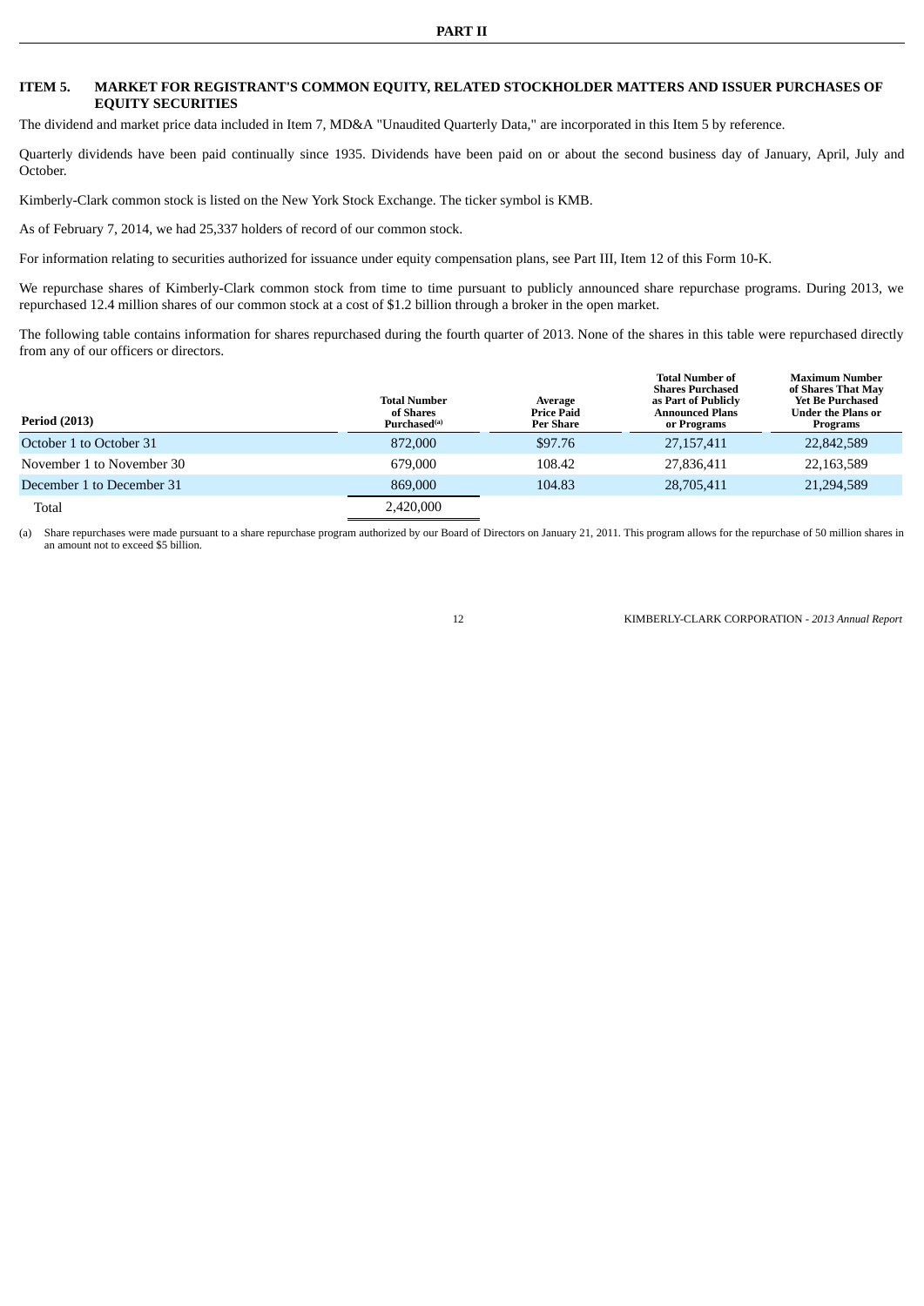## PART II

### ITEM 5. MARKET FOR REGISTRANT'S COMMON EQUITY, RELATED STOCKHOLDER MATTERS AND ISSUER PURCHASES OF EQUITY SECURITIES

The dividend and market price data included in Item 7, MD&A "Unaudited Quarterly Data," are incorporated in this Item 5 by reference.

Quarterly dividends have been paid continually since 1935. Dividends have been paid on or about the second business day of January, April, July and October.

Kimberly-Clark common stock is listed on the New York Stock Exchange. The ticker symbol is KMB.

As of February 7, 2014, we had 25,337 holders of record of our common stock.

For information relating to securities authorized for issuance under equity compensation plans, see Part III, Item 12 of this Form 10-K.

We repurchase shares of Kimberly-Clark common stock from time to time pursuant to publicly announced share repurchase programs. During 2013, we repurchased 12.4 million shares of our common stock at a cost of $1.2 billion through a broker in the open market.

The following table contains information for shares repurchased during the fourth quarter of 2013. None of the shares in this table were repurchased directly from any of our officers or directors.

| Period (2013) | Total Number of Shares Purchased[(a)] | Average Price Paid Per Share | Total Number of Shares Purchased as Part of Publicly Announced Plans or Programs | Maximum Number of Shares That May Yet Be Purchased Under the Plans or Programs |
|---|---|---|---|---|
| October 1 to October 31 | 872,000 | $97.76 | 27,157,411 | 22,842,589 |
| November 1 to November 30 | 679,000 | 108.42 | 27,836,411 | 22,163,589 |
| December 1 to December 31 | 869,000 | 104.83 | 28,705,411 | 21,294,589 |
| Total | 2,420,000 | | | |

(a) Share repurchases were made pursuant to a share repurchase program authorized by our Board of Directors on January 21, 2011. This program allows for the repurchase of 50 million shares in an amount not to exceed $5 billion.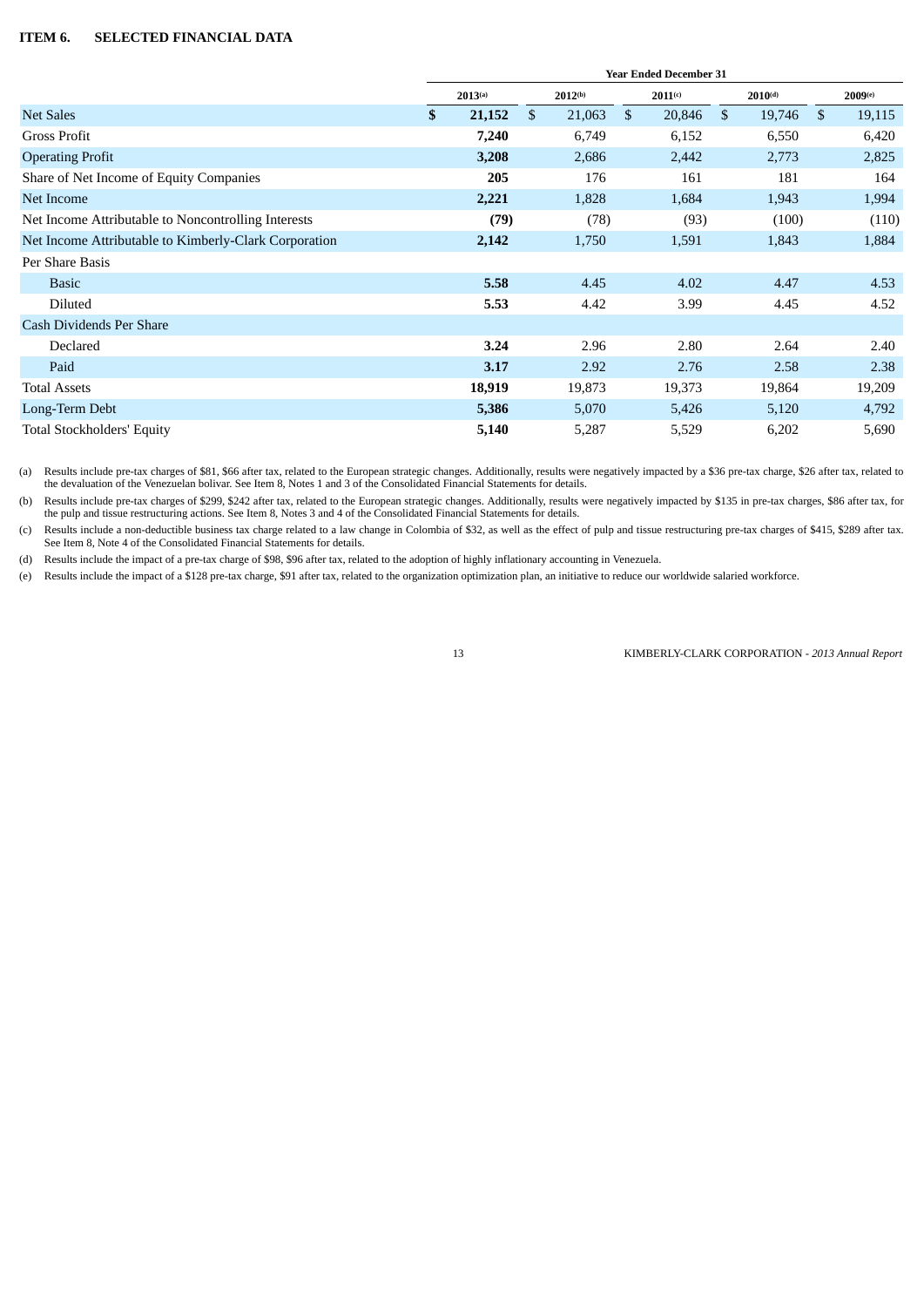## ITEM 6. SELECTED FINANCIAL DATA

| | Year Ended December 31 | | | | |
|---|---|---|---|---|---|
| | **2013**[(a)] | **2012**[(b)] | **2011**[(c)] | **2010**[(d)] | **2009**[(e)] |
| Net Sales | **$ 21,152** | $ 21,063 | $ 20,846 | $ 19,746 | $ 19,115 |
| Gross Profit | **7,240** | 6,749 | 6,152 | 6,550 | 6,420 |
| Operating Profit | **3,208** | 2,686 | 2,442 | 2,773 | 2,825 |
| Share of Net Income of Equity Companies | **205** | 176 | 161 | 181 | 164 |
| Net Income | **2,221** | 1,828 | 1,684 | 1,943 | 1,994 |
| Net Income Attributable to Noncontrolling Interests | **(79)** | (78) | (93) | (100) | (110) |
| Net Income Attributable to Kimberly-Clark Corporation | **2,142** | 1,750 | 1,591 | 1,843 | 1,884 |
| Per Share Basis | | | | | |
| Basic | **5.58** | 4.45 | 4.02 | 4.47 | 4.53 |
| Diluted | **5.53** | 4.42 | 3.99 | 4.45 | 4.52 |
| Cash Dividends Per Share | | | | | |
| Declared | **3.24** | 2.96 | 2.80 | 2.64 | 2.40 |
| Paid | **3.17** | 2.92 | 2.76 | 2.58 | 2.38 |
| Total Assets | **18,919** | 19,873 | 19,373 | 19,864 | 19,209 |
| Long-Term Debt | **5,386** | 5,070 | 5,426 | 5,120 | 4,792 |
| Total Stockholders' Equity | **5,140** | 5,287 | 5,529 | 6,202 | 5,690 |

(a) Results include pre-tax charges of $81, $66 after tax, related to the European strategic changes. Additionally, results were negatively impacted by a $36 pre-tax charge, $26 after tax, related to the devaluation of the Venezuelan bolivar. See Item 8, Notes 1 and 3 of the Consolidated Financial Statements for details.

(b) Results include pre-tax charges of $299, $242 after tax, related to the European strategic changes. Additionally, results were negatively impacted by $135 in pre-tax charges, $86 after tax, for the pulp and tissue restructuring actions. See Item 8, Notes 3 and 4 of the Consolidated Financial Statements for details.

(c) Results include a non-deductible business tax charge related to a law change in Colombia of $32, as well as the effect of pulp and tissue restructuring pre-tax charges of $415, $289 after tax. See Item 8, Note 4 of the Consolidated Financial Statements for details.

(d) Results include the impact of a pre-tax charge of $98, $96 after tax, related to the adoption of highly inflationary accounting in Venezuela.

(e) Results include the impact of a $128 pre-tax charge, $91 after tax, related to the organization optimization plan, an initiative to reduce our worldwide salaried workforce.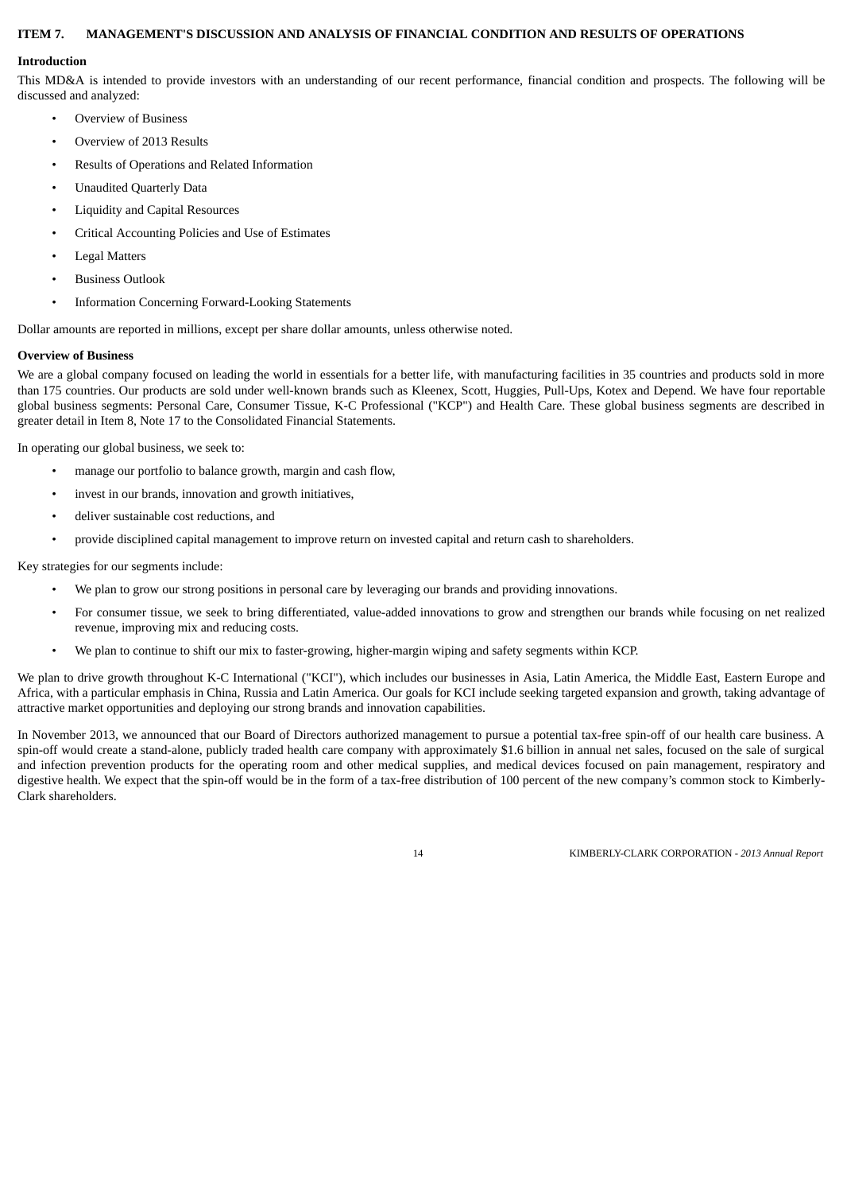## ITEM 7. MANAGEMENT'S DISCUSSION AND ANALYSIS OF FINANCIAL CONDITION AND RESULTS OF OPERATIONS

### Introduction

This MD&A is intended to provide investors with an understanding of our recent performance, financial condition and prospects. The following will be discussed and analyzed:

- Overview of Business
- Overview of 2013 Results
- Results of Operations and Related Information
- Unaudited Quarterly Data
- Liquidity and Capital Resources
- Critical Accounting Policies and Use of Estimates
- Legal Matters
- Business Outlook
- Information Concerning Forward-Looking Statements

Dollar amounts are reported in millions, except per share dollar amounts, unless otherwise noted.

### Overview of Business

We are a global company focused on leading the world in essentials for a better life, with manufacturing facilities in 35 countries and products sold in more than 175 countries. Our products are sold under well-known brands such as Kleenex, Scott, Huggies, Pull-Ups, Kotex and Depend. We have four reportable global business segments: Personal Care, Consumer Tissue, K-C Professional ("KCP") and Health Care. These global business segments are described in greater detail in Item 8, Note 17 to the Consolidated Financial Statements.

In operating our global business, we seek to:

- manage our portfolio to balance growth, margin and cash flow,
- invest in our brands, innovation and growth initiatives,
- deliver sustainable cost reductions, and
- provide disciplined capital management to improve return on invested capital and return cash to shareholders.

Key strategies for our segments include:

- We plan to grow our strong positions in personal care by leveraging our brands and providing innovations.
- For consumer tissue, we seek to bring differentiated, value-added innovations to grow and strengthen our brands while focusing on net realized revenue, improving mix and reducing costs.
- We plan to continue to shift our mix to faster-growing, higher-margin wiping and safety segments within KCP.

We plan to drive growth throughout K-C International ("KCI"), which includes our businesses in Asia, Latin America, the Middle East, Eastern Europe and Africa, with a particular emphasis in China, Russia and Latin America. Our goals for KCI include seeking targeted expansion and growth, taking advantage of attractive market opportunities and deploying our strong brands and innovation capabilities.

In November 2013, we announced that our Board of Directors authorized management to pursue a potential tax-free spin-off of our health care business. A spin-off would create a stand-alone, publicly traded health care company with approximately $1.6 billion in annual net sales, focused on the sale of surgical and infection prevention products for the operating room and other medical supplies, and medical devices focused on pain management, respiratory and digestive health. We expect that the spin-off would be in the form of a tax-free distribution of 100 percent of the new company's common stock to Kimberly-Clark shareholders.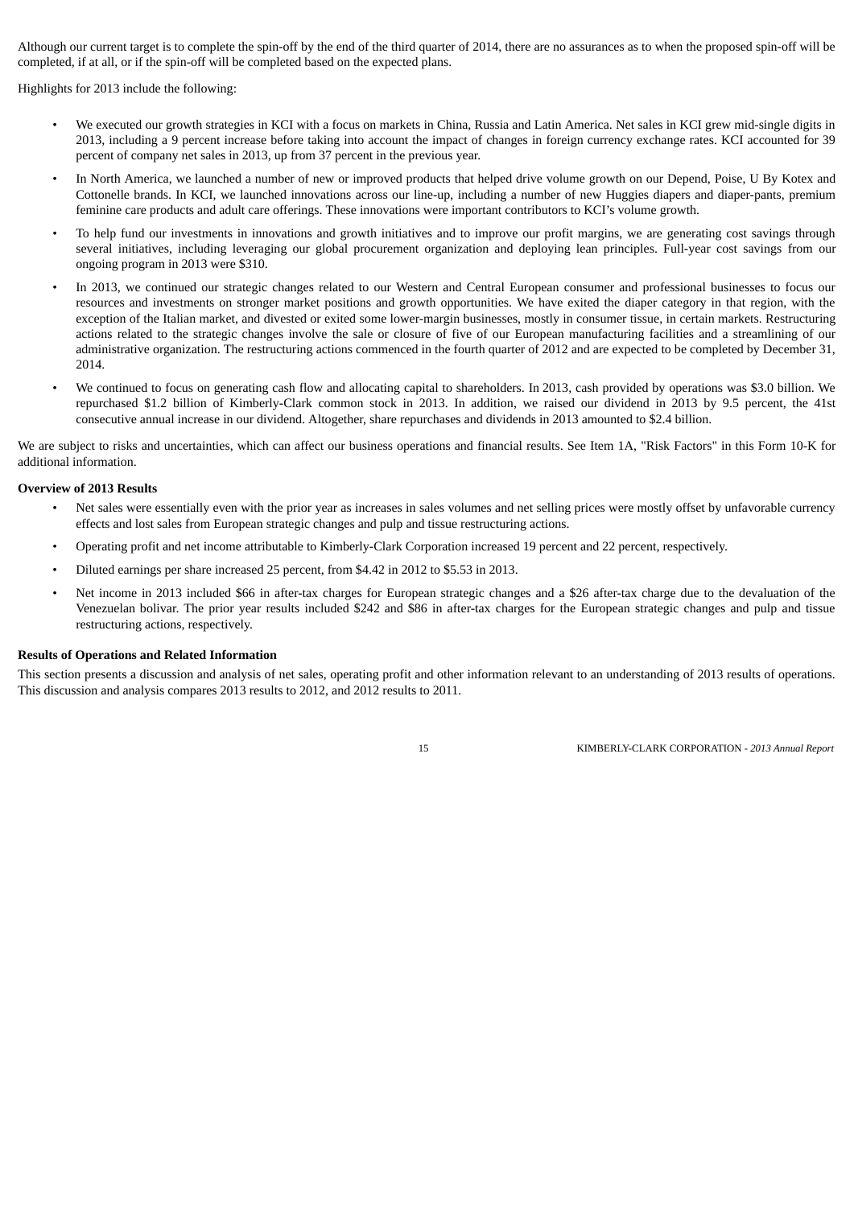Although our current target is to complete the spin-off by the end of the third quarter of 2014, there are no assurances as to when the proposed spin-off will be completed, if at all, or if the spin-off will be completed based on the expected plans.

Highlights for 2013 include the following:

- We executed our growth strategies in KCI with a focus on markets in China, Russia and Latin America. Net sales in KCI grew mid-single digits in 2013, including a 9 percent increase before taking into account the impact of changes in foreign currency exchange rates. KCI accounted for 39 percent of company net sales in 2013, up from 37 percent in the previous year.
- In North America, we launched a number of new or improved products that helped drive volume growth on our Depend, Poise, U By Kotex and Cottonelle brands. In KCI, we launched innovations across our line-up, including a number of new Huggies diapers and diaper-pants, premium feminine care products and adult care offerings. These innovations were important contributors to KCI's volume growth.
- To help fund our investments in innovations and growth initiatives and to improve our profit margins, we are generating cost savings through several initiatives, including leveraging our global procurement organization and deploying lean principles. Full-year cost savings from our ongoing program in 2013 were $310.
- In 2013, we continued our strategic changes related to our Western and Central European consumer and professional businesses to focus our resources and investments on stronger market positions and growth opportunities. We have exited the diaper category in that region, with the exception of the Italian market, and divested or exited some lower-margin businesses, mostly in consumer tissue, in certain markets. Restructuring actions related to the strategic changes involve the sale or closure of five of our European manufacturing facilities and a streamlining of our administrative organization. The restructuring actions commenced in the fourth quarter of 2012 and are expected to be completed by December 31, 2014.
- We continued to focus on generating cash flow and allocating capital to shareholders. In 2013, cash provided by operations was $3.0 billion. We repurchased $1.2 billion of Kimberly-Clark common stock in 2013. In addition, we raised our dividend in 2013 by 9.5 percent, the 41st consecutive annual increase in our dividend. Altogether, share repurchases and dividends in 2013 amounted to $2.4 billion.

We are subject to risks and uncertainties, which can affect our business operations and financial results. See Item 1A, "Risk Factors" in this Form 10-K for additional information.

**Overview of 2013 Results**

- Net sales were essentially even with the prior year as increases in sales volumes and net selling prices were mostly offset by unfavorable currency effects and lost sales from European strategic changes and pulp and tissue restructuring actions.
- Operating profit and net income attributable to Kimberly-Clark Corporation increased 19 percent and 22 percent, respectively.
- Diluted earnings per share increased 25 percent, from $4.42 in 2012 to $5.53 in 2013.
- Net income in 2013 included $66 in after-tax charges for European strategic changes and a $26 after-tax charge due to the devaluation of the Venezuelan bolivar. The prior year results included $242 and $86 in after-tax charges for the European strategic changes and pulp and tissue restructuring actions, respectively.

**Results of Operations and Related Information**

This section presents a discussion and analysis of net sales, operating profit and other information relevant to an understanding of 2013 results of operations. This discussion and analysis compares 2013 results to 2012, and 2012 results to 2011.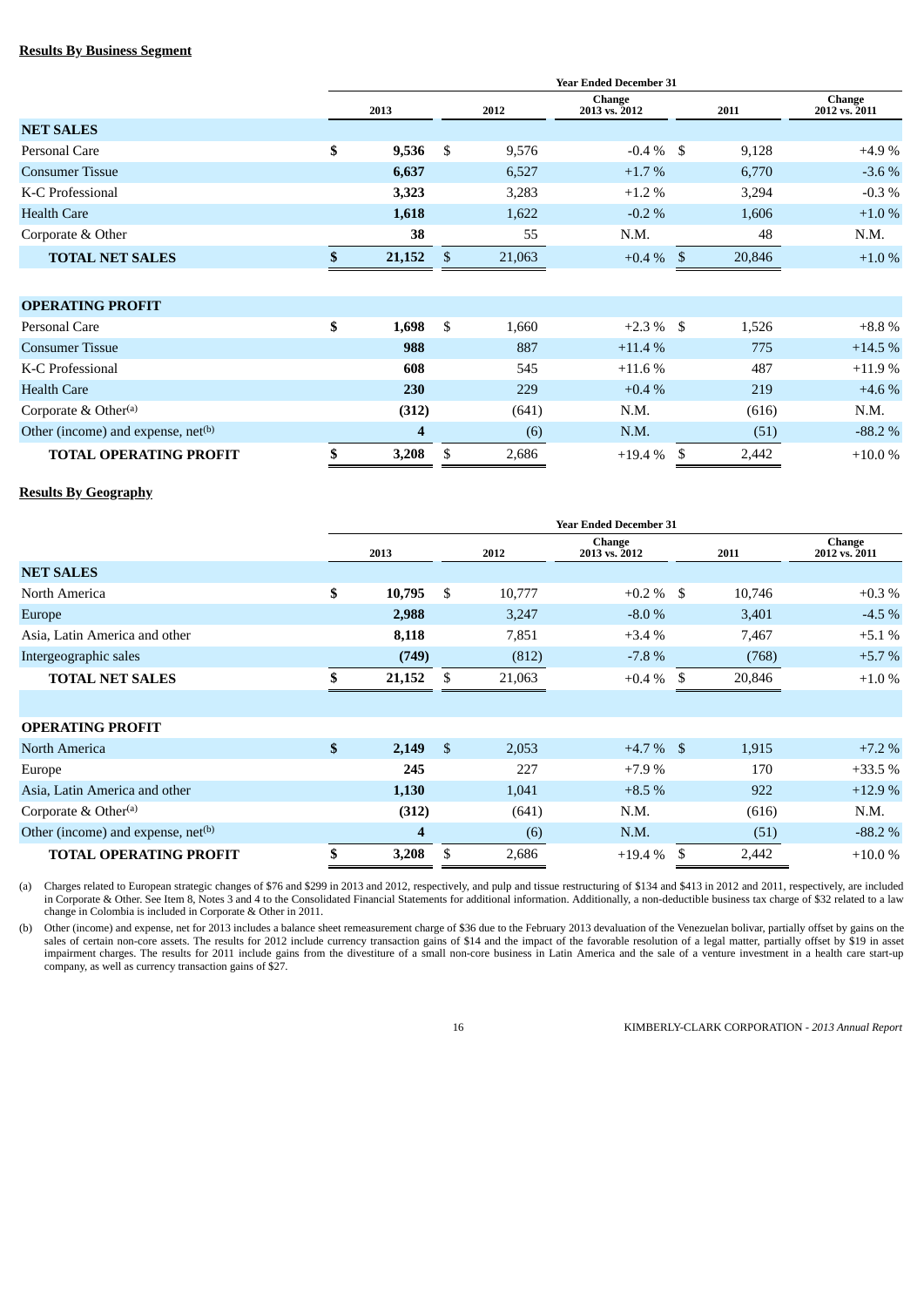**Results By Business Segment**

| | Year Ended December 31 | | | | |
|---|---|---|---|---|---|
| | 2013 | 2012 | Change 2013 vs. 2012 | 2011 | Change 2012 vs. 2011 |
| **NET SALES** | | | | | |
| Personal Care | **$ 9,536** | $ 9,576 | -0.4 % | $ 9,128 | +4.9 % |
| Consumer Tissue | **6,637** | 6,527 | +1.7 % | 6,770 | -3.6 % |
| K-C Professional | **3,323** | 3,283 | +1.2 % | 3,294 | -0.3 % |
| Health Care | **1,618** | 1,622 | -0.2 % | 1,606 | +1.0 % |
| Corporate & Other | **38** | 55 | N.M. | 48 | N.M. |
| **TOTAL NET SALES** | **$ 21,152** | $ 21,063 | +0.4 % | $ 20,846 | +1.0 % |
| | | | | | |
| **OPERATING PROFIT** | | | | | |
| Personal Care | **$ 1,698** | $ 1,660 | +2.3 % | $ 1,526 | +8.8 % |
| Consumer Tissue | **988** | 887 | +11.4 % | 775 | +14.5 % |
| K-C Professional | **608** | 545 | +11.6 % | 487 | +11.9 % |
| Health Care | **230** | 229 | +0.4 % | 219 | +4.6 % |
| Corporate & Other[(a)] | **(312)** | (641) | N.M. | (616) | N.M. |
| Other (income) and expense, net[(b)] | **4** | (6) | N.M. | (51) | -88.2 % |
| **TOTAL OPERATING PROFIT** | **$ 3,208** | $ 2,686 | +19.4 % | $ 2,442 | +10.0 % |

**Results By Geography**

| | Year Ended December 31 | | | | |
|---|---|---|---|---|---|
| | 2013 | 2012 | Change 2013 vs. 2012 | 2011 | Change 2012 vs. 2011 |
| **NET SALES** | | | | | |
| North America | **$ 10,795** | $ 10,777 | +0.2 % | $ 10,746 | +0.3 % |
| Europe | **2,988** | 3,247 | -8.0 % | 3,401 | -4.5 % |
| Asia, Latin America and other | **8,118** | 7,851 | +3.4 % | 7,467 | +5.1 % |
| Intergeographic sales | **(749)** | (812) | -7.8 % | (768) | +5.7 % |
| **TOTAL NET SALES** | **$ 21,152** | $ 21,063 | +0.4 % | $ 20,846 | +1.0 % |
| | | | | | |
| **OPERATING PROFIT** | | | | | |
| North America | **$ 2,149** | $ 2,053 | +4.7 % | $ 1,915 | +7.2 % |
| Europe | **245** | 227 | +7.9 % | 170 | +33.5 % |
| Asia, Latin America and other | **1,130** | 1,041 | +8.5 % | 922 | +12.9 % |
| Corporate & Other[(a)] | **(312)** | (641) | N.M. | (616) | N.M. |
| Other (income) and expense, net[(b)] | **4** | (6) | N.M. | (51) | -88.2 % |
| **TOTAL OPERATING PROFIT** | **$ 3,208** | $ 2,686 | +19.4 % | $ 2,442 | +10.0 % |

(a) Charges related to European strategic changes of $76 and $299 in 2013 and 2012, respectively, and pulp and tissue restructuring of $134 and $413 in 2012 and 2011, respectively, are included in Corporate & Other. See Item 8, Notes 3 and 4 to the Consolidated Financial Statements for additional information. Additionally, a non-deductible business tax charge of $32 related to a law change in Colombia is included in Corporate & Other in 2011.

(b) Other (income) and expense, net for 2013 includes a balance sheet remeasurement charge of $36 due to the February 2013 devaluation of the Venezuelan bolivar, partially offset by gains on the sales of certain non-core assets. The results for 2012 include currency transaction gains of $14 and the impact of the favorable resolution of a legal matter, partially offset by $19 in asset impairment charges. The results for 2011 include gains from the divestiture of a small non-core business in Latin America and the sale of a venture investment in a health care start-up company, as well as currency transaction gains of $27.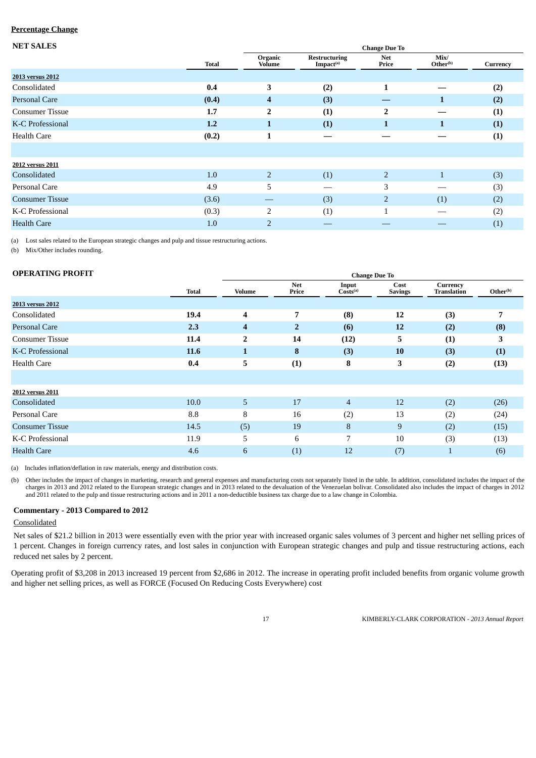**Percentage Change**

**NET SALES**

| | | Change Due To | | | | |
|---|---|---|---|---|---|---|
| | **Total** | **Organic Volume** | **Restructuring Impact[(a)]** | **Net Price** | **Mix/ Other[(b)]** | **Currency** |
| **2013 versus 2012** | | | | | | |
| Consolidated | **0.4** | **3** | **(2)** | **1** | **—** | **(2)** |
| Personal Care | **(0.4)** | **4** | **(3)** | **—** | **1** | **(2)** |
| Consumer Tissue | **1.7** | **2** | **(1)** | **2** | **—** | **(1)** |
| K-C Professional | **1.2** | **1** | **(1)** | **1** | **1** | **(1)** |
| Health Care | **(0.2)** | **1** | **—** | **—** | **—** | **(1)** |
| | | | | | | |
| **2012 versus 2011** | | | | | | |
| Consolidated | 1.0 | 2 | (1) | 2 | 1 | (3) |
| Personal Care | 4.9 | 5 | — | 3 | — | (3) |
| Consumer Tissue | (3.6) | — | (3) | 2 | (1) | (2) |
| K-C Professional | (0.3) | 2 | (1) | 1 | — | (2) |
| Health Care | 1.0 | 2 | — | — | — | (1) |

(a) Lost sales related to the European strategic changes and pulp and tissue restructuring actions.

(b) Mix/Other includes rounding.

**OPERATING PROFIT**

| | | Change Due To | | | | | |
|---|---|---|---|---|---|---|---|
| | **Total** | **Volume** | **Net Price** | **Input Costs[(a)]** | **Cost Savings** | **Currency Translation** | **Other[(b)]** |
| **2013 versus 2012** | | | | | | | |
| Consolidated | **19.4** | **4** | **7** | **(8)** | **12** | **(3)** | **7** |
| Personal Care | **2.3** | **4** | **2** | **(6)** | **12** | **(2)** | **(8)** |
| Consumer Tissue | **11.4** | **2** | **14** | **(12)** | **5** | **(1)** | **3** |
| K-C Professional | **11.6** | **1** | **8** | **(3)** | **10** | **(3)** | **(1)** |
| Health Care | **0.4** | **5** | **(1)** | **8** | **3** | **(2)** | **(13)** |
| | | | | | | | |
| **2012 versus 2011** | | | | | | | |
| Consolidated | 10.0 | 5 | 17 | 4 | 12 | (2) | (26) |
| Personal Care | 8.8 | 8 | 16 | (2) | 13 | (2) | (24) |
| Consumer Tissue | 14.5 | (5) | 19 | 8 | 9 | (2) | (15) |
| K-C Professional | 11.9 | 5 | 6 | 7 | 10 | (3) | (13) |
| Health Care | 4.6 | 6 | (1) | 12 | (7) | 1 | (6) |

(a) Includes inflation/deflation in raw materials, energy and distribution costs.

(b) Other includes the impact of changes in marketing, research and general expenses and manufacturing costs not separately listed in the table. In addition, consolidated includes the impact of the charges in 2013 and 2012 related to the European strategic changes and in 2013 related to the devaluation of the Venezuelan bolivar. Consolidated also includes the impact of charges in 2012 and 2011 related to the pulp and tissue restructuring actions and in 2011 a non-deductible business tax charge due to a law change in Colombia.

**Commentary - 2013 Compared to 2012**

Consolidated

Net sales of $21.2 billion in 2013 were essentially even with the prior year with increased organic sales volumes of 3 percent and higher net selling prices of 1 percent. Changes in foreign currency rates, and lost sales in conjunction with European strategic changes and pulp and tissue restructuring actions, each reduced net sales by 2 percent.

Operating profit of $3,208 in 2013 increased 19 percent from $2,686 in 2012. The increase in operating profit included benefits from organic volume growth and higher net selling prices, as well as FORCE (Focused On Reducing Costs Everywhere) cost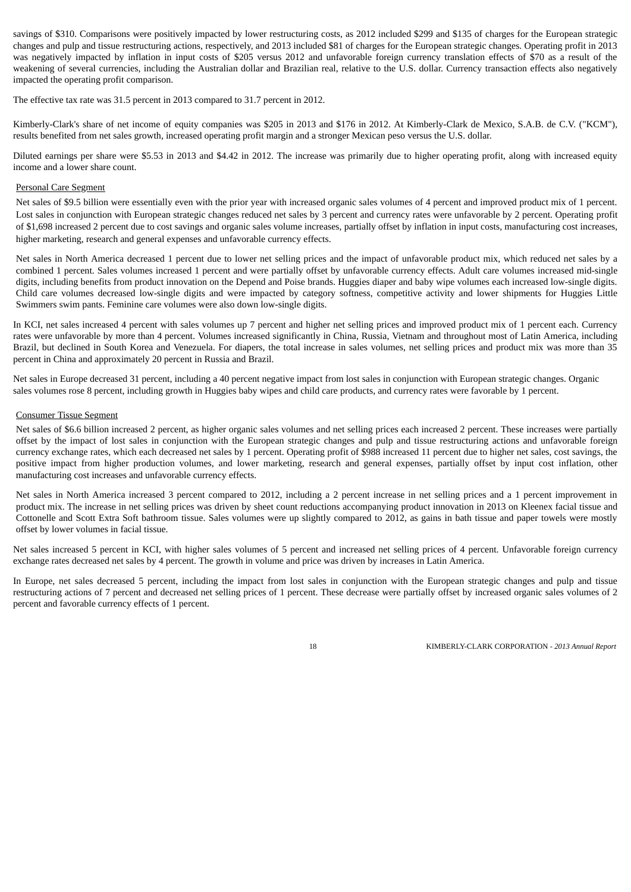savings of $310. Comparisons were positively impacted by lower restructuring costs, as 2012 included $299 and $135 of charges for the European strategic changes and pulp and tissue restructuring actions, respectively, and 2013 included $81 of charges for the European strategic changes. Operating profit in 2013 was negatively impacted by inflation in input costs of $205 versus 2012 and unfavorable foreign currency translation effects of $70 as a result of the weakening of several currencies, including the Australian dollar and Brazilian real, relative to the U.S. dollar. Currency transaction effects also negatively impacted the operating profit comparison.

The effective tax rate was 31.5 percent in 2013 compared to 31.7 percent in 2012.

Kimberly-Clark's share of net income of equity companies was $205 in 2013 and $176 in 2012. At Kimberly-Clark de Mexico, S.A.B. de C.V. ("KCM"), results benefited from net sales growth, increased operating profit margin and a stronger Mexican peso versus the U.S. dollar.

Diluted earnings per share were $5.53 in 2013 and $4.42 in 2012. The increase was primarily due to higher operating profit, along with increased equity income and a lower share count.

Personal Care Segment

Net sales of $9.5 billion were essentially even with the prior year with increased organic sales volumes of 4 percent and improved product mix of 1 percent. Lost sales in conjunction with European strategic changes reduced net sales by 3 percent and currency rates were unfavorable by 2 percent. Operating profit of $1,698 increased 2 percent due to cost savings and organic sales volume increases, partially offset by inflation in input costs, manufacturing cost increases, higher marketing, research and general expenses and unfavorable currency effects.

Net sales in North America decreased 1 percent due to lower net selling prices and the impact of unfavorable product mix, which reduced net sales by a combined 1 percent. Sales volumes increased 1 percent and were partially offset by unfavorable currency effects. Adult care volumes increased mid-single digits, including benefits from product innovation on the Depend and Poise brands. Huggies diaper and baby wipe volumes each increased low-single digits. Child care volumes decreased low-single digits and were impacted by category softness, competitive activity and lower shipments for Huggies Little Swimmers swim pants. Feminine care volumes were also down low-single digits.

In KCI, net sales increased 4 percent with sales volumes up 7 percent and higher net selling prices and improved product mix of 1 percent each. Currency rates were unfavorable by more than 4 percent. Volumes increased significantly in China, Russia, Vietnam and throughout most of Latin America, including Brazil, but declined in South Korea and Venezuela. For diapers, the total increase in sales volumes, net selling prices and product mix was more than 35 percent in China and approximately 20 percent in Russia and Brazil.

Net sales in Europe decreased 31 percent, including a 40 percent negative impact from lost sales in conjunction with European strategic changes. Organic sales volumes rose 8 percent, including growth in Huggies baby wipes and child care products, and currency rates were favorable by 1 percent.

Consumer Tissue Segment

Net sales of $6.6 billion increased 2 percent, as higher organic sales volumes and net selling prices each increased 2 percent. These increases were partially offset by the impact of lost sales in conjunction with the European strategic changes and pulp and tissue restructuring actions and unfavorable foreign currency exchange rates, which each decreased net sales by 1 percent. Operating profit of $988 increased 11 percent due to higher net sales, cost savings, the positive impact from higher production volumes, and lower marketing, research and general expenses, partially offset by input cost inflation, other manufacturing cost increases and unfavorable currency effects.

Net sales in North America increased 3 percent compared to 2012, including a 2 percent increase in net selling prices and a 1 percent improvement in product mix. The increase in net selling prices was driven by sheet count reductions accompanying product innovation in 2013 on Kleenex facial tissue and Cottonelle and Scott Extra Soft bathroom tissue. Sales volumes were up slightly compared to 2012, as gains in bath tissue and paper towels were mostly offset by lower volumes in facial tissue.

Net sales increased 5 percent in KCI, with higher sales volumes of 5 percent and increased net selling prices of 4 percent. Unfavorable foreign currency exchange rates decreased net sales by 4 percent. The growth in volume and price was driven by increases in Latin America.

In Europe, net sales decreased 5 percent, including the impact from lost sales in conjunction with the European strategic changes and pulp and tissue restructuring actions of 7 percent and decreased net selling prices of 1 percent. These decrease were partially offset by increased organic sales volumes of 2 percent and favorable currency effects of 1 percent.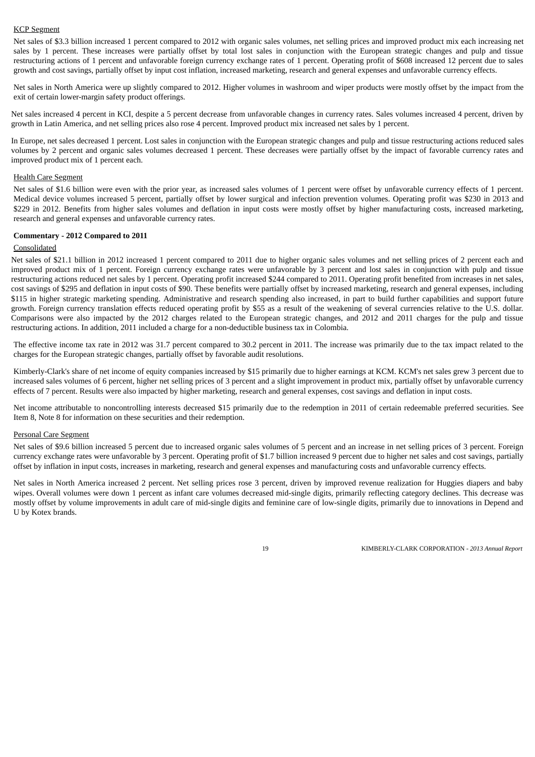KCP Segment

Net sales of $3.3 billion increased 1 percent compared to 2012 with organic sales volumes, net selling prices and improved product mix each increasing net sales by 1 percent. These increases were partially offset by total lost sales in conjunction with the European strategic changes and pulp and tissue restructuring actions of 1 percent and unfavorable foreign currency exchange rates of 1 percent. Operating profit of $608 increased 12 percent due to sales growth and cost savings, partially offset by input cost inflation, increased marketing, research and general expenses and unfavorable currency effects.

Net sales in North America were up slightly compared to 2012. Higher volumes in washroom and wiper products were mostly offset by the impact from the exit of certain lower-margin safety product offerings.

Net sales increased 4 percent in KCI, despite a 5 percent decrease from unfavorable changes in currency rates. Sales volumes increased 4 percent, driven by growth in Latin America, and net selling prices also rose 4 percent. Improved product mix increased net sales by 1 percent.

In Europe, net sales decreased 1 percent. Lost sales in conjunction with the European strategic changes and pulp and tissue restructuring actions reduced sales volumes by 2 percent and organic sales volumes decreased 1 percent. These decreases were partially offset by the impact of favorable currency rates and improved product mix of 1 percent each.

Health Care Segment

Net sales of $1.6 billion were even with the prior year, as increased sales volumes of 1 percent were offset by unfavorable currency effects of 1 percent. Medical device volumes increased 5 percent, partially offset by lower surgical and infection prevention volumes. Operating profit was $230 in 2013 and $229 in 2012. Benefits from higher sales volumes and deflation in input costs were mostly offset by higher manufacturing costs, increased marketing, research and general expenses and unfavorable currency rates.

**Commentary - 2012 Compared to 2011**

Consolidated

Net sales of $21.1 billion in 2012 increased 1 percent compared to 2011 due to higher organic sales volumes and net selling prices of 2 percent each and improved product mix of 1 percent. Foreign currency exchange rates were unfavorable by 3 percent and lost sales in conjunction with pulp and tissue restructuring actions reduced net sales by 1 percent. Operating profit increased $244 compared to 2011. Operating profit benefited from increases in net sales, cost savings of $295 and deflation in input costs of $90. These benefits were partially offset by increased marketing, research and general expenses, including $115 in higher strategic marketing spending. Administrative and research spending also increased, in part to build further capabilities and support future growth. Foreign currency translation effects reduced operating profit by $55 as a result of the weakening of several currencies relative to the U.S. dollar. Comparisons were also impacted by the 2012 charges related to the European strategic changes, and 2012 and 2011 charges for the pulp and tissue restructuring actions. In addition, 2011 included a charge for a non-deductible business tax in Colombia.

The effective income tax rate in 2012 was 31.7 percent compared to 30.2 percent in 2011. The increase was primarily due to the tax impact related to the charges for the European strategic changes, partially offset by favorable audit resolutions.

Kimberly-Clark's share of net income of equity companies increased by $15 primarily due to higher earnings at KCM. KCM's net sales grew 3 percent due to increased sales volumes of 6 percent, higher net selling prices of 3 percent and a slight improvement in product mix, partially offset by unfavorable currency effects of 7 percent. Results were also impacted by higher marketing, research and general expenses, cost savings and deflation in input costs.

Net income attributable to noncontrolling interests decreased $15 primarily due to the redemption in 2011 of certain redeemable preferred securities. See Item 8, Note 8 for information on these securities and their redemption.

Personal Care Segment

Net sales of $9.6 billion increased 5 percent due to increased organic sales volumes of 5 percent and an increase in net selling prices of 3 percent. Foreign currency exchange rates were unfavorable by 3 percent. Operating profit of $1.7 billion increased 9 percent due to higher net sales and cost savings, partially offset by inflation in input costs, increases in marketing, research and general expenses and manufacturing costs and unfavorable currency effects.

Net sales in North America increased 2 percent. Net selling prices rose 3 percent, driven by improved revenue realization for Huggies diapers and baby wipes. Overall volumes were down 1 percent as infant care volumes decreased mid-single digits, primarily reflecting category declines. This decrease was mostly offset by volume improvements in adult care of mid-single digits and feminine care of low-single digits, primarily due to innovations in Depend and U by Kotex brands.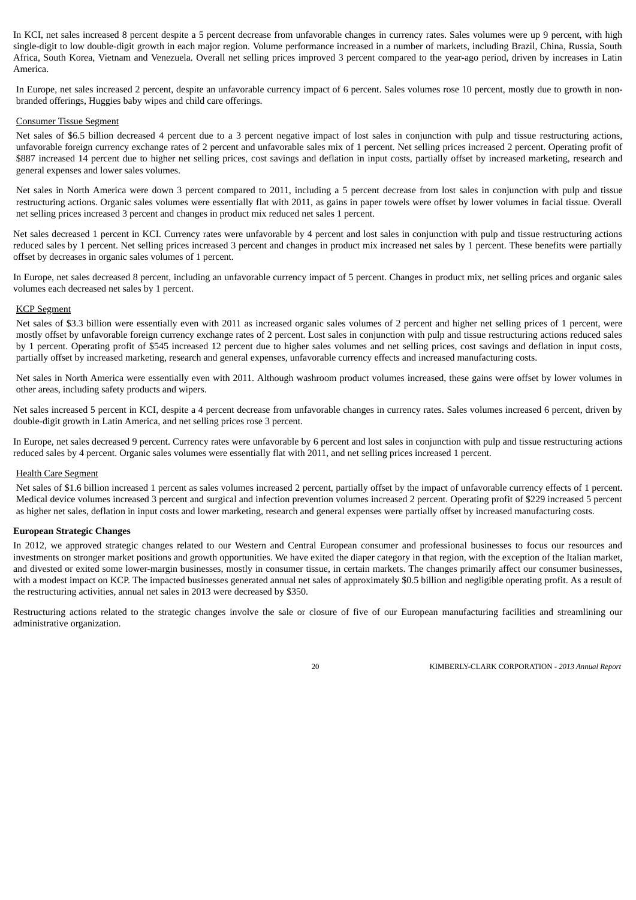In KCI, net sales increased 8 percent despite a 5 percent decrease from unfavorable changes in currency rates. Sales volumes were up 9 percent, with high single-digit to low double-digit growth in each major region. Volume performance increased in a number of markets, including Brazil, China, Russia, South Africa, South Korea, Vietnam and Venezuela. Overall net selling prices improved 3 percent compared to the year-ago period, driven by increases in Latin America.

In Europe, net sales increased 2 percent, despite an unfavorable currency impact of 6 percent. Sales volumes rose 10 percent, mostly due to growth in non-branded offerings, Huggies baby wipes and child care offerings.

Consumer Tissue Segment

Net sales of $6.5 billion decreased 4 percent due to a 3 percent negative impact of lost sales in conjunction with pulp and tissue restructuring actions, unfavorable foreign currency exchange rates of 2 percent and unfavorable sales mix of 1 percent. Net selling prices increased 2 percent. Operating profit of $887 increased 14 percent due to higher net selling prices, cost savings and deflation in input costs, partially offset by increased marketing, research and general expenses and lower sales volumes.

Net sales in North America were down 3 percent compared to 2011, including a 5 percent decrease from lost sales in conjunction with pulp and tissue restructuring actions. Organic sales volumes were essentially flat with 2011, as gains in paper towels were offset by lower volumes in facial tissue. Overall net selling prices increased 3 percent and changes in product mix reduced net sales 1 percent.

Net sales decreased 1 percent in KCI. Currency rates were unfavorable by 4 percent and lost sales in conjunction with pulp and tissue restructuring actions reduced sales by 1 percent. Net selling prices increased 3 percent and changes in product mix increased net sales by 1 percent. These benefits were partially offset by decreases in organic sales volumes of 1 percent.

In Europe, net sales decreased 8 percent, including an unfavorable currency impact of 5 percent. Changes in product mix, net selling prices and organic sales volumes each decreased net sales by 1 percent.

KCP Segment

Net sales of $3.3 billion were essentially even with 2011 as increased organic sales volumes of 2 percent and higher net selling prices of 1 percent, were mostly offset by unfavorable foreign currency exchange rates of 2 percent. Lost sales in conjunction with pulp and tissue restructuring actions reduced sales by 1 percent. Operating profit of $545 increased 12 percent due to higher sales volumes and net selling prices, cost savings and deflation in input costs, partially offset by increased marketing, research and general expenses, unfavorable currency effects and increased manufacturing costs.

Net sales in North America were essentially even with 2011. Although washroom product volumes increased, these gains were offset by lower volumes in other areas, including safety products and wipers.

Net sales increased 5 percent in KCI, despite a 4 percent decrease from unfavorable changes in currency rates. Sales volumes increased 6 percent, driven by double-digit growth in Latin America, and net selling prices rose 3 percent.

In Europe, net sales decreased 9 percent. Currency rates were unfavorable by 6 percent and lost sales in conjunction with pulp and tissue restructuring actions reduced sales by 4 percent. Organic sales volumes were essentially flat with 2011, and net selling prices increased 1 percent.

Health Care Segment

Net sales of $1.6 billion increased 1 percent as sales volumes increased 2 percent, partially offset by the impact of unfavorable currency effects of 1 percent. Medical device volumes increased 3 percent and surgical and infection prevention volumes increased 2 percent. Operating profit of $229 increased 5 percent as higher net sales, deflation in input costs and lower marketing, research and general expenses were partially offset by increased manufacturing costs.

**European Strategic Changes**

In 2012, we approved strategic changes related to our Western and Central European consumer and professional businesses to focus our resources and investments on stronger market positions and growth opportunities. We have exited the diaper category in that region, with the exception of the Italian market, and divested or exited some lower-margin businesses, mostly in consumer tissue, in certain markets. The changes primarily affect our consumer businesses, with a modest impact on KCP. The impacted businesses generated annual net sales of approximately $0.5 billion and negligible operating profit. As a result of the restructuring activities, annual net sales in 2013 were decreased by $350.

Restructuring actions related to the strategic changes involve the sale or closure of five of our European manufacturing facilities and streamlining our administrative organization.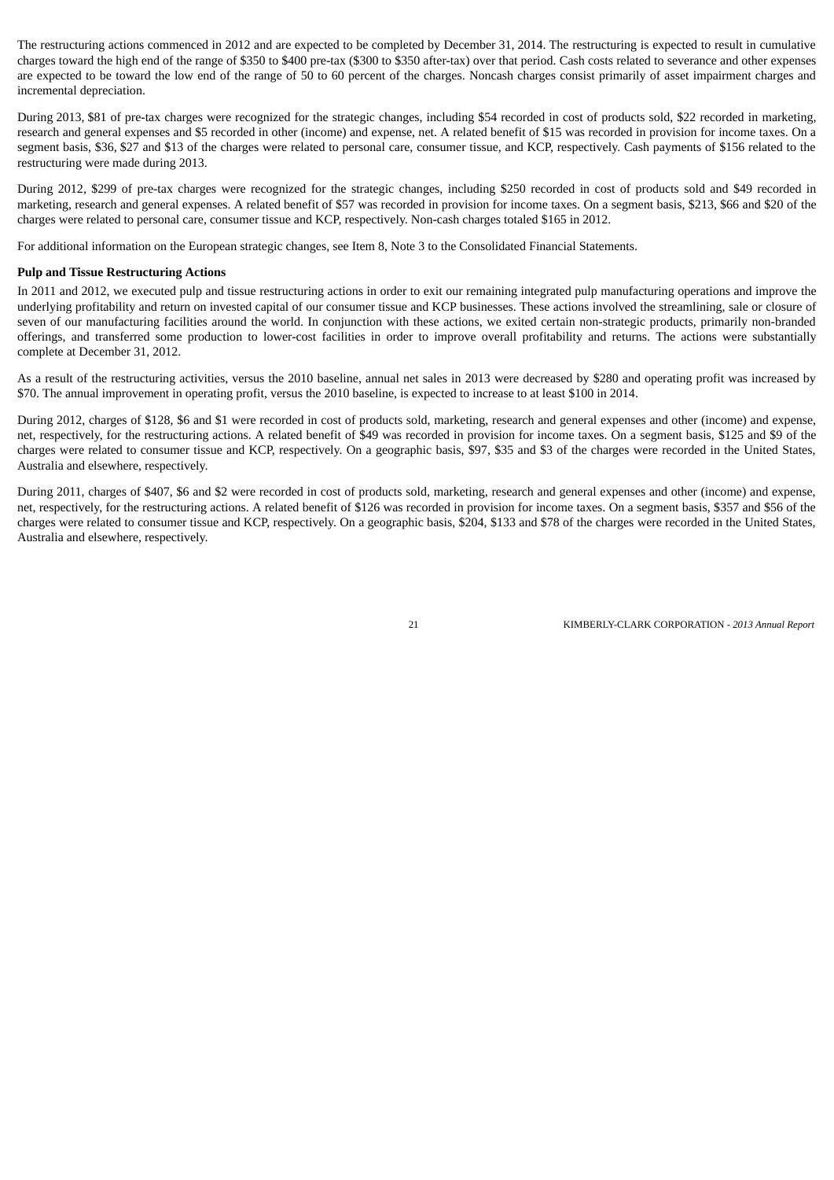The restructuring actions commenced in 2012 and are expected to be completed by December 31, 2014. The restructuring is expected to result in cumulative charges toward the high end of the range of $350 to $400 pre-tax ($300 to $350 after-tax) over that period. Cash costs related to severance and other expenses are expected to be toward the low end of the range of 50 to 60 percent of the charges. Noncash charges consist primarily of asset impairment charges and incremental depreciation.

During 2013, $81 of pre-tax charges were recognized for the strategic changes, including $54 recorded in cost of products sold, $22 recorded in marketing, research and general expenses and $5 recorded in other (income) and expense, net. A related benefit of $15 was recorded in provision for income taxes. On a segment basis, $36, $27 and $13 of the charges were related to personal care, consumer tissue, and KCP, respectively. Cash payments of $156 related to the restructuring were made during 2013.

During 2012, $299 of pre-tax charges were recognized for the strategic changes, including $250 recorded in cost of products sold and $49 recorded in marketing, research and general expenses. A related benefit of $57 was recorded in provision for income taxes. On a segment basis, $213, $66 and $20 of the charges were related to personal care, consumer tissue and KCP, respectively. Non-cash charges totaled $165 in 2012.

For additional information on the European strategic changes, see Item 8, Note 3 to the Consolidated Financial Statements.

**Pulp and Tissue Restructuring Actions**

In 2011 and 2012, we executed pulp and tissue restructuring actions in order to exit our remaining integrated pulp manufacturing operations and improve the underlying profitability and return on invested capital of our consumer tissue and KCP businesses. These actions involved the streamlining, sale or closure of seven of our manufacturing facilities around the world. In conjunction with these actions, we exited certain non-strategic products, primarily non-branded offerings, and transferred some production to lower-cost facilities in order to improve overall profitability and returns. The actions were substantially complete at December 31, 2012.

As a result of the restructuring activities, versus the 2010 baseline, annual net sales in 2013 were decreased by $280 and operating profit was increased by $70. The annual improvement in operating profit, versus the 2010 baseline, is expected to increase to at least $100 in 2014.

During 2012, charges of $128, $6 and $1 were recorded in cost of products sold, marketing, research and general expenses and other (income) and expense, net, respectively, for the restructuring actions. A related benefit of $49 was recorded in provision for income taxes. On a segment basis, $125 and $9 of the charges were related to consumer tissue and KCP, respectively. On a geographic basis, $97, $35 and $3 of the charges were recorded in the United States, Australia and elsewhere, respectively.

During 2011, charges of $407, $6 and $2 were recorded in cost of products sold, marketing, research and general expenses and other (income) and expense, net, respectively, for the restructuring actions. A related benefit of $126 was recorded in provision for income taxes. On a segment basis, $357 and $56 of the charges were related to consumer tissue and KCP, respectively. On a geographic basis, $204, $133 and $78 of the charges were recorded in the United States, Australia and elsewhere, respectively.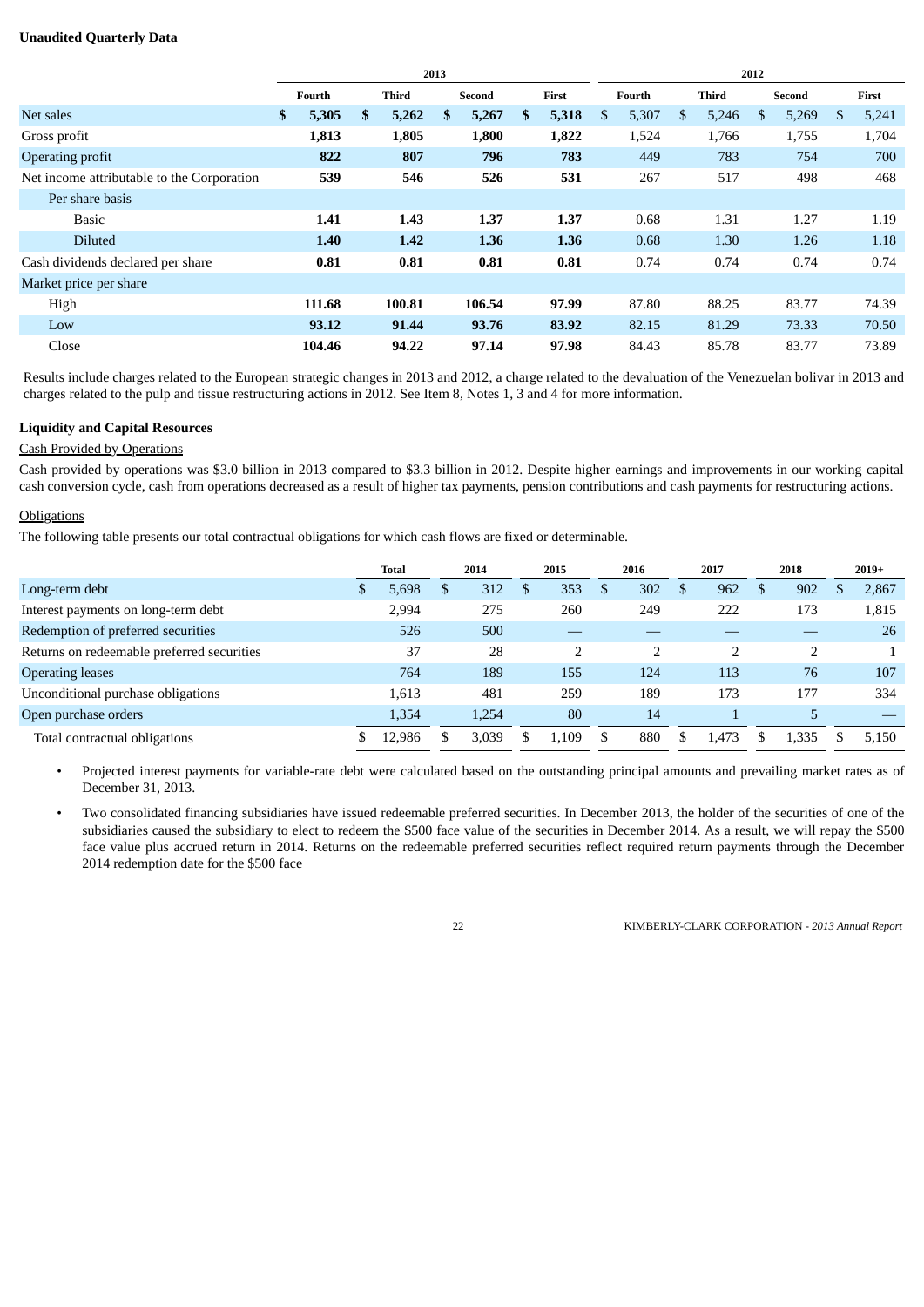**Unaudited Quarterly Data**

| | 2013 | | | | 2012 | | | |
|---|---|---|---|---|---|---|---|---|
| | Fourth | Third | Second | First | Fourth | Third | Second | First |
| Net sales | **$ 5,305** | **$ 5,262** | **$ 5,267** | **$ 5,318** | $ 5,307 | $ 5,246 | $ 5,269 | $ 5,241 |
| Gross profit | **1,813** | **1,805** | **1,800** | **1,822** | 1,524 | 1,766 | 1,755 | 1,704 |
| Operating profit | **822** | **807** | **796** | **783** | 449 | 783 | 754 | 700 |
| Net income attributable to the Corporation | **539** | **546** | **526** | **531** | 267 | 517 | 498 | 468 |
| Per share basis | | | | | | | | |
| Basic | **1.41** | **1.43** | **1.37** | **1.37** | 0.68 | 1.31 | 1.27 | 1.19 |
| Diluted | **1.40** | **1.42** | **1.36** | **1.36** | 0.68 | 1.30 | 1.26 | 1.18 |
| Cash dividends declared per share | **0.81** | **0.81** | **0.81** | **0.81** | 0.74 | 0.74 | 0.74 | 0.74 |
| Market price per share | | | | | | | | |
| High | **111.68** | **100.81** | **106.54** | **97.99** | 87.80 | 88.25 | 83.77 | 74.39 |
| Low | **93.12** | **91.44** | **93.76** | **83.92** | 82.15 | 81.29 | 73.33 | 70.50 |
| Close | **104.46** | **94.22** | **97.14** | **97.98** | 84.43 | 85.78 | 83.77 | 73.89 |

Results include charges related to the European strategic changes in 2013 and 2012, a charge related to the devaluation of the Venezuelan bolivar in 2013 and charges related to the pulp and tissue restructuring actions in 2012. See Item 8, Notes 1, 3 and 4 for more information.

**Liquidity and Capital Resources**

Cash Provided by Operations

Cash provided by operations was $3.0 billion in 2013 compared to $3.3 billion in 2012. Despite higher earnings and improvements in our working capital cash conversion cycle, cash from operations decreased as a result of higher tax payments, pension contributions and cash payments for restructuring actions.

Obligations

The following table presents our total contractual obligations for which cash flows are fixed or determinable.

| | Total | 2014 | 2015 | 2016 | 2017 | 2018 | 2019+ |
|---|---|---|---|---|---|---|---|
| Long-term debt | $ 5,698 | $ 312 | $ 353 | $ 302 | $ 962 | $ 902 | $ 2,867 |
| Interest payments on long-term debt | 2,994 | 275 | 260 | 249 | 222 | 173 | 1,815 |
| Redemption of preferred securities | 526 | 500 | — | — | — | — | 26 |
| Returns on redeemable preferred securities | 37 | 28 | 2 | 2 | 2 | 2 | 1 |
| Operating leases | 764 | 189 | 155 | 124 | 113 | 76 | 107 |
| Unconditional purchase obligations | 1,613 | 481 | 259 | 189 | 173 | 177 | 334 |
| Open purchase orders | 1,354 | 1,254 | 80 | 14 | 1 | 5 | — |
| Total contractual obligations | $ 12,986 | $ 3,039 | $ 1,109 | $ 880 | $ 1,473 | $ 1,335 | $ 5,150 |

- Projected interest payments for variable-rate debt were calculated based on the outstanding principal amounts and prevailing market rates as of December 31, 2013.
- Two consolidated financing subsidiaries have issued redeemable preferred securities. In December 2013, the holder of the securities of one of the subsidiaries caused the subsidiary to elect to redeem the $500 face value of the securities in December 2014. As a result, we will repay the $500 face value plus accrued return in 2014. Returns on the redeemable preferred securities reflect required return payments through the December 2014 redemption date for the $500 face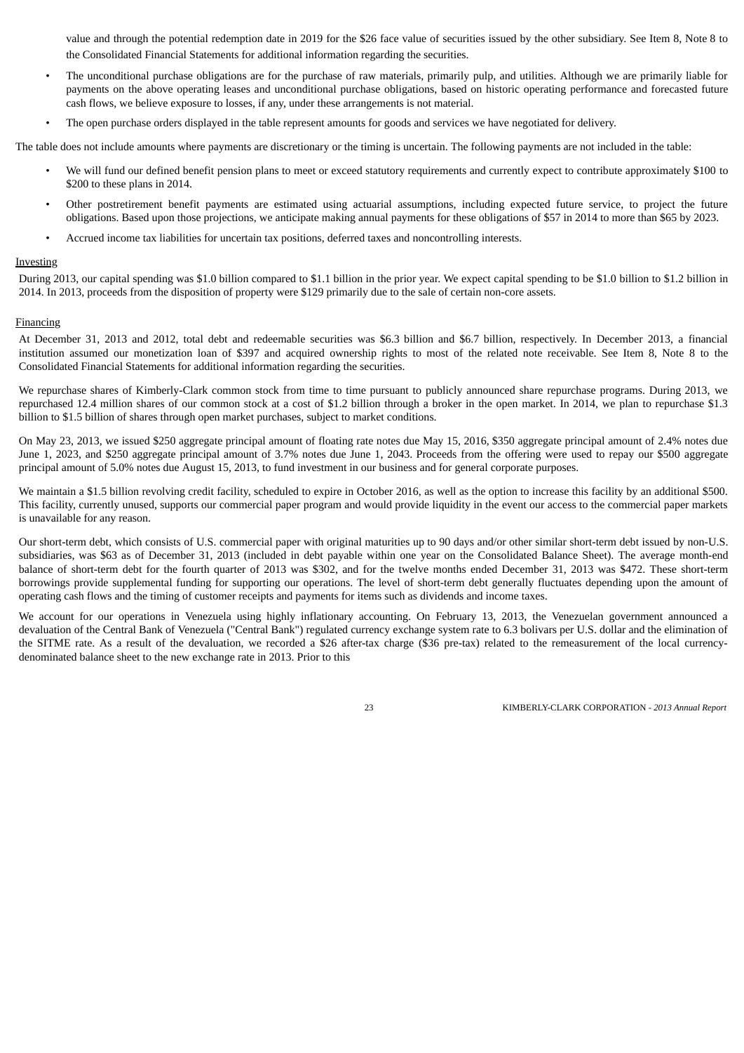value and through the potential redemption date in 2019 for the $26 face value of securities issued by the other subsidiary. See Item 8, Note 8 to the Consolidated Financial Statements for additional information regarding the securities.

- The unconditional purchase obligations are for the purchase of raw materials, primarily pulp, and utilities. Although we are primarily liable for payments on the above operating leases and unconditional purchase obligations, based on historic operating performance and forecasted future cash flows, we believe exposure to losses, if any, under these arrangements is not material.
- The open purchase orders displayed in the table represent amounts for goods and services we have negotiated for delivery.

The table does not include amounts where payments are discretionary or the timing is uncertain. The following payments are not included in the table:

- We will fund our defined benefit pension plans to meet or exceed statutory requirements and currently expect to contribute approximately $100 to $200 to these plans in 2014.
- Other postretirement benefit payments are estimated using actuarial assumptions, including expected future service, to project the future obligations. Based upon those projections, we anticipate making annual payments for these obligations of $57 in 2014 to more than $65 by 2023.
- Accrued income tax liabilities for uncertain tax positions, deferred taxes and noncontrolling interests.

Investing

During 2013, our capital spending was $1.0 billion compared to $1.1 billion in the prior year. We expect capital spending to be $1.0 billion to $1.2 billion in 2014. In 2013, proceeds from the disposition of property were $129 primarily due to the sale of certain non-core assets.

Financing

At December 31, 2013 and 2012, total debt and redeemable securities was $6.3 billion and $6.7 billion, respectively. In December 2013, a financial institution assumed our monetization loan of $397 and acquired ownership rights to most of the related note receivable. See Item 8, Note 8 to the Consolidated Financial Statements for additional information regarding the securities.

We repurchase shares of Kimberly-Clark common stock from time to time pursuant to publicly announced share repurchase programs. During 2013, we repurchased 12.4 million shares of our common stock at a cost of $1.2 billion through a broker in the open market. In 2014, we plan to repurchase $1.3 billion to $1.5 billion of shares through open market purchases, subject to market conditions.

On May 23, 2013, we issued $250 aggregate principal amount of floating rate notes due May 15, 2016, $350 aggregate principal amount of 2.4% notes due June 1, 2023, and $250 aggregate principal amount of 3.7% notes due June 1, 2043. Proceeds from the offering were used to repay our $500 aggregate principal amount of 5.0% notes due August 15, 2013, to fund investment in our business and for general corporate purposes.

We maintain a $1.5 billion revolving credit facility, scheduled to expire in October 2016, as well as the option to increase this facility by an additional $500. This facility, currently unused, supports our commercial paper program and would provide liquidity in the event our access to the commercial paper markets is unavailable for any reason.

Our short-term debt, which consists of U.S. commercial paper with original maturities up to 90 days and/or other similar short-term debt issued by non-U.S. subsidiaries, was $63 as of December 31, 2013 (included in debt payable within one year on the Consolidated Balance Sheet). The average month-end balance of short-term debt for the fourth quarter of 2013 was $302, and for the twelve months ended December 31, 2013 was $472. These short-term borrowings provide supplemental funding for supporting our operations. The level of short-term debt generally fluctuates depending upon the amount of operating cash flows and the timing of customer receipts and payments for items such as dividends and income taxes.

We account for our operations in Venezuela using highly inflationary accounting. On February 13, 2013, the Venezuelan government announced a devaluation of the Central Bank of Venezuela ("Central Bank") regulated currency exchange system rate to 6.3 bolivars per U.S. dollar and the elimination of the SITME rate. As a result of the devaluation, we recorded a $26 after-tax charge ($36 pre-tax) related to the remeasurement of the local currency-denominated balance sheet to the new exchange rate in 2013. Prior to this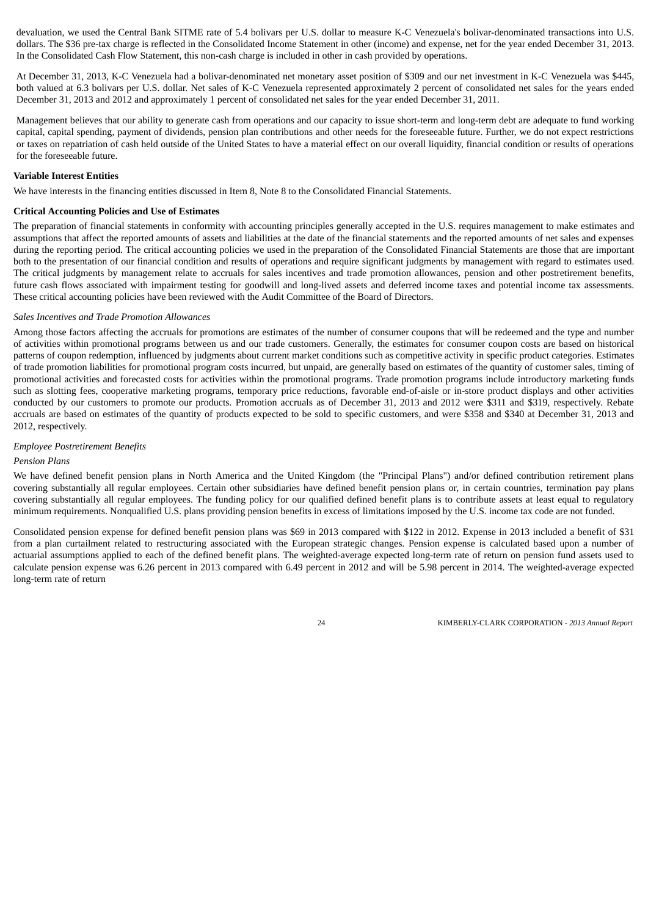devaluation, we used the Central Bank SITME rate of 5.4 bolivars per U.S. dollar to measure K-C Venezuela's bolivar-denominated transactions into U.S. dollars. The $36 pre-tax charge is reflected in the Consolidated Income Statement in other (income) and expense, net for the year ended December 31, 2013. In the Consolidated Cash Flow Statement, this non-cash charge is included in other in cash provided by operations.

At December 31, 2013, K-C Venezuela had a bolivar-denominated net monetary asset position of $309 and our net investment in K-C Venezuela was $445, both valued at 6.3 bolivars per U.S. dollar. Net sales of K-C Venezuela represented approximately 2 percent of consolidated net sales for the years ended December 31, 2013 and 2012 and approximately 1 percent of consolidated net sales for the year ended December 31, 2011.

Management believes that our ability to generate cash from operations and our capacity to issue short-term and long-term debt are adequate to fund working capital, capital spending, payment of dividends, pension plan contributions and other needs for the foreseeable future. Further, we do not expect restrictions or taxes on repatriation of cash held outside of the United States to have a material effect on our overall liquidity, financial condition or results of operations for the foreseeable future.

**Variable Interest Entities**

We have interests in the financing entities discussed in Item 8, Note 8 to the Consolidated Financial Statements.

**Critical Accounting Policies and Use of Estimates**

The preparation of financial statements in conformity with accounting principles generally accepted in the U.S. requires management to make estimates and assumptions that affect the reported amounts of assets and liabilities at the date of the financial statements and the reported amounts of net sales and expenses during the reporting period. The critical accounting policies we used in the preparation of the Consolidated Financial Statements are those that are important both to the presentation of our financial condition and results of operations and require significant judgments by management with regard to estimates used. The critical judgments by management relate to accruals for sales incentives and trade promotion allowances, pension and other postretirement benefits, future cash flows associated with impairment testing for goodwill and long-lived assets and deferred income taxes and potential income tax assessments. These critical accounting policies have been reviewed with the Audit Committee of the Board of Directors.

*Sales Incentives and Trade Promotion Allowances*

Among those factors affecting the accruals for promotions are estimates of the number of consumer coupons that will be redeemed and the type and number of activities within promotional programs between us and our trade customers. Generally, the estimates for consumer coupon costs are based on historical patterns of coupon redemption, influenced by judgments about current market conditions such as competitive activity in specific product categories. Estimates of trade promotion liabilities for promotional program costs incurred, but unpaid, are generally based on estimates of the quantity of customer sales, timing of promotional activities and forecasted costs for activities within the promotional programs. Trade promotion programs include introductory marketing funds such as slotting fees, cooperative marketing programs, temporary price reductions, favorable end-of-aisle or in-store product displays and other activities conducted by our customers to promote our products. Promotion accruals as of December 31, 2013 and 2012 were $311 and $319, respectively. Rebate accruals are based on estimates of the quantity of products expected to be sold to specific customers, and were $358 and $340 at December 31, 2013 and 2012, respectively.

*Employee Postretirement Benefits*

*Pension Plans*

We have defined benefit pension plans in North America and the United Kingdom (the "Principal Plans") and/or defined contribution retirement plans covering substantially all regular employees. Certain other subsidiaries have defined benefit pension plans or, in certain countries, termination pay plans covering substantially all regular employees. The funding policy for our qualified defined benefit plans is to contribute assets at least equal to regulatory minimum requirements. Nonqualified U.S. plans providing pension benefits in excess of limitations imposed by the U.S. income tax code are not funded.

Consolidated pension expense for defined benefit pension plans was $69 in 2013 compared with $122 in 2012. Expense in 2013 included a benefit of $31 from a plan curtailment related to restructuring associated with the European strategic changes. Pension expense is calculated based upon a number of actuarial assumptions applied to each of the defined benefit plans. The weighted-average expected long-term rate of return on pension fund assets used to calculate pension expense was 6.26 percent in 2013 compared with 6.49 percent in 2012 and will be 5.98 percent in 2014. The weighted-average expected long-term rate of return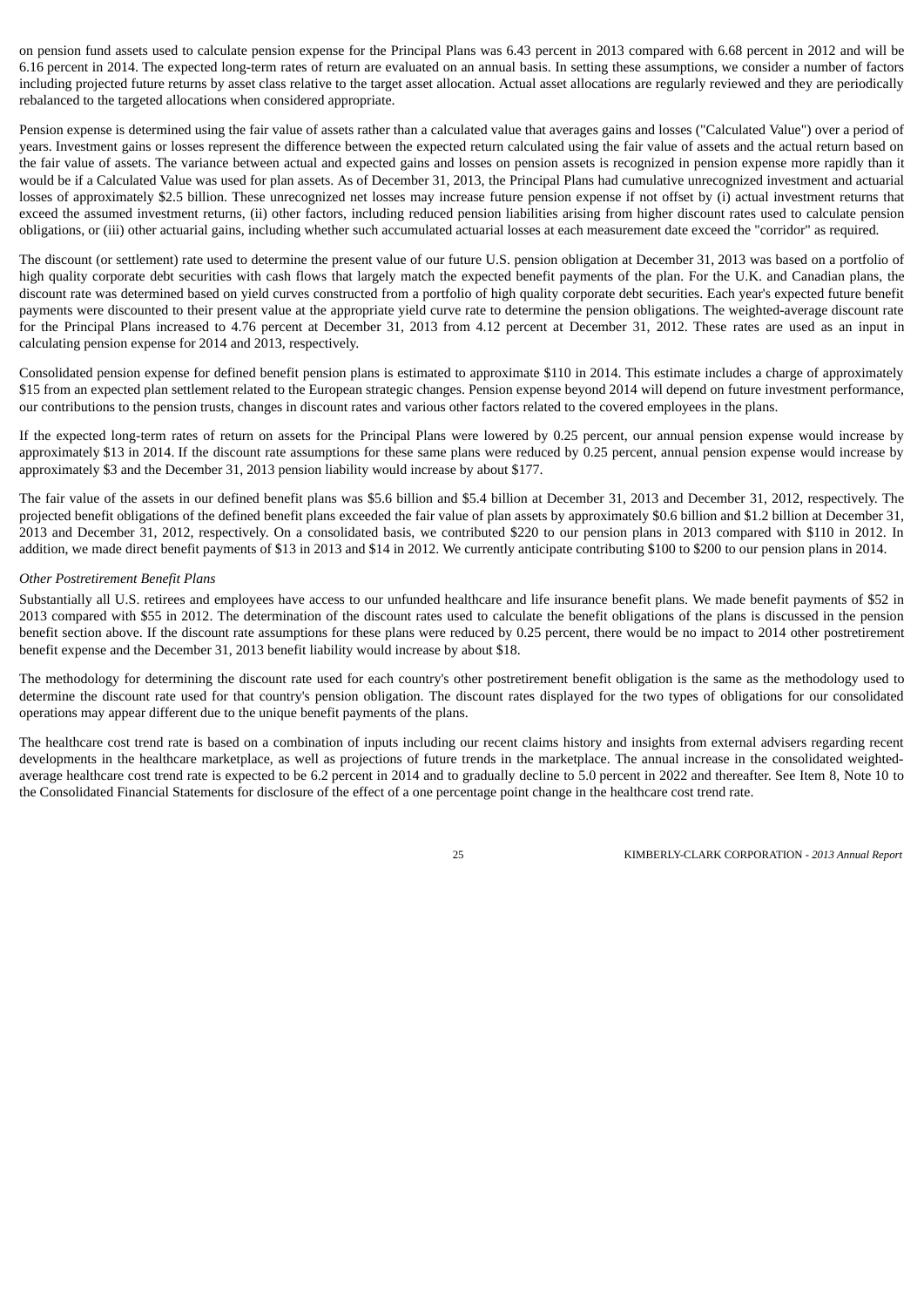on pension fund assets used to calculate pension expense for the Principal Plans was 6.43 percent in 2013 compared with 6.68 percent in 2012 and will be 6.16 percent in 2014. The expected long-term rates of return are evaluated on an annual basis. In setting these assumptions, we consider a number of factors including projected future returns by asset class relative to the target asset allocation. Actual asset allocations are regularly reviewed and they are periodically rebalanced to the targeted allocations when considered appropriate.

Pension expense is determined using the fair value of assets rather than a calculated value that averages gains and losses ("Calculated Value") over a period of years. Investment gains or losses represent the difference between the expected return calculated using the fair value of assets and the actual return based on the fair value of assets. The variance between actual and expected gains and losses on pension assets is recognized in pension expense more rapidly than it would be if a Calculated Value was used for plan assets. As of December 31, 2013, the Principal Plans had cumulative unrecognized investment and actuarial losses of approximately $2.5 billion. These unrecognized net losses may increase future pension expense if not offset by (i) actual investment returns that exceed the assumed investment returns, (ii) other factors, including reduced pension liabilities arising from higher discount rates used to calculate pension obligations, or (iii) other actuarial gains, including whether such accumulated actuarial losses at each measurement date exceed the "corridor" as required.

The discount (or settlement) rate used to determine the present value of our future U.S. pension obligation at December 31, 2013 was based on a portfolio of high quality corporate debt securities with cash flows that largely match the expected benefit payments of the plan. For the U.K. and Canadian plans, the discount rate was determined based on yield curves constructed from a portfolio of high quality corporate debt securities. Each year's expected future benefit payments were discounted to their present value at the appropriate yield curve rate to determine the pension obligations. The weighted-average discount rate for the Principal Plans increased to 4.76 percent at December 31, 2013 from 4.12 percent at December 31, 2012. These rates are used as an input in calculating pension expense for 2014 and 2013, respectively.

Consolidated pension expense for defined benefit pension plans is estimated to approximate $110 in 2014. This estimate includes a charge of approximately $15 from an expected plan settlement related to the European strategic changes. Pension expense beyond 2014 will depend on future investment performance, our contributions to the pension trusts, changes in discount rates and various other factors related to the covered employees in the plans.

If the expected long-term rates of return on assets for the Principal Plans were lowered by 0.25 percent, our annual pension expense would increase by approximately $13 in 2014. If the discount rate assumptions for these same plans were reduced by 0.25 percent, annual pension expense would increase by approximately $3 and the December 31, 2013 pension liability would increase by about $177.

The fair value of the assets in our defined benefit plans was $5.6 billion and $5.4 billion at December 31, 2013 and December 31, 2012, respectively. The projected benefit obligations of the defined benefit plans exceeded the fair value of plan assets by approximately $0.6 billion and $1.2 billion at December 31, 2013 and December 31, 2012, respectively. On a consolidated basis, we contributed $220 to our pension plans in 2013 compared with $110 in 2012. In addition, we made direct benefit payments of $13 in 2013 and $14 in 2012. We currently anticipate contributing $100 to $200 to our pension plans in 2014.

*Other Postretirement Benefit Plans*

Substantially all U.S. retirees and employees have access to our unfunded healthcare and life insurance benefit plans. We made benefit payments of $52 in 2013 compared with $55 in 2012. The determination of the discount rates used to calculate the benefit obligations of the plans is discussed in the pension benefit section above. If the discount rate assumptions for these plans were reduced by 0.25 percent, there would be no impact to 2014 other postretirement benefit expense and the December 31, 2013 benefit liability would increase by about $18.

The methodology for determining the discount rate used for each country's other postretirement benefit obligation is the same as the methodology used to determine the discount rate used for that country's pension obligation. The discount rates displayed for the two types of obligations for our consolidated operations may appear different due to the unique benefit payments of the plans.

The healthcare cost trend rate is based on a combination of inputs including our recent claims history and insights from external advisers regarding recent developments in the healthcare marketplace, as well as projections of future trends in the marketplace. The annual increase in the consolidated weighted-average healthcare cost trend rate is expected to be 6.2 percent in 2014 and to gradually decline to 5.0 percent in 2022 and thereafter. See Item 8, Note 10 to the Consolidated Financial Statements for disclosure of the effect of a one percentage point change in the healthcare cost trend rate.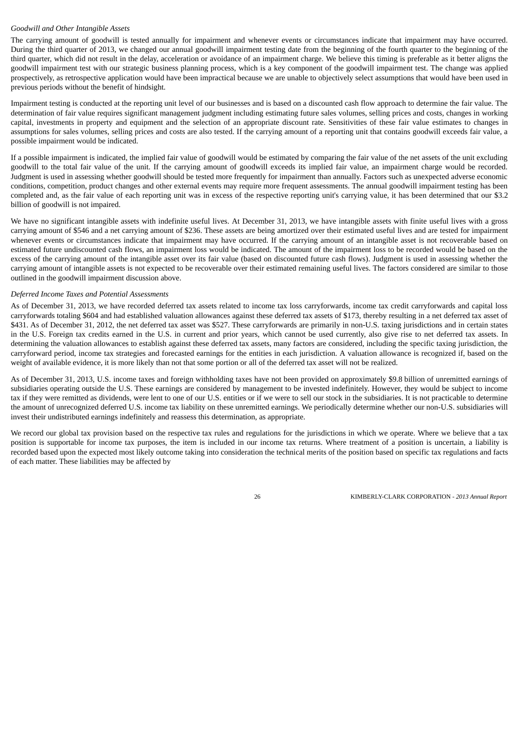*Goodwill and Other Intangible Assets*

The carrying amount of goodwill is tested annually for impairment and whenever events or circumstances indicate that impairment may have occurred. During the third quarter of 2013, we changed our annual goodwill impairment testing date from the beginning of the fourth quarter to the beginning of the third quarter, which did not result in the delay, acceleration or avoidance of an impairment charge. We believe this timing is preferable as it better aligns the goodwill impairment test with our strategic business planning process, which is a key component of the goodwill impairment test. The change was applied prospectively, as retrospective application would have been impractical because we are unable to objectively select assumptions that would have been used in previous periods without the benefit of hindsight.

Impairment testing is conducted at the reporting unit level of our businesses and is based on a discounted cash flow approach to determine the fair value. The determination of fair value requires significant management judgment including estimating future sales volumes, selling prices and costs, changes in working capital, investments in property and equipment and the selection of an appropriate discount rate. Sensitivities of these fair value estimates to changes in assumptions for sales volumes, selling prices and costs are also tested. If the carrying amount of a reporting unit that contains goodwill exceeds fair value, a possible impairment would be indicated.

If a possible impairment is indicated, the implied fair value of goodwill would be estimated by comparing the fair value of the net assets of the unit excluding goodwill to the total fair value of the unit. If the carrying amount of goodwill exceeds its implied fair value, an impairment charge would be recorded. Judgment is used in assessing whether goodwill should be tested more frequently for impairment than annually. Factors such as unexpected adverse economic conditions, competition, product changes and other external events may require more frequent assessments. The annual goodwill impairment testing has been completed and, as the fair value of each reporting unit was in excess of the respective reporting unit's carrying value, it has been determined that our $3.2 billion of goodwill is not impaired.

We have no significant intangible assets with indefinite useful lives. At December 31, 2013, we have intangible assets with finite useful lives with a gross carrying amount of $546 and a net carrying amount of $236. These assets are being amortized over their estimated useful lives and are tested for impairment whenever events or circumstances indicate that impairment may have occurred. If the carrying amount of an intangible asset is not recoverable based on estimated future undiscounted cash flows, an impairment loss would be indicated. The amount of the impairment loss to be recorded would be based on the excess of the carrying amount of the intangible asset over its fair value (based on discounted future cash flows). Judgment is used in assessing whether the carrying amount of intangible assets is not expected to be recoverable over their estimated remaining useful lives. The factors considered are similar to those outlined in the goodwill impairment discussion above.

*Deferred Income Taxes and Potential Assessments*

As of December 31, 2013, we have recorded deferred tax assets related to income tax loss carryforwards, income tax credit carryforwards and capital loss carryforwards totaling $604 and had established valuation allowances against these deferred tax assets of $173, thereby resulting in a net deferred tax asset of $431. As of December 31, 2012, the net deferred tax asset was $527. These carryforwards are primarily in non-U.S. taxing jurisdictions and in certain states in the U.S. Foreign tax credits earned in the U.S. in current and prior years, which cannot be used currently, also give rise to net deferred tax assets. In determining the valuation allowances to establish against these deferred tax assets, many factors are considered, including the specific taxing jurisdiction, the carryforward period, income tax strategies and forecasted earnings for the entities in each jurisdiction. A valuation allowance is recognized if, based on the weight of available evidence, it is more likely than not that some portion or all of the deferred tax asset will not be realized.

As of December 31, 2013, U.S. income taxes and foreign withholding taxes have not been provided on approximately $9.8 billion of unremitted earnings of subsidiaries operating outside the U.S. These earnings are considered by management to be invested indefinitely. However, they would be subject to income tax if they were remitted as dividends, were lent to one of our U.S. entities or if we were to sell our stock in the subsidiaries. It is not practicable to determine the amount of unrecognized deferred U.S. income tax liability on these unremitted earnings. We periodically determine whether our non-U.S. subsidiaries will invest their undistributed earnings indefinitely and reassess this determination, as appropriate.

We record our global tax provision based on the respective tax rules and regulations for the jurisdictions in which we operate. Where we believe that a tax position is supportable for income tax purposes, the item is included in our income tax returns. Where treatment of a position is uncertain, a liability is recorded based upon the expected most likely outcome taking into consideration the technical merits of the position based on specific tax regulations and facts of each matter. These liabilities may be affected by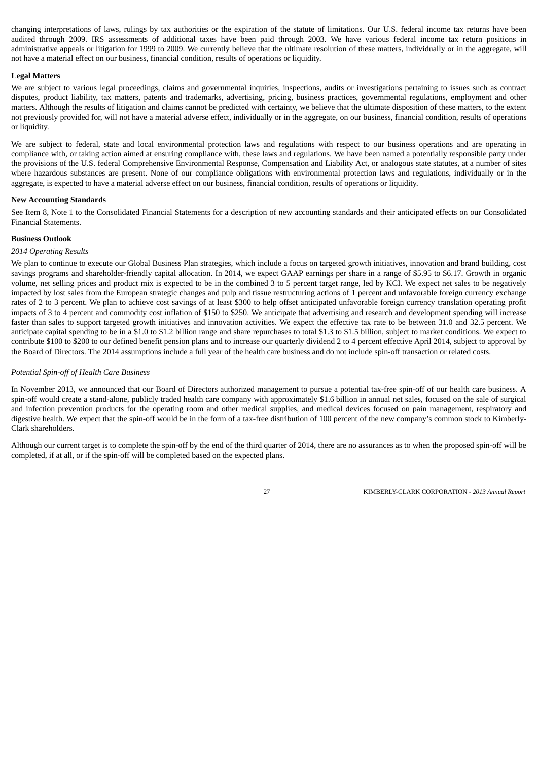changing interpretations of laws, rulings by tax authorities or the expiration of the statute of limitations. Our U.S. federal income tax returns have been audited through 2009. IRS assessments of additional taxes have been paid through 2003. We have various federal income tax return positions in administrative appeals or litigation for 1999 to 2009. We currently believe that the ultimate resolution of these matters, individually or in the aggregate, will not have a material effect on our business, financial condition, results of operations or liquidity.

**Legal Matters**

We are subject to various legal proceedings, claims and governmental inquiries, inspections, audits or investigations pertaining to issues such as contract disputes, product liability, tax matters, patents and trademarks, advertising, pricing, business practices, governmental regulations, employment and other matters. Although the results of litigation and claims cannot be predicted with certainty, we believe that the ultimate disposition of these matters, to the extent not previously provided for, will not have a material adverse effect, individually or in the aggregate, on our business, financial condition, results of operations or liquidity.

We are subject to federal, state and local environmental protection laws and regulations with respect to our business operations and are operating in compliance with, or taking action aimed at ensuring compliance with, these laws and regulations. We have been named a potentially responsible party under the provisions of the U.S. federal Comprehensive Environmental Response, Compensation and Liability Act, or analogous state statutes, at a number of sites where hazardous substances are present. None of our compliance obligations with environmental protection laws and regulations, individually or in the aggregate, is expected to have a material adverse effect on our business, financial condition, results of operations or liquidity.

**New Accounting Standards**

See Item 8, Note 1 to the Consolidated Financial Statements for a description of new accounting standards and their anticipated effects on our Consolidated Financial Statements.

**Business Outlook**

*2014 Operating Results*

We plan to continue to execute our Global Business Plan strategies, which include a focus on targeted growth initiatives, innovation and brand building, cost savings programs and shareholder-friendly capital allocation. In 2014, we expect GAAP earnings per share in a range of $5.95 to $6.17. Growth in organic volume, net selling prices and product mix is expected to be in the combined 3 to 5 percent target range, led by KCI. We expect net sales to be negatively impacted by lost sales from the European strategic changes and pulp and tissue restructuring actions of 1 percent and unfavorable foreign currency exchange rates of 2 to 3 percent. We plan to achieve cost savings of at least $300 to help offset anticipated unfavorable foreign currency translation operating profit impacts of 3 to 4 percent and commodity cost inflation of $150 to $250. We anticipate that advertising and research and development spending will increase faster than sales to support targeted growth initiatives and innovation activities. We expect the effective tax rate to be between 31.0 and 32.5 percent. We anticipate capital spending to be in a $1.0 to $1.2 billion range and share repurchases to total $1.3 to $1.5 billion, subject to market conditions. We expect to contribute $100 to $200 to our defined benefit pension plans and to increase our quarterly dividend 2 to 4 percent effective April 2014, subject to approval by the Board of Directors. The 2014 assumptions include a full year of the health care business and do not include spin-off transaction or related costs.

*Potential Spin-off of Health Care Business*

In November 2013, we announced that our Board of Directors authorized management to pursue a potential tax-free spin-off of our health care business. A spin-off would create a stand-alone, publicly traded health care company with approximately $1.6 billion in annual net sales, focused on the sale of surgical and infection prevention products for the operating room and other medical supplies, and medical devices focused on pain management, respiratory and digestive health. We expect that the spin-off would be in the form of a tax-free distribution of 100 percent of the new company's common stock to Kimberly-Clark shareholders.

Although our current target is to complete the spin-off by the end of the third quarter of 2014, there are no assurances as to when the proposed spin-off will be completed, if at all, or if the spin-off will be completed based on the expected plans.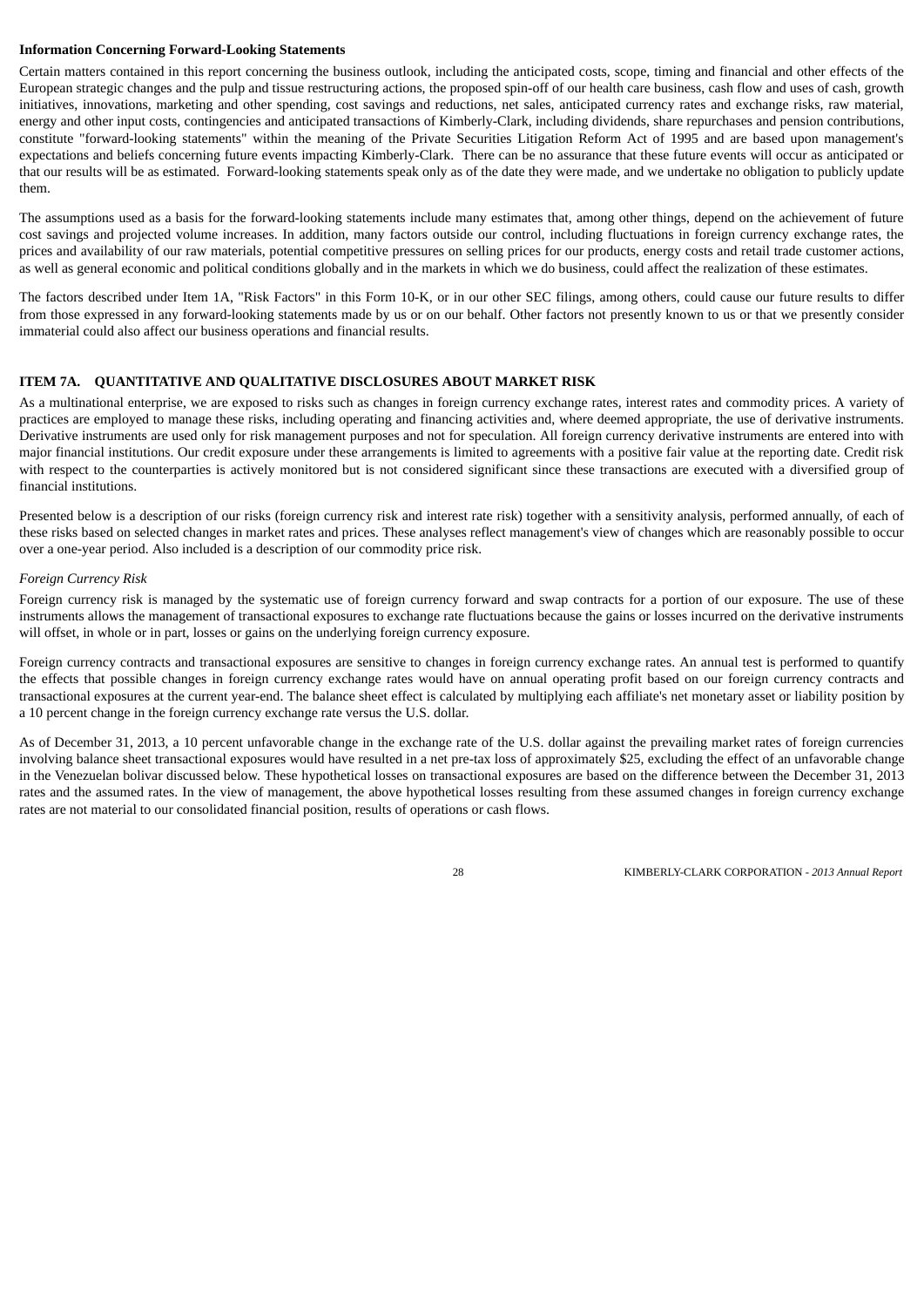**Information Concerning Forward-Looking Statements**

Certain matters contained in this report concerning the business outlook, including the anticipated costs, scope, timing and financial and other effects of the European strategic changes and the pulp and tissue restructuring actions, the proposed spin-off of our health care business, cash flow and uses of cash, growth initiatives, innovations, marketing and other spending, cost savings and reductions, net sales, anticipated currency rates and exchange risks, raw material, energy and other input costs, contingencies and anticipated transactions of Kimberly-Clark, including dividends, share repurchases and pension contributions, constitute "forward-looking statements" within the meaning of the Private Securities Litigation Reform Act of 1995 and are based upon management's expectations and beliefs concerning future events impacting Kimberly-Clark. There can be no assurance that these future events will occur as anticipated or that our results will be as estimated. Forward-looking statements speak only as of the date they were made, and we undertake no obligation to publicly update them.

The assumptions used as a basis for the forward-looking statements include many estimates that, among other things, depend on the achievement of future cost savings and projected volume increases. In addition, many factors outside our control, including fluctuations in foreign currency exchange rates, the prices and availability of our raw materials, potential competitive pressures on selling prices for our products, energy costs and retail trade customer actions, as well as general economic and political conditions globally and in the markets in which we do business, could affect the realization of these estimates.

The factors described under Item 1A, "Risk Factors" in this Form 10-K, or in our other SEC filings, among others, could cause our future results to differ from those expressed in any forward-looking statements made by us or on our behalf. Other factors not presently known to us or that we presently consider immaterial could also affect our business operations and financial results.

## ITEM 7A. QUANTITATIVE AND QUALITATIVE DISCLOSURES ABOUT MARKET RISK

As a multinational enterprise, we are exposed to risks such as changes in foreign currency exchange rates, interest rates and commodity prices. A variety of practices are employed to manage these risks, including operating and financing activities and, where deemed appropriate, the use of derivative instruments. Derivative instruments are used only for risk management purposes and not for speculation. All foreign currency derivative instruments are entered into with major financial institutions. Our credit exposure under these arrangements is limited to agreements with a positive fair value at the reporting date. Credit risk with respect to the counterparties is actively monitored but is not considered significant since these transactions are executed with a diversified group of financial institutions.

Presented below is a description of our risks (foreign currency risk and interest rate risk) together with a sensitivity analysis, performed annually, of each of these risks based on selected changes in market rates and prices. These analyses reflect management's view of changes which are reasonably possible to occur over a one-year period. Also included is a description of our commodity price risk.

*Foreign Currency Risk*

Foreign currency risk is managed by the systematic use of foreign currency forward and swap contracts for a portion of our exposure. The use of these instruments allows the management of transactional exposures to exchange rate fluctuations because the gains or losses incurred on the derivative instruments will offset, in whole or in part, losses or gains on the underlying foreign currency exposure.

Foreign currency contracts and transactional exposures are sensitive to changes in foreign currency exchange rates. An annual test is performed to quantify the effects that possible changes in foreign currency exchange rates would have on annual operating profit based on our foreign currency contracts and transactional exposures at the current year-end. The balance sheet effect is calculated by multiplying each affiliate's net monetary asset or liability position by a 10 percent change in the foreign currency exchange rate versus the U.S. dollar.

As of December 31, 2013, a 10 percent unfavorable change in the exchange rate of the U.S. dollar against the prevailing market rates of foreign currencies involving balance sheet transactional exposures would have resulted in a net pre-tax loss of approximately $25, excluding the effect of an unfavorable change in the Venezuelan bolivar discussed below. These hypothetical losses on transactional exposures are based on the difference between the December 31, 2013 rates and the assumed rates. In the view of management, the above hypothetical losses resulting from these assumed changes in foreign currency exchange rates are not material to our consolidated financial position, results of operations or cash flows.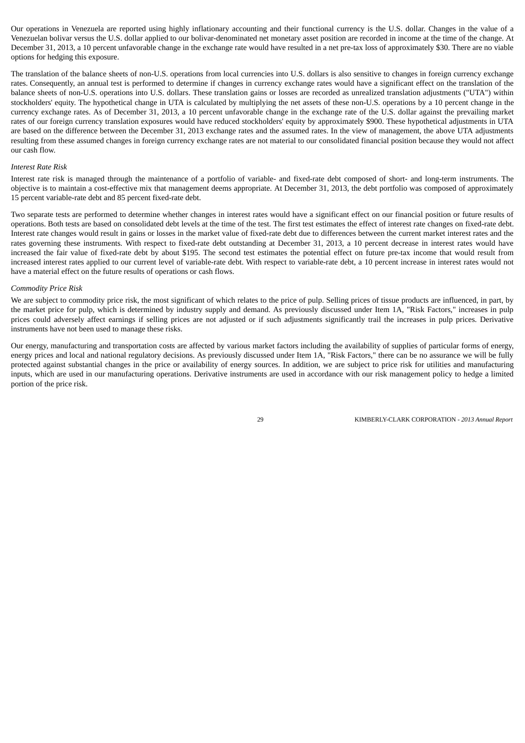Our operations in Venezuela are reported using highly inflationary accounting and their functional currency is the U.S. dollar. Changes in the value of a Venezuelan bolivar versus the U.S. dollar applied to our bolivar-denominated net monetary asset position are recorded in income at the time of the change. At December 31, 2013, a 10 percent unfavorable change in the exchange rate would have resulted in a net pre-tax loss of approximately $30. There are no viable options for hedging this exposure.

The translation of the balance sheets of non-U.S. operations from local currencies into U.S. dollars is also sensitive to changes in foreign currency exchange rates. Consequently, an annual test is performed to determine if changes in currency exchange rates would have a significant effect on the translation of the balance sheets of non-U.S. operations into U.S. dollars. These translation gains or losses are recorded as unrealized translation adjustments ("UTA") within stockholders' equity. The hypothetical change in UTA is calculated by multiplying the net assets of these non-U.S. operations by a 10 percent change in the currency exchange rates. As of December 31, 2013, a 10 percent unfavorable change in the exchange rate of the U.S. dollar against the prevailing market rates of our foreign currency translation exposures would have reduced stockholders' equity by approximately $900. These hypothetical adjustments in UTA are based on the difference between the December 31, 2013 exchange rates and the assumed rates. In the view of management, the above UTA adjustments resulting from these assumed changes in foreign currency exchange rates are not material to our consolidated financial position because they would not affect our cash flow.

*Interest Rate Risk*

Interest rate risk is managed through the maintenance of a portfolio of variable- and fixed-rate debt composed of short- and long-term instruments. The objective is to maintain a cost-effective mix that management deems appropriate. At December 31, 2013, the debt portfolio was composed of approximately 15 percent variable-rate debt and 85 percent fixed-rate debt.

Two separate tests are performed to determine whether changes in interest rates would have a significant effect on our financial position or future results of operations. Both tests are based on consolidated debt levels at the time of the test. The first test estimates the effect of interest rate changes on fixed-rate debt. Interest rate changes would result in gains or losses in the market value of fixed-rate debt due to differences between the current market interest rates and the rates governing these instruments. With respect to fixed-rate debt outstanding at December 31, 2013, a 10 percent decrease in interest rates would have increased the fair value of fixed-rate debt by about $195. The second test estimates the potential effect on future pre-tax income that would result from increased interest rates applied to our current level of variable-rate debt. With respect to variable-rate debt, a 10 percent increase in interest rates would not have a material effect on the future results of operations or cash flows.

*Commodity Price Risk*

We are subject to commodity price risk, the most significant of which relates to the price of pulp. Selling prices of tissue products are influenced, in part, by the market price for pulp, which is determined by industry supply and demand. As previously discussed under Item 1A, "Risk Factors," increases in pulp prices could adversely affect earnings if selling prices are not adjusted or if such adjustments significantly trail the increases in pulp prices. Derivative instruments have not been used to manage these risks.

Our energy, manufacturing and transportation costs are affected by various market factors including the availability of supplies of particular forms of energy, energy prices and local and national regulatory decisions. As previously discussed under Item 1A, "Risk Factors," there can be no assurance we will be fully protected against substantial changes in the price or availability of energy sources. In addition, we are subject to price risk for utilities and manufacturing inputs, which are used in our manufacturing operations. Derivative instruments are used in accordance with our risk management policy to hedge a limited portion of the price risk.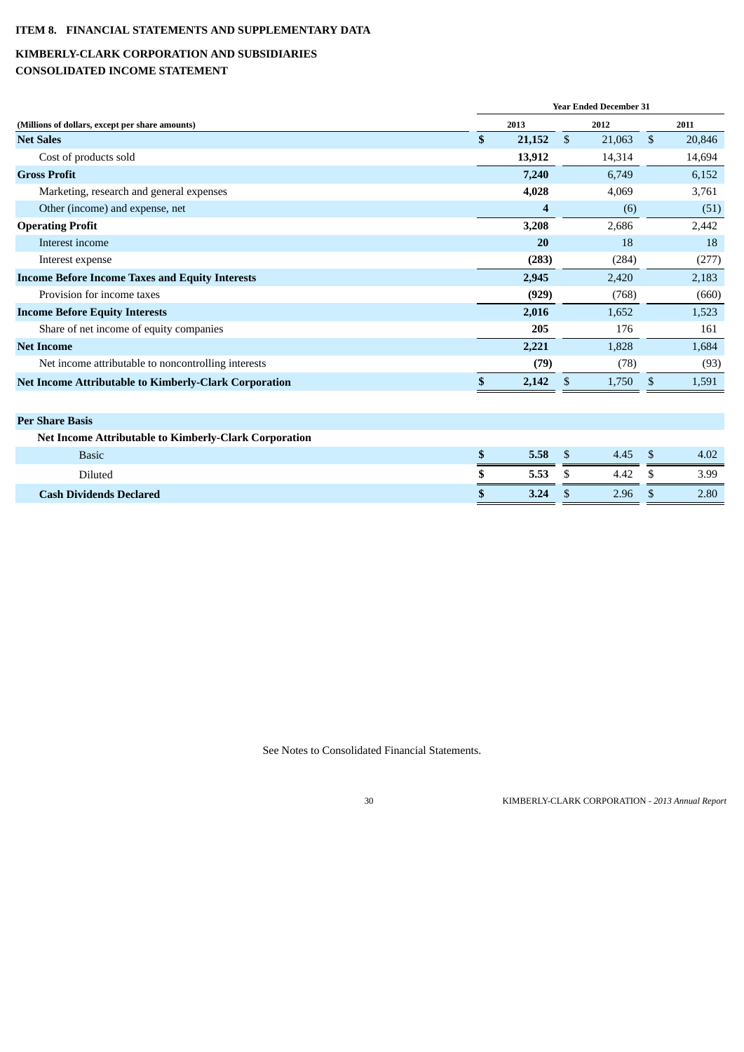## ITEM 8. FINANCIAL STATEMENTS AND SUPPLEMENTARY DATA

## KIMBERLY-CLARK CORPORATION AND SUBSIDIARIES
## CONSOLIDATED INCOME STATEMENT

| (Millions of dollars, except per share amounts) | Year Ended December 31 | | |
|---|---|---|---|
| | **2013** | 2012 | 2011 |
| **Net Sales** | **$ 21,152** | $ 21,063 | $ 20,846 |
| Cost of products sold | **13,912** | 14,314 | 14,694 |
| **Gross Profit** | **7,240** | 6,749 | 6,152 |
| Marketing, research and general expenses | **4,028** | 4,069 | 3,761 |
| Other (income) and expense, net | **4** | (6) | (51) |
| **Operating Profit** | **3,208** | 2,686 | 2,442 |
| Interest income | **20** | 18 | 18 |
| Interest expense | **(283)** | (284) | (277) |
| **Income Before Income Taxes and Equity Interests** | **2,945** | 2,420 | 2,183 |
| Provision for income taxes | **(929)** | (768) | (660) |
| **Income Before Equity Interests** | **2,016** | 1,652 | 1,523 |
| Share of net income of equity companies | **205** | 176 | 161 |
| **Net Income** | **2,221** | 1,828 | 1,684 |
| Net income attributable to noncontrolling interests | **(79)** | (78) | (93) |
| **Net Income Attributable to Kimberly-Clark Corporation** | **$ 2,142** | $ 1,750 | $ 1,591 |
| | | | |
| **Per Share Basis** | | | |
| **Net Income Attributable to Kimberly-Clark Corporation** | | | |
| Basic | **$ 5.58** | $ 4.45 | $ 4.02 |
| Diluted | **$ 5.53** | $ 4.42 | $ 3.99 |
| **Cash Dividends Declared** | **$ 3.24** | $ 2.96 | $ 2.80 |

See Notes to Consolidated Financial Statements.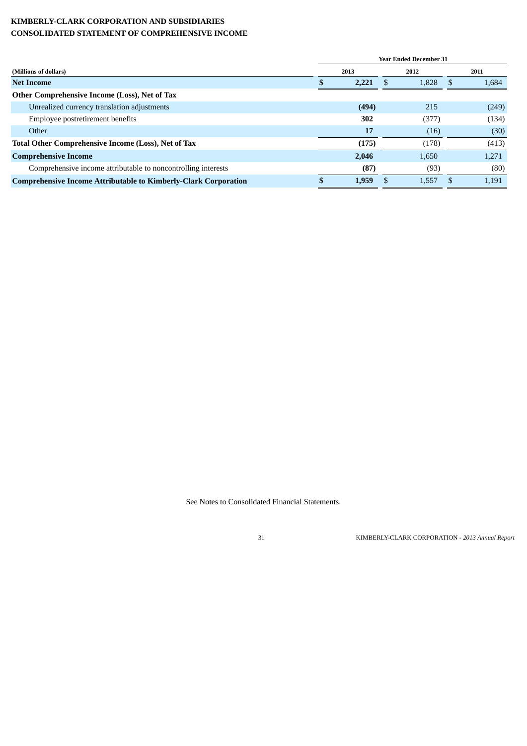**KIMBERLY-CLARK CORPORATION AND SUBSIDIARIES**
**CONSOLIDATED STATEMENT OF COMPREHENSIVE INCOME**

| | Year Ended December 31 | | |
|---|---|---|---|
| (Millions of dollars) | 2013 | 2012 | 2011 |
| **Net Income** | **$ 2,221** | $ 1,828 | $ 1,684 |
| **Other Comprehensive Income (Loss), Net of Tax** | | | |
| Unrealized currency translation adjustments | **(494)** | 215 | (249) |
| Employee postretirement benefits | **302** | (377) | (134) |
| Other | **17** | (16) | (30) |
| **Total Other Comprehensive Income (Loss), Net of Tax** | **(175)** | (178) | (413) |
| **Comprehensive Income** | **2,046** | 1,650 | 1,271 |
| Comprehensive income attributable to noncontrolling interests | **(87)** | (93) | (80) |
| **Comprehensive Income Attributable to Kimberly-Clark Corporation** | **$ 1,959** | $ 1,557 | $ 1,191 |

See Notes to Consolidated Financial Statements.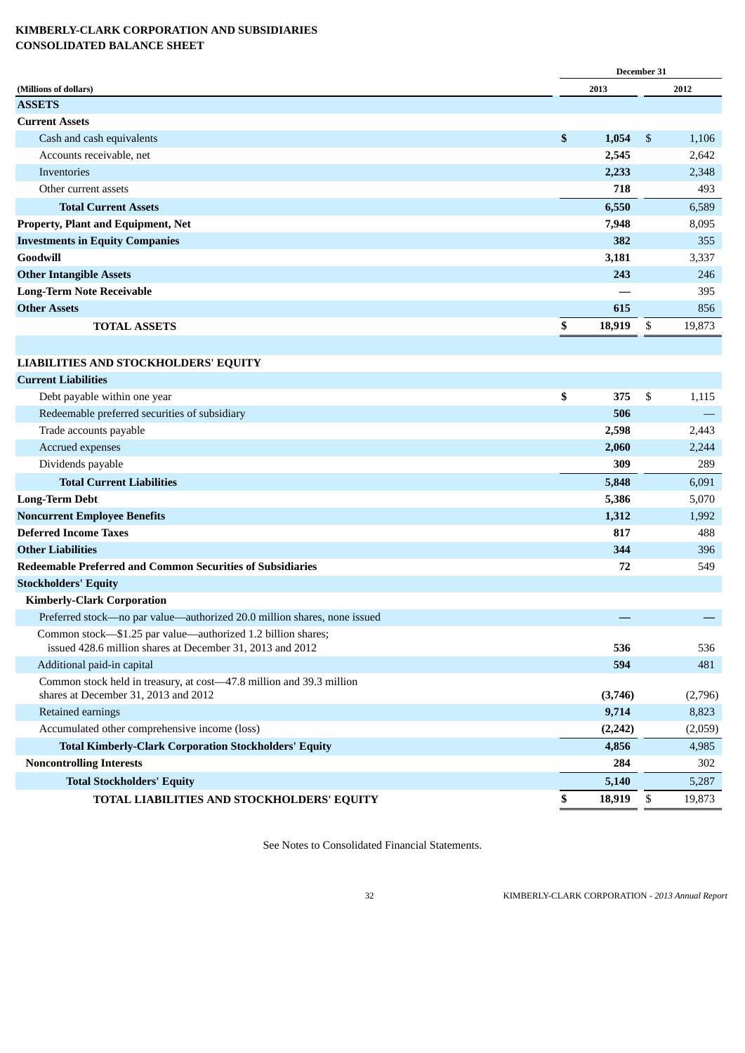**KIMBERLY-CLARK CORPORATION AND SUBSIDIARIES**
**CONSOLIDATED BALANCE SHEET**

| (Millions of dollars) | December 31 2013 | December 31 2012 |
|---|---|---|
| **ASSETS** | | |
| **Current Assets** | | |
| Cash and cash equivalents | **$ 1,054** | $ 1,106 |
| Accounts receivable, net | **2,545** | 2,642 |
| Inventories | **2,233** | 2,348 |
| Other current assets | **718** | 493 |
| **Total Current Assets** | **6,550** | 6,589 |
| **Property, Plant and Equipment, Net** | **7,948** | 8,095 |
| **Investments in Equity Companies** | **382** | 355 |
| **Goodwill** | **3,181** | 3,337 |
| **Other Intangible Assets** | **243** | 246 |
| **Long-Term Note Receivable** | **—** | 395 |
| **Other Assets** | **615** | 856 |
| **TOTAL ASSETS** | **$ 18,919** | $ 19,873 |
| | | |
| **LIABILITIES AND STOCKHOLDERS' EQUITY** | | |
| **Current Liabilities** | | |
| Debt payable within one year | **$ 375** | $ 1,115 |
| Redeemable preferred securities of subsidiary | **506** | — |
| Trade accounts payable | **2,598** | 2,443 |
| Accrued expenses | **2,060** | 2,244 |
| Dividends payable | **309** | 289 |
| **Total Current Liabilities** | **5,848** | 6,091 |
| **Long-Term Debt** | **5,386** | 5,070 |
| **Noncurrent Employee Benefits** | **1,312** | 1,992 |
| **Deferred Income Taxes** | **817** | 488 |
| **Other Liabilities** | **344** | 396 |
| **Redeemable Preferred and Common Securities of Subsidiaries** | **72** | 549 |
| **Stockholders' Equity** | | |
| **Kimberly-Clark Corporation** | | |
| Preferred stock—no par value—authorized 20.0 million shares, none issued | **—** | — |
| Common stock—$1.25 par value—authorized 1.2 billion shares; issued 428.6 million shares at December 31, 2013 and 2012 | **536** | 536 |
| Additional paid-in capital | **594** | 481 |
| Common stock held in treasury, at cost—47.8 million and 39.3 million shares at December 31, 2013 and 2012 | **(3,746)** | (2,796) |
| Retained earnings | **9,714** | 8,823 |
| Accumulated other comprehensive income (loss) | **(2,242)** | (2,059) |
| **Total Kimberly-Clark Corporation Stockholders' Equity** | **4,856** | 4,985 |
| **Noncontrolling Interests** | **284** | 302 |
| **Total Stockholders' Equity** | **5,140** | 5,287 |
| **TOTAL LIABILITIES AND STOCKHOLDERS' EQUITY** | **$ 18,919** | $ 19,873 |

See Notes to Consolidated Financial Statements.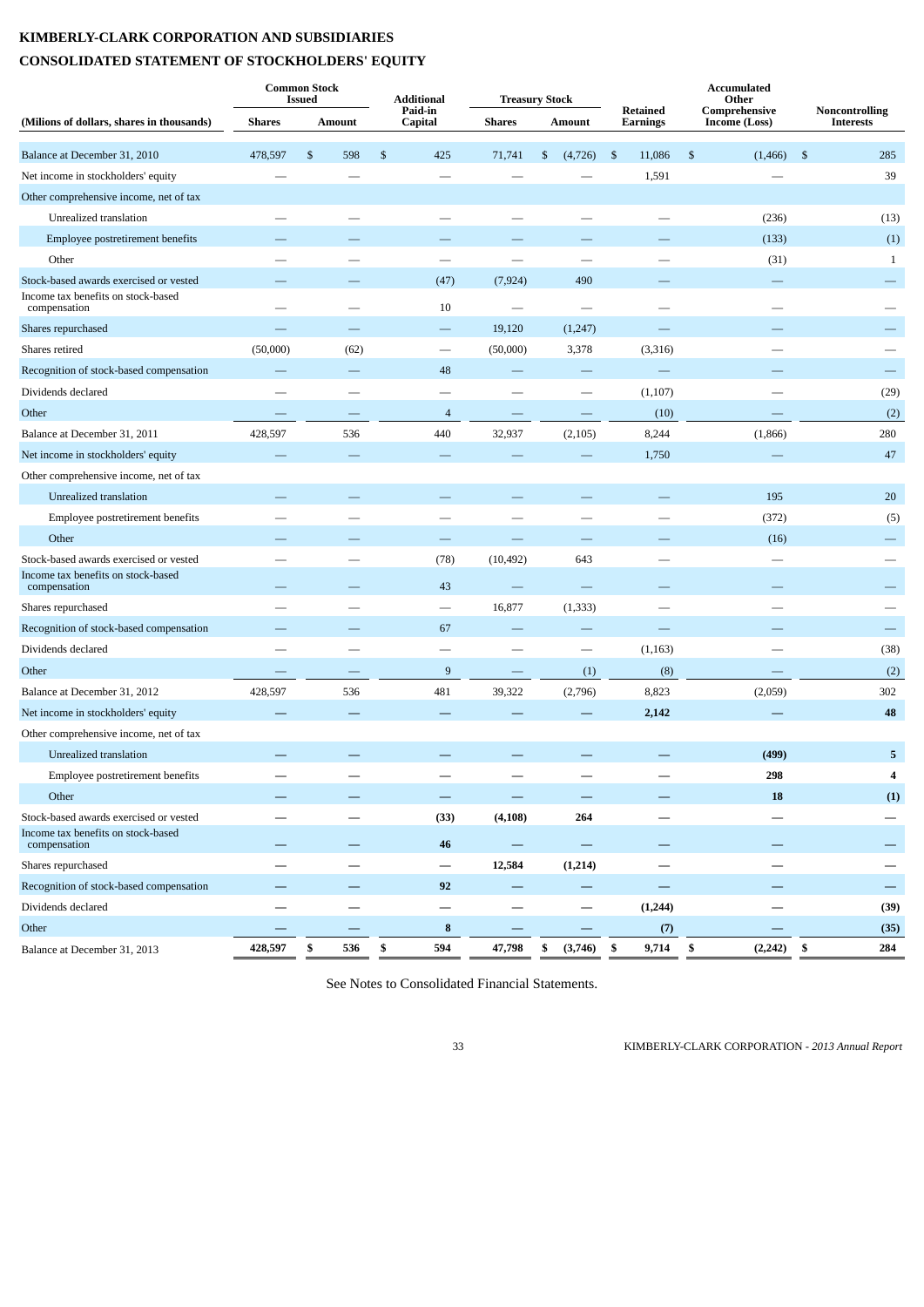**KIMBERLY-CLARK CORPORATION AND SUBSIDIARIES**

**CONSOLIDATED STATEMENT OF STOCKHOLDERS' EQUITY**

| (Millions of dollars, shares in thousands) | Common Stock Issued | | Additional Paid-in Capital | Treasury Stock | | Retained Earnings | Accumulated Other Comprehensive Income (Loss) | Noncontrolling Interests |
|---|---|---|---|---|---|---|---|---|
| | Shares | Amount | | Shares | Amount | | | |
| Balance at December 31, 2010 | 478,597 | $ 598 | $ 425 | 71,741 | $ (4,726) | $ 11,086 | $ (1,466) | $ 285 |
| Net income in stockholders' equity | — | — | — | — | — | 1,591 | — | 39 |
| Other comprehensive income, net of tax | | | | | | | | |
| Unrealized translation | — | — | — | — | — | — | (236) | (13) |
| Employee postretirement benefits | — | — | — | — | — | — | (133) | (1) |
| Other | — | — | — | — | — | — | (31) | 1 |
| Stock-based awards exercised or vested | — | — | (47) | (7,924) | 490 | — | — | — |
| Income tax benefits on stock-based compensation | — | — | 10 | — | — | — | — | — |
| Shares repurchased | — | — | — | 19,120 | (1,247) | — | — | — |
| Shares retired | (50,000) | (62) | — | (50,000) | 3,378 | (3,316) | — | — |
| Recognition of stock-based compensation | — | — | 48 | — | — | — | — | — |
| Dividends declared | — | — | — | — | — | (1,107) | — | (29) |
| Other | — | — | 4 | — | — | (10) | — | (2) |
| Balance at December 31, 2011 | 428,597 | 536 | 440 | 32,937 | (2,105) | 8,244 | (1,866) | 280 |
| Net income in stockholders' equity | — | — | — | — | — | 1,750 | — | 47 |
| Other comprehensive income, net of tax | | | | | | | | |
| Unrealized translation | — | — | — | — | — | — | 195 | 20 |
| Employee postretirement benefits | — | — | — | — | — | — | (372) | (5) |
| Other | — | — | — | — | — | — | (16) | — |
| Stock-based awards exercised or vested | — | — | (78) | (10,492) | 643 | — | — | — |
| Income tax benefits on stock-based compensation | — | — | 43 | — | — | — | — | — |
| Shares repurchased | — | — | — | 16,877 | (1,333) | — | — | — |
| Recognition of stock-based compensation | — | — | 67 | — | — | — | — | — |
| Dividends declared | — | — | — | — | — | (1,163) | — | (38) |
| Other | — | — | 9 | — | (1) | (8) | — | (2) |
| Balance at December 31, 2012 | 428,597 | 536 | 481 | 39,322 | (2,796) | 8,823 | (2,059) | 302 |
| Net income in stockholders' equity | — | — | — | — | — | **2,142** | — | **48** |
| Other comprehensive income, net of tax | | | | | | | | |
| Unrealized translation | — | — | — | — | — | — | **(499)** | **5** |
| Employee postretirement benefits | — | — | — | — | — | — | **298** | **4** |
| Other | — | — | — | — | — | — | **18** | **(1)** |
| Stock-based awards exercised or vested | — | — | **(33)** | **(4,108)** | **264** | — | — | — |
| Income tax benefits on stock-based compensation | — | — | **46** | — | — | — | — | — |
| Shares repurchased | — | — | — | **12,584** | **(1,214)** | — | — | — |
| Recognition of stock-based compensation | — | — | **92** | — | — | — | — | — |
| Dividends declared | — | — | — | — | — | **(1,244)** | — | **(39)** |
| Other | — | — | **8** | — | — | **(7)** | — | **(35)** |
| Balance at December 31, 2013 | **428,597** | **$ 536** | **$ 594** | **47,798** | **$ (3,746)** | **$ 9,714** | **$ (2,242)** | **$ 284** |

See Notes to Consolidated Financial Statements.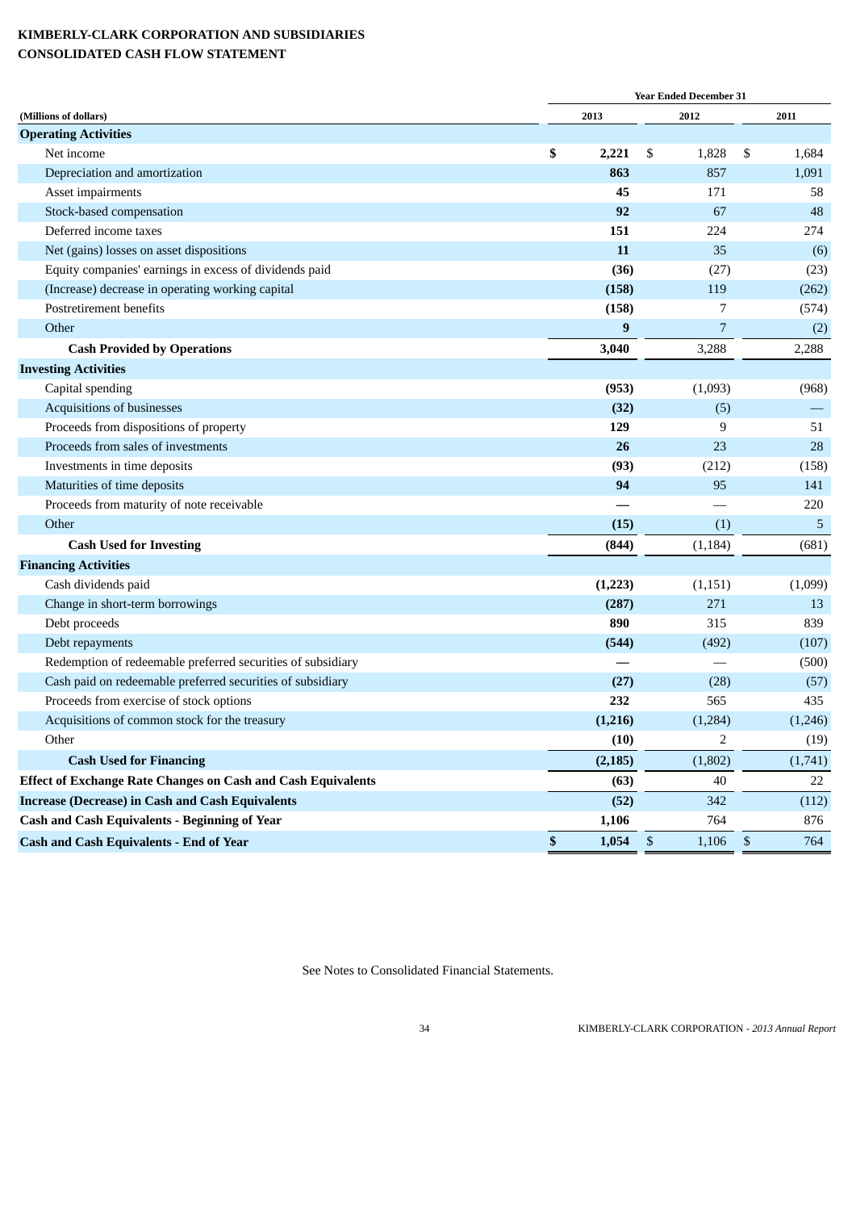**KIMBERLY-CLARK CORPORATION AND SUBSIDIARIES**
**CONSOLIDATED CASH FLOW STATEMENT**

| | Year Ended December 31 | | |
|---|---|---|---|
| (Millions of dollars) | 2013 | 2012 | 2011 |
| **Operating Activities** | | | |
| Net income | **$ 2,221** | $ 1,828 | $ 1,684 |
| Depreciation and amortization | **863** | 857 | 1,091 |
| Asset impairments | **45** | 171 | 58 |
| Stock-based compensation | **92** | 67 | 48 |
| Deferred income taxes | **151** | 224 | 274 |
| Net (gains) losses on asset dispositions | **11** | 35 | (6) |
| Equity companies' earnings in excess of dividends paid | **(36)** | (27) | (23) |
| (Increase) decrease in operating working capital | **(158)** | 119 | (262) |
| Postretirement benefits | **(158)** | 7 | (574) |
| Other | **9** | 7 | (2) |
| **Cash Provided by Operations** | **3,040** | 3,288 | 2,288 |
| **Investing Activities** | | | |
| Capital spending | **(953)** | (1,093) | (968) |
| Acquisitions of businesses | **(32)** | (5) | — |
| Proceeds from dispositions of property | **129** | 9 | 51 |
| Proceeds from sales of investments | **26** | 23 | 28 |
| Investments in time deposits | **(93)** | (212) | (158) |
| Maturities of time deposits | **94** | 95 | 141 |
| Proceeds from maturity of note receivable | **—** | — | 220 |
| Other | **(15)** | (1) | 5 |
| **Cash Used for Investing** | **(844)** | (1,184) | (681) |
| **Financing Activities** | | | |
| Cash dividends paid | **(1,223)** | (1,151) | (1,099) |
| Change in short-term borrowings | **(287)** | 271 | 13 |
| Debt proceeds | **890** | 315 | 839 |
| Debt repayments | **(544)** | (492) | (107) |
| Redemption of redeemable preferred securities of subsidiary | **—** | — | (500) |
| Cash paid on redeemable preferred securities of subsidiary | **(27)** | (28) | (57) |
| Proceeds from exercise of stock options | **232** | 565 | 435 |
| Acquisitions of common stock for the treasury | **(1,216)** | (1,284) | (1,246) |
| Other | **(10)** | 2 | (19) |
| **Cash Used for Financing** | **(2,185)** | (1,802) | (1,741) |
| **Effect of Exchange Rate Changes on Cash and Cash Equivalents** | **(63)** | 40 | 22 |
| **Increase (Decrease) in Cash and Cash Equivalents** | **(52)** | 342 | (112) |
| **Cash and Cash Equivalents - Beginning of Year** | **1,106** | 764 | 876 |
| **Cash and Cash Equivalents - End of Year** | **$ 1,054** | $ 1,106 | $ 764 |

See Notes to Consolidated Financial Statements.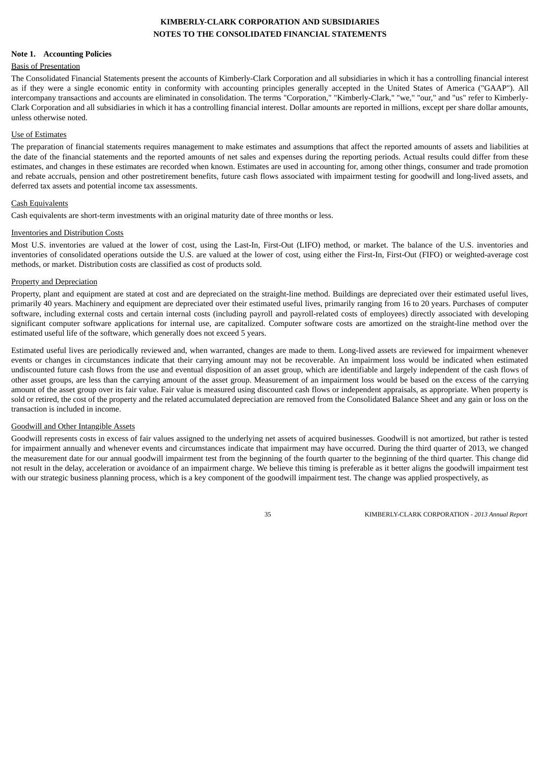# KIMBERLY-CLARK CORPORATION AND SUBSIDIARIES
# NOTES TO THE CONSOLIDATED FINANCIAL STATEMENTS

## Note 1. Accounting Policies

### Basis of Presentation

The Consolidated Financial Statements present the accounts of Kimberly-Clark Corporation and all subsidiaries in which it has a controlling financial interest as if they were a single economic entity in conformity with accounting principles generally accepted in the United States of America ("GAAP"). All intercompany transactions and accounts are eliminated in consolidation. The terms "Corporation," "Kimberly-Clark," "we," "our," and "us" refer to Kimberly-Clark Corporation and all subsidiaries in which it has a controlling financial interest. Dollar amounts are reported in millions, except per share dollar amounts, unless otherwise noted.

### Use of Estimates

The preparation of financial statements requires management to make estimates and assumptions that affect the reported amounts of assets and liabilities at the date of the financial statements and the reported amounts of net sales and expenses during the reporting periods. Actual results could differ from these estimates, and changes in these estimates are recorded when known. Estimates are used in accounting for, among other things, consumer and trade promotion and rebate accruals, pension and other postretirement benefits, future cash flows associated with impairment testing for goodwill and long-lived assets, and deferred tax assets and potential income tax assessments.

### Cash Equivalents

Cash equivalents are short-term investments with an original maturity date of three months or less.

### Inventories and Distribution Costs

Most U.S. inventories are valued at the lower of cost, using the Last-In, First-Out (LIFO) method, or market. The balance of the U.S. inventories and inventories of consolidated operations outside the U.S. are valued at the lower of cost, using either the First-In, First-Out (FIFO) or weighted-average cost methods, or market. Distribution costs are classified as cost of products sold.

### Property and Depreciation

Property, plant and equipment are stated at cost and are depreciated on the straight-line method. Buildings are depreciated over their estimated useful lives, primarily 40 years. Machinery and equipment are depreciated over their estimated useful lives, primarily ranging from 16 to 20 years. Purchases of computer software, including external costs and certain internal costs (including payroll and payroll-related costs of employees) directly associated with developing significant computer software applications for internal use, are capitalized. Computer software costs are amortized on the straight-line method over the estimated useful life of the software, which generally does not exceed 5 years.

Estimated useful lives are periodically reviewed and, when warranted, changes are made to them. Long-lived assets are reviewed for impairment whenever events or changes in circumstances indicate that their carrying amount may not be recoverable. An impairment loss would be indicated when estimated undiscounted future cash flows from the use and eventual disposition of an asset group, which are identifiable and largely independent of the cash flows of other asset groups, are less than the carrying amount of the asset group. Measurement of an impairment loss would be based on the excess of the carrying amount of the asset group over its fair value. Fair value is measured using discounted cash flows or independent appraisals, as appropriate. When property is sold or retired, the cost of the property and the related accumulated depreciation are removed from the Consolidated Balance Sheet and any gain or loss on the transaction is included in income.

### Goodwill and Other Intangible Assets

Goodwill represents costs in excess of fair values assigned to the underlying net assets of acquired businesses. Goodwill is not amortized, but rather is tested for impairment annually and whenever events and circumstances indicate that impairment may have occurred. During the third quarter of 2013, we changed the measurement date for our annual goodwill impairment test from the beginning of the fourth quarter to the beginning of the third quarter. This change did not result in the delay, acceleration or avoidance of an impairment charge. We believe this timing is preferable as it better aligns the goodwill impairment test with our strategic business planning process, which is a key component of the goodwill impairment test. The change was applied prospectively, as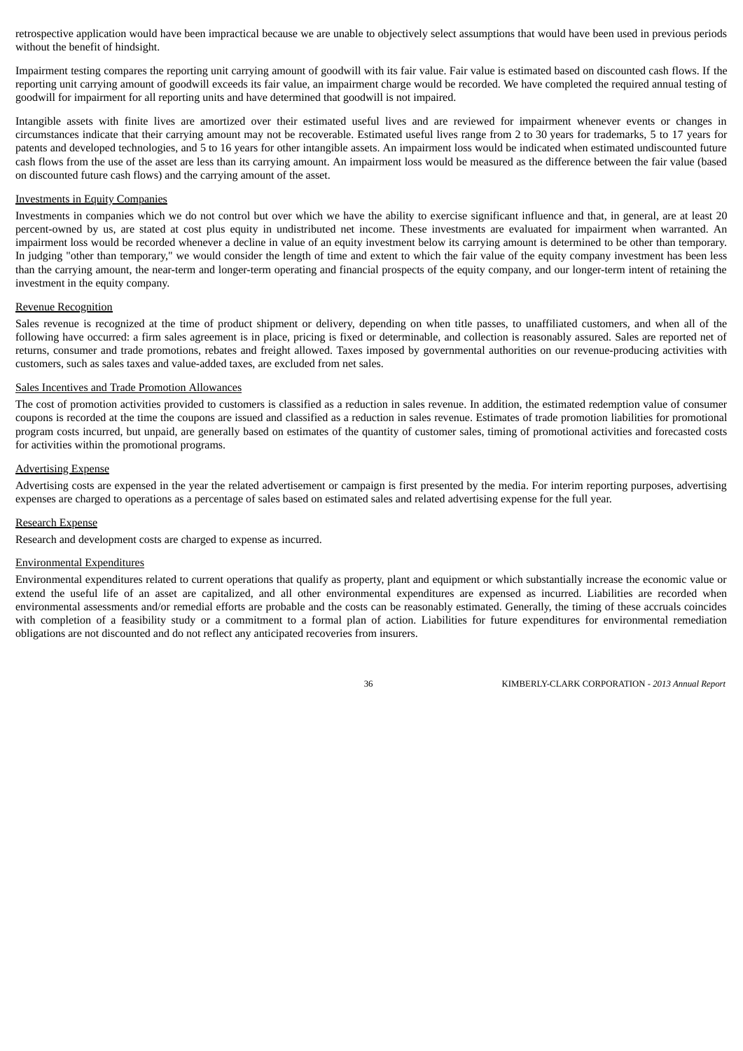retrospective application would have been impractical because we are unable to objectively select assumptions that would have been used in previous periods without the benefit of hindsight.

Impairment testing compares the reporting unit carrying amount of goodwill with its fair value. Fair value is estimated based on discounted cash flows. If the reporting unit carrying amount of goodwill exceeds its fair value, an impairment charge would be recorded. We have completed the required annual testing of goodwill for impairment for all reporting units and have determined that goodwill is not impaired.

Intangible assets with finite lives are amortized over their estimated useful lives and are reviewed for impairment whenever events or changes in circumstances indicate that their carrying amount may not be recoverable. Estimated useful lives range from 2 to 30 years for trademarks, 5 to 17 years for patents and developed technologies, and 5 to 16 years for other intangible assets. An impairment loss would be indicated when estimated undiscounted future cash flows from the use of the asset are less than its carrying amount. An impairment loss would be measured as the difference between the fair value (based on discounted future cash flows) and the carrying amount of the asset.

Investments in Equity Companies

Investments in companies which we do not control but over which we have the ability to exercise significant influence and that, in general, are at least 20 percent-owned by us, are stated at cost plus equity in undistributed net income. These investments are evaluated for impairment when warranted. An impairment loss would be recorded whenever a decline in value of an equity investment below its carrying amount is determined to be other than temporary. In judging "other than temporary," we would consider the length of time and extent to which the fair value of the equity company investment has been less than the carrying amount, the near-term and longer-term operating and financial prospects of the equity company, and our longer-term intent of retaining the investment in the equity company.

Revenue Recognition

Sales revenue is recognized at the time of product shipment or delivery, depending on when title passes, to unaffiliated customers, and when all of the following have occurred: a firm sales agreement is in place, pricing is fixed or determinable, and collection is reasonably assured. Sales are reported net of returns, consumer and trade promotions, rebates and freight allowed. Taxes imposed by governmental authorities on our revenue-producing activities with customers, such as sales taxes and value-added taxes, are excluded from net sales.

Sales Incentives and Trade Promotion Allowances

The cost of promotion activities provided to customers is classified as a reduction in sales revenue. In addition, the estimated redemption value of consumer coupons is recorded at the time the coupons are issued and classified as a reduction in sales revenue. Estimates of trade promotion liabilities for promotional program costs incurred, but unpaid, are generally based on estimates of the quantity of customer sales, timing of promotional activities and forecasted costs for activities within the promotional programs.

Advertising Expense

Advertising costs are expensed in the year the related advertisement or campaign is first presented by the media. For interim reporting purposes, advertising expenses are charged to operations as a percentage of sales based on estimated sales and related advertising expense for the full year.

Research Expense

Research and development costs are charged to expense as incurred.

Environmental Expenditures

Environmental expenditures related to current operations that qualify as property, plant and equipment or which substantially increase the economic value or extend the useful life of an asset are capitalized, and all other environmental expenditures are expensed as incurred. Liabilities are recorded when environmental assessments and/or remedial efforts are probable and the costs can be reasonably estimated. Generally, the timing of these accruals coincides with completion of a feasibility study or a commitment to a formal plan of action. Liabilities for future expenditures for environmental remediation obligations are not discounted and do not reflect any anticipated recoveries from insurers.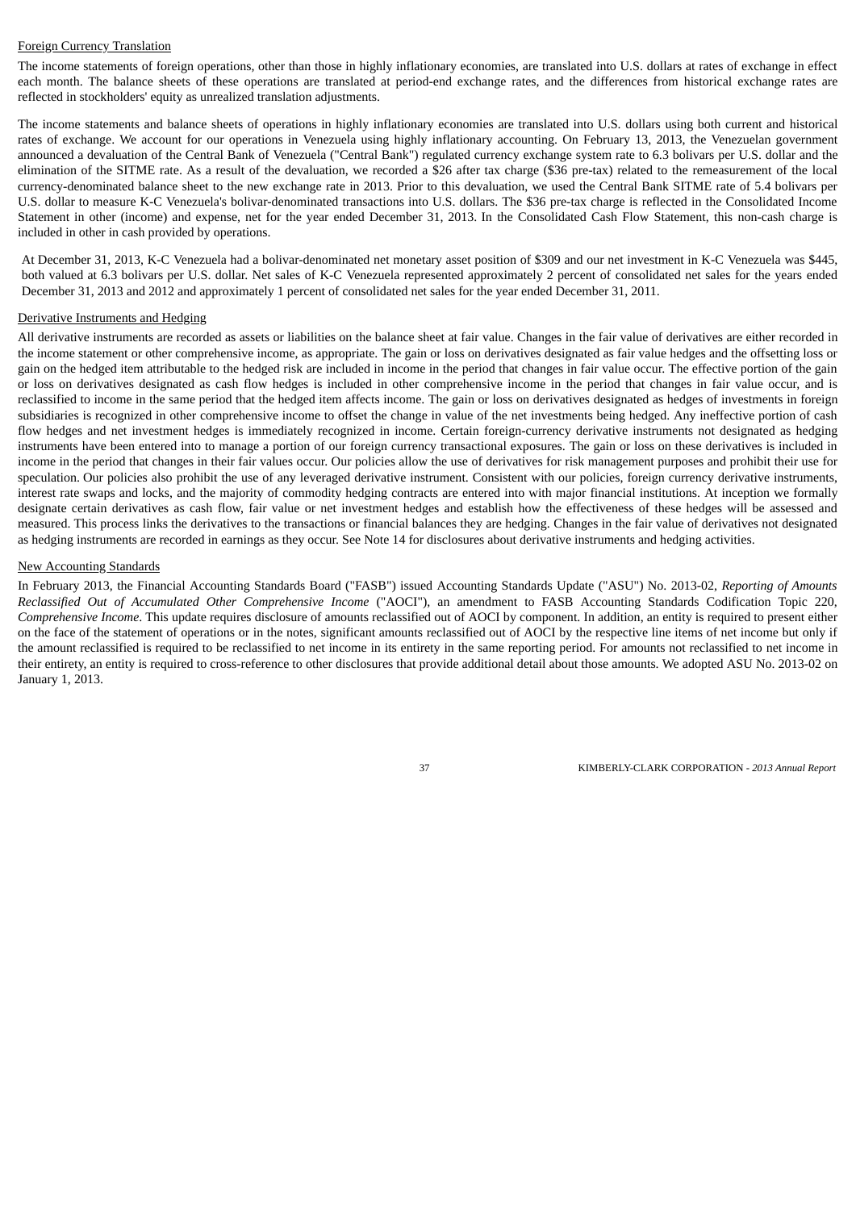Foreign Currency Translation

The income statements of foreign operations, other than those in highly inflationary economies, are translated into U.S. dollars at rates of exchange in effect each month. The balance sheets of these operations are translated at period-end exchange rates, and the differences from historical exchange rates are reflected in stockholders' equity as unrealized translation adjustments.

The income statements and balance sheets of operations in highly inflationary economies are translated into U.S. dollars using both current and historical rates of exchange. We account for our operations in Venezuela using highly inflationary accounting. On February 13, 2013, the Venezuelan government announced a devaluation of the Central Bank of Venezuela ("Central Bank") regulated currency exchange system rate to 6.3 bolivars per U.S. dollar and the elimination of the SITME rate. As a result of the devaluation, we recorded a $26 after tax charge ($36 pre-tax) related to the remeasurement of the local currency-denominated balance sheet to the new exchange rate in 2013. Prior to this devaluation, we used the Central Bank SITME rate of 5.4 bolivars per U.S. dollar to measure K-C Venezuela's bolivar-denominated transactions into U.S. dollars. The $36 pre-tax charge is reflected in the Consolidated Income Statement in other (income) and expense, net for the year ended December 31, 2013. In the Consolidated Cash Flow Statement, this non-cash charge is included in other in cash provided by operations.

At December 31, 2013, K-C Venezuela had a bolivar-denominated net monetary asset position of $309 and our net investment in K-C Venezuela was $445, both valued at 6.3 bolivars per U.S. dollar. Net sales of K-C Venezuela represented approximately 2 percent of consolidated net sales for the years ended December 31, 2013 and 2012 and approximately 1 percent of consolidated net sales for the year ended December 31, 2011.

Derivative Instruments and Hedging

All derivative instruments are recorded as assets or liabilities on the balance sheet at fair value. Changes in the fair value of derivatives are either recorded in the income statement or other comprehensive income, as appropriate. The gain or loss on derivatives designated as fair value hedges and the offsetting loss or gain on the hedged item attributable to the hedged risk are included in income in the period that changes in fair value occur. The effective portion of the gain or loss on derivatives designated as cash flow hedges is included in other comprehensive income in the period that changes in fair value occur, and is reclassified to income in the same period that the hedged item affects income. The gain or loss on derivatives designated as hedges of investments in foreign subsidiaries is recognized in other comprehensive income to offset the change in value of the net investments being hedged. Any ineffective portion of cash flow hedges and net investment hedges is immediately recognized in income. Certain foreign-currency derivative instruments not designated as hedging instruments have been entered into to manage a portion of our foreign currency transactional exposures. The gain or loss on these derivatives is included in income in the period that changes in their fair values occur. Our policies allow the use of derivatives for risk management purposes and prohibit their use for speculation. Our policies also prohibit the use of any leveraged derivative instrument. Consistent with our policies, foreign currency derivative instruments, interest rate swaps and locks, and the majority of commodity hedging contracts are entered into with major financial institutions. At inception we formally designate certain derivatives as cash flow, fair value or net investment hedges and establish how the effectiveness of these hedges will be assessed and measured. This process links the derivatives to the transactions or financial balances they are hedging. Changes in the fair value of derivatives not designated as hedging instruments are recorded in earnings as they occur. See Note 14 for disclosures about derivative instruments and hedging activities.

New Accounting Standards

In February 2013, the Financial Accounting Standards Board ("FASB") issued Accounting Standards Update ("ASU") No. 2013-02, *Reporting of Amounts Reclassified Out of Accumulated Other Comprehensive Income* ("AOCI"), an amendment to FASB Accounting Standards Codification Topic 220, *Comprehensive Income*. This update requires disclosure of amounts reclassified out of AOCI by component. In addition, an entity is required to present either on the face of the statement of operations or in the notes, significant amounts reclassified out of AOCI by the respective line items of net income but only if the amount reclassified is required to be reclassified to net income in its entirety in the same reporting period. For amounts not reclassified to net income in their entirety, an entity is required to cross-reference to other disclosures that provide additional detail about those amounts. We adopted ASU No. 2013-02 on January 1, 2013.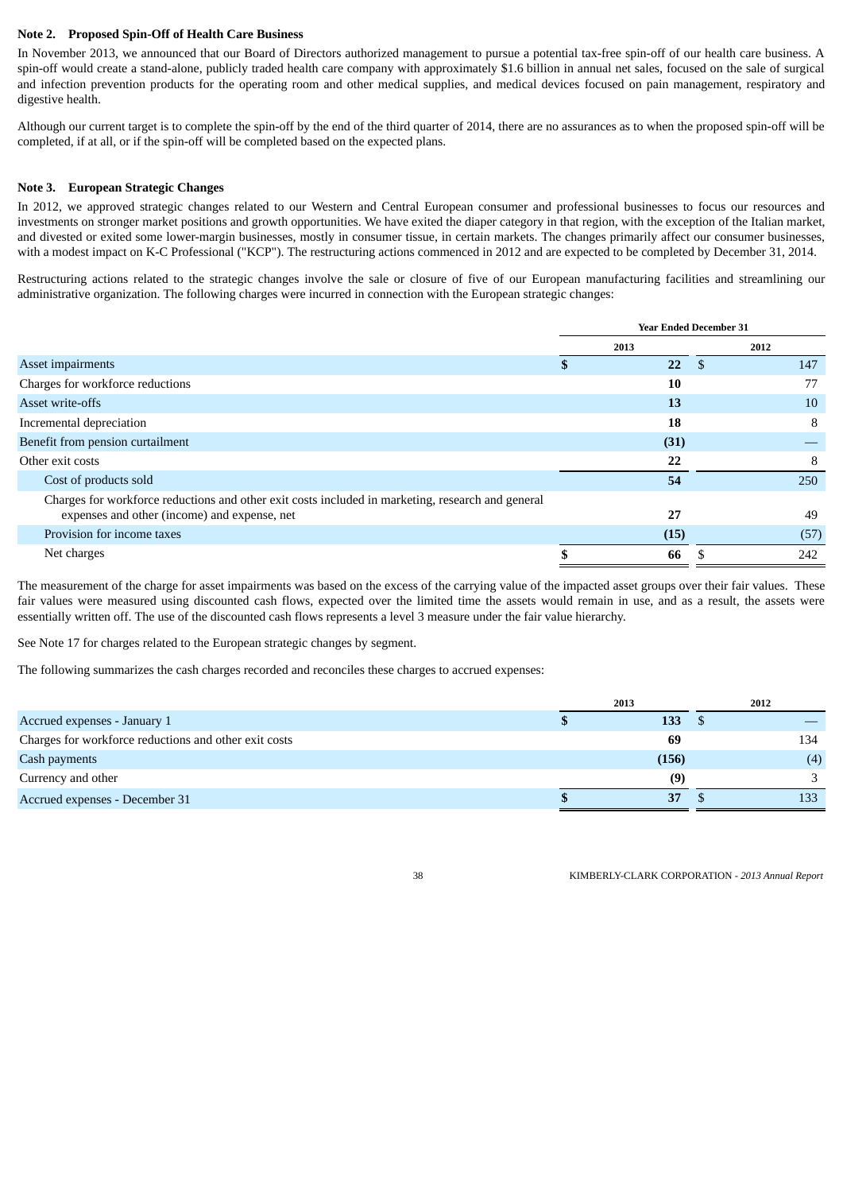## Note 2. Proposed Spin-Off of Health Care Business

In November 2013, we announced that our Board of Directors authorized management to pursue a potential tax-free spin-off of our health care business. A spin-off would create a stand-alone, publicly traded health care company with approximately $1.6 billion in annual net sales, focused on the sale of surgical and infection prevention products for the operating room and other medical supplies, and medical devices focused on pain management, respiratory and digestive health.

Although our current target is to complete the spin-off by the end of the third quarter of 2014, there are no assurances as to when the proposed spin-off will be completed, if at all, or if the spin-off will be completed based on the expected plans.

## Note 3. European Strategic Changes

In 2012, we approved strategic changes related to our Western and Central European consumer and professional businesses to focus our resources and investments on stronger market positions and growth opportunities. We have exited the diaper category in that region, with the exception of the Italian market, and divested or exited some lower-margin businesses, mostly in consumer tissue, in certain markets. The changes primarily affect our consumer businesses, with a modest impact on K-C Professional ("KCP"). The restructuring actions commenced in 2012 and are expected to be completed by December 31, 2014.

Restructuring actions related to the strategic changes involve the sale or closure of five of our European manufacturing facilities and streamlining our administrative organization. The following charges were incurred in connection with the European strategic changes:

| | Year Ended December 31 | |
|---|---|---|
| | **2013** | 2012 |
| Asset impairments | **$ 22** | $ 147 |
| Charges for workforce reductions | **10** | 77 |
| Asset write-offs | **13** | 10 |
| Incremental depreciation | **18** | 8 |
| Benefit from pension curtailment | **(31)** | — |
| Other exit costs | **22** | 8 |
| Cost of products sold | **54** | 250 |
| Charges for workforce reductions and other exit costs included in marketing, research and general expenses and other (income) and expense, net | **27** | 49 |
| Provision for income taxes | **(15)** | (57) |
| Net charges | **$ 66** | $ 242 |

The measurement of the charge for asset impairments was based on the excess of the carrying value of the impacted asset groups over their fair values. These fair values were measured using discounted cash flows, expected over the limited time the assets would remain in use, and as a result, the assets were essentially written off. The use of the discounted cash flows represents a level 3 measure under the fair value hierarchy.

See Note 17 for charges related to the European strategic changes by segment.

The following summarizes the cash charges recorded and reconciles these charges to accrued expenses:

| | **2013** | 2012 |
|---|---|---|
| Accrued expenses - January 1 | **$ 133** | $ — |
| Charges for workforce reductions and other exit costs | **69** | 134 |
| Cash payments | **(156)** | (4) |
| Currency and other | **(9)** | 3 |
| Accrued expenses - December 31 | **$ 37** | $ 133 |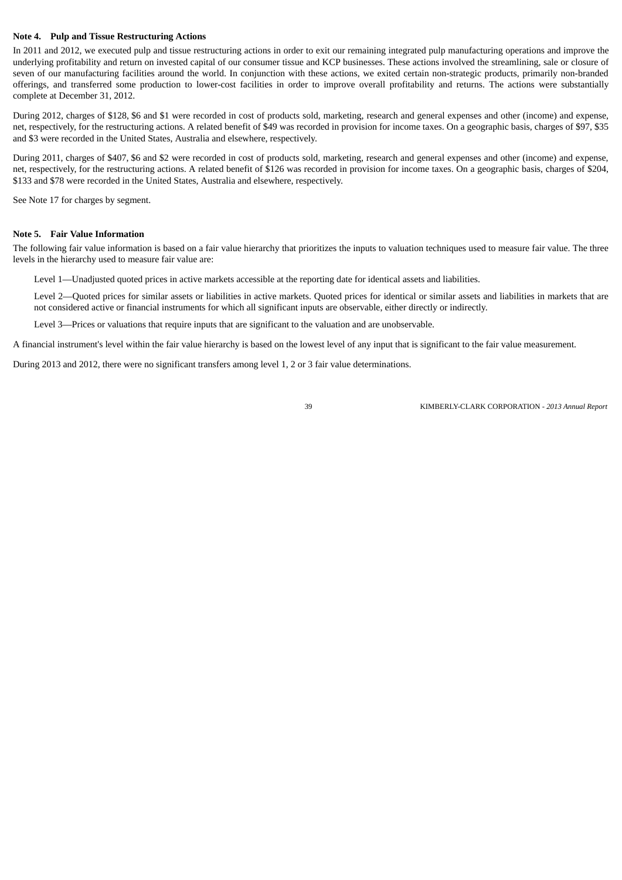### Note 4. Pulp and Tissue Restructuring Actions

In 2011 and 2012, we executed pulp and tissue restructuring actions in order to exit our remaining integrated pulp manufacturing operations and improve the underlying profitability and return on invested capital of our consumer tissue and KCP businesses. These actions involved the streamlining, sale or closure of seven of our manufacturing facilities around the world. In conjunction with these actions, we exited certain non-strategic products, primarily non-branded offerings, and transferred some production to lower-cost facilities in order to improve overall profitability and returns. The actions were substantially complete at December 31, 2012.

During 2012, charges of $128, $6 and $1 were recorded in cost of products sold, marketing, research and general expenses and other (income) and expense, net, respectively, for the restructuring actions. A related benefit of $49 was recorded in provision for income taxes. On a geographic basis, charges of $97, $35 and $3 were recorded in the United States, Australia and elsewhere, respectively.

During 2011, charges of $407, $6 and $2 were recorded in cost of products sold, marketing, research and general expenses and other (income) and expense, net, respectively, for the restructuring actions. A related benefit of $126 was recorded in provision for income taxes. On a geographic basis, charges of $204, $133 and $78 were recorded in the United States, Australia and elsewhere, respectively.

See Note 17 for charges by segment.

### Note 5. Fair Value Information

The following fair value information is based on a fair value hierarchy that prioritizes the inputs to valuation techniques used to measure fair value. The three levels in the hierarchy used to measure fair value are:

Level 1—Unadjusted quoted prices in active markets accessible at the reporting date for identical assets and liabilities.

Level 2—Quoted prices for similar assets or liabilities in active markets. Quoted prices for identical or similar assets and liabilities in markets that are not considered active or financial instruments for which all significant inputs are observable, either directly or indirectly.

Level 3—Prices or valuations that require inputs that are significant to the valuation and are unobservable.

A financial instrument's level within the fair value hierarchy is based on the lowest level of any input that is significant to the fair value measurement.

During 2013 and 2012, there were no significant transfers among level 1, 2 or 3 fair value determinations.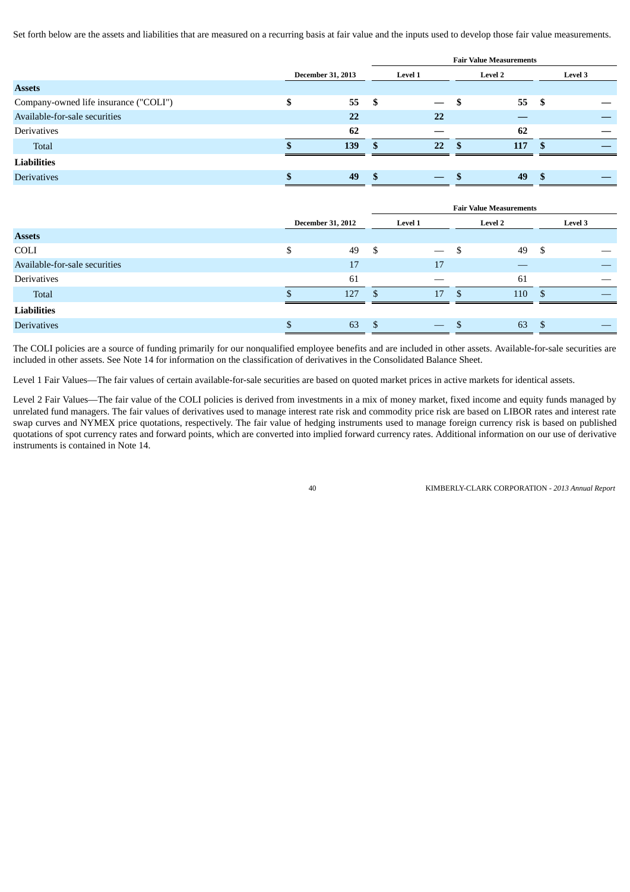Set forth below are the assets and liabilities that are measured on a recurring basis at fair value and the inputs used to develop those fair value measurements.

| | | Fair Value Measurements | | |
|---|---|---|---|---|
| | **December 31, 2013** | **Level 1** | **Level 2** | **Level 3** |
| **Assets** | | | | |
| Company-owned life insurance ("COLI") | **$ 55** | **$ —** | **$ 55** | **$ —** |
| Available-for-sale securities | **22** | **22** | **—** | **—** |
| Derivatives | **62** | **—** | **62** | **—** |
| Total | **$ 139** | **$ 22** | **$ 117** | **$ —** |
| **Liabilities** | | | | |
| Derivatives | **$ 49** | **$ —** | **$ 49** | **$ —** |

| | | Fair Value Measurements | | |
|---|---|---|---|---|
| | **December 31, 2012** | **Level 1** | **Level 2** | **Level 3** |
| **Assets** | | | | |
| COLI | $ 49 | $ — | $ 49 | $ — |
| Available-for-sale securities | 17 | 17 | — | — |
| Derivatives | 61 | — | 61 | — |
| Total | $ 127 | $ 17 | $ 110 | $ — |
| **Liabilities** | | | | |
| Derivatives | $ 63 | $ — | $ 63 | $ — |

The COLI policies are a source of funding primarily for our nonqualified employee benefits and are included in other assets. Available-for-sale securities are included in other assets. See Note 14 for information on the classification of derivatives in the Consolidated Balance Sheet.

Level 1 Fair Values—The fair values of certain available-for-sale securities are based on quoted market prices in active markets for identical assets.

Level 2 Fair Values—The fair value of the COLI policies is derived from investments in a mix of money market, fixed income and equity funds managed by unrelated fund managers. The fair values of derivatives used to manage interest rate risk and commodity price risk are based on LIBOR rates and interest rate swap curves and NYMEX price quotations, respectively. The fair value of hedging instruments used to manage foreign currency risk is based on published quotations of spot currency rates and forward points, which are converted into implied forward currency rates. Additional information on our use of derivative instruments is contained in Note 14.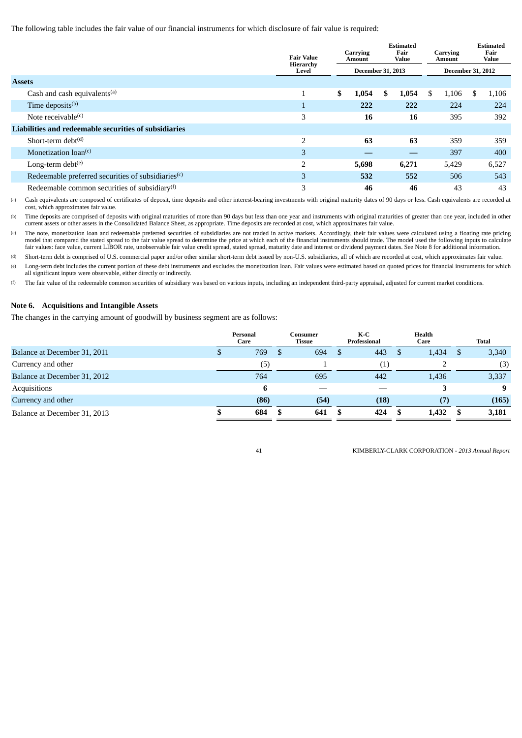The following table includes the fair value of our financial instruments for which disclosure of fair value is required:

| | Fair Value Hierarchy Level | Carrying Amount | Estimated Fair Value | Carrying Amount | Estimated Fair Value |
|---|---|---|---|---|---|
| | | December 31, 2013 | | December 31, 2012 | |
| **Assets** | | | | | |
| Cash and cash equivalents[(a)] | 1 | **$ 1,054** | **$ 1,054** | $ 1,106 | $ 1,106 |
| Time deposits[(b)] | 1 | **222** | **222** | 224 | 224 |
| Note receivable[(c)] | 3 | **16** | **16** | 395 | 392 |
| **Liabilities and redeemable securities of subsidiaries** | | | | | |
| Short-term debt[(d)] | 2 | **63** | **63** | 359 | 359 |
| Monetization loan[(c)] | 3 | **—** | **—** | 397 | 400 |
| Long-term debt[(e)] | 2 | **5,698** | **6,271** | 5,429 | 6,527 |
| Redeemable preferred securities of subsidiaries[(c)] | 3 | **532** | **552** | 506 | 543 |
| Redeemable common securities of subsidiary[(f)] | 3 | **46** | **46** | 43 | 43 |

(a) Cash equivalents are composed of certificates of deposit, time deposits and other interest-bearing investments with original maturity dates of 90 days or less. Cash equivalents are recorded at cost, which approximates fair value.

(b) Time deposits are comprised of deposits with original maturities of more than 90 days but less than one year and instruments with original maturities of greater than one year, included in other current assets or other assets in the Consolidated Balance Sheet, as appropriate. Time deposits are recorded at cost, which approximates fair value.

(c) The note, monetization loan and redeemable preferred securities of subsidiaries are not traded in active markets. Accordingly, their fair values were calculated using a floating rate pricing model that compared the stated spread to the fair value spread to determine the price at which each of the financial instruments should trade. The model used the following inputs to calculate fair values: face value, current LIBOR rate, unobservable fair value credit spread, stated spread, maturity date and interest or dividend payment dates. See Note 8 for additional information.

(d) Short-term debt is comprised of U.S. commercial paper and/or other similar short-term debt issued by non-U.S. subsidiaries, all of which are recorded at cost, which approximates fair value.

(e) Long-term debt includes the current portion of these debt instruments and excludes the monetization loan. Fair values were estimated based on quoted prices for financial instruments for which all significant inputs were observable, either directly or indirectly.

(f) The fair value of the redeemable common securities of subsidiary was based on various inputs, including an independent third-party appraisal, adjusted for current market conditions.

## Note 6. Acquisitions and Intangible Assets

The changes in the carrying amount of goodwill by business segment are as follows:

| | Personal Care | Consumer Tissue | K-C Professional | Health Care | Total |
|---|---|---|---|---|---|
| Balance at December 31, 2011 | $ 769 | $ 694 | $ 443 | $ 1,434 | $ 3,340 |
| Currency and other | (5) | 1 | (1) | 2 | (3) |
| Balance at December 31, 2012 | 764 | 695 | 442 | 1,436 | 3,337 |
| Acquisitions | **6** | **—** | **—** | **3** | **9** |
| Currency and other | **(86)** | **(54)** | **(18)** | **(7)** | **(165)** |
| Balance at December 31, 2013 | **$ 684** | **$ 641** | **$ 424** | **$ 1,432** | **$ 3,181** |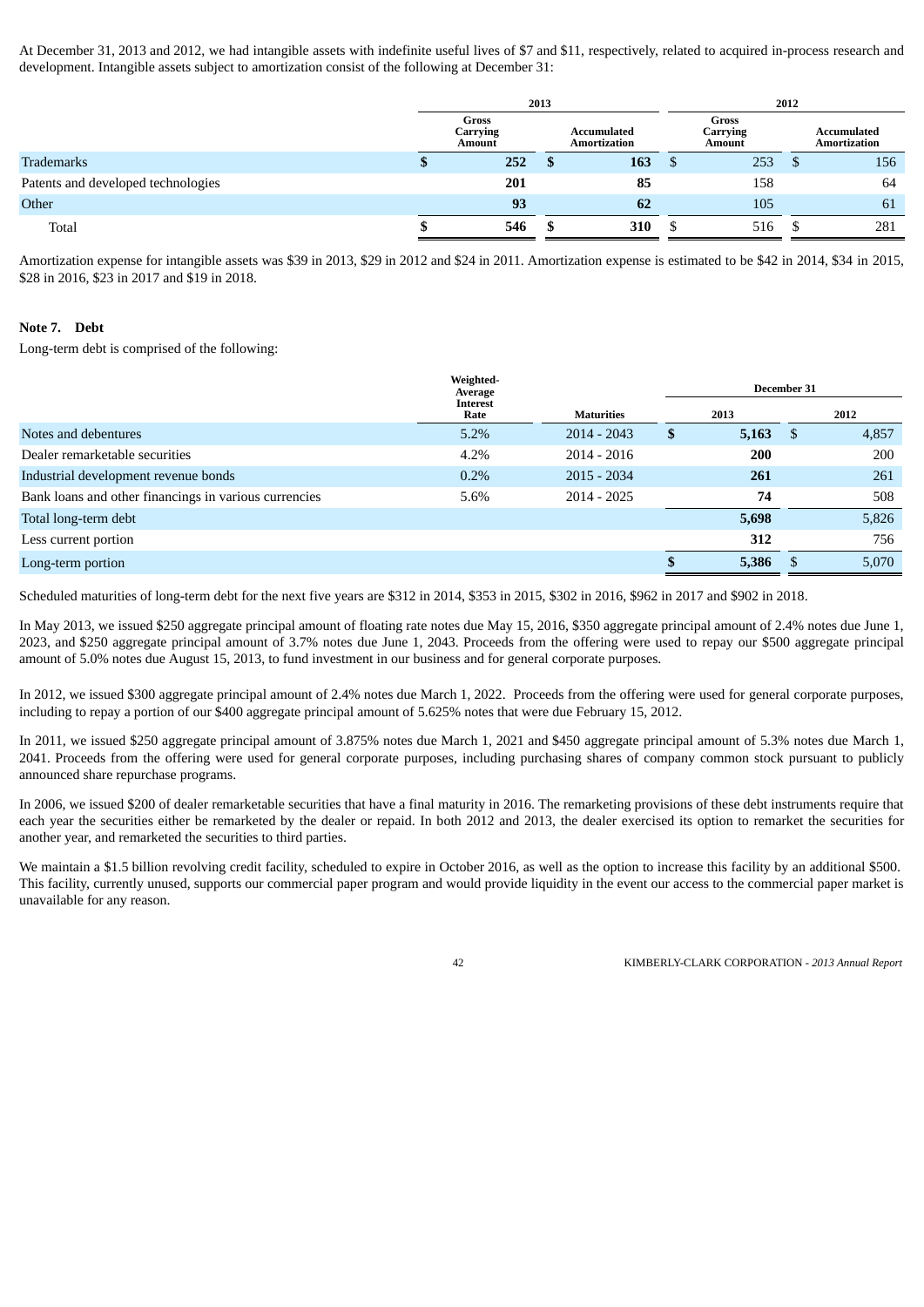At December 31, 2013 and 2012, we had intangible assets with indefinite useful lives of $7 and $11, respectively, related to acquired in-process research and development. Intangible assets subject to amortization consist of the following at December 31:

| | 2013 | | 2012 | |
|---|---|---|---|---|
| | Gross Carrying Amount | Accumulated Amortization | Gross Carrying Amount | Accumulated Amortization |
| Trademarks | **$ 252** | **$ 163** | $ 253 | $ 156 |
| Patents and developed technologies | **201** | **85** | 158 | 64 |
| Other | **93** | **62** | 105 | 61 |
| Total | **$ 546** | **$ 310** | $ 516 | $ 281 |

Amortization expense for intangible assets was $39 in 2013, $29 in 2012 and $24 in 2011. Amortization expense is estimated to be $42 in 2014, $34 in 2015, $28 in 2016, $23 in 2017 and $19 in 2018.

### Note 7. Debt

Long-term debt is comprised of the following:

| | Weighted-Average Interest Rate | Maturities | December 31 | |
|---|---|---|---|---|
| | | | 2013 | 2012 |
| Notes and debentures | 5.2% | 2014 - 2043 | **$ 5,163** | $ 4,857 |
| Dealer remarketable securities | 4.2% | 2014 - 2016 | **200** | 200 |
| Industrial development revenue bonds | 0.2% | 2015 - 2034 | **261** | 261 |
| Bank loans and other financings in various currencies | 5.6% | 2014 - 2025 | **74** | 508 |
| Total long-term debt | | | **5,698** | 5,826 |
| Less current portion | | | **312** | 756 |
| Long-term portion | | | **$ 5,386** | $ 5,070 |

Scheduled maturities of long-term debt for the next five years are $312 in 2014, $353 in 2015, $302 in 2016, $962 in 2017 and $902 in 2018.

In May 2013, we issued $250 aggregate principal amount of floating rate notes due May 15, 2016, $350 aggregate principal amount of 2.4% notes due June 1, 2023, and $250 aggregate principal amount of 3.7% notes due June 1, 2043. Proceeds from the offering were used to repay our $500 aggregate principal amount of 5.0% notes due August 15, 2013, to fund investment in our business and for general corporate purposes.

In 2012, we issued $300 aggregate principal amount of 2.4% notes due March 1, 2022. Proceeds from the offering were used for general corporate purposes, including to repay a portion of our $400 aggregate principal amount of 5.625% notes that were due February 15, 2012.

In 2011, we issued $250 aggregate principal amount of 3.875% notes due March 1, 2021 and $450 aggregate principal amount of 5.3% notes due March 1, 2041. Proceeds from the offering were used for general corporate purposes, including purchasing shares of company common stock pursuant to publicly announced share repurchase programs.

In 2006, we issued $200 of dealer remarketable securities that have a final maturity in 2016. The remarketing provisions of these debt instruments require that each year the securities either be remarketed by the dealer or repaid. In both 2012 and 2013, the dealer exercised its option to remarket the securities for another year, and remarketed the securities to third parties.

We maintain a $1.5 billion revolving credit facility, scheduled to expire in October 2016, as well as the option to increase this facility by an additional $500. This facility, currently unused, supports our commercial paper program and would provide liquidity in the event our access to the commercial paper market is unavailable for any reason.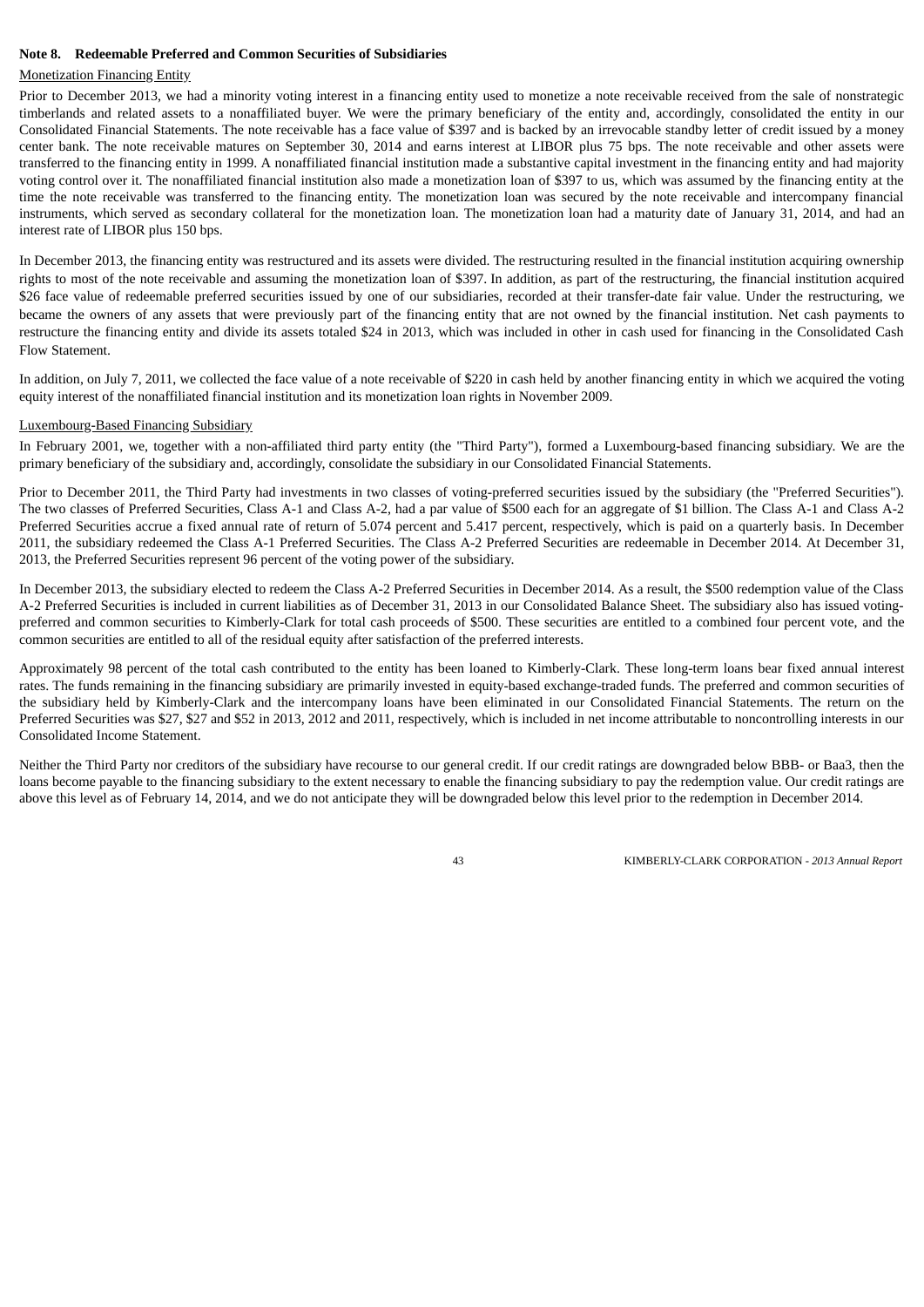**Note 8. Redeemable Preferred and Common Securities of Subsidiaries**

Monetization Financing Entity

Prior to December 2013, we had a minority voting interest in a financing entity used to monetize a note receivable received from the sale of nonstrategic timberlands and related assets to a nonaffiliated buyer. We were the primary beneficiary of the entity and, accordingly, consolidated the entity in our Consolidated Financial Statements. The note receivable has a face value of $397 and is backed by an irrevocable standby letter of credit issued by a money center bank. The note receivable matures on September 30, 2014 and earns interest at LIBOR plus 75 bps. The note receivable and other assets were transferred to the financing entity in 1999. A nonaffiliated financial institution made a substantive capital investment in the financing entity and had majority voting control over it. The nonaffiliated financial institution also made a monetization loan of $397 to us, which was assumed by the financing entity at the time the note receivable was transferred to the financing entity. The monetization loan was secured by the note receivable and intercompany financial instruments, which served as secondary collateral for the monetization loan. The monetization loan had a maturity date of January 31, 2014, and had an interest rate of LIBOR plus 150 bps.

In December 2013, the financing entity was restructured and its assets were divided. The restructuring resulted in the financial institution acquiring ownership rights to most of the note receivable and assuming the monetization loan of $397. In addition, as part of the restructuring, the financial institution acquired $26 face value of redeemable preferred securities issued by one of our subsidiaries, recorded at their transfer-date fair value. Under the restructuring, we became the owners of any assets that were previously part of the financing entity that are not owned by the financial institution. Net cash payments to restructure the financing entity and divide its assets totaled $24 in 2013, which was included in other in cash used for financing in the Consolidated Cash Flow Statement.

In addition, on July 7, 2011, we collected the face value of a note receivable of $220 in cash held by another financing entity in which we acquired the voting equity interest of the nonaffiliated financial institution and its monetization loan rights in November 2009.

Luxembourg-Based Financing Subsidiary

In February 2001, we, together with a non-affiliated third party entity (the "Third Party"), formed a Luxembourg-based financing subsidiary. We are the primary beneficiary of the subsidiary and, accordingly, consolidate the subsidiary in our Consolidated Financial Statements.

Prior to December 2011, the Third Party had investments in two classes of voting-preferred securities issued by the subsidiary (the "Preferred Securities"). The two classes of Preferred Securities, Class A-1 and Class A-2, had a par value of $500 each for an aggregate of $1 billion. The Class A-1 and Class A-2 Preferred Securities accrue a fixed annual rate of return of 5.074 percent and 5.417 percent, respectively, which is paid on a quarterly basis. In December 2011, the subsidiary redeemed the Class A-1 Preferred Securities. The Class A-2 Preferred Securities are redeemable in December 2014. At December 31, 2013, the Preferred Securities represent 96 percent of the voting power of the subsidiary.

In December 2013, the subsidiary elected to redeem the Class A-2 Preferred Securities in December 2014. As a result, the $500 redemption value of the Class A-2 Preferred Securities is included in current liabilities as of December 31, 2013 in our Consolidated Balance Sheet. The subsidiary also has issued voting-preferred and common securities to Kimberly-Clark for total cash proceeds of $500. These securities are entitled to a combined four percent vote, and the common securities are entitled to all of the residual equity after satisfaction of the preferred interests.

Approximately 98 percent of the total cash contributed to the entity has been loaned to Kimberly-Clark. These long-term loans bear fixed annual interest rates. The funds remaining in the financing subsidiary are primarily invested in equity-based exchange-traded funds. The preferred and common securities of the subsidiary held by Kimberly-Clark and the intercompany loans have been eliminated in our Consolidated Financial Statements. The return on the Preferred Securities was $27, $27 and $52 in 2013, 2012 and 2011, respectively, which is included in net income attributable to noncontrolling interests in our Consolidated Income Statement.

Neither the Third Party nor creditors of the subsidiary have recourse to our general credit. If our credit ratings are downgraded below BBB- or Baa3, then the loans become payable to the financing subsidiary to the extent necessary to enable the financing subsidiary to pay the redemption value. Our credit ratings are above this level as of February 14, 2014, and we do not anticipate they will be downgraded below this level prior to the redemption in December 2014.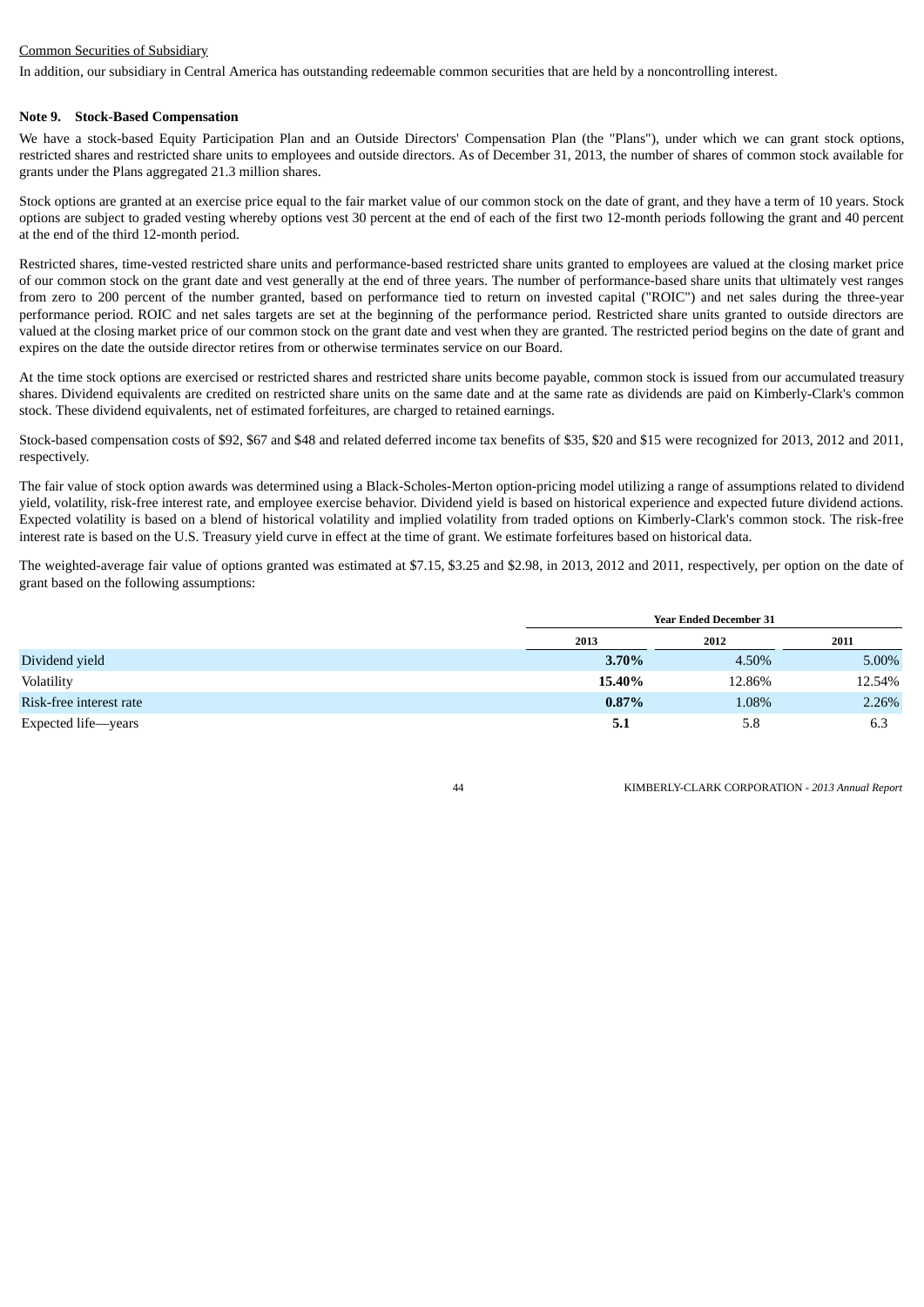Common Securities of Subsidiary

In addition, our subsidiary in Central America has outstanding redeemable common securities that are held by a noncontrolling interest.

## Note 9. Stock-Based Compensation

We have a stock-based Equity Participation Plan and an Outside Directors' Compensation Plan (the "Plans"), under which we can grant stock options, restricted shares and restricted share units to employees and outside directors. As of December 31, 2013, the number of shares of common stock available for grants under the Plans aggregated 21.3 million shares.

Stock options are granted at an exercise price equal to the fair market value of our common stock on the date of grant, and they have a term of 10 years. Stock options are subject to graded vesting whereby options vest 30 percent at the end of each of the first two 12-month periods following the grant and 40 percent at the end of the third 12-month period.

Restricted shares, time-vested restricted share units and performance-based restricted share units granted to employees are valued at the closing market price of our common stock on the grant date and vest generally at the end of three years. The number of performance-based share units that ultimately vest ranges from zero to 200 percent of the number granted, based on performance tied to return on invested capital ("ROIC") and net sales during the three-year performance period. ROIC and net sales targets are set at the beginning of the performance period. Restricted share units granted to outside directors are valued at the closing market price of our common stock on the grant date and vest when they are granted. The restricted period begins on the date of grant and expires on the date the outside director retires from or otherwise terminates service on our Board.

At the time stock options are exercised or restricted shares and restricted share units become payable, common stock is issued from our accumulated treasury shares. Dividend equivalents are credited on restricted share units on the same date and at the same rate as dividends are paid on Kimberly-Clark's common stock. These dividend equivalents, net of estimated forfeitures, are charged to retained earnings.

Stock-based compensation costs of $92, $67 and $48 and related deferred income tax benefits of $35, $20 and $15 were recognized for 2013, 2012 and 2011, respectively.

The fair value of stock option awards was determined using a Black-Scholes-Merton option-pricing model utilizing a range of assumptions related to dividend yield, volatility, risk-free interest rate, and employee exercise behavior. Dividend yield is based on historical experience and expected future dividend actions. Expected volatility is based on a blend of historical volatility and implied volatility from traded options on Kimberly-Clark's common stock. The risk-free interest rate is based on the U.S. Treasury yield curve in effect at the time of grant. We estimate forfeitures based on historical data.

The weighted-average fair value of options granted was estimated at $7.15, $3.25 and $2.98, in 2013, 2012 and 2011, respectively, per option on the date of grant based on the following assumptions:

| | Year Ended December 31 | | |
|---|---|---|---|
| | 2013 | 2012 | 2011 |
| Dividend yield | **3.70%** | 4.50% | 5.00% |
| Volatility | **15.40%** | 12.86% | 12.54% |
| Risk-free interest rate | **0.87%** | 1.08% | 2.26% |
| Expected life—years | **5.1** | 5.8 | 6.3 |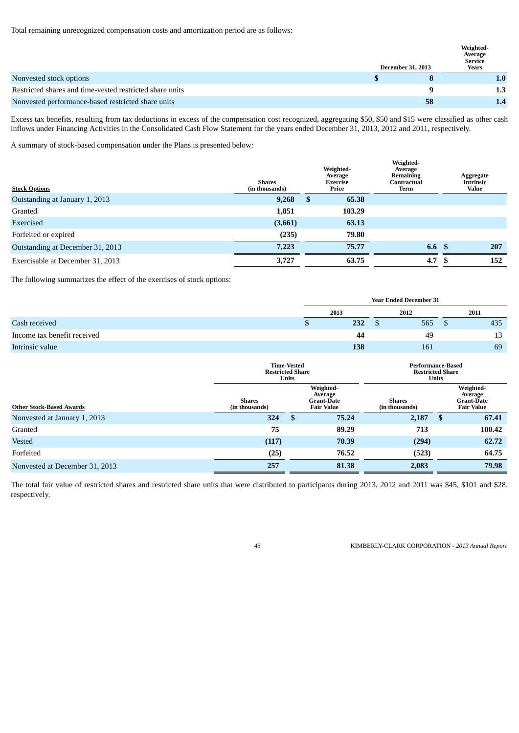Total remaining unrecognized compensation costs and amortization period are as follows:

| | December 31, 2013 | Weighted-Average Service Years |
|---|---|---|
| Nonvested stock options | $ 8 | 1.0 |
| Restricted shares and time-vested restricted share units | 9 | 1.3 |
| Nonvested performance-based restricted share units | 58 | 1.4 |

Excess tax benefits, resulting from tax deductions in excess of the compensation cost recognized, aggregating $50, $50 and $15 were classified as other cash inflows under Financing Activities in the Consolidated Cash Flow Statement for the years ended December 31, 2013, 2012 and 2011, respectively.

A summary of stock-based compensation under the Plans is presented below:

| Stock Options | Shares (in thousands) | Weighted-Average Exercise Price | Weighted-Average Remaining Contractual Term | Aggregate Intrinsic Value |
|---|---|---|---|---|
| Outstanding at January 1, 2013 | 9,268 | $ 65.38 | | |
| Granted | 1,851 | 103.29 | | |
| Exercised | (3,661) | 63.13 | | |
| Forfeited or expired | (235) | 79.80 | | |
| Outstanding at December 31, 2013 | 7,223 | 75.77 | 6.6 | $ 207 |
| Exercisable at December 31, 2013 | 3,727 | 63.75 | 4.7 | $ 152 |

The following summarizes the effect of the exercises of stock options:

| | Year Ended December 31 | | |
|---|---|---|---|
| | 2013 | 2012 | 2011 |
| Cash received | $ 232 | $ 565 | $ 435 |
| Income tax benefit received | 44 | 49 | 13 |
| Intrinsic value | 138 | 161 | 69 |

| | Time-Vested Restricted Share Units | | Performance-Based Restricted Share Units | |
|---|---|---|---|---|
| Other Stock-Based Awards | Shares (in thousands) | Weighted-Average Grant-Date Fair Value | Shares (in thousands) | Weighted-Average Grant-Date Fair Value |
| Nonvested at January 1, 2013 | 324 | $ 75.24 | 2,187 | $ 67.41 |
| Granted | 75 | 89.29 | 713 | 100.42 |
| Vested | (117) | 70.39 | (294) | 62.72 |
| Forfeited | (25) | 76.52 | (523) | 64.75 |
| Nonvested at December 31, 2013 | 257 | 81.38 | 2,083 | 79.98 |

The total fair value of restricted shares and restricted share units that were distributed to participants during 2013, 2012 and 2011 was $45, $101 and $28, respectively.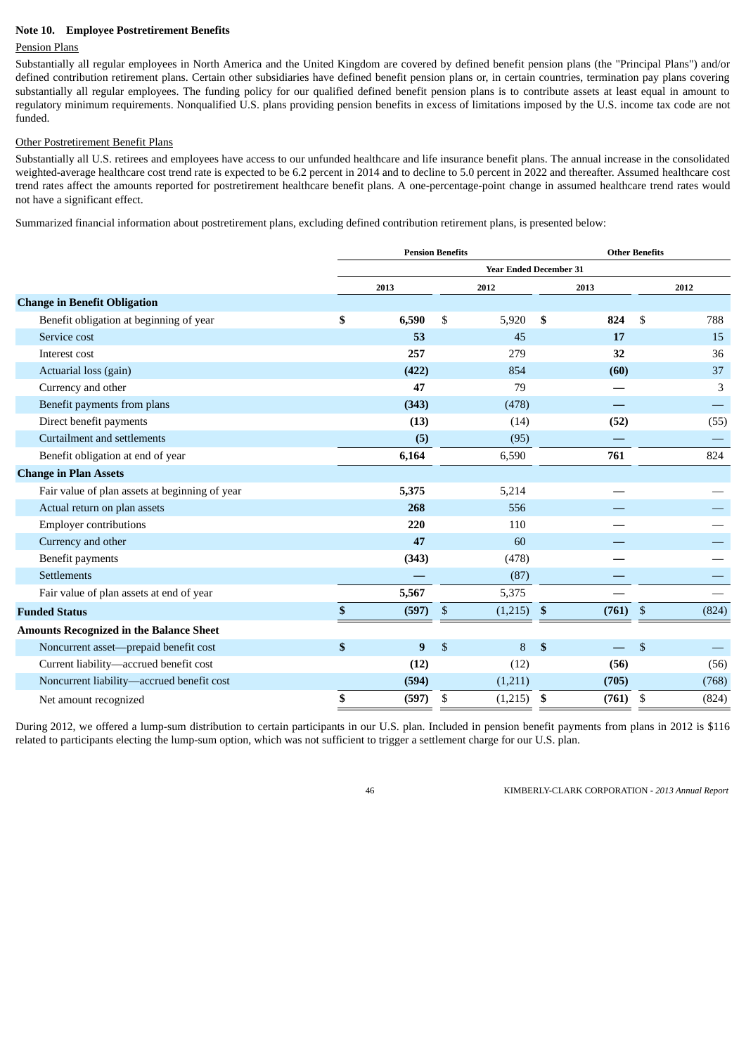## Note 10. Employee Postretirement Benefits

Pension Plans

Substantially all regular employees in North America and the United Kingdom are covered by defined benefit pension plans (the "Principal Plans") and/or defined contribution retirement plans. Certain other subsidiaries have defined benefit pension plans or, in certain countries, termination pay plans covering substantially all regular employees. The funding policy for our qualified defined benefit pension plans is to contribute assets at least equal in amount to regulatory minimum requirements. Nonqualified U.S. plans providing pension benefits in excess of limitations imposed by the U.S. income tax code are not funded.

Other Postretirement Benefit Plans

Substantially all U.S. retirees and employees have access to our unfunded healthcare and life insurance benefit plans. The annual increase in the consolidated weighted-average healthcare cost trend rate is expected to be 6.2 percent in 2014 and to decline to 5.0 percent in 2022 and thereafter. Assumed healthcare cost trend rates affect the amounts reported for postretirement healthcare benefit plans. A one-percentage-point change in assumed healthcare trend rates would not have a significant effect.

Summarized financial information about postretirement plans, excluding defined contribution retirement plans, is presented below:

| | Pension Benefits | | Other Benefits | |
|---|---|---|---|---|
| | Year Ended December 31 | | | |
| | 2013 | 2012 | 2013 | 2012 |
| **Change in Benefit Obligation** | | | | |
| Benefit obligation at beginning of year | $ 6,590 | $ 5,920 | $ 824 | $ 788 |
| Service cost | 53 | 45 | 17 | 15 |
| Interest cost | 257 | 279 | 32 | 36 |
| Actuarial loss (gain) | (422) | 854 | (60) | 37 |
| Currency and other | 47 | 79 | — | 3 |
| Benefit payments from plans | (343) | (478) | — | — |
| Direct benefit payments | (13) | (14) | (52) | (55) |
| Curtailment and settlements | (5) | (95) | — | — |
| Benefit obligation at end of year | 6,164 | 6,590 | 761 | 824 |
| **Change in Plan Assets** | | | | |
| Fair value of plan assets at beginning of year | 5,375 | 5,214 | — | — |
| Actual return on plan assets | 268 | 556 | — | — |
| Employer contributions | 220 | 110 | — | — |
| Currency and other | 47 | 60 | — | — |
| Benefit payments | (343) | (478) | — | — |
| Settlements | — | (87) | — | — |
| Fair value of plan assets at end of year | 5,567 | 5,375 | — | — |
| **Funded Status** | $ (597) | $ (1,215) | $ (761) | $ (824) |
| **Amounts Recognized in the Balance Sheet** | | | | |
| Noncurrent asset—prepaid benefit cost | $ 9 | $ 8 | $ — | $ — |
| Current liability—accrued benefit cost | (12) | (12) | (56) | (56) |
| Noncurrent liability—accrued benefit cost | (594) | (1,211) | (705) | (768) |
| Net amount recognized | $ (597) | $ (1,215) | $ (761) | $ (824) |

During 2012, we offered a lump-sum distribution to certain participants in our U.S. plan. Included in pension benefit payments from plans in 2012 is $116 related to participants electing the lump-sum option, which was not sufficient to trigger a settlement charge for our U.S. plan.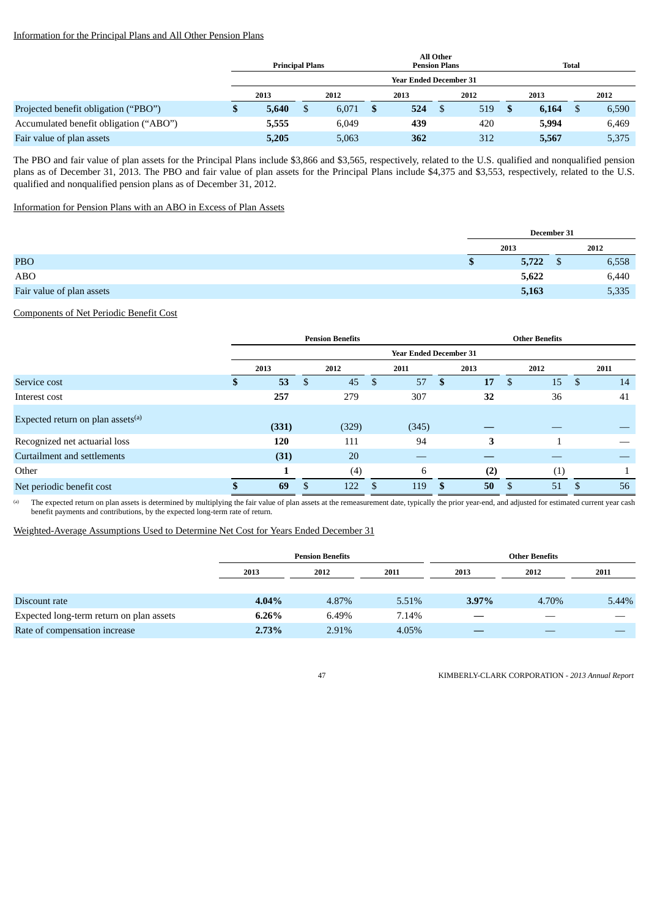Information for the Principal Plans and All Other Pension Plans

| | Principal Plans | | All Other Pension Plans | | Total | |
|---|---|---|---|---|---|---|
| | Year Ended December 31 | | | | | |
| | 2013 | 2012 | 2013 | 2012 | 2013 | 2012 |
| Projected benefit obligation ("PBO") | **$ 5,640** | $ 6,071 | **$ 524** | $ 519 | **$ 6,164** | $ 6,590 |
| Accumulated benefit obligation ("ABO") | **5,555** | 6,049 | **439** | 420 | **5,994** | 6,469 |
| Fair value of plan assets | **5,205** | 5,063 | **362** | 312 | **5,567** | 5,375 |

The PBO and fair value of plan assets for the Principal Plans include $3,866 and $3,565, respectively, related to the U.S. qualified and nonqualified pension plans as of December 31, 2013. The PBO and fair value of plan assets for the Principal Plans include $4,375 and $3,553, respectively, related to the U.S. qualified and nonqualified pension plans as of December 31, 2012.

Information for Pension Plans with an ABO in Excess of Plan Assets

| | December 31 | |
|---|---|---|
| | 2013 | 2012 |
| PBO | **$ 5,722** | $ 6,558 |
| ABO | **5,622** | 6,440 |
| Fair value of plan assets | **5,163** | 5,335 |

Components of Net Periodic Benefit Cost

| | Pension Benefits | | | Other Benefits | | |
|---|---|---|---|---|---|---|
| | Year Ended December 31 | | | | | |
| | 2013 | 2012 | 2011 | 2013 | 2012 | 2011 |
| Service cost | **$ 53** | $ 45 | $ 57 | **$ 17** | $ 15 | $ 14 |
| Interest cost | **257** | 279 | 307 | **32** | 36 | 41 |
| Expected return on plan assets[(a)] | **(331)** | (329) | (345) | **—** | — | — |
| Recognized net actuarial loss | **120** | 111 | 94 | **3** | 1 | — |
| Curtailment and settlements | **(31)** | 20 | — | **—** | — | — |
| Other | **1** | (4) | 6 | **(2)** | (1) | 1 |
| Net periodic benefit cost | **$ 69** | $ 122 | $ 119 | **$ 50** | $ 51 | $ 56 |

(a) The expected return on plan assets is determined by multiplying the fair value of plan assets at the remeasurement date, typically the prior year-end, and adjusted for estimated current year cash benefit payments and contributions, by the expected long-term rate of return.

Weighted-Average Assumptions Used to Determine Net Cost for Years Ended December 31

| | Pension Benefits | | | Other Benefits | | |
|---|---|---|---|---|---|---|
| | 2013 | 2012 | 2011 | 2013 | 2012 | 2011 |
| Discount rate | **4.04%** | 4.87% | 5.51% | **3.97%** | 4.70% | 5.44% |
| Expected long-term return on plan assets | **6.26%** | 6.49% | 7.14% | **—** | — | — |
| Rate of compensation increase | **2.73%** | 2.91% | 4.05% | **—** | — | — |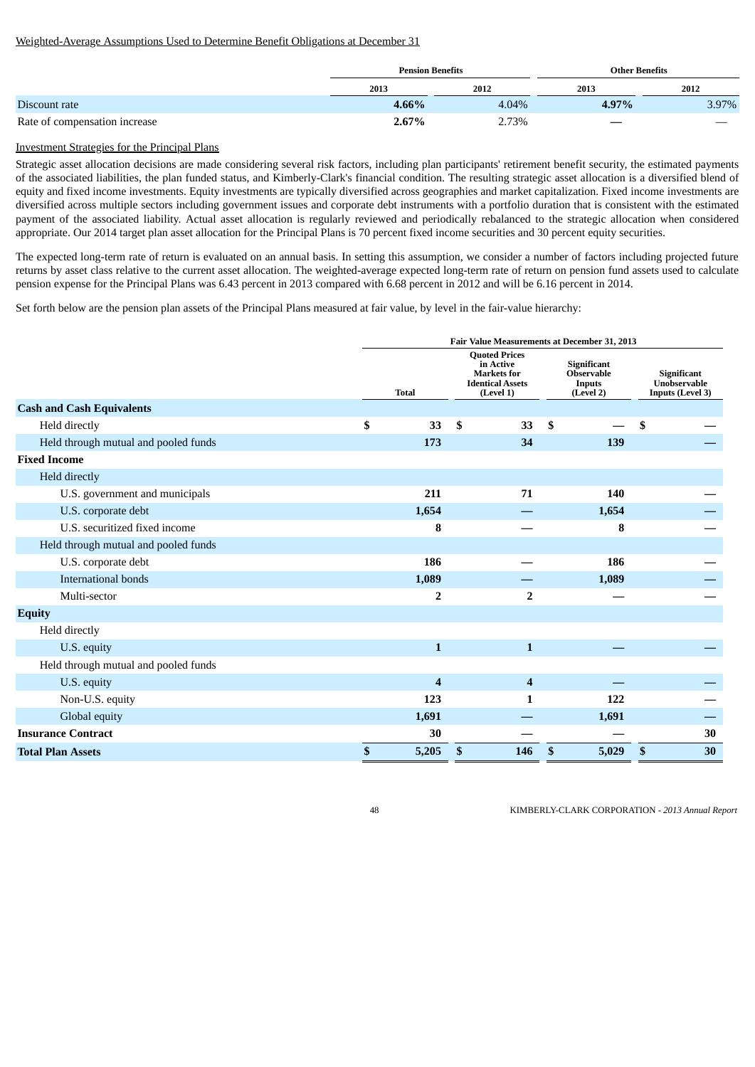Weighted-Average Assumptions Used to Determine Benefit Obligations at December 31

| | Pension Benefits | | Other Benefits | |
|---|---|---|---|---|
| | **2013** | **2012** | **2013** | **2012** |
| Discount rate | **4.66%** | 4.04% | **4.97%** | 3.97% |
| Rate of compensation increase | **2.67%** | 2.73% | **—** | — |

Investment Strategies for the Principal Plans

Strategic asset allocation decisions are made considering several risk factors, including plan participants' retirement benefit security, the estimated payments of the associated liabilities, the plan funded status, and Kimberly-Clark's financial condition. The resulting strategic asset allocation is a diversified blend of equity and fixed income investments. Equity investments are typically diversified across geographies and market capitalization. Fixed income investments are diversified across multiple sectors including government issues and corporate debt instruments with a portfolio duration that is consistent with the estimated payment of the associated liability. Actual asset allocation is regularly reviewed and periodically rebalanced to the strategic allocation when considered appropriate. Our 2014 target plan asset allocation for the Principal Plans is 70 percent fixed income securities and 30 percent equity securities.

The expected long-term rate of return is evaluated on an annual basis. In setting this assumption, we consider a number of factors including projected future returns by asset class relative to the current asset allocation. The weighted-average expected long-term rate of return on pension fund assets used to calculate pension expense for the Principal Plans was 6.43 percent in 2013 compared with 6.68 percent in 2012 and will be 6.16 percent in 2014.

Set forth below are the pension plan assets of the Principal Plans measured at fair value, by level in the fair-value hierarchy:

| | Fair Value Measurements at December 31, 2013 | | | |
|---|---|---|---|---|
| | **Total** | **Quoted Prices in Active Markets for Identical Assets (Level 1)** | **Significant Observable Inputs (Level 2)** | **Significant Unobservable Inputs (Level 3)** |
| **Cash and Cash Equivalents** | | | | |
| Held directly | **$ 33** | **$ 33** | **$ —** | **$ —** |
| Held through mutual and pooled funds | **173** | **34** | **139** | **—** |
| **Fixed Income** | | | | |
| Held directly | | | | |
| U.S. government and municipals | **211** | **71** | **140** | **—** |
| U.S. corporate debt | **1,654** | **—** | **1,654** | **—** |
| U.S. securitized fixed income | **8** | **—** | **8** | **—** |
| Held through mutual and pooled funds | | | | |
| U.S. corporate debt | **186** | **—** | **186** | **—** |
| International bonds | **1,089** | **—** | **1,089** | **—** |
| Multi-sector | **2** | **2** | **—** | **—** |
| **Equity** | | | | |
| Held directly | | | | |
| U.S. equity | **1** | **1** | **—** | **—** |
| Held through mutual and pooled funds | | | | |
| U.S. equity | **4** | **4** | **—** | **—** |
| Non-U.S. equity | **123** | **1** | **122** | **—** |
| Global equity | **1,691** | **—** | **1,691** | **—** |
| **Insurance Contract** | **30** | **—** | **—** | **30** |
| **Total Plan Assets** | **$ 5,205** | **$ 146** | **$ 5,029** | **$ 30** |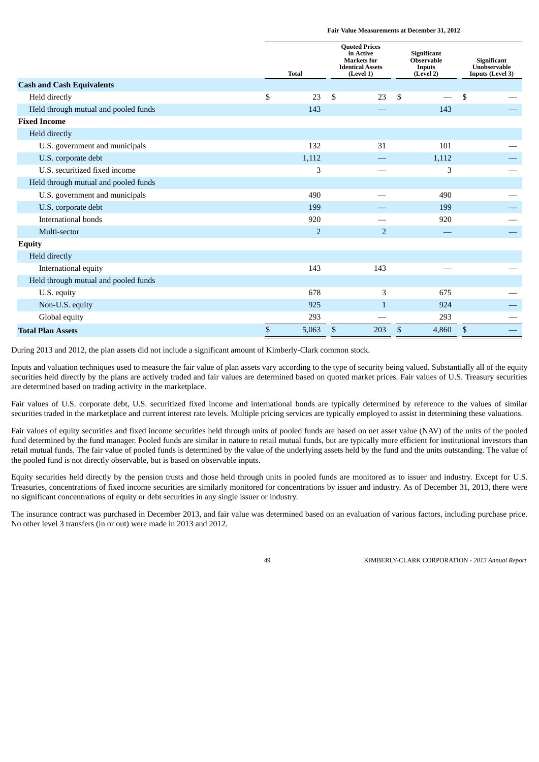| | Fair Value Measurements at December 31, 2012 | | | |
|---|---|---|---|---|
| | Total | Quoted Prices in Active Markets for Identical Assets (Level 1) | Significant Observable Inputs (Level 2) | Significant Unobservable Inputs (Level 3) |
| **Cash and Cash Equivalents** | | | | |
| Held directly | $ 23 | $ 23 | $ — | $ — |
| Held through mutual and pooled funds | 143 | — | 143 | — |
| **Fixed Income** | | | | |
| Held directly | | | | |
| U.S. government and municipals | 132 | 31 | 101 | — |
| U.S. corporate debt | 1,112 | — | 1,112 | — |
| U.S. securitized fixed income | 3 | — | 3 | — |
| Held through mutual and pooled funds | | | | |
| U.S. government and municipals | 490 | — | 490 | — |
| U.S. corporate debt | 199 | — | 199 | — |
| International bonds | 920 | — | 920 | — |
| Multi-sector | 2 | 2 | — | — |
| **Equity** | | | | |
| Held directly | | | | |
| International equity | 143 | 143 | — | — |
| Held through mutual and pooled funds | | | | |
| U.S. equity | 678 | 3 | 675 | — |
| Non-U.S. equity | 925 | 1 | 924 | — |
| Global equity | 293 | — | 293 | — |
| **Total Plan Assets** | $ 5,063 | $ 203 | $ 4,860 | $ — |

During 2013 and 2012, the plan assets did not include a significant amount of Kimberly-Clark common stock.

Inputs and valuation techniques used to measure the fair value of plan assets vary according to the type of security being valued. Substantially all of the equity securities held directly by the plans are actively traded and fair values are determined based on quoted market prices. Fair values of U.S. Treasury securities are determined based on trading activity in the marketplace.

Fair values of U.S. corporate debt, U.S. securitized fixed income and international bonds are typically determined by reference to the values of similar securities traded in the marketplace and current interest rate levels. Multiple pricing services are typically employed to assist in determining these valuations.

Fair values of equity securities and fixed income securities held through units of pooled funds are based on net asset value (NAV) of the units of the pooled fund determined by the fund manager. Pooled funds are similar in nature to retail mutual funds, but are typically more efficient for institutional investors than retail mutual funds. The fair value of pooled funds is determined by the value of the underlying assets held by the fund and the units outstanding. The value of the pooled fund is not directly observable, but is based on observable inputs.

Equity securities held directly by the pension trusts and those held through units in pooled funds are monitored as to issuer and industry. Except for U.S. Treasuries, concentrations of fixed income securities are similarly monitored for concentrations by issuer and industry. As of December 31, 2013, there were no significant concentrations of equity or debt securities in any single issuer or industry.

The insurance contract was purchased in December 2013, and fair value was determined based on an evaluation of various factors, including purchase price. No other level 3 transfers (in or out) were made in 2013 and 2012.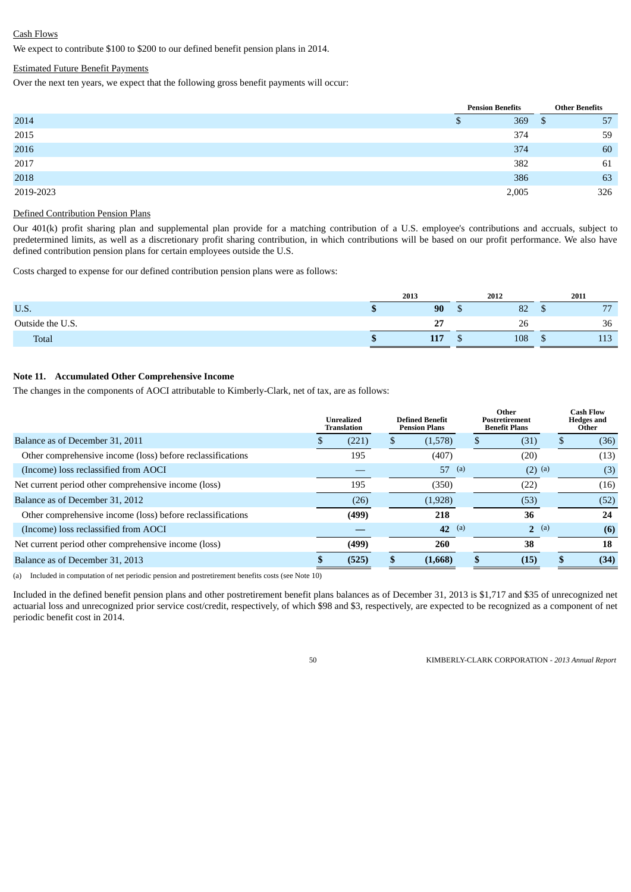Cash Flows

We expect to contribute \$100 to \$200 to our defined benefit pension plans in 2014.

Estimated Future Benefit Payments

Over the next ten years, we expect that the following gross benefit payments will occur:

| | Pension Benefits | Other Benefits |
|---|---|---|
| 2014 | \$ 369 | \$ 57 |
| 2015 | 374 | 59 |
| 2016 | 374 | 60 |
| 2017 | 382 | 61 |
| 2018 | 386 | 63 |
| 2019-2023 | 2,005 | 326 |

Defined Contribution Pension Plans

Our 401(k) profit sharing plan and supplemental plan provide for a matching contribution of a U.S. employee's contributions and accruals, subject to predetermined limits, as well as a discretionary profit sharing contribution, in which contributions will be based on our profit performance. We also have defined contribution pension plans for certain employees outside the U.S.

Costs charged to expense for our defined contribution pension plans were as follows:

| | 2013 | 2012 | 2011 |
|---|---|---|---|
| U.S. | **\$ 90** | \$ 82 | \$ 77 |
| Outside the U.S. | **27** | 26 | 36 |
| Total | **\$ 117** | \$ 108 | \$ 113 |

## Note 11. Accumulated Other Comprehensive Income

The changes in the components of AOCI attributable to Kimberly-Clark, net of tax, are as follows:

| | Unrealized Translation | Defined Benefit Pension Plans | Other Postretirement Benefit Plans | Cash Flow Hedges and Other |
|---|---|---|---|---|
| Balance as of December 31, 2011 | \$ (221) | \$ (1,578) | \$ (31) | \$ (36) |
| Other comprehensive income (loss) before reclassifications | 195 | (407) | (20) | (13) |
| (Income) loss reclassified from AOCI | — | 57 (a) | (2) (a) | (3) |
| Net current period other comprehensive income (loss) | 195 | (350) | (22) | (16) |
| Balance as of December 31, 2012 | (26) | (1,928) | (53) | (52) |
| Other comprehensive income (loss) before reclassifications | **(499)** | **218** | **36** | **24** |
| (Income) loss reclassified from AOCI | **—** | **42** (a) | **2** (a) | **(6)** |
| Net current period other comprehensive income (loss) | **(499)** | **260** | **38** | **18** |
| Balance as of December 31, 2013 | **\$ (525)** | **\$ (1,668)** | **\$ (15)** | **\$ (34)** |

(a) Included in computation of net periodic pension and postretirement benefits costs (see Note 10)

Included in the defined benefit pension plans and other postretirement benefit plans balances as of December 31, 2013 is \$1,717 and \$35 of unrecognized net actuarial loss and unrecognized prior service cost/credit, respectively, of which \$98 and \$3, respectively, are expected to be recognized as a component of net periodic benefit cost in 2014.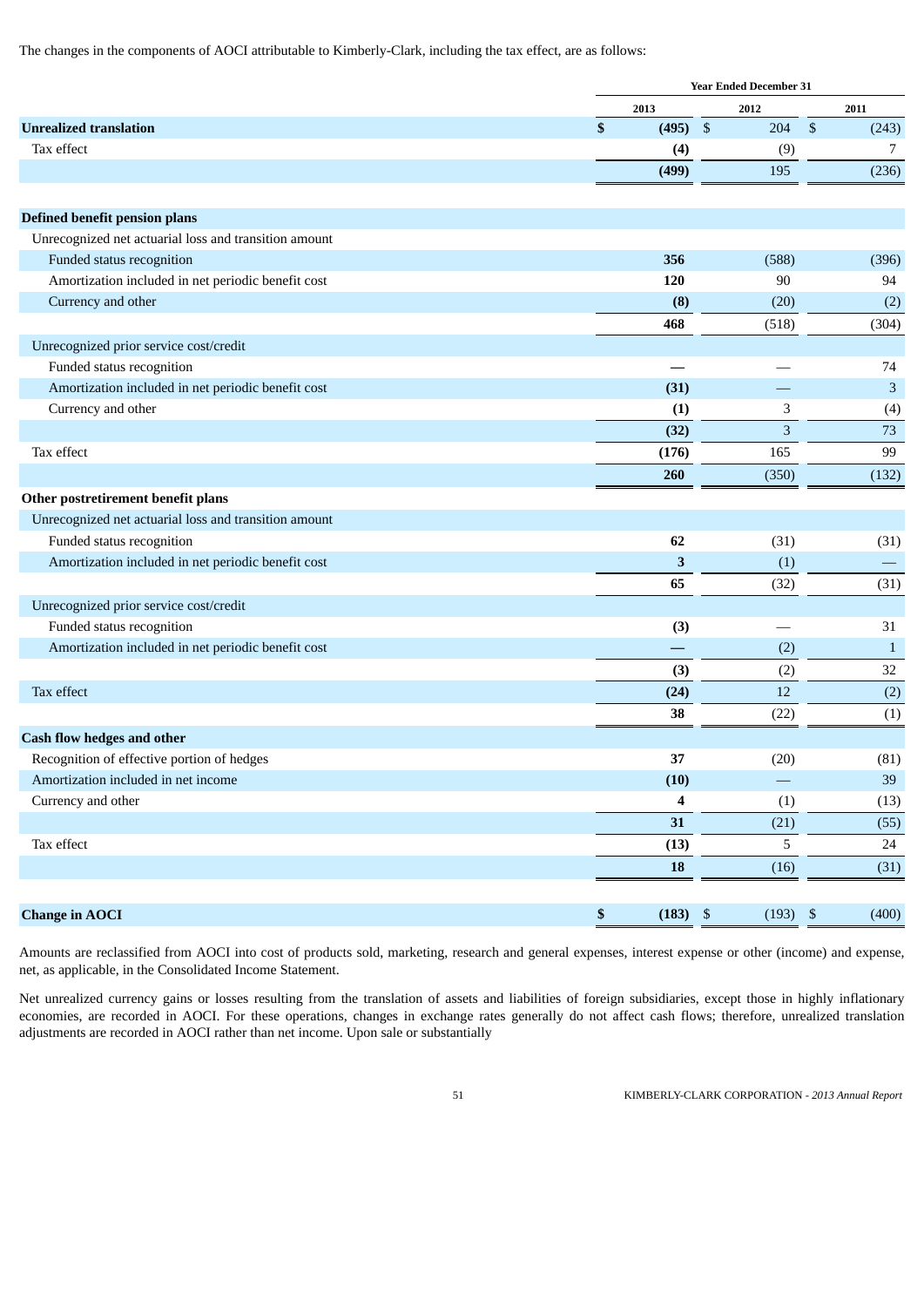The changes in the components of AOCI attributable to Kimberly-Clark, including the tax effect, are as follows:

| | Year Ended December 31 | | |
|---|---|---|---|
| | 2013 | 2012 | 2011 |
| **Unrealized translation** | **$ (495)** | $ 204 | $ (243) |
| Tax effect | **(4)** | (9) | 7 |
| | **(499)** | 195 | (236) |
| **Defined benefit pension plans** | | | |
| Unrecognized net actuarial loss and transition amount | | | |
| Funded status recognition | **356** | (588) | (396) |
| Amortization included in net periodic benefit cost | **120** | 90 | 94 |
| Currency and other | **(8)** | (20) | (2) |
| | **468** | (518) | (304) |
| Unrecognized prior service cost/credit | | | |
| Funded status recognition | **—** | — | 74 |
| Amortization included in net periodic benefit cost | **(31)** | — | 3 |
| Currency and other | **(1)** | 3 | (4) |
| | **(32)** | 3 | 73 |
| Tax effect | **(176)** | 165 | 99 |
| | **260** | (350) | (132) |
| **Other postretirement benefit plans** | | | |
| Unrecognized net actuarial loss and transition amount | | | |
| Funded status recognition | **62** | (31) | (31) |
| Amortization included in net periodic benefit cost | **3** | (1) | — |
| | **65** | (32) | (31) |
| Unrecognized prior service cost/credit | | | |
| Funded status recognition | **(3)** | — | 31 |
| Amortization included in net periodic benefit cost | **—** | (2) | 1 |
| | **(3)** | (2) | 32 |
| Tax effect | **(24)** | 12 | (2) |
| | **38** | (22) | (1) |
| **Cash flow hedges and other** | | | |
| Recognition of effective portion of hedges | **37** | (20) | (81) |
| Amortization included in net income | **(10)** | — | 39 |
| Currency and other | **4** | (1) | (13) |
| | **31** | (21) | (55) |
| Tax effect | **(13)** | 5 | 24 |
| | **18** | (16) | (31) |
| **Change in AOCI** | **$ (183)** | $ (193) | $ (400) |

Amounts are reclassified from AOCI into cost of products sold, marketing, research and general expenses, interest expense or other (income) and expense, net, as applicable, in the Consolidated Income Statement.

Net unrealized currency gains or losses resulting from the translation of assets and liabilities of foreign subsidiaries, except those in highly inflationary economies, are recorded in AOCI. For these operations, changes in exchange rates generally do not affect cash flows; therefore, unrealized translation adjustments are recorded in AOCI rather than net income. Upon sale or substantially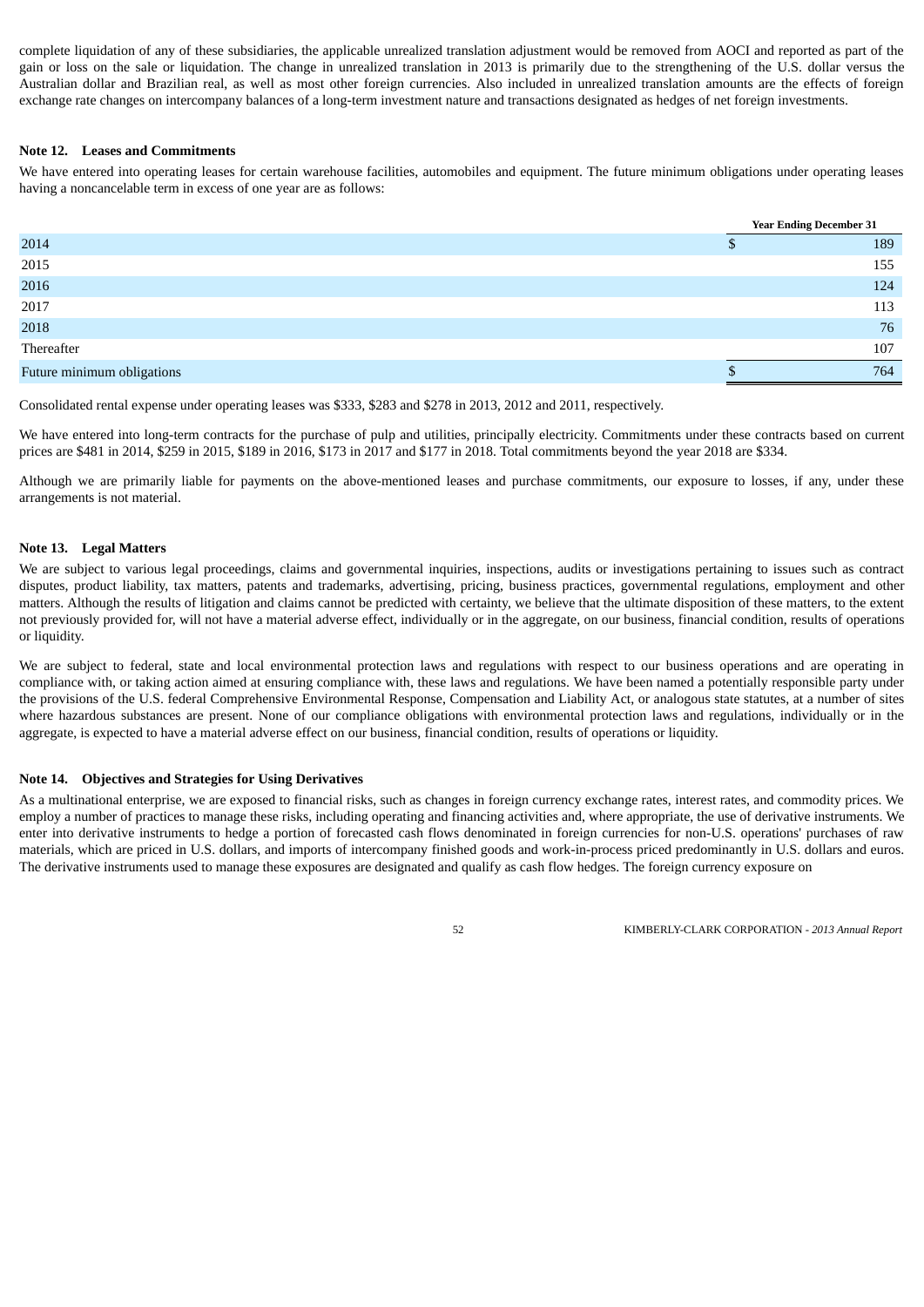complete liquidation of any of these subsidiaries, the applicable unrealized translation adjustment would be removed from AOCI and reported as part of the gain or loss on the sale or liquidation. The change in unrealized translation in 2013 is primarily due to the strengthening of the U.S. dollar versus the Australian dollar and Brazilian real, as well as most other foreign currencies. Also included in unrealized translation amounts are the effects of foreign exchange rate changes on intercompany balances of a long-term investment nature and transactions designated as hedges of net foreign investments.

## Note 12. Leases and Commitments

We have entered into operating leases for certain warehouse facilities, automobiles and equipment. The future minimum obligations under operating leases having a noncancelable term in excess of one year are as follows:

| | Year Ending December 31 |
|---|---|
| 2014 | $ 189 |
| 2015 | 155 |
| 2016 | 124 |
| 2017 | 113 |
| 2018 | 76 |
| Thereafter | 107 |
| Future minimum obligations | $ 764 |

Consolidated rental expense under operating leases was $333, $283 and $278 in 2013, 2012 and 2011, respectively.

We have entered into long-term contracts for the purchase of pulp and utilities, principally electricity. Commitments under these contracts based on current prices are $481 in 2014, $259 in 2015, $189 in 2016, $173 in 2017 and $177 in 2018. Total commitments beyond the year 2018 are $334.

Although we are primarily liable for payments on the above-mentioned leases and purchase commitments, our exposure to losses, if any, under these arrangements is not material.

## Note 13. Legal Matters

We are subject to various legal proceedings, claims and governmental inquiries, inspections, audits or investigations pertaining to issues such as contract disputes, product liability, tax matters, patents and trademarks, advertising, pricing, business practices, governmental regulations, employment and other matters. Although the results of litigation and claims cannot be predicted with certainty, we believe that the ultimate disposition of these matters, to the extent not previously provided for, will not have a material adverse effect, individually or in the aggregate, on our business, financial condition, results of operations or liquidity.

We are subject to federal, state and local environmental protection laws and regulations with respect to our business operations and are operating in compliance with, or taking action aimed at ensuring compliance with, these laws and regulations. We have been named a potentially responsible party under the provisions of the U.S. federal Comprehensive Environmental Response, Compensation and Liability Act, or analogous state statutes, at a number of sites where hazardous substances are present. None of our compliance obligations with environmental protection laws and regulations, individually or in the aggregate, is expected to have a material adverse effect on our business, financial condition, results of operations or liquidity.

## Note 14. Objectives and Strategies for Using Derivatives

As a multinational enterprise, we are exposed to financial risks, such as changes in foreign currency exchange rates, interest rates, and commodity prices. We employ a number of practices to manage these risks, including operating and financing activities and, where appropriate, the use of derivative instruments. We enter into derivative instruments to hedge a portion of forecasted cash flows denominated in foreign currencies for non-U.S. operations' purchases of raw materials, which are priced in U.S. dollars, and imports of intercompany finished goods and work-in-process priced predominantly in U.S. dollars and euros. The derivative instruments used to manage these exposures are designated and qualify as cash flow hedges. The foreign currency exposure on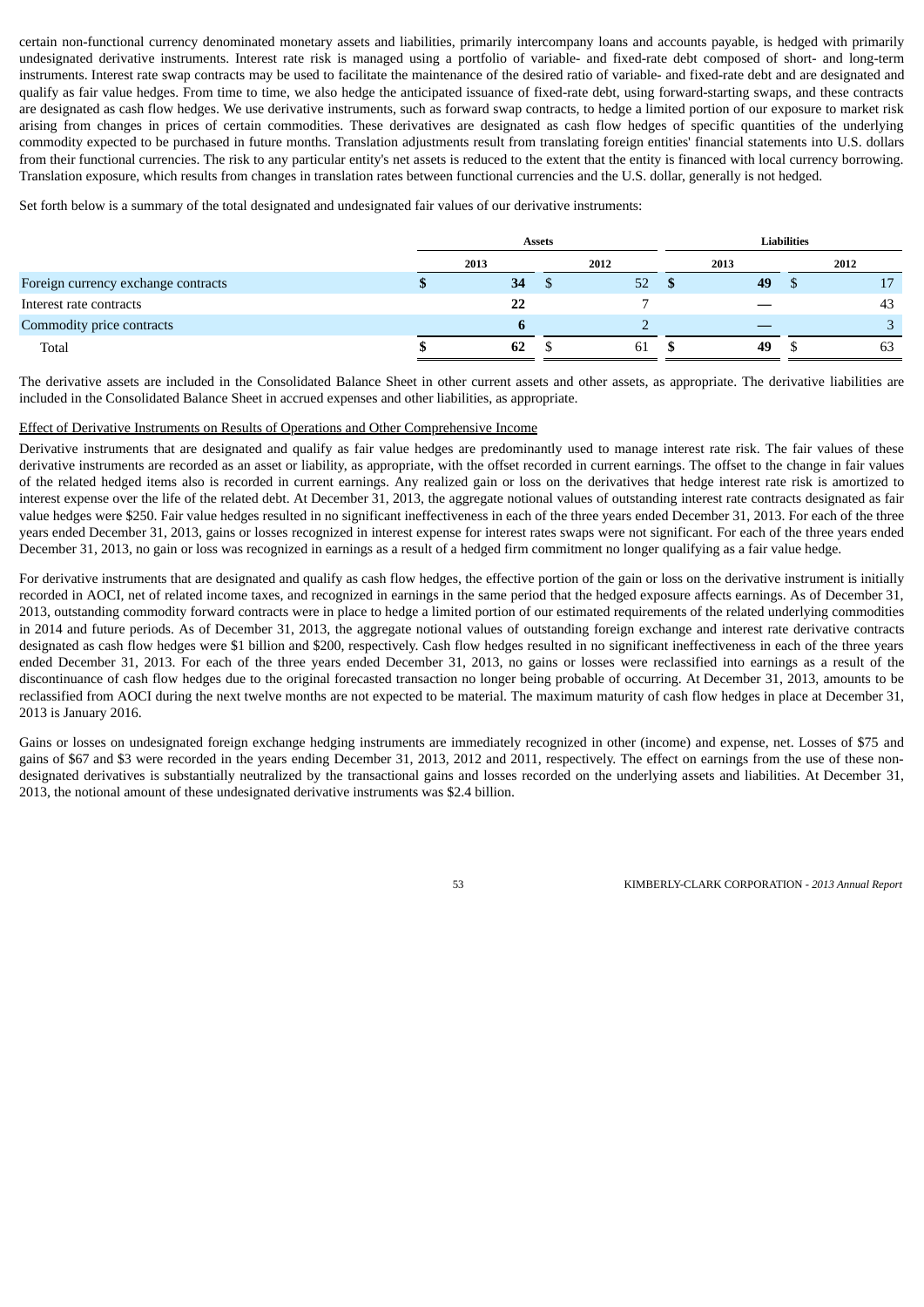certain non-functional currency denominated monetary assets and liabilities, primarily intercompany loans and accounts payable, is hedged with primarily undesignated derivative instruments. Interest rate risk is managed using a portfolio of variable- and fixed-rate debt composed of short- and long-term instruments. Interest rate swap contracts may be used to facilitate the maintenance of the desired ratio of variable- and fixed-rate debt and are designated and qualify as fair value hedges. From time to time, we also hedge the anticipated issuance of fixed-rate debt, using forward-starting swaps, and these contracts are designated as cash flow hedges. We use derivative instruments, such as forward swap contracts, to hedge a limited portion of our exposure to market risk arising from changes in prices of certain commodities. These derivatives are designated as cash flow hedges of specific quantities of the underlying commodity expected to be purchased in future months. Translation adjustments result from translating foreign entities' financial statements into U.S. dollars from their functional currencies. The risk to any particular entity's net assets is reduced to the extent that the entity is financed with local currency borrowing. Translation exposure, which results from changes in translation rates between functional currencies and the U.S. dollar, generally is not hedged.

Set forth below is a summary of the total designated and undesignated fair values of our derivative instruments:

| | Assets | | Liabilities | |
|---|---|---|---|---|
| | **2013** | **2012** | **2013** | **2012** |
| Foreign currency exchange contracts | **$ 34** | $ 52 | **$ 49** | $ 17 |
| Interest rate contracts | **22** | 7 | **—** | 43 |
| Commodity price contracts | **6** | 2 | **—** | 3 |
| Total | **$ 62** | $ 61 | **$ 49** | $ 63 |

The derivative assets are included in the Consolidated Balance Sheet in other current assets and other assets, as appropriate. The derivative liabilities are included in the Consolidated Balance Sheet in accrued expenses and other liabilities, as appropriate.

Effect of Derivative Instruments on Results of Operations and Other Comprehensive Income

Derivative instruments that are designated and qualify as fair value hedges are predominantly used to manage interest rate risk. The fair values of these derivative instruments are recorded as an asset or liability, as appropriate, with the offset recorded in current earnings. The offset to the change in fair values of the related hedged items also is recorded in current earnings. Any realized gain or loss on the derivatives that hedge interest rate risk is amortized to interest expense over the life of the related debt. At December 31, 2013, the aggregate notional values of outstanding interest rate contracts designated as fair value hedges were $250. Fair value hedges resulted in no significant ineffectiveness in each of the three years ended December 31, 2013. For each of the three years ended December 31, 2013, gains or losses recognized in interest expense for interest rates swaps were not significant. For each of the three years ended December 31, 2013, no gain or loss was recognized in earnings as a result of a hedged firm commitment no longer qualifying as a fair value hedge.

For derivative instruments that are designated and qualify as cash flow hedges, the effective portion of the gain or loss on the derivative instrument is initially recorded in AOCI, net of related income taxes, and recognized in earnings in the same period that the hedged exposure affects earnings. As of December 31, 2013, outstanding commodity forward contracts were in place to hedge a limited portion of our estimated requirements of the related underlying commodities in 2014 and future periods. As of December 31, 2013, the aggregate notional values of outstanding foreign exchange and interest rate derivative contracts designated as cash flow hedges were $1 billion and $200, respectively. Cash flow hedges resulted in no significant ineffectiveness in each of the three years ended December 31, 2013. For each of the three years ended December 31, 2013, no gains or losses were reclassified into earnings as a result of the discontinuance of cash flow hedges due to the original forecasted transaction no longer being probable of occurring. At December 31, 2013, amounts to be reclassified from AOCI during the next twelve months are not expected to be material. The maximum maturity of cash flow hedges in place at December 31, 2013 is January 2016.

Gains or losses on undesignated foreign exchange hedging instruments are immediately recognized in other (income) and expense, net. Losses of $75 and gains of $67 and $3 were recorded in the years ending December 31, 2013, 2012 and 2011, respectively. The effect on earnings from the use of these non-designated derivatives is substantially neutralized by the transactional gains and losses recorded on the underlying assets and liabilities. At December 31, 2013, the notional amount of these undesignated derivative instruments was $2.4 billion.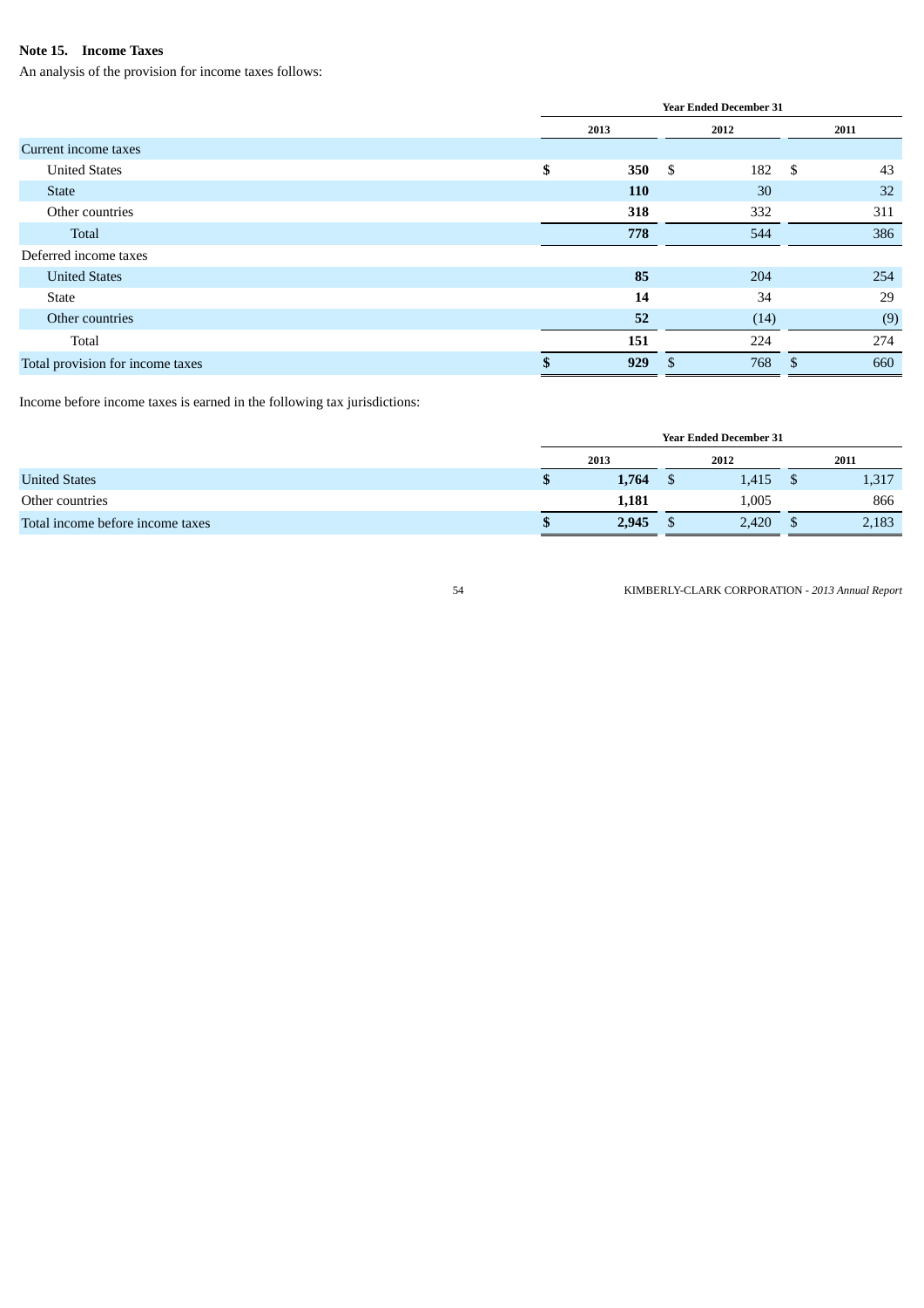### Note 15. Income Taxes

An analysis of the provision for income taxes follows:

| | Year Ended December 31 | | |
|---|---|---|---|
| | **2013** | **2012** | **2011** |
| Current income taxes | | | |
| United States | **$ 350** | $ 182 | $ 43 |
| State | **110** | 30 | 32 |
| Other countries | **318** | 332 | 311 |
| Total | **778** | 544 | 386 |
| Deferred income taxes | | | |
| United States | **85** | 204 | 254 |
| State | **14** | 34 | 29 |
| Other countries | **52** | (14) | (9) |
| Total | **151** | 224 | 274 |
| Total provision for income taxes | **$ 929** | $ 768 | $ 660 |

Income before income taxes is earned in the following tax jurisdictions:

| | Year Ended December 31 | | |
|---|---|---|---|
| | **2013** | **2012** | **2011** |
| United States | **$ 1,764** | $ 1,415 | $ 1,317 |
| Other countries | **1,181** | 1,005 | 866 |
| Total income before income taxes | **$ 2,945** | $ 2,420 | $ 2,183 |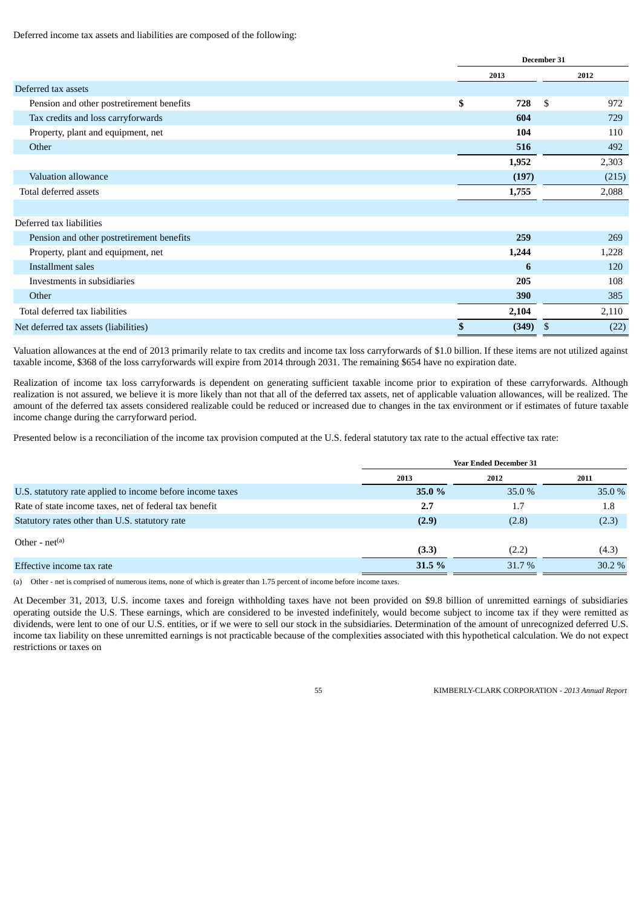Deferred income tax assets and liabilities are composed of the following:

| | December 31 | |
|---|---|---|
| | **2013** | 2012 |
| Deferred tax assets | | |
| Pension and other postretirement benefits | **$ 728** | $ 972 |
| Tax credits and loss carryforwards | **604** | 729 |
| Property, plant and equipment, net | **104** | 110 |
| Other | **516** | 492 |
| | **1,952** | 2,303 |
| Valuation allowance | **(197)** | (215) |
| Total deferred assets | **1,755** | 2,088 |
| | | |
| Deferred tax liabilities | | |
| Pension and other postretirement benefits | **259** | 269 |
| Property, plant and equipment, net | **1,244** | 1,228 |
| Installment sales | **6** | 120 |
| Investments in subsidiaries | **205** | 108 |
| Other | **390** | 385 |
| Total deferred tax liabilities | **2,104** | 2,110 |
| Net deferred tax assets (liabilities) | **$ (349)** | $ (22) |

Valuation allowances at the end of 2013 primarily relate to tax credits and income tax loss carryforwards of $1.0 billion. If these items are not utilized against taxable income, $368 of the loss carryforwards will expire from 2014 through 2031. The remaining $654 have no expiration date.

Realization of income tax loss carryforwards is dependent on generating sufficient taxable income prior to expiration of these carryforwards. Although realization is not assured, we believe it is more likely than not that all of the deferred tax assets, net of applicable valuation allowances, will be realized. The amount of the deferred tax assets considered realizable could be reduced or increased due to changes in the tax environment or if estimates of future taxable income change during the carryforward period.

Presented below is a reconciliation of the income tax provision computed at the U.S. federal statutory tax rate to the actual effective tax rate:

| | Year Ended December 31 | | |
|---|---|---|---|
| | **2013** | 2012 | 2011 |
| U.S. statutory rate applied to income before income taxes | **35.0 %** | 35.0 % | 35.0 % |
| Rate of state income taxes, net of federal tax benefit | **2.7** | 1.7 | 1.8 |
| Statutory rates other than U.S. statutory rate | **(2.9)** | (2.8) | (2.3) |
| Other - net[(a)] | **(3.3)** | (2.2) | (4.3) |
| Effective income tax rate | **31.5 %** | 31.7 % | 30.2 % |

(a) Other - net is comprised of numerous items, none of which is greater than 1.75 percent of income before income taxes.

At December 31, 2013, U.S. income taxes and foreign withholding taxes have not been provided on $9.8 billion of unremitted earnings of subsidiaries operating outside the U.S. These earnings, which are considered to be invested indefinitely, would become subject to income tax if they were remitted as dividends, were lent to one of our U.S. entities, or if we were to sell our stock in the subsidiaries. Determination of the amount of unrecognized deferred U.S. income tax liability on these unremitted earnings is not practicable because of the complexities associated with this hypothetical calculation. We do not expect restrictions or taxes on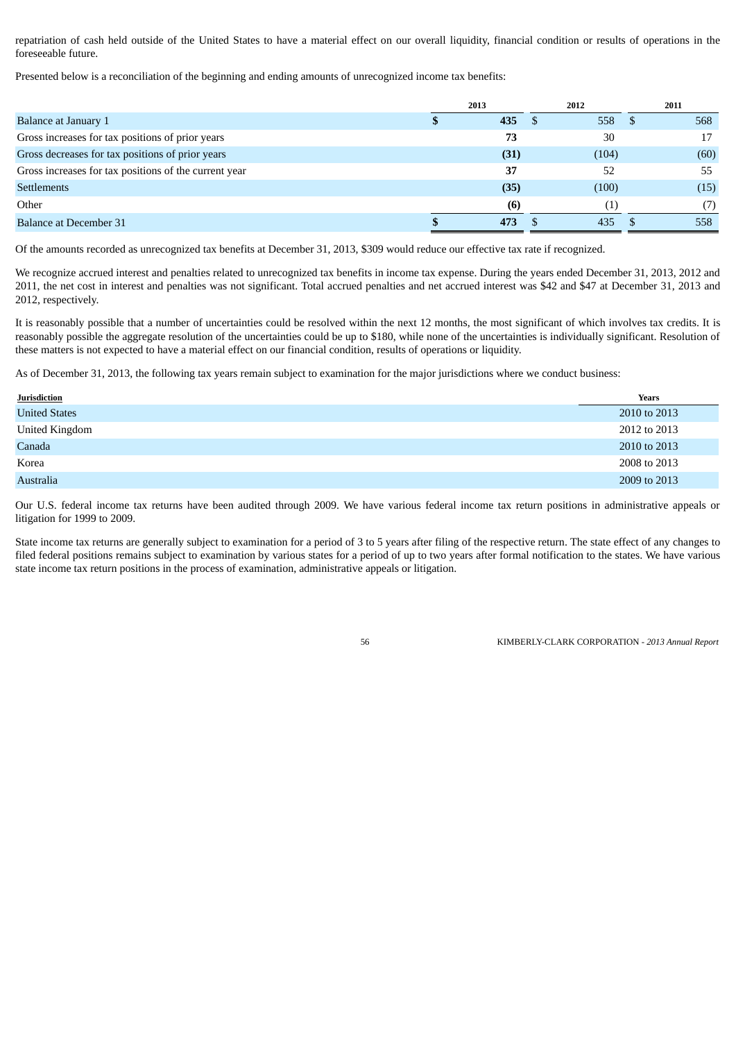repatriation of cash held outside of the United States to have a material effect on our overall liquidity, financial condition or results of operations in the foreseeable future.

Presented below is a reconciliation of the beginning and ending amounts of unrecognized income tax benefits:

| | 2013 | 2012 | 2011 |
|---|---|---|---|
| Balance at January 1 | **$ 435** | $ 558 | $ 568 |
| Gross increases for tax positions of prior years | **73** | 30 | 17 |
| Gross decreases for tax positions of prior years | **(31)** | (104) | (60) |
| Gross increases for tax positions of the current year | **37** | 52 | 55 |
| Settlements | **(35)** | (100) | (15) |
| Other | **(6)** | (1) | (7) |
| Balance at December 31 | **$ 473** | $ 435 | $ 558 |

Of the amounts recorded as unrecognized tax benefits at December 31, 2013, $309 would reduce our effective tax rate if recognized.

We recognize accrued interest and penalties related to unrecognized tax benefits in income tax expense. During the years ended December 31, 2013, 2012 and 2011, the net cost in interest and penalties was not significant. Total accrued penalties and net accrued interest was $42 and $47 at December 31, 2013 and 2012, respectively.

It is reasonably possible that a number of uncertainties could be resolved within the next 12 months, the most significant of which involves tax credits. It is reasonably possible the aggregate resolution of the uncertainties could be up to $180, while none of the uncertainties is individually significant. Resolution of these matters is not expected to have a material effect on our financial condition, results of operations or liquidity.

As of December 31, 2013, the following tax years remain subject to examination for the major jurisdictions where we conduct business:

| Jurisdiction | Years |
|---|---|
| United States | 2010 to 2013 |
| United Kingdom | 2012 to 2013 |
| Canada | 2010 to 2013 |
| Korea | 2008 to 2013 |
| Australia | 2009 to 2013 |

Our U.S. federal income tax returns have been audited through 2009. We have various federal income tax return positions in administrative appeals or litigation for 1999 to 2009.

State income tax returns are generally subject to examination for a period of 3 to 5 years after filing of the respective return. The state effect of any changes to filed federal positions remains subject to examination by various states for a period of up to two years after formal notification to the states. We have various state income tax return positions in the process of examination, administrative appeals or litigation.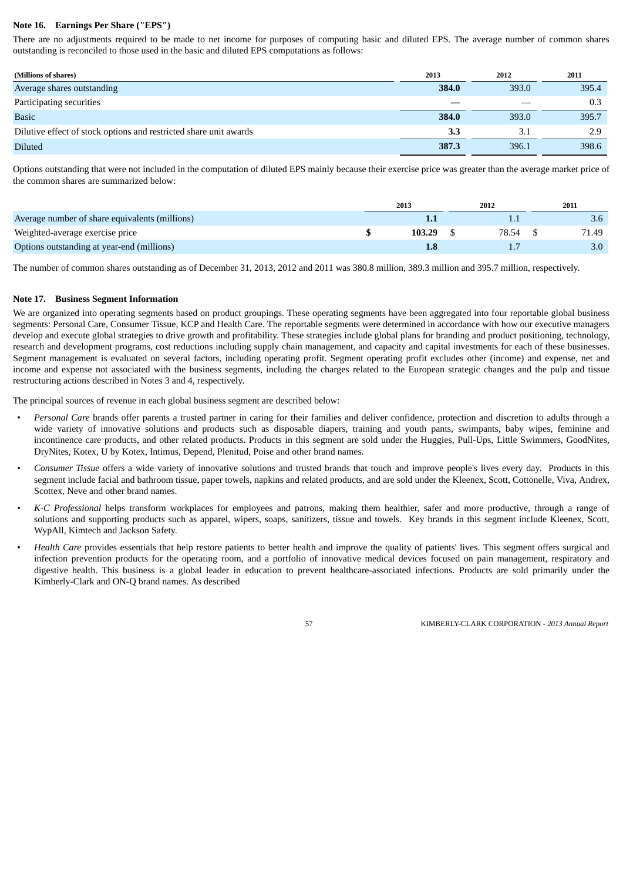### Note 16. Earnings Per Share ("EPS")

There are no adjustments required to be made to net income for purposes of computing basic and diluted EPS. The average number of common shares outstanding is reconciled to those used in the basic and diluted EPS computations as follows:

| (Millions of shares) | 2013 | 2012 | 2011 |
|---|---|---|---|
| Average shares outstanding | **384.0** | 393.0 | 395.4 |
| Participating securities | **—** | — | 0.3 |
| Basic | **384.0** | 393.0 | 395.7 |
| Dilutive effect of stock options and restricted share unit awards | **3.3** | 3.1 | 2.9 |
| Diluted | **387.3** | 396.1 | 398.6 |

Options outstanding that were not included in the computation of diluted EPS mainly because their exercise price was greater than the average market price of the common shares are summarized below:

| | 2013 | 2012 | 2011 |
|---|---|---|---|
| Average number of share equivalents (millions) | **1.1** | 1.1 | 3.6 |
| Weighted-average exercise price | **$ 103.29** | $ 78.54 | $ 71.49 |
| Options outstanding at year-end (millions) | **1.8** | 1.7 | 3.0 |

The number of common shares outstanding as of December 31, 2013, 2012 and 2011 was 380.8 million, 389.3 million and 395.7 million, respectively.

### Note 17. Business Segment Information

We are organized into operating segments based on product groupings. These operating segments have been aggregated into four reportable global business segments: Personal Care, Consumer Tissue, KCP and Health Care. The reportable segments were determined in accordance with how our executive managers develop and execute global strategies to drive growth and profitability. These strategies include global plans for branding and product positioning, technology, research and development programs, cost reductions including supply chain management, and capacity and capital investments for each of these businesses. Segment management is evaluated on several factors, including operating profit. Segment operating profit excludes other (income) and expense, net and income and expense not associated with the business segments, including the charges related to the European strategic changes and the pulp and tissue restructuring actions described in Notes 3 and 4, respectively.

The principal sources of revenue in each global business segment are described below:

- *Personal Care* brands offer parents a trusted partner in caring for their families and deliver confidence, protection and discretion to adults through a wide variety of innovative solutions and products such as disposable diapers, training and youth pants, swimpants, baby wipes, feminine and incontinence care products, and other related products. Products in this segment are sold under the Huggies, Pull-Ups, Little Swimmers, GoodNites, DryNites, Kotex, U by Kotex, Intimus, Depend, Plenitud, Poise and other brand names.
- *Consumer Tissue* offers a wide variety of innovative solutions and trusted brands that touch and improve people's lives every day. Products in this segment include facial and bathroom tissue, paper towels, napkins and related products, and are sold under the Kleenex, Scott, Cottonelle, Viva, Andrex, Scottex, Neve and other brand names.
- *K-C Professional* helps transform workplaces for employees and patrons, making them healthier, safer and more productive, through a range of solutions and supporting products such as apparel, wipers, soaps, sanitizers, tissue and towels. Key brands in this segment include Kleenex, Scott, WypAll, Kimtech and Jackson Safety.
- *Health Care* provides essentials that help restore patients to better health and improve the quality of patients' lives. This segment offers surgical and infection prevention products for the operating room, and a portfolio of innovative medical devices focused on pain management, respiratory and digestive health. This business is a global leader in education to prevent healthcare-associated infections. Products are sold primarily under the Kimberly-Clark and ON-Q brand names. As described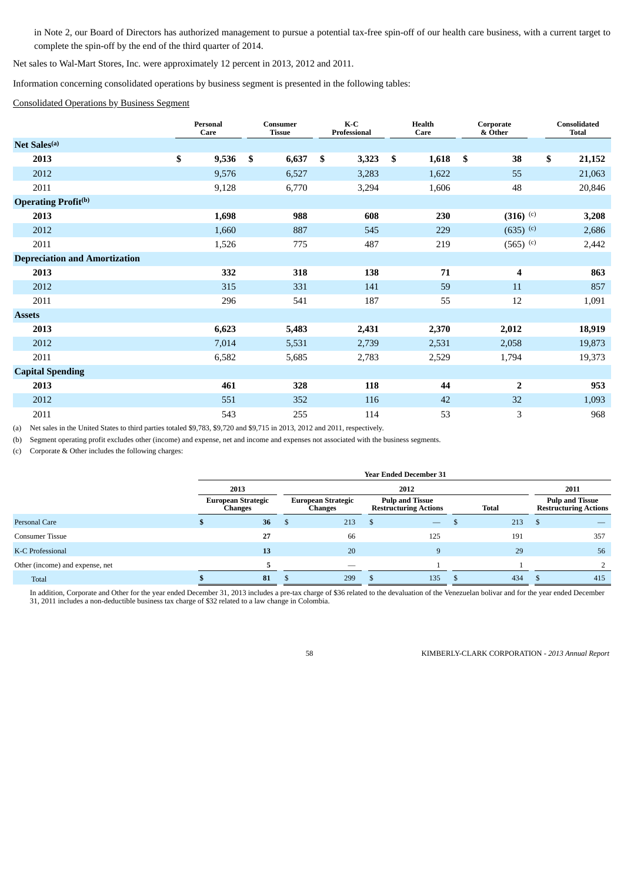in Note 2, our Board of Directors has authorized management to pursue a potential tax-free spin-off of our health care business, with a current target to complete the spin-off by the end of the third quarter of 2014.

Net sales to Wal-Mart Stores, Inc. were approximately 12 percent in 2013, 2012 and 2011.

Information concerning consolidated operations by business segment is presented in the following tables:

Consolidated Operations by Business Segment

| | Personal Care | Consumer Tissue | K-C Professional | Health Care | Corporate & Other | Consolidated Total |
|---|---|---|---|---|---|---|
| **Net Sales[(a)]** | | | | | | |
| **2013** | **$ 9,536** | **$ 6,637** | **$ 3,323** | **$ 1,618** | **$ 38** | **$ 21,152** |
| 2012 | 9,576 | 6,527 | 3,283 | 1,622 | 55 | 21,063 |
| 2011 | 9,128 | 6,770 | 3,294 | 1,606 | 48 | 20,846 |
| **Operating Profit[(b)]** | | | | | | |
| **2013** | **1,698** | **988** | **608** | **230** | **(316)** [(c)] | **3,208** |
| 2012 | 1,660 | 887 | 545 | 229 | (635) [(c)] | 2,686 |
| 2011 | 1,526 | 775 | 487 | 219 | (565) [(c)] | 2,442 |
| **Depreciation and Amortization** | | | | | | |
| **2013** | **332** | **318** | **138** | **71** | **4** | **863** |
| 2012 | 315 | 331 | 141 | 59 | 11 | 857 |
| 2011 | 296 | 541 | 187 | 55 | 12 | 1,091 |
| **Assets** | | | | | | |
| **2013** | **6,623** | **5,483** | **2,431** | **2,370** | **2,012** | **18,919** |
| 2012 | 7,014 | 5,531 | 2,739 | 2,531 | 2,058 | 19,873 |
| 2011 | 6,582 | 5,685 | 2,783 | 2,529 | 1,794 | 19,373 |
| **Capital Spending** | | | | | | |
| **2013** | **461** | **328** | **118** | **44** | **2** | **953** |
| 2012 | 551 | 352 | 116 | 42 | 32 | 1,093 |
| 2011 | 543 | 255 | 114 | 53 | 3 | 968 |

(a) Net sales in the United States to third parties totaled $9,783, $9,720 and $9,715 in 2013, 2012 and 2011, respectively.

(b) Segment operating profit excludes other (income) and expense, net and income and expenses not associated with the business segments.

(c) Corporate & Other includes the following charges:

| | Year Ended December 31 | | | | |
|---|---|---|---|---|---|
| | 2013 | 2012 | | | 2011 |
| | European Strategic Changes | European Strategic Changes | Pulp and Tissue Restructuring Actions | Total | Pulp and Tissue Restructuring Actions |
| Personal Care | **$ 36** | $ 213 | $ — | $ 213 | $ — |
| Consumer Tissue | **27** | 66 | 125 | 191 | 357 |
| K-C Professional | **13** | 20 | 9 | 29 | 56 |
| Other (income) and expense, net | **5** | — | 1 | 1 | 2 |
| Total | **$ 81** | $ 299 | $ 135 | $ 434 | $ 415 |

In addition, Corporate and Other for the year ended December 31, 2013 includes a pre-tax charge of $36 related to the devaluation of the Venezuelan bolivar and for the year ended December 31, 2011 includes a non-deductible business tax charge of $32 related to a law change in Colombia.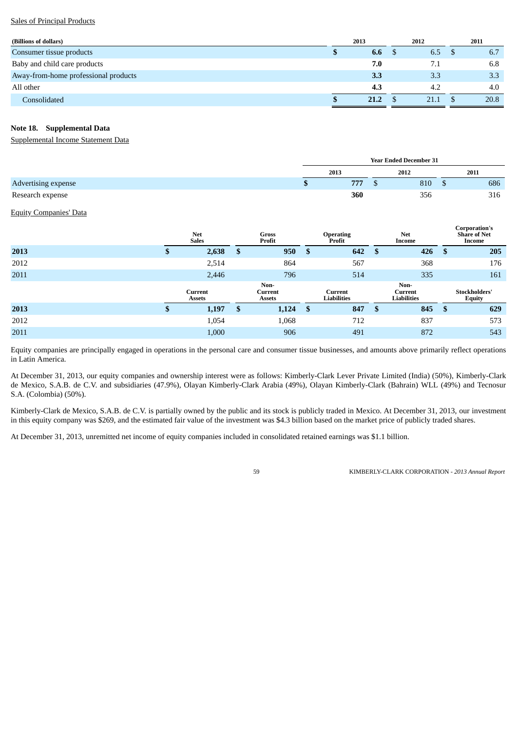Sales of Principal Products

| (Billions of dollars) | 2013 | 2012 | 2011 |
|---|---|---|---|
| Consumer tissue products | **$ 6.6** | $ 6.5 | $ 6.7 |
| Baby and child care products | **7.0** | 7.1 | 6.8 |
| Away-from-home professional products | **3.3** | 3.3 | 3.3 |
| All other | **4.3** | 4.2 | 4.0 |
| Consolidated | **$ 21.2** | $ 21.1 | $ 20.8 |

## Note 18. Supplemental Data

Supplemental Income Statement Data

| | Year Ended December 31 | | |
|---|---|---|---|
| | 2013 | 2012 | 2011 |
| Advertising expense | **$ 777** | $ 810 | $ 686 |
| Research expense | **360** | 356 | 316 |

Equity Companies' Data

| | Net Sales | Gross Profit | Operating Profit | Net Income | Corporation's Share of Net Income |
|---|---|---|---|---|---|
| **2013** | **$ 2,638** | **$ 950** | **$ 642** | **$ 426** | **$ 205** |
| 2012 | 2,514 | 864 | 567 | 368 | 176 |
| 2011 | 2,446 | 796 | 514 | 335 | 161 |
| | **Current Assets** | **Non-Current Assets** | **Current Liabilities** | **Non-Current Liabilities** | **Stockholders' Equity** |
| **2013** | **$ 1,197** | **$ 1,124** | **$ 847** | **$ 845** | **$ 629** |
| 2012 | 1,054 | 1,068 | 712 | 837 | 573 |
| 2011 | 1,000 | 906 | 491 | 872 | 543 |

Equity companies are principally engaged in operations in the personal care and consumer tissue businesses, and amounts above primarily reflect operations in Latin America.

At December 31, 2013, our equity companies and ownership interest were as follows: Kimberly-Clark Lever Private Limited (India) (50%), Kimberly-Clark de Mexico, S.A.B. de C.V. and subsidiaries (47.9%), Olayan Kimberly-Clark Arabia (49%), Olayan Kimberly-Clark (Bahrain) WLL (49%) and Tecnosur S.A. (Colombia) (50%).

Kimberly-Clark de Mexico, S.A.B. de C.V. is partially owned by the public and its stock is publicly traded in Mexico. At December 31, 2013, our investment in this equity company was $269, and the estimated fair value of the investment was $4.3 billion based on the market price of publicly traded shares.

At December 31, 2013, unremitted net income of equity companies included in consolidated retained earnings was $1.1 billion.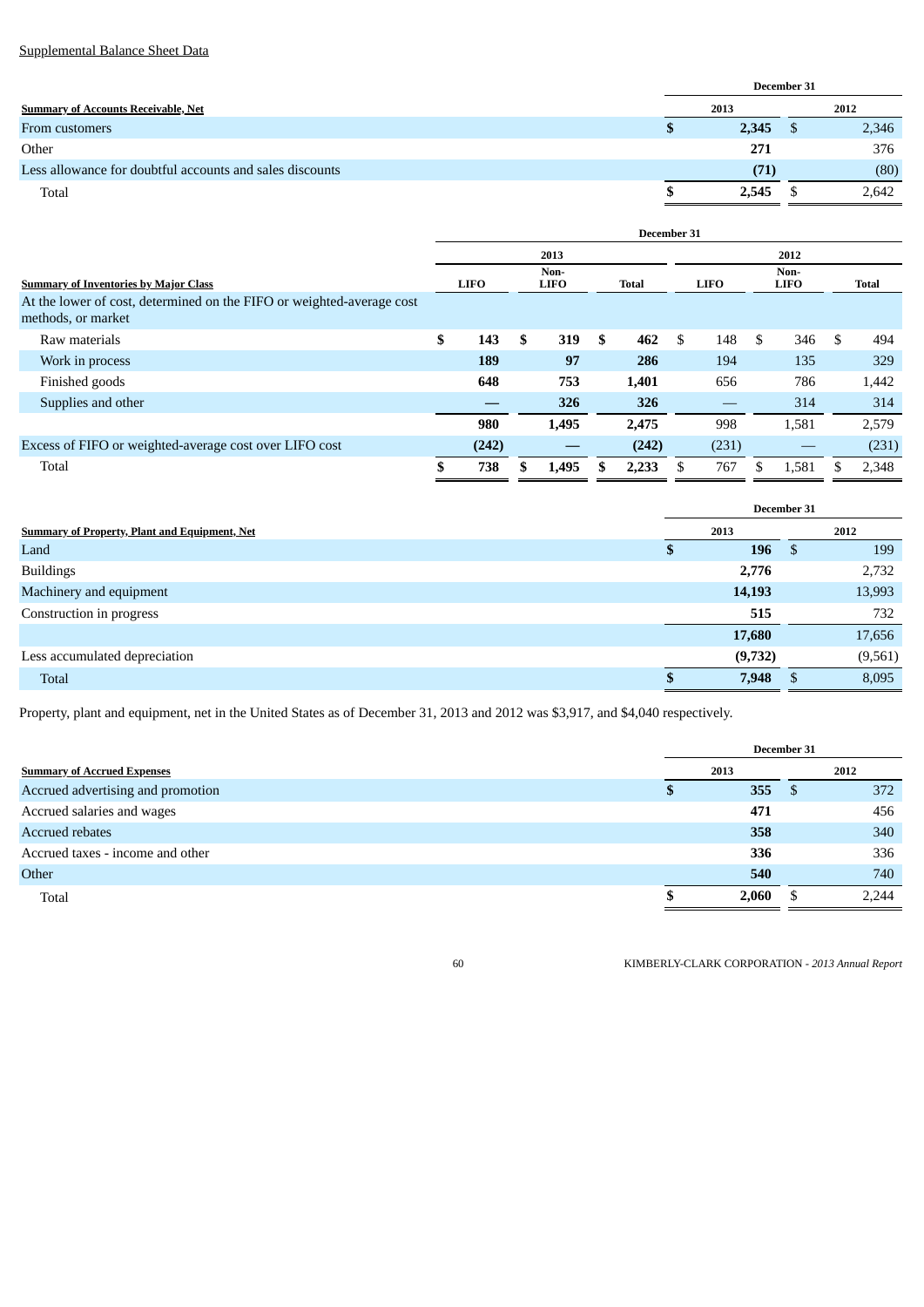Supplemental Balance Sheet Data

| Summary of Accounts Receivable, Net | December 31 2013 | December 31 2012 |
|---|---|---|
| From customers | **$ 2,345** | $ 2,346 |
| Other | **271** | 376 |
| Less allowance for doubtful accounts and sales discounts | **(71)** | (80) |
| Total | **$ 2,545** | $ 2,642 |

| Summary of Inventories by Major Class | December 31 | | | | | |
|---|---|---|---|---|---|---|
| | 2013 | | | 2012 | | |
| | LIFO | Non-LIFO | Total | LIFO | Non-LIFO | Total |
| At the lower of cost, determined on the FIFO or weighted-average cost methods, or market | | | | | | |
| Raw materials | **$ 143** | **$ 319** | **$ 462** | $ 148 | $ 346 | $ 494 |
| Work in process | **189** | **97** | **286** | 194 | 135 | 329 |
| Finished goods | **648** | **753** | **1,401** | 656 | 786 | 1,442 |
| Supplies and other | **—** | **326** | **326** | — | 314 | 314 |
| | **980** | **1,495** | **2,475** | 998 | 1,581 | 2,579 |
| Excess of FIFO or weighted-average cost over LIFO cost | **(242)** | **—** | **(242)** | (231) | — | (231) |
| Total | **$ 738** | **$ 1,495** | **$ 2,233** | $ 767 | $ 1,581 | $ 2,348 |

| Summary of Property, Plant and Equipment, Net | December 31 2013 | December 31 2012 |
|---|---|---|
| Land | **$ 196** | $ 199 |
| Buildings | **2,776** | 2,732 |
| Machinery and equipment | **14,193** | 13,993 |
| Construction in progress | **515** | 732 |
| | **17,680** | 17,656 |
| Less accumulated depreciation | **(9,732)** | (9,561) |
| Total | **$ 7,948** | $ 8,095 |

Property, plant and equipment, net in the United States as of December 31, 2013 and 2012 was $3,917, and $4,040 respectively.

| Summary of Accrued Expenses | December 31 2013 | December 31 2012 |
|---|---|---|
| Accrued advertising and promotion | **$ 355** | $ 372 |
| Accrued salaries and wages | **471** | 456 |
| Accrued rebates | **358** | 340 |
| Accrued taxes - income and other | **336** | 336 |
| Other | **540** | 740 |
| Total | **$ 2,060** | $ 2,244 |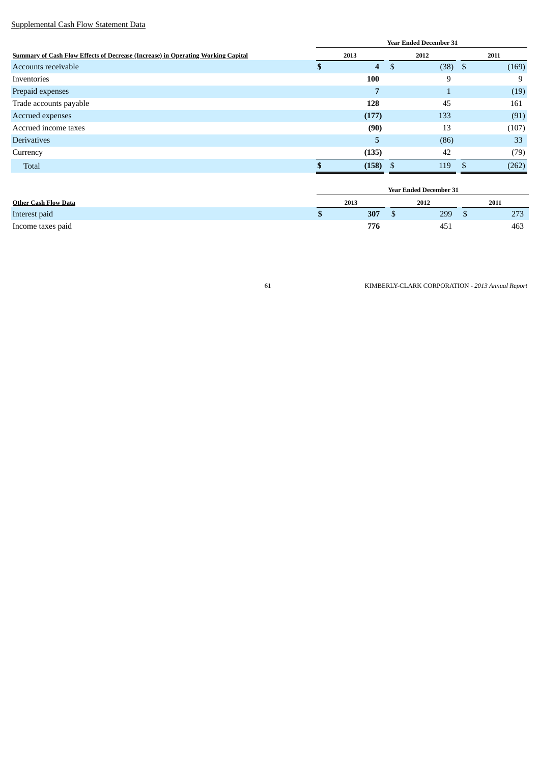Supplemental Cash Flow Statement Data

| Summary of Cash Flow Effects of Decrease (Increase) in Operating Working Capital | Year Ended December 31 | | |
|---|---|---|---|
| | **2013** | 2012 | 2011 |
| Accounts receivable | **$ 4** | $ (38) | $ (169) |
| Inventories | **100** | 9 | 9 |
| Prepaid expenses | **7** | 1 | (19) |
| Trade accounts payable | **128** | 45 | 161 |
| Accrued expenses | **(177)** | 133 | (91) |
| Accrued income taxes | **(90)** | 13 | (107) |
| Derivatives | **5** | (86) | 33 |
| Currency | **(135)** | 42 | (79) |
| Total | **$ (158)** | $ 119 | $ (262) |

| Other Cash Flow Data | Year Ended December 31 | | |
|---|---|---|---|
| | **2013** | 2012 | 2011 |
| Interest paid | **$ 307** | $ 299 | $ 273 |
| Income taxes paid | **776** | 451 | 463 |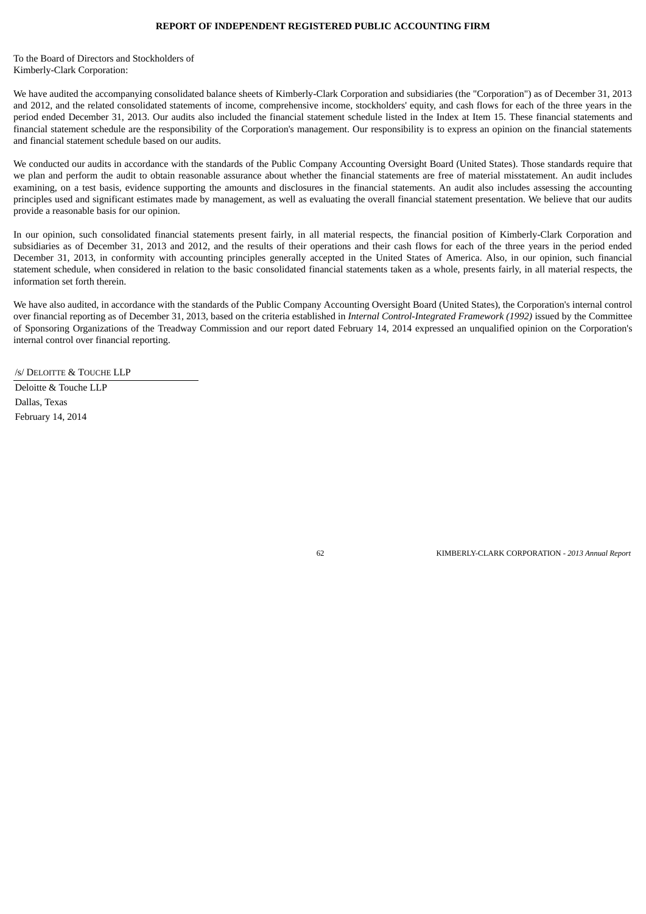## REPORT OF INDEPENDENT REGISTERED PUBLIC ACCOUNTING FIRM

To the Board of Directors and Stockholders of
Kimberly-Clark Corporation:

We have audited the accompanying consolidated balance sheets of Kimberly-Clark Corporation and subsidiaries (the "Corporation") as of December 31, 2013 and 2012, and the related consolidated statements of income, comprehensive income, stockholders' equity, and cash flows for each of the three years in the period ended December 31, 2013. Our audits also included the financial statement schedule listed in the Index at Item 15. These financial statements and financial statement schedule are the responsibility of the Corporation's management. Our responsibility is to express an opinion on the financial statements and financial statement schedule based on our audits.

We conducted our audits in accordance with the standards of the Public Company Accounting Oversight Board (United States). Those standards require that we plan and perform the audit to obtain reasonable assurance about whether the financial statements are free of material misstatement. An audit includes examining, on a test basis, evidence supporting the amounts and disclosures in the financial statements. An audit also includes assessing the accounting principles used and significant estimates made by management, as well as evaluating the overall financial statement presentation. We believe that our audits provide a reasonable basis for our opinion.

In our opinion, such consolidated financial statements present fairly, in all material respects, the financial position of Kimberly-Clark Corporation and subsidiaries as of December 31, 2013 and 2012, and the results of their operations and their cash flows for each of the three years in the period ended December 31, 2013, in conformity with accounting principles generally accepted in the United States of America. Also, in our opinion, such financial statement schedule, when considered in relation to the basic consolidated financial statements taken as a whole, presents fairly, in all material respects, the information set forth therein.

We have also audited, in accordance with the standards of the Public Company Accounting Oversight Board (United States), the Corporation's internal control over financial reporting as of December 31, 2013, based on the criteria established in *Internal Control-Integrated Framework (1992)* issued by the Committee of Sponsoring Organizations of the Treadway Commission and our report dated February 14, 2014 expressed an unqualified opinion on the Corporation's internal control over financial reporting.

/s/ DELOITTE & TOUCHE LLP

Deloitte & Touche LLP
Dallas, Texas
February 14, 2014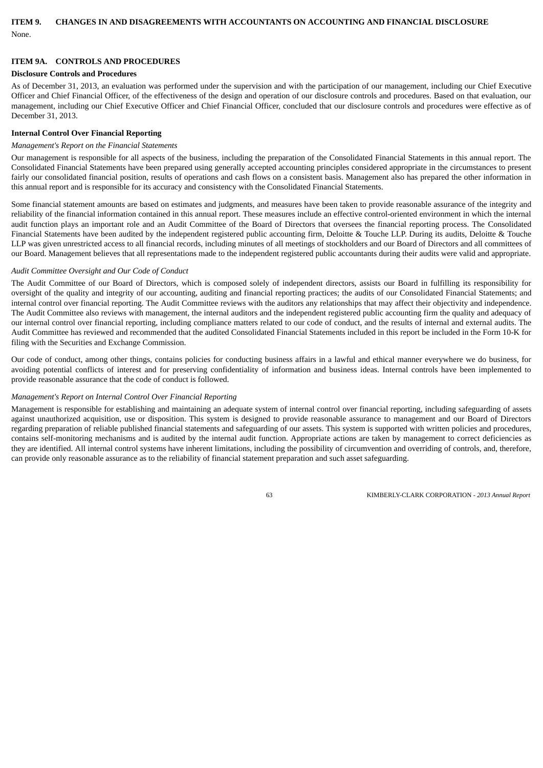## ITEM 9. CHANGES IN AND DISAGREEMENTS WITH ACCOUNTANTS ON ACCOUNTING AND FINANCIAL DISCLOSURE

None.

## ITEM 9A. CONTROLS AND PROCEDURES

### Disclosure Controls and Procedures

As of December 31, 2013, an evaluation was performed under the supervision and with the participation of our management, including our Chief Executive Officer and Chief Financial Officer, of the effectiveness of the design and operation of our disclosure controls and procedures. Based on that evaluation, our management, including our Chief Executive Officer and Chief Financial Officer, concluded that our disclosure controls and procedures were effective as of December 31, 2013.

### Internal Control Over Financial Reporting

*Management's Report on the Financial Statements*

Our management is responsible for all aspects of the business, including the preparation of the Consolidated Financial Statements in this annual report. The Consolidated Financial Statements have been prepared using generally accepted accounting principles considered appropriate in the circumstances to present fairly our consolidated financial position, results of operations and cash flows on a consistent basis. Management also has prepared the other information in this annual report and is responsible for its accuracy and consistency with the Consolidated Financial Statements.

Some financial statement amounts are based on estimates and judgments, and measures have been taken to provide reasonable assurance of the integrity and reliability of the financial information contained in this annual report. These measures include an effective control-oriented environment in which the internal audit function plays an important role and an Audit Committee of the Board of Directors that oversees the financial reporting process. The Consolidated Financial Statements have been audited by the independent registered public accounting firm, Deloitte & Touche LLP. During its audits, Deloitte & Touche LLP was given unrestricted access to all financial records, including minutes of all meetings of stockholders and our Board of Directors and all committees of our Board. Management believes that all representations made to the independent registered public accountants during their audits were valid and appropriate.

*Audit Committee Oversight and Our Code of Conduct*

The Audit Committee of our Board of Directors, which is composed solely of independent directors, assists our Board in fulfilling its responsibility for oversight of the quality and integrity of our accounting, auditing and financial reporting practices; the audits of our Consolidated Financial Statements; and internal control over financial reporting. The Audit Committee reviews with the auditors any relationships that may affect their objectivity and independence. The Audit Committee also reviews with management, the internal auditors and the independent registered public accounting firm the quality and adequacy of our internal control over financial reporting, including compliance matters related to our code of conduct, and the results of internal and external audits. The Audit Committee has reviewed and recommended that the audited Consolidated Financial Statements included in this report be included in the Form 10-K for filing with the Securities and Exchange Commission.

Our code of conduct, among other things, contains policies for conducting business affairs in a lawful and ethical manner everywhere we do business, for avoiding potential conflicts of interest and for preserving confidentiality of information and business ideas. Internal controls have been implemented to provide reasonable assurance that the code of conduct is followed.

*Management's Report on Internal Control Over Financial Reporting*

Management is responsible for establishing and maintaining an adequate system of internal control over financial reporting, including safeguarding of assets against unauthorized acquisition, use or disposition. This system is designed to provide reasonable assurance to management and our Board of Directors regarding preparation of reliable published financial statements and safeguarding of our assets. This system is supported with written policies and procedures, contains self-monitoring mechanisms and is audited by the internal audit function. Appropriate actions are taken by management to correct deficiencies as they are identified. All internal control systems have inherent limitations, including the possibility of circumvention and overriding of controls, and, therefore, can provide only reasonable assurance as to the reliability of financial statement preparation and such asset safeguarding.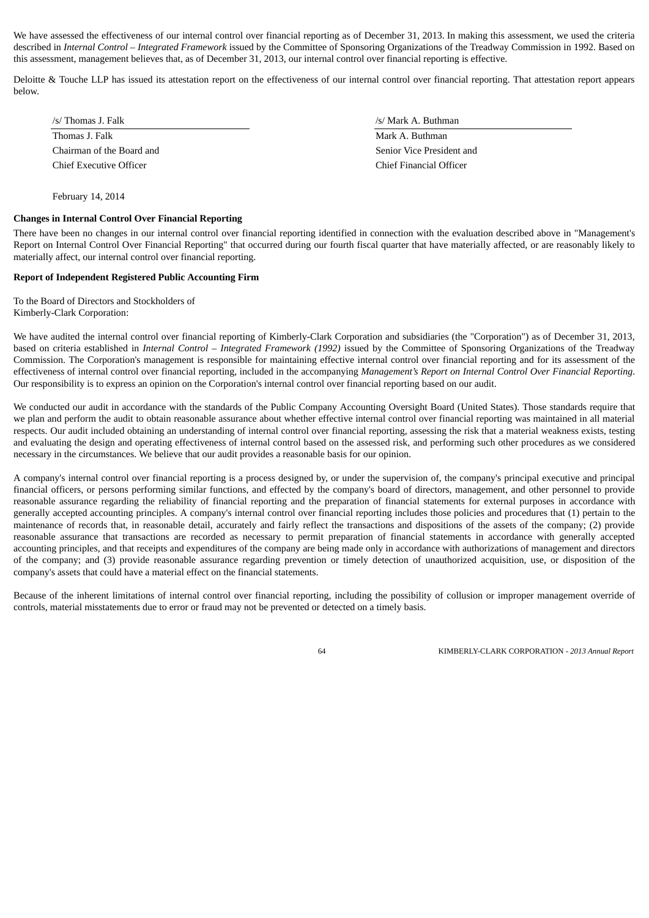We have assessed the effectiveness of our internal control over financial reporting as of December 31, 2013. In making this assessment, we used the criteria described in *Internal Control – Integrated Framework* issued by the Committee of Sponsoring Organizations of the Treadway Commission in 1992. Based on this assessment, management believes that, as of December 31, 2013, our internal control over financial reporting is effective.

Deloitte & Touche LLP has issued its attestation report on the effectiveness of our internal control over financial reporting. That attestation report appears below.

| /s/ Thomas J. Falk | /s/ Mark A. Buthman |
|---|---|
| Thomas J. Falk | Mark A. Buthman |
| Chairman of the Board and | Senior Vice President and |
| Chief Executive Officer | Chief Financial Officer |

February 14, 2014

**Changes in Internal Control Over Financial Reporting**

There have been no changes in our internal control over financial reporting identified in connection with the evaluation described above in "Management's Report on Internal Control Over Financial Reporting" that occurred during our fourth fiscal quarter that have materially affected, or are reasonably likely to materially affect, our internal control over financial reporting.

**Report of Independent Registered Public Accounting Firm**

To the Board of Directors and Stockholders of
Kimberly-Clark Corporation:

We have audited the internal control over financial reporting of Kimberly-Clark Corporation and subsidiaries (the "Corporation") as of December 31, 2013, based on criteria established in *Internal Control – Integrated Framework (1992)* issued by the Committee of Sponsoring Organizations of the Treadway Commission. The Corporation's management is responsible for maintaining effective internal control over financial reporting and for its assessment of the effectiveness of internal control over financial reporting, included in the accompanying *Management's Report on Internal Control Over Financial Reporting*. Our responsibility is to express an opinion on the Corporation's internal control over financial reporting based on our audit.

We conducted our audit in accordance with the standards of the Public Company Accounting Oversight Board (United States). Those standards require that we plan and perform the audit to obtain reasonable assurance about whether effective internal control over financial reporting was maintained in all material respects. Our audit included obtaining an understanding of internal control over financial reporting, assessing the risk that a material weakness exists, testing and evaluating the design and operating effectiveness of internal control based on the assessed risk, and performing such other procedures as we considered necessary in the circumstances. We believe that our audit provides a reasonable basis for our opinion.

A company's internal control over financial reporting is a process designed by, or under the supervision of, the company's principal executive and principal financial officers, or persons performing similar functions, and effected by the company's board of directors, management, and other personnel to provide reasonable assurance regarding the reliability of financial reporting and the preparation of financial statements for external purposes in accordance with generally accepted accounting principles. A company's internal control over financial reporting includes those policies and procedures that (1) pertain to the maintenance of records that, in reasonable detail, accurately and fairly reflect the transactions and dispositions of the assets of the company; (2) provide reasonable assurance that transactions are recorded as necessary to permit preparation of financial statements in accordance with generally accepted accounting principles, and that receipts and expenditures of the company are being made only in accordance with authorizations of management and directors of the company; and (3) provide reasonable assurance regarding prevention or timely detection of unauthorized acquisition, use, or disposition of the company's assets that could have a material effect on the financial statements.

Because of the inherent limitations of internal control over financial reporting, including the possibility of collusion or improper management override of controls, material misstatements due to error or fraud may not be prevented or detected on a timely basis.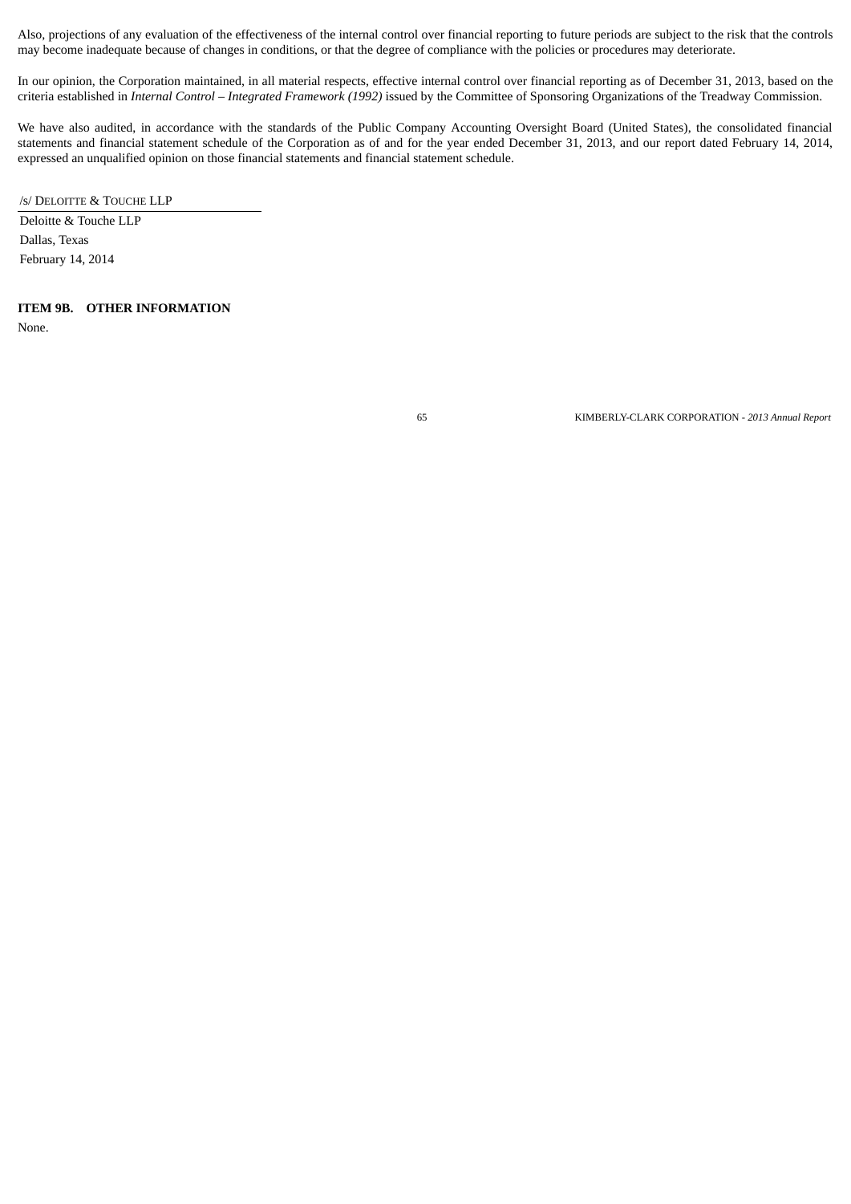Also, projections of any evaluation of the effectiveness of the internal control over financial reporting to future periods are subject to the risk that the controls may become inadequate because of changes in conditions, or that the degree of compliance with the policies or procedures may deteriorate.

In our opinion, the Corporation maintained, in all material respects, effective internal control over financial reporting as of December 31, 2013, based on the criteria established in *Internal Control – Integrated Framework (1992)* issued by the Committee of Sponsoring Organizations of the Treadway Commission.

We have also audited, in accordance with the standards of the Public Company Accounting Oversight Board (United States), the consolidated financial statements and financial statement schedule of the Corporation as of and for the year ended December 31, 2013, and our report dated February 14, 2014, expressed an unqualified opinion on those financial statements and financial statement schedule.

/s/ DELOITTE & TOUCHE LLP

Deloitte & Touche LLP
Dallas, Texas
February 14, 2014

**ITEM 9B. OTHER INFORMATION**

None.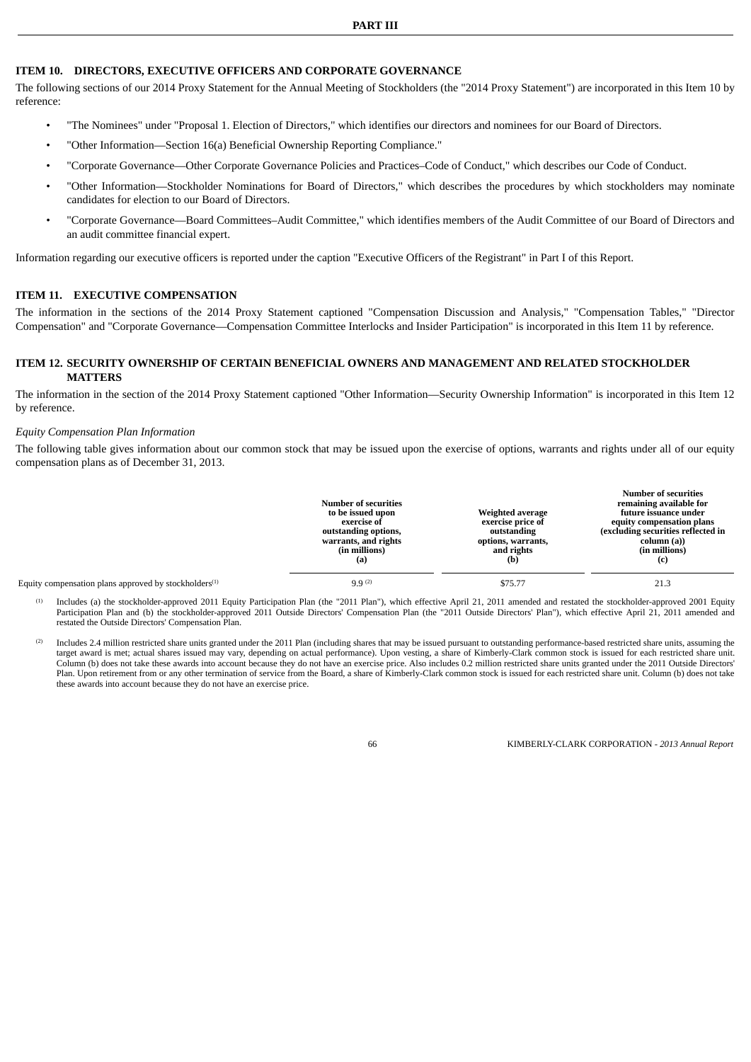# PART III

## ITEM 10. DIRECTORS, EXECUTIVE OFFICERS AND CORPORATE GOVERNANCE

The following sections of our 2014 Proxy Statement for the Annual Meeting of Stockholders (the "2014 Proxy Statement") are incorporated in this Item 10 by reference:

- "The Nominees" under "Proposal 1. Election of Directors," which identifies our directors and nominees for our Board of Directors.
- "Other Information—Section 16(a) Beneficial Ownership Reporting Compliance."
- "Corporate Governance—Other Corporate Governance Policies and Practices–Code of Conduct," which describes our Code of Conduct.
- "Other Information—Stockholder Nominations for Board of Directors," which describes the procedures by which stockholders may nominate candidates for election to our Board of Directors.
- "Corporate Governance—Board Committees–Audit Committee," which identifies members of the Audit Committee of our Board of Directors and an audit committee financial expert.

Information regarding our executive officers is reported under the caption "Executive Officers of the Registrant" in Part I of this Report.

## ITEM 11. EXECUTIVE COMPENSATION

The information in the sections of the 2014 Proxy Statement captioned "Compensation Discussion and Analysis," "Compensation Tables," "Director Compensation" and "Corporate Governance—Compensation Committee Interlocks and Insider Participation" is incorporated in this Item 11 by reference.

## ITEM 12. SECURITY OWNERSHIP OF CERTAIN BENEFICIAL OWNERS AND MANAGEMENT AND RELATED STOCKHOLDER MATTERS

The information in the section of the 2014 Proxy Statement captioned "Other Information—Security Ownership Information" is incorporated in this Item 12 by reference.

*Equity Compensation Plan Information*

The following table gives information about our common stock that may be issued upon the exercise of options, warrants and rights under all of our equity compensation plans as of December 31, 2013.

| | Number of securities to be issued upon exercise of outstanding options, warrants, and rights (in millions) (a) | Weighted average exercise price of outstanding options, warrants, and rights (b) | Number of securities remaining available for future issuance under equity compensation plans (excluding securities reflected in column (a)) (in millions) (c) |
|---|---|---|---|
| Equity compensation plans approved by stockholders[1] | 9.9 [2] | $75.77 | 21.3 |

[1] Includes (a) the stockholder-approved 2011 Equity Participation Plan (the "2011 Plan"), which effective April 21, 2011 amended and restated the stockholder-approved 2001 Equity Participation Plan and (b) the stockholder-approved 2011 Outside Directors' Compensation Plan (the "2011 Outside Directors' Plan"), which effective April 21, 2011 amended and restated the Outside Directors' Compensation Plan.

[2] Includes 2.4 million restricted share units granted under the 2011 Plan (including shares that may be issued pursuant to outstanding performance-based restricted share units, assuming the target award is met; actual shares issued may vary, depending on actual performance). Upon vesting, a share of Kimberly-Clark common stock is issued for each restricted share unit. Column (b) does not take these awards into account because they do not have an exercise price. Also includes 0.2 million restricted share units granted under the 2011 Outside Directors' Plan. Upon retirement from or any other termination of service from the Board, a share of Kimberly-Clark common stock is issued for each restricted share unit. Column (b) does not take these awards into account because they do not have an exercise price.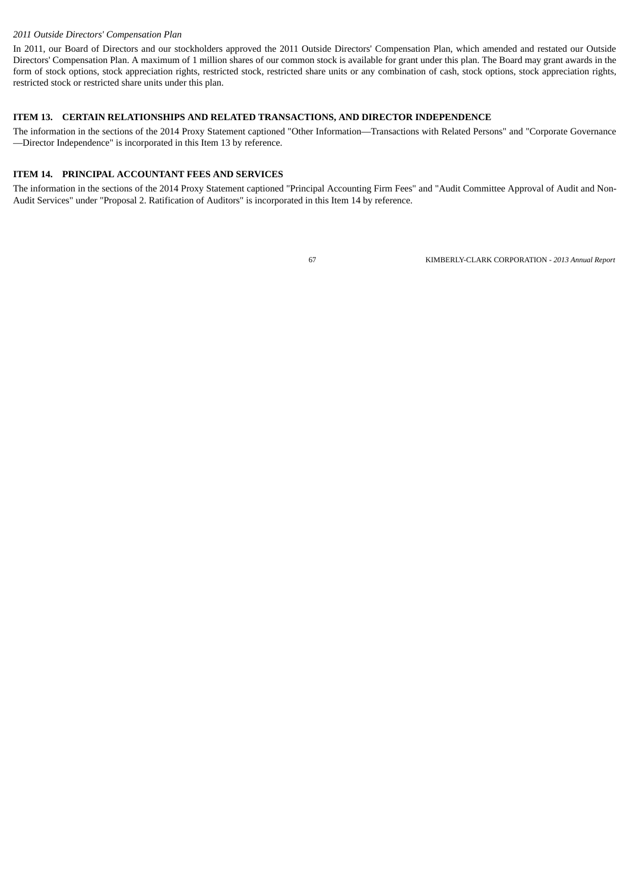*2011 Outside Directors' Compensation Plan*

In 2011, our Board of Directors and our stockholders approved the 2011 Outside Directors' Compensation Plan, which amended and restated our Outside Directors' Compensation Plan. A maximum of 1 million shares of our common stock is available for grant under this plan. The Board may grant awards in the form of stock options, stock appreciation rights, restricted stock, restricted share units or any combination of cash, stock options, stock appreciation rights, restricted stock or restricted share units under this plan.

## ITEM 13. CERTAIN RELATIONSHIPS AND RELATED TRANSACTIONS, AND DIRECTOR INDEPENDENCE

The information in the sections of the 2014 Proxy Statement captioned "Other Information—Transactions with Related Persons" and "Corporate Governance—Director Independence" is incorporated in this Item 13 by reference.

## ITEM 14. PRINCIPAL ACCOUNTANT FEES AND SERVICES

The information in the sections of the 2014 Proxy Statement captioned "Principal Accounting Firm Fees" and "Audit Committee Approval of Audit and Non-Audit Services" under "Proposal 2. Ratification of Auditors" is incorporated in this Item 14 by reference.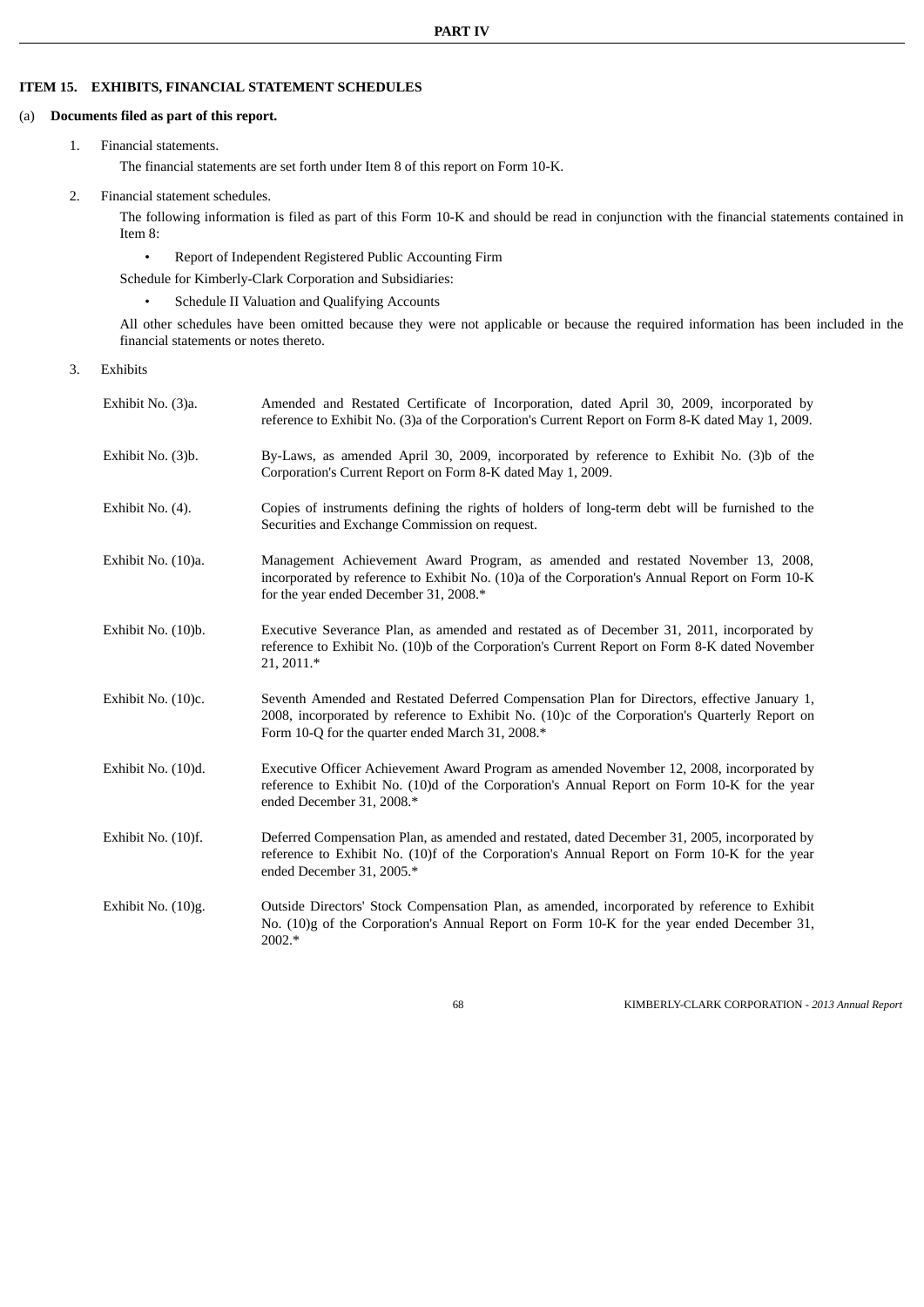## PART IV

### ITEM 15. EXHIBITS, FINANCIAL STATEMENT SCHEDULES

(a) **Documents filed as part of this report.**

1. Financial statements.

   The financial statements are set forth under Item 8 of this report on Form 10-K.

2. Financial statement schedules.

   The following information is filed as part of this Form 10-K and should be read in conjunction with the financial statements contained in Item 8:

   - Report of Independent Registered Public Accounting Firm

   Schedule for Kimberly-Clark Corporation and Subsidiaries:

   - Schedule II Valuation and Qualifying Accounts

   All other schedules have been omitted because they were not applicable or because the required information has been included in the financial statements or notes thereto.

3. Exhibits

| | |
|---|---|
| Exhibit No. (3)a. | Amended and Restated Certificate of Incorporation, dated April 30, 2009, incorporated by reference to Exhibit No. (3)a of the Corporation's Current Report on Form 8-K dated May 1, 2009. |
| Exhibit No. (3)b. | By-Laws, as amended April 30, 2009, incorporated by reference to Exhibit No. (3)b of the Corporation's Current Report on Form 8-K dated May 1, 2009. |
| Exhibit No. (4). | Copies of instruments defining the rights of holders of long-term debt will be furnished to the Securities and Exchange Commission on request. |
| Exhibit No. (10)a. | Management Achievement Award Program, as amended and restated November 13, 2008, incorporated by reference to Exhibit No. (10)a of the Corporation's Annual Report on Form 10-K for the year ended December 31, 2008.* |
| Exhibit No. (10)b. | Executive Severance Plan, as amended and restated as of December 31, 2011, incorporated by reference to Exhibit No. (10)b of the Corporation's Current Report on Form 8-K dated November 21, 2011.* |
| Exhibit No. (10)c. | Seventh Amended and Restated Deferred Compensation Plan for Directors, effective January 1, 2008, incorporated by reference to Exhibit No. (10)c of the Corporation's Quarterly Report on Form 10-Q for the quarter ended March 31, 2008.* |
| Exhibit No. (10)d. | Executive Officer Achievement Award Program as amended November 12, 2008, incorporated by reference to Exhibit No. (10)d of the Corporation's Annual Report on Form 10-K for the year ended December 31, 2008.* |
| Exhibit No. (10)f. | Deferred Compensation Plan, as amended and restated, dated December 31, 2005, incorporated by reference to Exhibit No. (10)f of the Corporation's Annual Report on Form 10-K for the year ended December 31, 2005.* |
| Exhibit No. (10)g. | Outside Directors' Stock Compensation Plan, as amended, incorporated by reference to Exhibit No. (10)g of the Corporation's Annual Report on Form 10-K for the year ended December 31, 2002.* |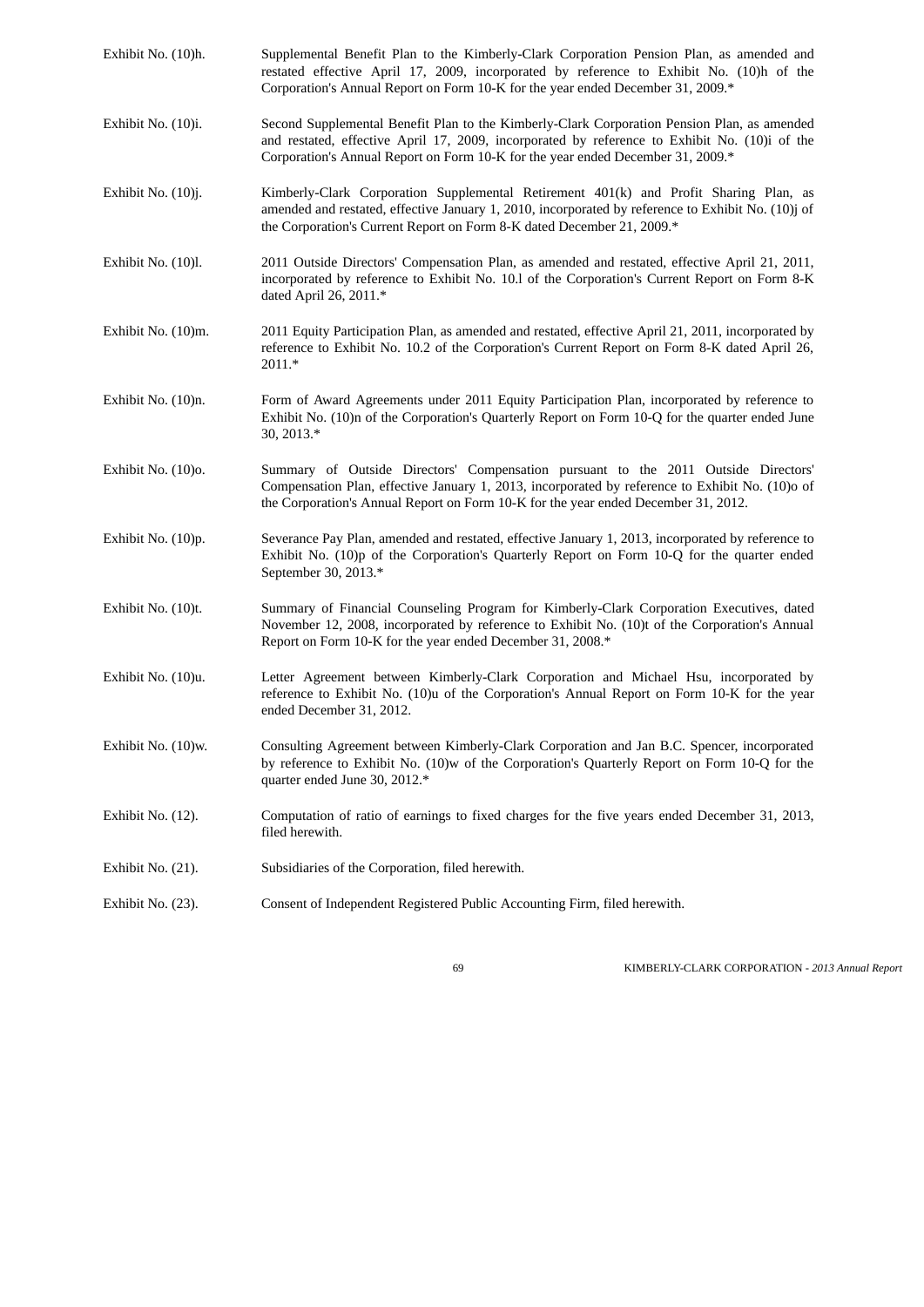Exhibit No. (10)h. Supplemental Benefit Plan to the Kimberly-Clark Corporation Pension Plan, as amended and restated effective April 17, 2009, incorporated by reference to Exhibit No. (10)h of the Corporation's Annual Report on Form 10-K for the year ended December 31, 2009.*

Exhibit No. (10)i. Second Supplemental Benefit Plan to the Kimberly-Clark Corporation Pension Plan, as amended and restated, effective April 17, 2009, incorporated by reference to Exhibit No. (10)i of the Corporation's Annual Report on Form 10-K for the year ended December 31, 2009.*

Exhibit No. (10)j. Kimberly-Clark Corporation Supplemental Retirement 401(k) and Profit Sharing Plan, as amended and restated, effective January 1, 2010, incorporated by reference to Exhibit No. (10)j of the Corporation's Current Report on Form 8-K dated December 21, 2009.*

Exhibit No. (10)l. 2011 Outside Directors' Compensation Plan, as amended and restated, effective April 21, 2011, incorporated by reference to Exhibit No. 10.l of the Corporation's Current Report on Form 8-K dated April 26, 2011.*

Exhibit No. (10)m. 2011 Equity Participation Plan, as amended and restated, effective April 21, 2011, incorporated by reference to Exhibit No. 10.2 of the Corporation's Current Report on Form 8-K dated April 26, 2011.*

Exhibit No. (10)n. Form of Award Agreements under 2011 Equity Participation Plan, incorporated by reference to Exhibit No. (10)n of the Corporation's Quarterly Report on Form 10-Q for the quarter ended June 30, 2013.*

Exhibit No. (10)o. Summary of Outside Directors' Compensation pursuant to the 2011 Outside Directors' Compensation Plan, effective January 1, 2013, incorporated by reference to Exhibit No. (10)o of the Corporation's Annual Report on Form 10-K for the year ended December 31, 2012.

Exhibit No. (10)p. Severance Pay Plan, amended and restated, effective January 1, 2013, incorporated by reference to Exhibit No. (10)p of the Corporation's Quarterly Report on Form 10-Q for the quarter ended September 30, 2013.*

Exhibit No. (10)t. Summary of Financial Counseling Program for Kimberly-Clark Corporation Executives, dated November 12, 2008, incorporated by reference to Exhibit No. (10)t of the Corporation's Annual Report on Form 10-K for the year ended December 31, 2008.*

Exhibit No. (10)u. Letter Agreement between Kimberly-Clark Corporation and Michael Hsu, incorporated by reference to Exhibit No. (10)u of the Corporation's Annual Report on Form 10-K for the year ended December 31, 2012.

Exhibit No. (10)w. Consulting Agreement between Kimberly-Clark Corporation and Jan B.C. Spencer, incorporated by reference to Exhibit No. (10)w of the Corporation's Quarterly Report on Form 10-Q for the quarter ended June 30, 2012.*

Exhibit No. (12). Computation of ratio of earnings to fixed charges for the five years ended December 31, 2013, filed herewith.

Exhibit No. (21). Subsidiaries of the Corporation, filed herewith.

Exhibit No. (23). Consent of Independent Registered Public Accounting Firm, filed herewith.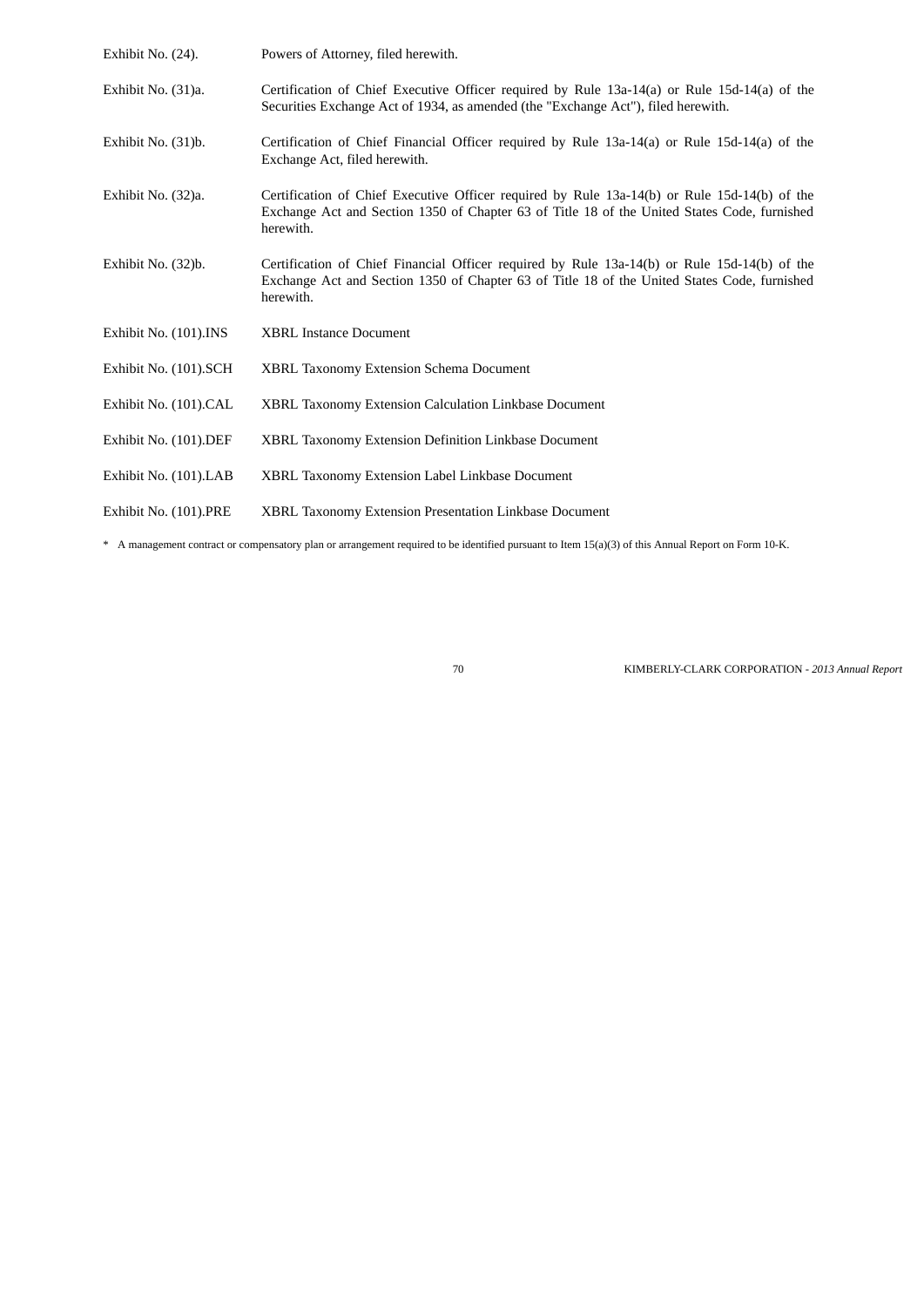| | |
|---|---|
| Exhibit No. (24). | Powers of Attorney, filed herewith. |
| Exhibit No. (31)a. | Certification of Chief Executive Officer required by Rule 13a-14(a) or Rule 15d-14(a) of the Securities Exchange Act of 1934, as amended (the "Exchange Act"), filed herewith. |
| Exhibit No. (31)b. | Certification of Chief Financial Officer required by Rule 13a-14(a) or Rule 15d-14(a) of the Exchange Act, filed herewith. |
| Exhibit No. (32)a. | Certification of Chief Executive Officer required by Rule 13a-14(b) or Rule 15d-14(b) of the Exchange Act and Section 1350 of Chapter 63 of Title 18 of the United States Code, furnished herewith. |
| Exhibit No. (32)b. | Certification of Chief Financial Officer required by Rule 13a-14(b) or Rule 15d-14(b) of the Exchange Act and Section 1350 of Chapter 63 of Title 18 of the United States Code, furnished herewith. |
| Exhibit No. (101).INS | XBRL Instance Document |
| Exhibit No. (101).SCH | XBRL Taxonomy Extension Schema Document |
| Exhibit No. (101).CAL | XBRL Taxonomy Extension Calculation Linkbase Document |
| Exhibit No. (101).DEF | XBRL Taxonomy Extension Definition Linkbase Document |
| Exhibit No. (101).LAB | XBRL Taxonomy Extension Label Linkbase Document |
| Exhibit No. (101).PRE | XBRL Taxonomy Extension Presentation Linkbase Document |

\* A management contract or compensatory plan or arrangement required to be identified pursuant to Item 15(a)(3) of this Annual Report on Form 10-K.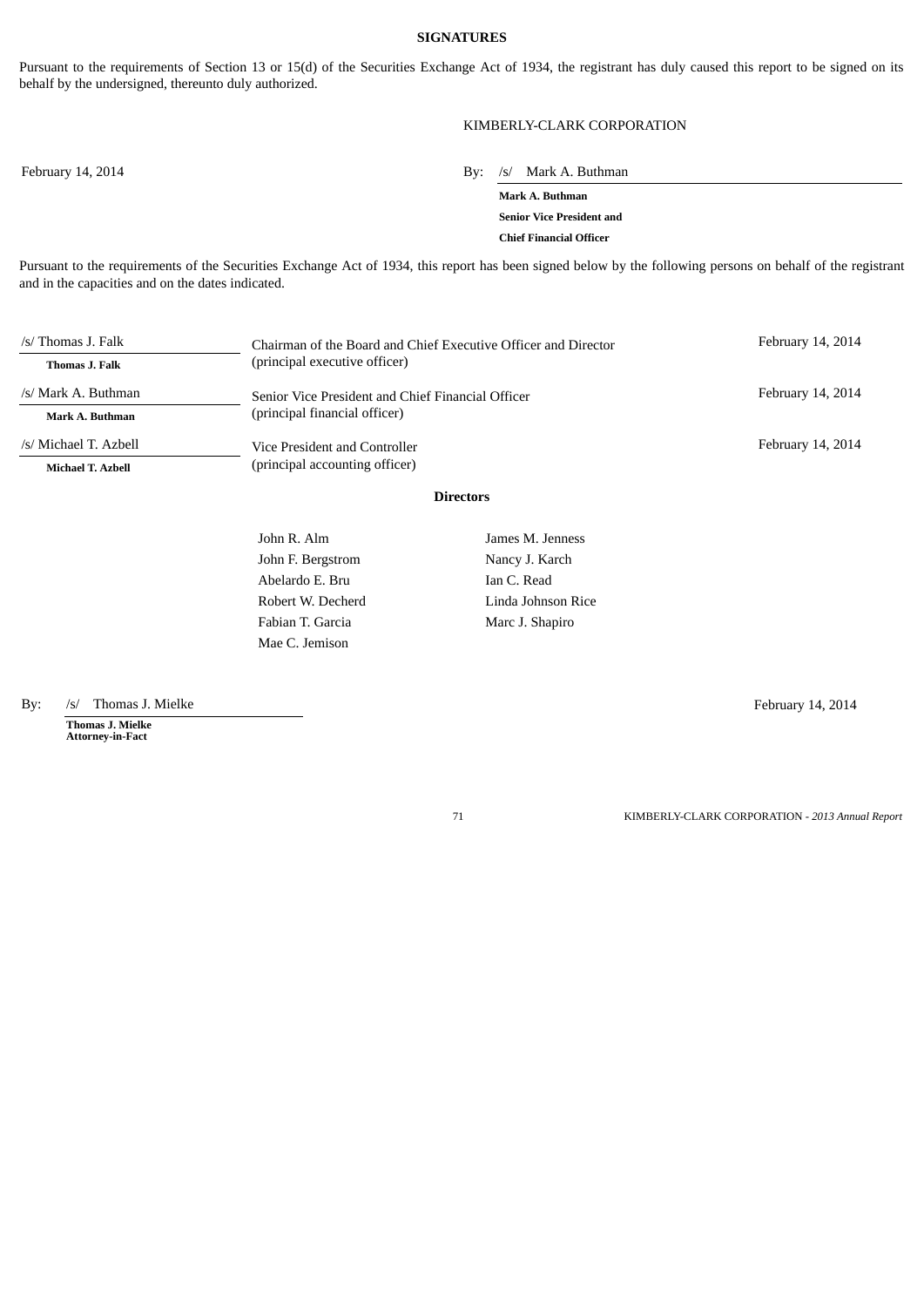## SIGNATURES

Pursuant to the requirements of Section 13 or 15(d) of the Securities Exchange Act of 1934, the registrant has duly caused this report to be signed on its behalf by the undersigned, thereunto duly authorized.

KIMBERLY-CLARK CORPORATION

February 14, 2014

By: /s/ Mark A. Buthman

**Mark A. Buthman**
**Senior Vice President and**
**Chief Financial Officer**

Pursuant to the requirements of the Securities Exchange Act of 1934, this report has been signed below by the following persons on behalf of the registrant and in the capacities and on the dates indicated.

| | | |
|---|---|---|
| /s/ Thomas J. Falk<br>**Thomas J. Falk** | Chairman of the Board and Chief Executive Officer and Director<br>(principal executive officer) | February 14, 2014 |
| /s/ Mark A. Buthman<br>**Mark A. Buthman** | Senior Vice President and Chief Financial Officer<br>(principal financial officer) | February 14, 2014 |
| /s/ Michael T. Azbell<br>**Michael T. Azbell** | Vice President and Controller<br>(principal accounting officer) | February 14, 2014 |

**Directors**

| | |
|---|---|
| John R. Alm | James M. Jenness |
| John F. Bergstrom | Nancy J. Karch |
| Abelardo E. Bru | Ian C. Read |
| Robert W. Decherd | Linda Johnson Rice |
| Fabian T. Garcia | Marc J. Shapiro |
| Mae C. Jemison | |

By: /s/ Thomas J. Mielke

**Thomas J. Mielke**
**Attorney-in-Fact**

February 14, 2014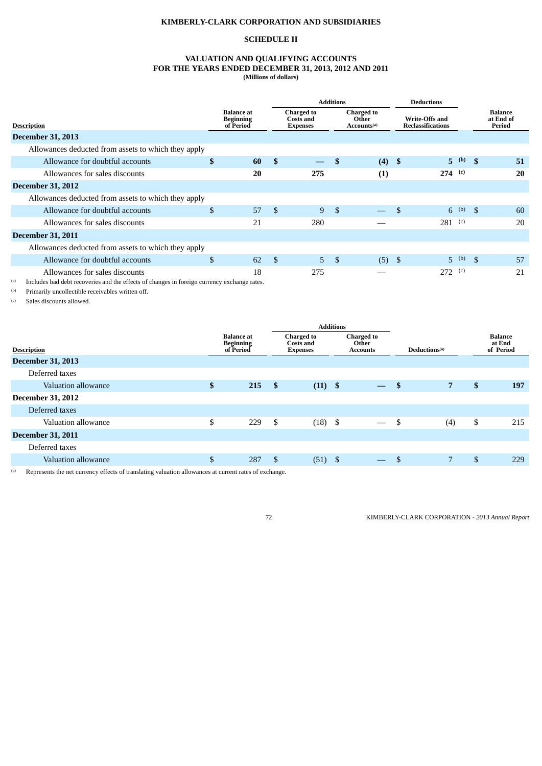**KIMBERLY-CLARK CORPORATION AND SUBSIDIARIES**

**SCHEDULE II**

**VALUATION AND QUALIFYING ACCOUNTS**
**FOR THE YEARS ENDED DECEMBER 31, 2013, 2012 AND 2011**
**(Millions of dollars)**

| Description | Balance at Beginning of Period | Additions: Charged to Costs and Expenses | Additions: Charged to Other Accounts[(a)] | Deductions: Write-Offs and Reclassifications | Balance at End of Period |
|---|---|---|---|---|---|
| **December 31, 2013** | | | | | |
| Allowances deducted from assets to which they apply | | | | | |
| Allowance for doubtful accounts | **$ 60** | **$ —** | **$ (4)** | **$ 5** [(b)] | **$ 51** |
| Allowances for sales discounts | **20** | **275** | **(1)** | **274** [(c)] | **20** |
| **December 31, 2012** | | | | | |
| Allowances deducted from assets to which they apply | | | | | |
| Allowance for doubtful accounts | $ 57 | $ 9 | $ — | $ 6 [(b)] | $ 60 |
| Allowances for sales discounts | 21 | 280 | — | 281 [(c)] | 20 |
| **December 31, 2011** | | | | | |
| Allowances deducted from assets to which they apply | | | | | |
| Allowance for doubtful accounts | $ 62 | $ 5 | $ (5) | $ 5 [(b)] | $ 57 |
| Allowances for sales discounts | 18 | 275 | — | 272 [(c)] | 21 |

(a) Includes bad debt recoveries and the effects of changes in foreign currency exchange rates.

(b) Primarily uncollectible receivables written off.

(c) Sales discounts allowed.

| Description | Balance at Beginning of Period | Additions: Charged to Costs and Expenses | Additions: Charged to Other Accounts | Deductions[(a)] | Balance at End of Period |
|---|---|---|---|---|---|
| **December 31, 2013** | | | | | |
| Deferred taxes | | | | | |
| Valuation allowance | **$ 215** | **$ (11)** | **$ —** | **$ 7** | **$ 197** |
| **December 31, 2012** | | | | | |
| Deferred taxes | | | | | |
| Valuation allowance | $ 229 | $ (18) | $ — | $ (4) | $ 215 |
| **December 31, 2011** | | | | | |
| Deferred taxes | | | | | |
| Valuation allowance | $ 287 | $ (51) | $ — | $ 7 | $ 229 |

(a) Represents the net currency effects of translating valuation allowances at current rates of exchange.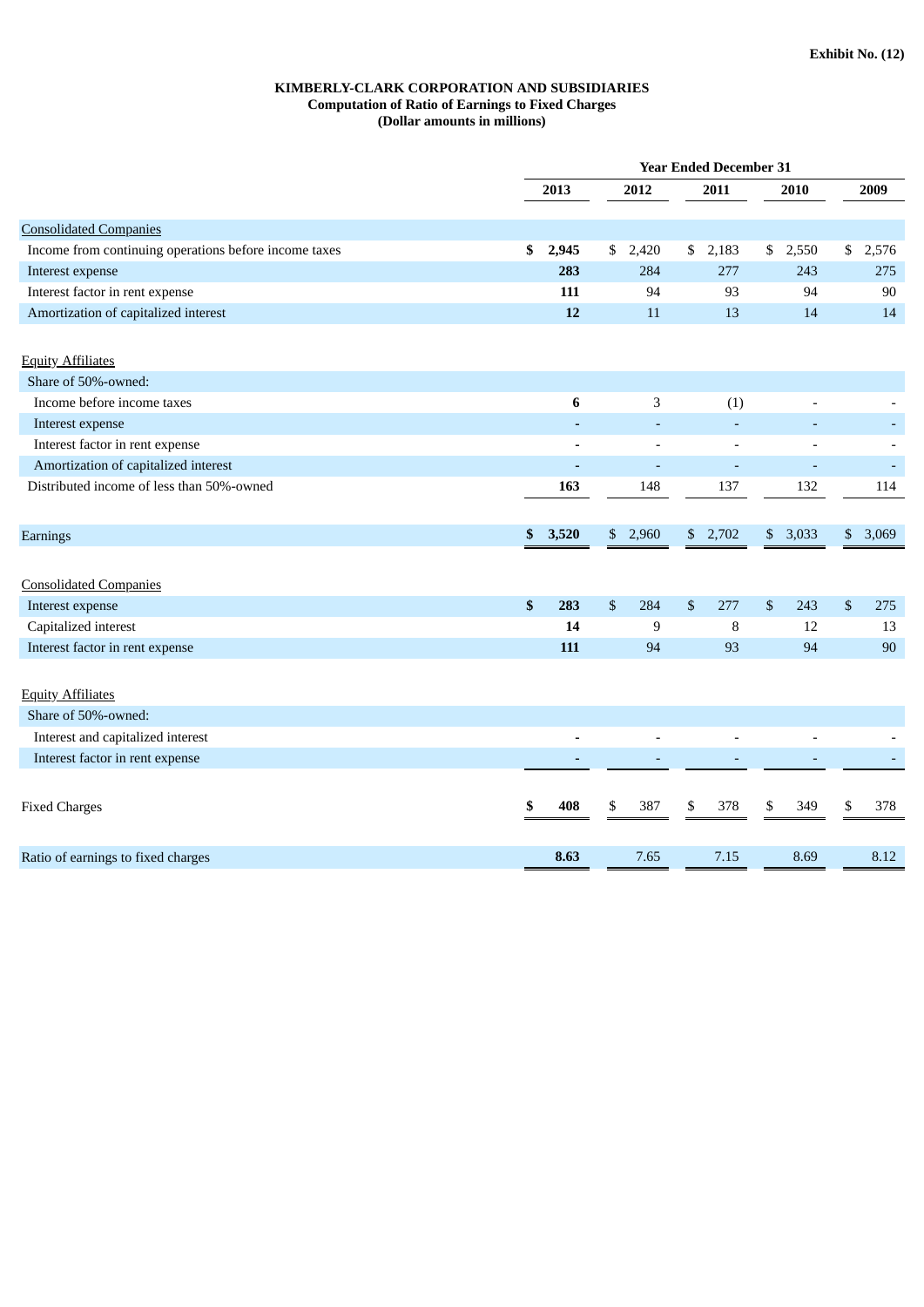Exhibit No. (12)

**KIMBERLY-CLARK CORPORATION AND SUBSIDIARIES**
**Computation of Ratio of Earnings to Fixed Charges**
**(Dollar amounts in millions)**

| | Year Ended December 31 | | | | |
|---|---|---|---|---|---|
| | **2013** | **2012** | **2011** | **2010** | **2009** |
| Consolidated Companies | | | | | |
| Income from continuing operations before income taxes | **$ 2,945** | $ 2,420 | $ 2,183 | $ 2,550 | $ 2,576 |
| Interest expense | **283** | 284 | 277 | 243 | 275 |
| Interest factor in rent expense | **111** | 94 | 93 | 94 | 90 |
| Amortization of capitalized interest | **12** | 11 | 13 | 14 | 14 |
| Equity Affiliates | | | | | |
| Share of 50%-owned: | | | | | |
| Income before income taxes | **6** | 3 | (1) | - | - |
| Interest expense | **-** | - | - | - | - |
| Interest factor in rent expense | **-** | - | - | - | - |
| Amortization of capitalized interest | **-** | - | - | - | - |
| Distributed income of less than 50%-owned | **163** | 148 | 137 | 132 | 114 |
| Earnings | **$ 3,520** | $ 2,960 | $ 2,702 | $ 3,033 | $ 3,069 |
| Consolidated Companies | | | | | |
| Interest expense | **$ 283** | $ 284 | $ 277 | $ 243 | $ 275 |
| Capitalized interest | **14** | 9 | 8 | 12 | 13 |
| Interest factor in rent expense | **111** | 94 | 93 | 94 | 90 |
| Equity Affiliates | | | | | |
| Share of 50%-owned: | | | | | |
| Interest and capitalized interest | **-** | - | - | - | - |
| Interest factor in rent expense | **-** | - | - | - | - |
| Fixed Charges | **$ 408** | $ 387 | $ 378 | $ 349 | $ 378 |
| Ratio of earnings to fixed charges | **8.63** | 7.65 | 7.15 | 8.69 | 8.12 |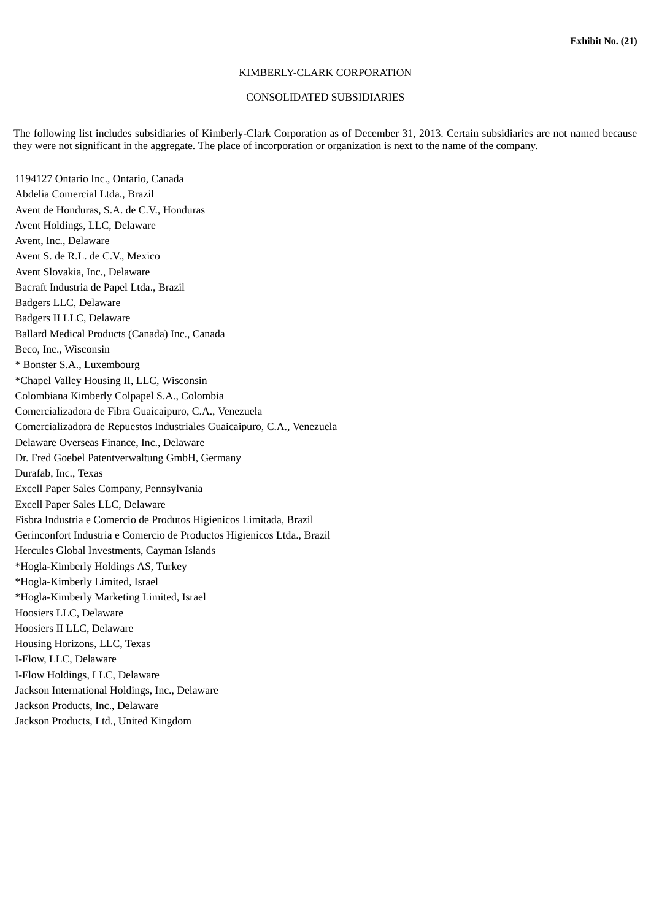**Exhibit No. (21)**

KIMBERLY-CLARK CORPORATION

CONSOLIDATED SUBSIDIARIES

The following list includes subsidiaries of Kimberly-Clark Corporation as of December 31, 2013. Certain subsidiaries are not named because they were not significant in the aggregate. The place of incorporation or organization is next to the name of the company.

1194127 Ontario Inc., Ontario, Canada
Abdelia Comercial Ltda., Brazil
Avent de Honduras, S.A. de C.V., Honduras
Avent Holdings, LLC, Delaware
Avent, Inc., Delaware
Avent S. de R.L. de C.V., Mexico
Avent Slovakia, Inc., Delaware
Bacraft Industria de Papel Ltda., Brazil
Badgers LLC, Delaware
Badgers II LLC, Delaware
Ballard Medical Products (Canada) Inc., Canada
Beco, Inc., Wisconsin
* Bonster S.A., Luxembourg
*Chapel Valley Housing II, LLC, Wisconsin
Colombiana Kimberly Colpapel S.A., Colombia
Comercializadora de Fibra Guaicaipuro, C.A., Venezuela
Comercializadora de Repuestos Industriales Guaicaipuro, C.A., Venezuela
Delaware Overseas Finance, Inc., Delaware
Dr. Fred Goebel Patentverwaltung GmbH, Germany
Durafab, Inc., Texas
Excell Paper Sales Company, Pennsylvania
Excell Paper Sales LLC, Delaware
Fisbra Industria e Comercio de Produtos Higienicos Limitada, Brazil
Gerinconfort Industria e Comercio de Productos Higienicos Ltda., Brazil
Hercules Global Investments, Cayman Islands
*Hogla-Kimberly Holdings AS, Turkey
*Hogla-Kimberly Limited, Israel
*Hogla-Kimberly Marketing Limited, Israel
Hoosiers LLC, Delaware
Hoosiers II LLC, Delaware
Housing Horizons, LLC, Texas
I-Flow, LLC, Delaware
I-Flow Holdings, LLC, Delaware
Jackson International Holdings, Inc., Delaware
Jackson Products, Inc., Delaware
Jackson Products, Ltd., United Kingdom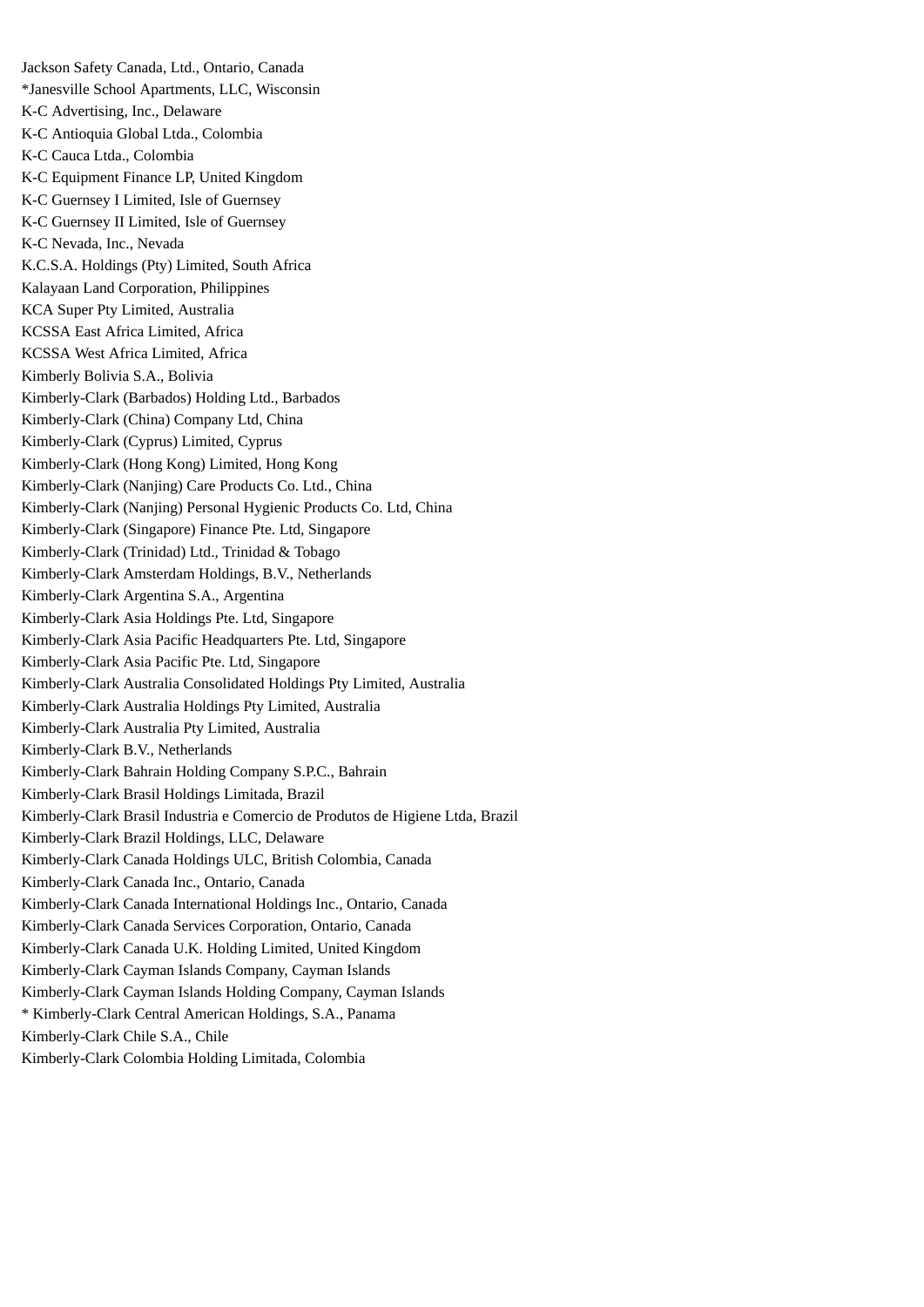Jackson Safety Canada, Ltd., Ontario, Canada
*Janesville School Apartments, LLC, Wisconsin
K-C Advertising, Inc., Delaware
K-C Antioquia Global Ltda., Colombia
K-C Cauca Ltda., Colombia
K-C Equipment Finance LP, United Kingdom
K-C Guernsey I Limited, Isle of Guernsey
K-C Guernsey II Limited, Isle of Guernsey
K-C Nevada, Inc., Nevada
K.C.S.A. Holdings (Pty) Limited, South Africa
Kalayaan Land Corporation, Philippines
KCA Super Pty Limited, Australia
KCSSA East Africa Limited, Africa
KCSSA West Africa Limited, Africa
Kimberly Bolivia S.A., Bolivia
Kimberly-Clark (Barbados) Holding Ltd., Barbados
Kimberly-Clark (China) Company Ltd, China
Kimberly-Clark (Cyprus) Limited, Cyprus
Kimberly-Clark (Hong Kong) Limited, Hong Kong
Kimberly-Clark (Nanjing) Care Products Co. Ltd., China
Kimberly-Clark (Nanjing) Personal Hygienic Products Co. Ltd, China
Kimberly-Clark (Singapore) Finance Pte. Ltd, Singapore
Kimberly-Clark (Trinidad) Ltd., Trinidad & Tobago
Kimberly-Clark Amsterdam Holdings, B.V., Netherlands
Kimberly-Clark Argentina S.A., Argentina
Kimberly-Clark Asia Holdings Pte. Ltd, Singapore
Kimberly-Clark Asia Pacific Headquarters Pte. Ltd, Singapore
Kimberly-Clark Asia Pacific Pte. Ltd, Singapore
Kimberly-Clark Australia Consolidated Holdings Pty Limited, Australia
Kimberly-Clark Australia Holdings Pty Limited, Australia
Kimberly-Clark Australia Pty Limited, Australia
Kimberly-Clark B.V., Netherlands
Kimberly-Clark Bahrain Holding Company S.P.C., Bahrain
Kimberly-Clark Brasil Holdings Limitada, Brazil
Kimberly-Clark Brasil Industria e Comercio de Produtos de Higiene Ltda, Brazil
Kimberly-Clark Brazil Holdings, LLC, Delaware
Kimberly-Clark Canada Holdings ULC, British Colombia, Canada
Kimberly-Clark Canada Inc., Ontario, Canada
Kimberly-Clark Canada International Holdings Inc., Ontario, Canada
Kimberly-Clark Canada Services Corporation, Ontario, Canada
Kimberly-Clark Canada U.K. Holding Limited, United Kingdom
Kimberly-Clark Cayman Islands Company, Cayman Islands
Kimberly-Clark Cayman Islands Holding Company, Cayman Islands
* Kimberly-Clark Central American Holdings, S.A., Panama
Kimberly-Clark Chile S.A., Chile
Kimberly-Clark Colombia Holding Limitada, Colombia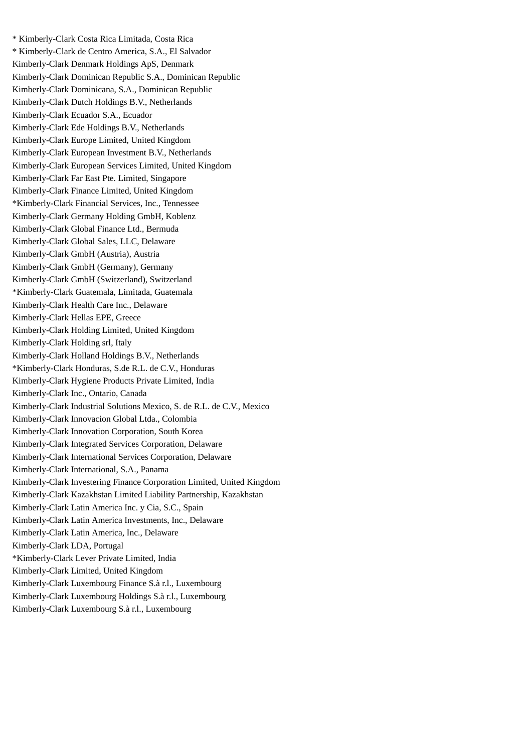* Kimberly-Clark Costa Rica Limitada, Costa Rica

* Kimberly-Clark de Centro America, S.A., El Salvador

Kimberly-Clark Denmark Holdings ApS, Denmark

Kimberly-Clark Dominican Republic S.A., Dominican Republic

Kimberly-Clark Dominicana, S.A., Dominican Republic

Kimberly-Clark Dutch Holdings B.V., Netherlands

Kimberly-Clark Ecuador S.A., Ecuador

Kimberly-Clark Ede Holdings B.V., Netherlands

Kimberly-Clark Europe Limited, United Kingdom

Kimberly-Clark European Investment B.V., Netherlands

Kimberly-Clark European Services Limited, United Kingdom

Kimberly-Clark Far East Pte. Limited, Singapore

Kimberly-Clark Finance Limited, United Kingdom

*Kimberly-Clark Financial Services, Inc., Tennessee

Kimberly-Clark Germany Holding GmbH, Koblenz

Kimberly-Clark Global Finance Ltd., Bermuda

Kimberly-Clark Global Sales, LLC, Delaware

Kimberly-Clark GmbH (Austria), Austria

Kimberly-Clark GmbH (Germany), Germany

Kimberly-Clark GmbH (Switzerland), Switzerland

*Kimberly-Clark Guatemala, Limitada, Guatemala

Kimberly-Clark Health Care Inc., Delaware

Kimberly-Clark Hellas EPE, Greece

Kimberly-Clark Holding Limited, United Kingdom

Kimberly-Clark Holding srl, Italy

Kimberly-Clark Holland Holdings B.V., Netherlands

*Kimberly-Clark Honduras, S.de R.L. de C.V., Honduras

Kimberly-Clark Hygiene Products Private Limited, India

Kimberly-Clark Inc., Ontario, Canada

Kimberly-Clark Industrial Solutions Mexico, S. de R.L. de C.V., Mexico

Kimberly-Clark Innovacion Global Ltda., Colombia

Kimberly-Clark Innovation Corporation, South Korea

Kimberly-Clark Integrated Services Corporation, Delaware

Kimberly-Clark International Services Corporation, Delaware

Kimberly-Clark International, S.A., Panama

Kimberly-Clark Investering Finance Corporation Limited, United Kingdom

Kimberly-Clark Kazakhstan Limited Liability Partnership, Kazakhstan

Kimberly-Clark Latin America Inc. y Cia, S.C., Spain

Kimberly-Clark Latin America Investments, Inc., Delaware

Kimberly-Clark Latin America, Inc., Delaware

Kimberly-Clark LDA, Portugal

*Kimberly-Clark Lever Private Limited, India

Kimberly-Clark Limited, United Kingdom

Kimberly-Clark Luxembourg Finance S.à r.l., Luxembourg

Kimberly-Clark Luxembourg Holdings S.à r.l., Luxembourg

Kimberly-Clark Luxembourg S.à r.l., Luxembourg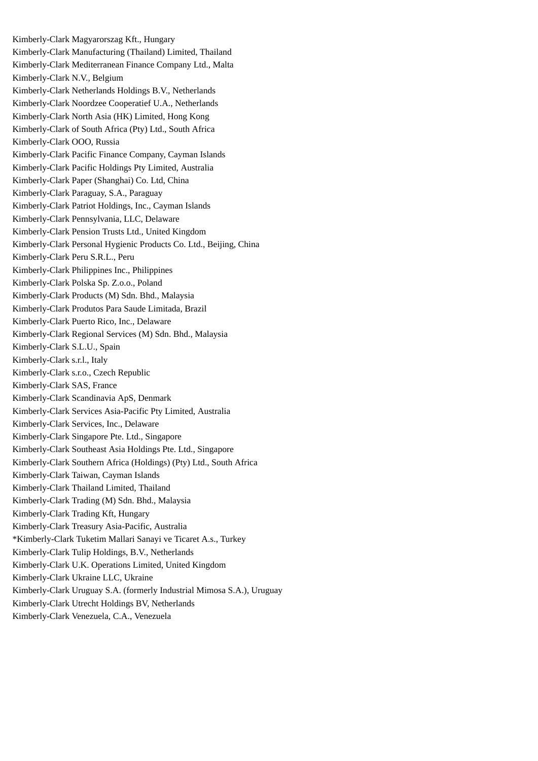Kimberly-Clark Magyarorszag Kft., Hungary
Kimberly-Clark Manufacturing (Thailand) Limited, Thailand
Kimberly-Clark Mediterranean Finance Company Ltd., Malta
Kimberly-Clark N.V., Belgium
Kimberly-Clark Netherlands Holdings B.V., Netherlands
Kimberly-Clark Noordzee Cooperatief U.A., Netherlands
Kimberly-Clark North Asia (HK) Limited, Hong Kong
Kimberly-Clark of South Africa (Pty) Ltd., South Africa
Kimberly-Clark OOO, Russia
Kimberly-Clark Pacific Finance Company, Cayman Islands
Kimberly-Clark Pacific Holdings Pty Limited, Australia
Kimberly-Clark Paper (Shanghai) Co. Ltd, China
Kimberly-Clark Paraguay, S.A., Paraguay
Kimberly-Clark Patriot Holdings, Inc., Cayman Islands
Kimberly-Clark Pennsylvania, LLC, Delaware
Kimberly-Clark Pension Trusts Ltd., United Kingdom
Kimberly-Clark Personal Hygienic Products Co. Ltd., Beijing, China
Kimberly-Clark Peru S.R.L., Peru
Kimberly-Clark Philippines Inc., Philippines
Kimberly-Clark Polska Sp. Z.o.o., Poland
Kimberly-Clark Products (M) Sdn. Bhd., Malaysia
Kimberly-Clark Produtos Para Saude Limitada, Brazil
Kimberly-Clark Puerto Rico, Inc., Delaware
Kimberly-Clark Regional Services (M) Sdn. Bhd., Malaysia
Kimberly-Clark S.L.U., Spain
Kimberly-Clark s.r.l., Italy
Kimberly-Clark s.r.o., Czech Republic
Kimberly-Clark SAS, France
Kimberly-Clark Scandinavia ApS, Denmark
Kimberly-Clark Services Asia-Pacific Pty Limited, Australia
Kimberly-Clark Services, Inc., Delaware
Kimberly-Clark Singapore Pte. Ltd., Singapore
Kimberly-Clark Southeast Asia Holdings Pte. Ltd., Singapore
Kimberly-Clark Southern Africa (Holdings) (Pty) Ltd., South Africa
Kimberly-Clark Taiwan, Cayman Islands
Kimberly-Clark Thailand Limited, Thailand
Kimberly-Clark Trading (M) Sdn. Bhd., Malaysia
Kimberly-Clark Trading Kft, Hungary
Kimberly-Clark Treasury Asia-Pacific, Australia
*Kimberly-Clark Tuketim Mallari Sanayi ve Ticaret A.s., Turkey
Kimberly-Clark Tulip Holdings, B.V., Netherlands
Kimberly-Clark U.K. Operations Limited, United Kingdom
Kimberly-Clark Ukraine LLC, Ukraine
Kimberly-Clark Uruguay S.A. (formerly Industrial Mimosa S.A.), Uruguay
Kimberly-Clark Utrecht Holdings BV, Netherlands
Kimberly-Clark Venezuela, C.A., Venezuela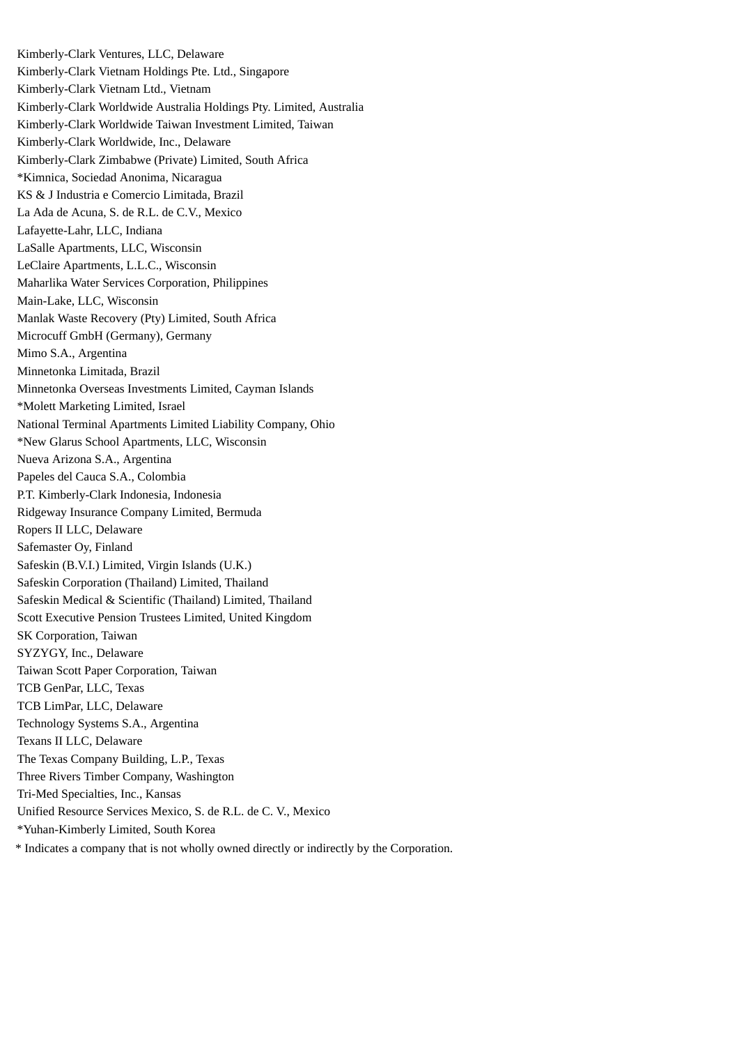Kimberly-Clark Ventures, LLC, Delaware
Kimberly-Clark Vietnam Holdings Pte. Ltd., Singapore
Kimberly-Clark Vietnam Ltd., Vietnam
Kimberly-Clark Worldwide Australia Holdings Pty. Limited, Australia
Kimberly-Clark Worldwide Taiwan Investment Limited, Taiwan
Kimberly-Clark Worldwide, Inc., Delaware
Kimberly-Clark Zimbabwe (Private) Limited, South Africa
*Kimnica, Sociedad Anonima, Nicaragua
KS & J Industria e Comercio Limitada, Brazil
La Ada de Acuna, S. de R.L. de C.V., Mexico
Lafayette-Lahr, LLC, Indiana
LaSalle Apartments, LLC, Wisconsin
LeClaire Apartments, L.L.C., Wisconsin
Maharlika Water Services Corporation, Philippines
Main-Lake, LLC, Wisconsin
Manlak Waste Recovery (Pty) Limited, South Africa
Microcuff GmbH (Germany), Germany
Mimo S.A., Argentina
Minnetonka Limitada, Brazil
Minnetonka Overseas Investments Limited, Cayman Islands
*Molett Marketing Limited, Israel
National Terminal Apartments Limited Liability Company, Ohio
*New Glarus School Apartments, LLC, Wisconsin
Nueva Arizona S.A., Argentina
Papeles del Cauca S.A., Colombia
P.T. Kimberly-Clark Indonesia, Indonesia
Ridgeway Insurance Company Limited, Bermuda
Ropers II LLC, Delaware
Safemaster Oy, Finland
Safeskin (B.V.I.) Limited, Virgin Islands (U.K.)
Safeskin Corporation (Thailand) Limited, Thailand
Safeskin Medical & Scientific (Thailand) Limited, Thailand
Scott Executive Pension Trustees Limited, United Kingdom
SK Corporation, Taiwan
SYZYGY, Inc., Delaware
Taiwan Scott Paper Corporation, Taiwan
TCB GenPar, LLC, Texas
TCB LimPar, LLC, Delaware
Technology Systems S.A., Argentina
Texans II LLC, Delaware
The Texas Company Building, L.P., Texas
Three Rivers Timber Company, Washington
Tri-Med Specialties, Inc., Kansas
Unified Resource Services Mexico, S. de R.L. de C. V., Mexico
*Yuhan-Kimberly Limited, South Korea

* Indicates a company that is not wholly owned directly or indirectly by the Corporation.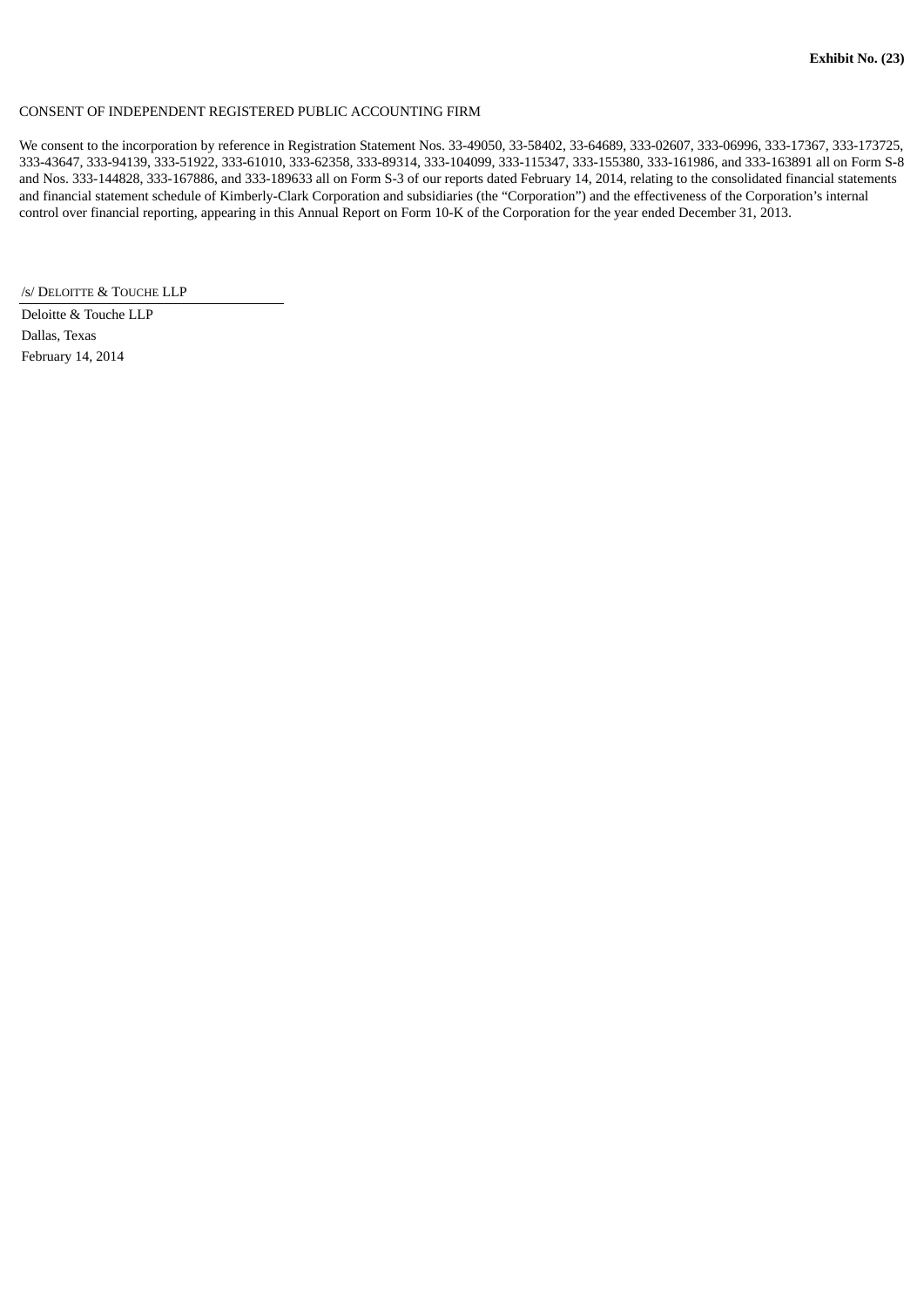**Exhibit No. (23)**

CONSENT OF INDEPENDENT REGISTERED PUBLIC ACCOUNTING FIRM

We consent to the incorporation by reference in Registration Statement Nos. 33-49050, 33-58402, 33-64689, 333-02607, 333-06996, 333-17367, 333-173725, 333-43647, 333-94139, 333-51922, 333-61010, 333-62358, 333-89314, 333-104099, 333-115347, 333-155380, 333-161986, and 333-163891 all on Form S-8 and Nos. 333-144828, 333-167886, and 333-189633 all on Form S-3 of our reports dated February 14, 2014, relating to the consolidated financial statements and financial statement schedule of Kimberly-Clark Corporation and subsidiaries (the "Corporation") and the effectiveness of the Corporation's internal control over financial reporting, appearing in this Annual Report on Form 10-K of the Corporation for the year ended December 31, 2013.

/s/ DELOITTE & TOUCHE LLP

Deloitte & Touche LLP
Dallas, Texas
February 14, 2014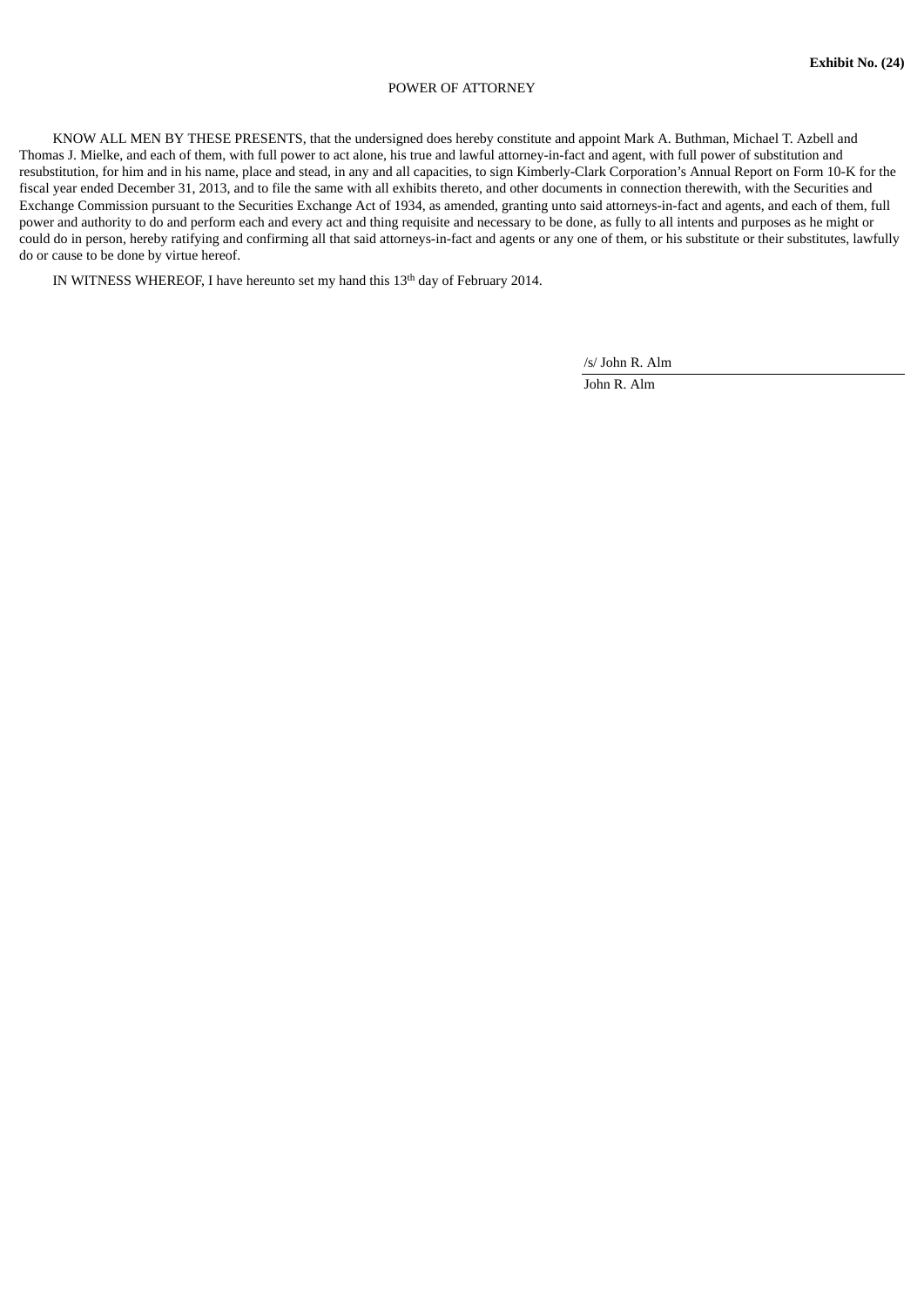**Exhibit No. (24)**

POWER OF ATTORNEY

KNOW ALL MEN BY THESE PRESENTS, that the undersigned does hereby constitute and appoint Mark A. Buthman, Michael T. Azbell and Thomas J. Mielke, and each of them, with full power to act alone, his true and lawful attorney-in-fact and agent, with full power of substitution and resubstitution, for him and in his name, place and stead, in any and all capacities, to sign Kimberly-Clark Corporation's Annual Report on Form 10-K for the fiscal year ended December 31, 2013, and to file the same with all exhibits thereto, and other documents in connection therewith, with the Securities and Exchange Commission pursuant to the Securities Exchange Act of 1934, as amended, granting unto said attorneys-in-fact and agents, and each of them, full power and authority to do and perform each and every act and thing requisite and necessary to be done, as fully to all intents and purposes as he might or could do in person, hereby ratifying and confirming all that said attorneys-in-fact and agents or any one of them, or his substitute or their substitutes, lawfully do or cause to be done by virtue hereof.

IN WITNESS WHEREOF, I have hereunto set my hand this 13th day of February 2014.

/s/ John R. Alm

John R. Alm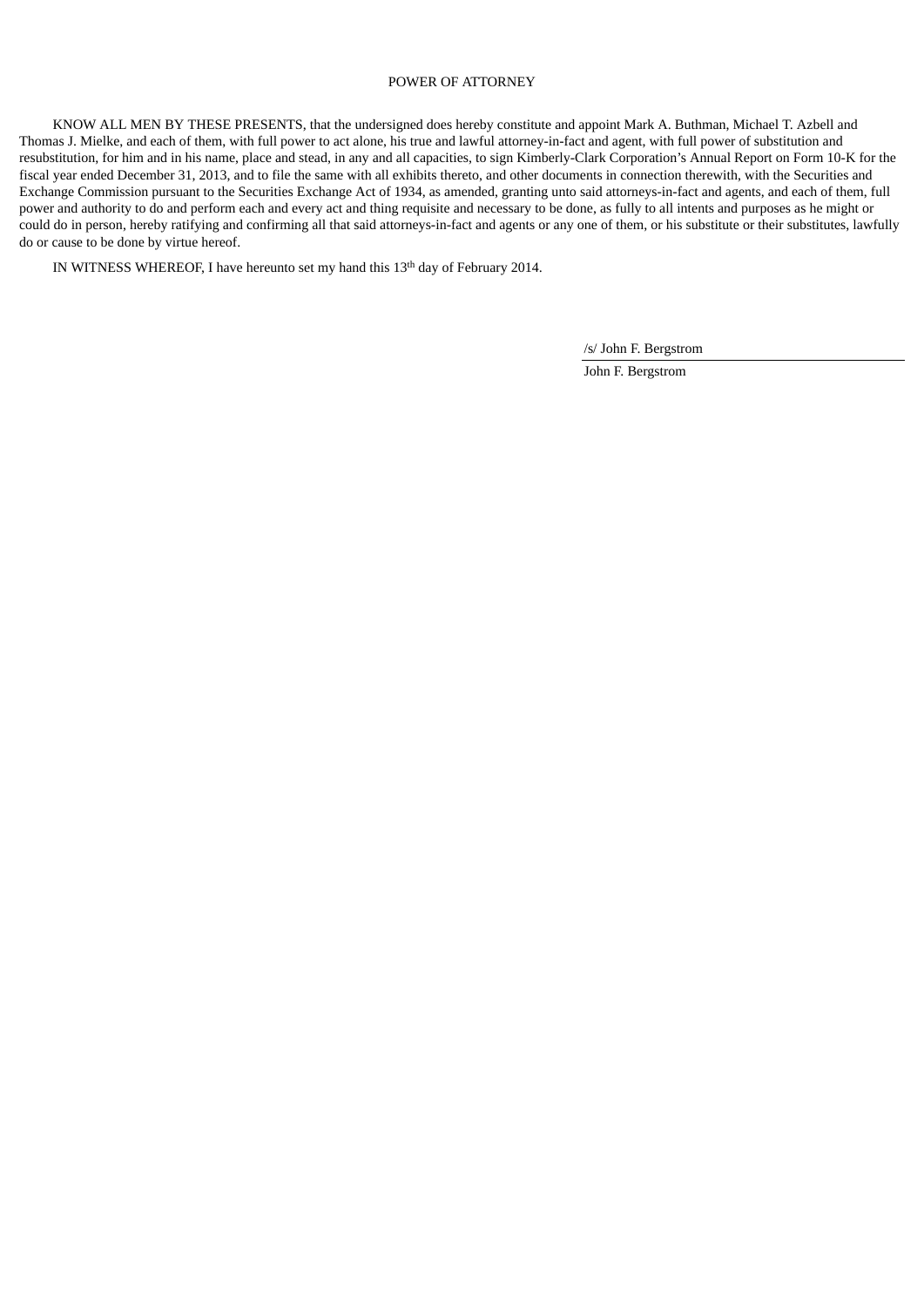# POWER OF ATTORNEY

KNOW ALL MEN BY THESE PRESENTS, that the undersigned does hereby constitute and appoint Mark A. Buthman, Michael T. Azbell and Thomas J. Mielke, and each of them, with full power to act alone, his true and lawful attorney-in-fact and agent, with full power of substitution and resubstitution, for him and in his name, place and stead, in any and all capacities, to sign Kimberly-Clark Corporation's Annual Report on Form 10-K for the fiscal year ended December 31, 2013, and to file the same with all exhibits thereto, and other documents in connection therewith, with the Securities and Exchange Commission pursuant to the Securities Exchange Act of 1934, as amended, granting unto said attorneys-in-fact and agents, and each of them, full power and authority to do and perform each and every act and thing requisite and necessary to be done, as fully to all intents and purposes as he might or could do in person, hereby ratifying and confirming all that said attorneys-in-fact and agents or any one of them, or his substitute or their substitutes, lawfully do or cause to be done by virtue hereof.

IN WITNESS WHEREOF, I have hereunto set my hand this 13th day of February 2014.

/s/ John F. Bergstrom

John F. Bergstrom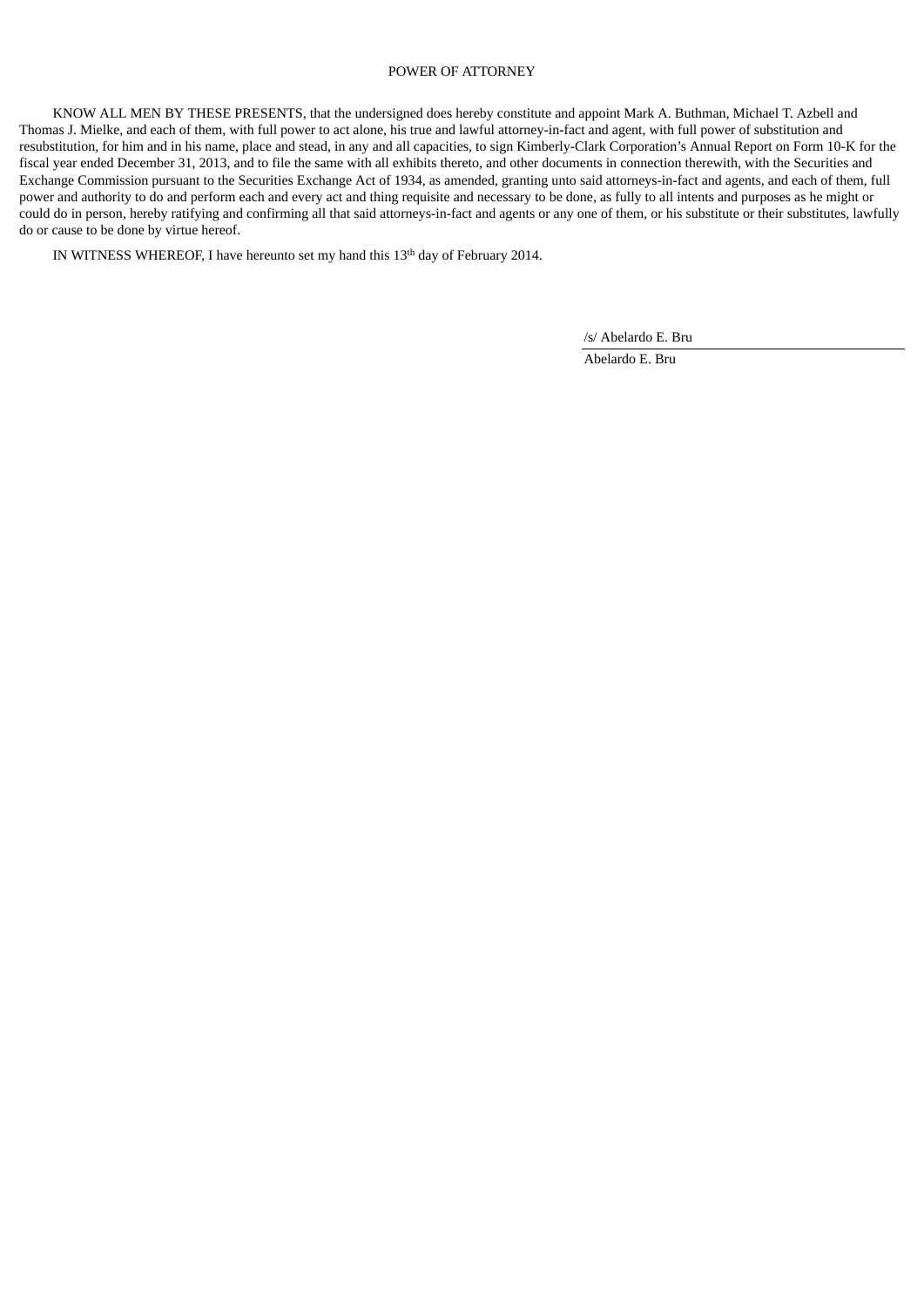# POWER OF ATTORNEY

KNOW ALL MEN BY THESE PRESENTS, that the undersigned does hereby constitute and appoint Mark A. Buthman, Michael T. Azbell and Thomas J. Mielke, and each of them, with full power to act alone, his true and lawful attorney-in-fact and agent, with full power of substitution and resubstitution, for him and in his name, place and stead, in any and all capacities, to sign Kimberly-Clark Corporation's Annual Report on Form 10-K for the fiscal year ended December 31, 2013, and to file the same with all exhibits thereto, and other documents in connection therewith, with the Securities and Exchange Commission pursuant to the Securities Exchange Act of 1934, as amended, granting unto said attorneys-in-fact and agents, and each of them, full power and authority to do and perform each and every act and thing requisite and necessary to be done, as fully to all intents and purposes as he might or could do in person, hereby ratifying and confirming all that said attorneys-in-fact and agents or any one of them, or his substitute or their substitutes, lawfully do or cause to be done by virtue hereof.

IN WITNESS WHEREOF, I have hereunto set my hand this 13th day of February 2014.

/s/ Abelardo E. Bru

Abelardo E. Bru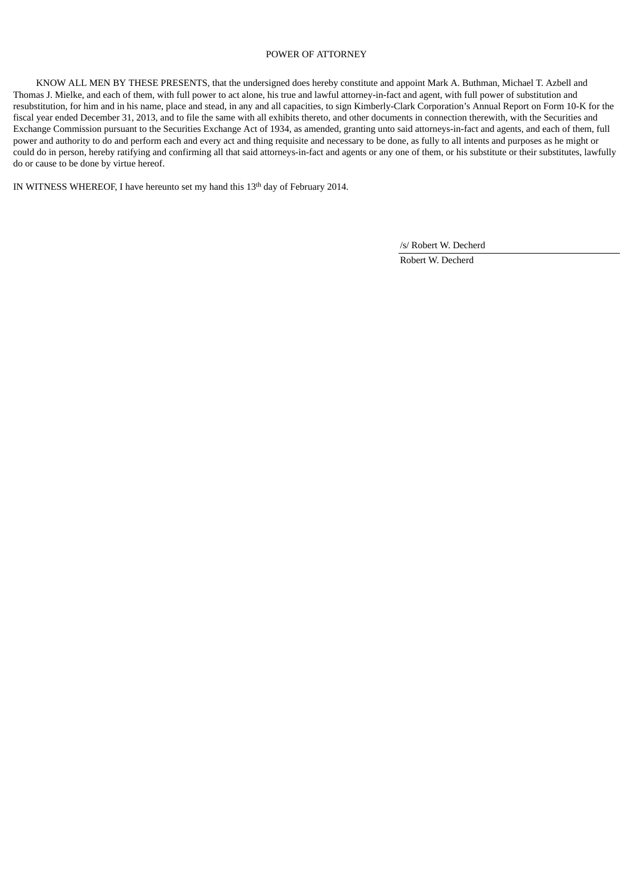# POWER OF ATTORNEY

KNOW ALL MEN BY THESE PRESENTS, that the undersigned does hereby constitute and appoint Mark A. Buthman, Michael T. Azbell and Thomas J. Mielke, and each of them, with full power to act alone, his true and lawful attorney-in-fact and agent, with full power of substitution and resubstitution, for him and in his name, place and stead, in any and all capacities, to sign Kimberly-Clark Corporation's Annual Report on Form 10-K for the fiscal year ended December 31, 2013, and to file the same with all exhibits thereto, and other documents in connection therewith, with the Securities and Exchange Commission pursuant to the Securities Exchange Act of 1934, as amended, granting unto said attorneys-in-fact and agents, and each of them, full power and authority to do and perform each and every act and thing requisite and necessary to be done, as fully to all intents and purposes as he might or could do in person, hereby ratifying and confirming all that said attorneys-in-fact and agents or any one of them, or his substitute or their substitutes, lawfully do or cause to be done by virtue hereof.

IN WITNESS WHEREOF, I have hereunto set my hand this 13th day of February 2014.

/s/ Robert W. Decherd

Robert W. Decherd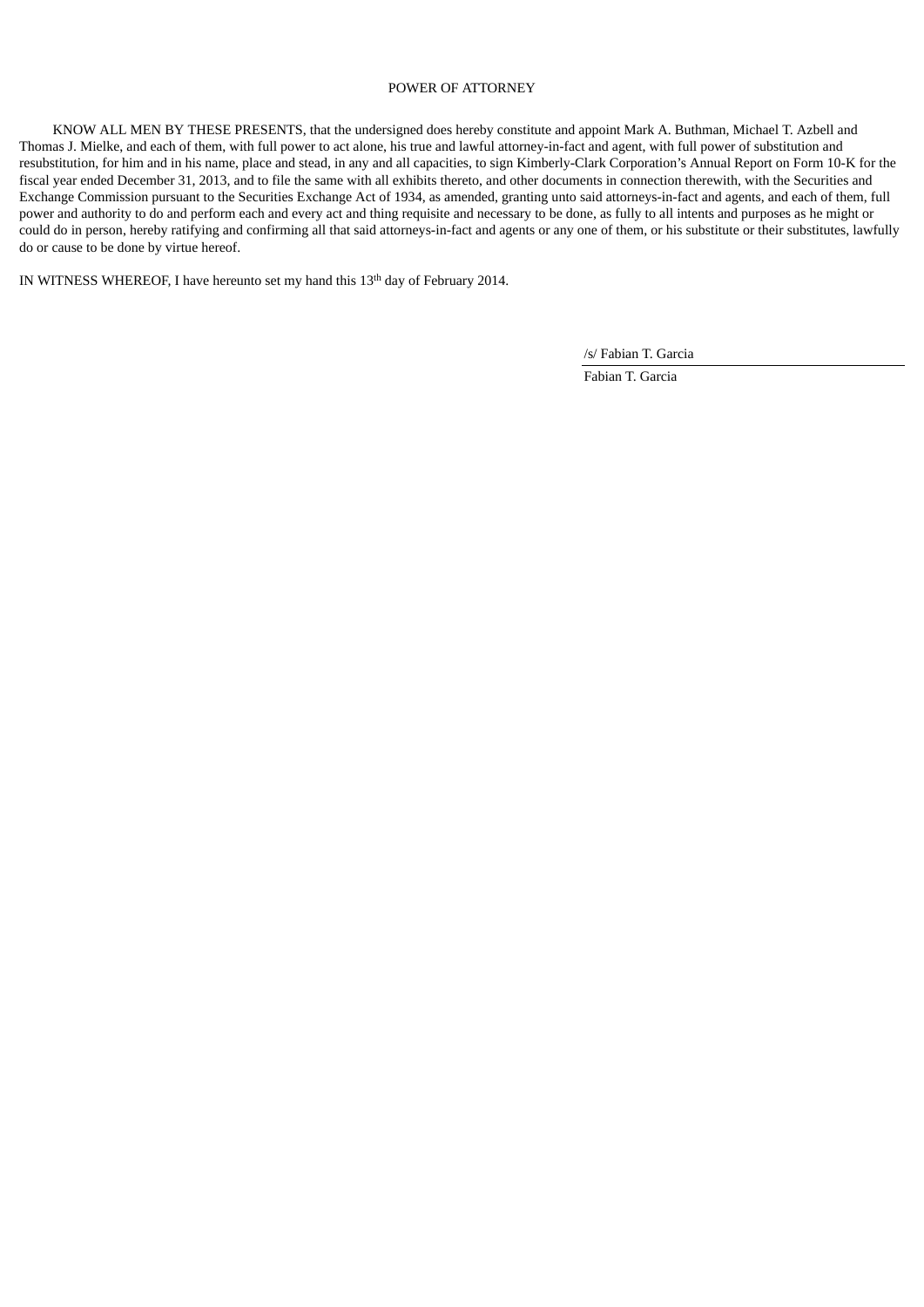# POWER OF ATTORNEY

KNOW ALL MEN BY THESE PRESENTS, that the undersigned does hereby constitute and appoint Mark A. Buthman, Michael T. Azbell and Thomas J. Mielke, and each of them, with full power to act alone, his true and lawful attorney-in-fact and agent, with full power of substitution and resubstitution, for him and in his name, place and stead, in any and all capacities, to sign Kimberly-Clark Corporation's Annual Report on Form 10-K for the fiscal year ended December 31, 2013, and to file the same with all exhibits thereto, and other documents in connection therewith, with the Securities and Exchange Commission pursuant to the Securities Exchange Act of 1934, as amended, granting unto said attorneys-in-fact and agents, and each of them, full power and authority to do and perform each and every act and thing requisite and necessary to be done, as fully to all intents and purposes as he might or could do in person, hereby ratifying and confirming all that said attorneys-in-fact and agents or any one of them, or his substitute or their substitutes, lawfully do or cause to be done by virtue hereof.

IN WITNESS WHEREOF, I have hereunto set my hand this 13th day of February 2014.

/s/ Fabian T. Garcia

Fabian T. Garcia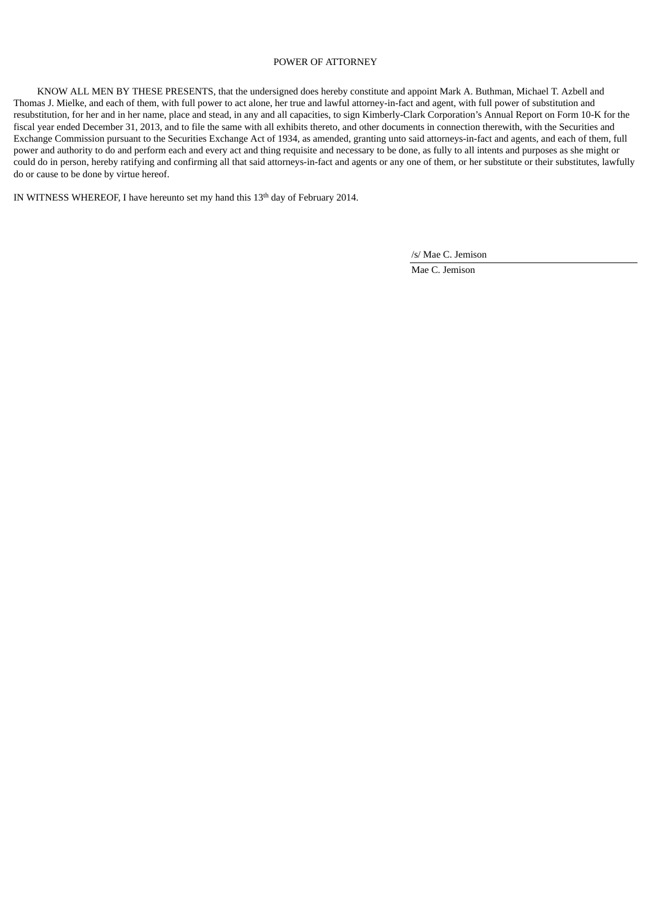POWER OF ATTORNEY

KNOW ALL MEN BY THESE PRESENTS, that the undersigned does hereby constitute and appoint Mark A. Buthman, Michael T. Azbell and Thomas J. Mielke, and each of them, with full power to act alone, her true and lawful attorney-in-fact and agent, with full power of substitution and resubstitution, for her and in her name, place and stead, in any and all capacities, to sign Kimberly-Clark Corporation's Annual Report on Form 10-K for the fiscal year ended December 31, 2013, and to file the same with all exhibits thereto, and other documents in connection therewith, with the Securities and Exchange Commission pursuant to the Securities Exchange Act of 1934, as amended, granting unto said attorneys-in-fact and agents, and each of them, full power and authority to do and perform each and every act and thing requisite and necessary to be done, as fully to all intents and purposes as she might or could do in person, hereby ratifying and confirming all that said attorneys-in-fact and agents or any one of them, or her substitute or their substitutes, lawfully do or cause to be done by virtue hereof.

IN WITNESS WHEREOF, I have hereunto set my hand this 13th day of February 2014.

/s/ Mae C. Jemison

Mae C. Jemison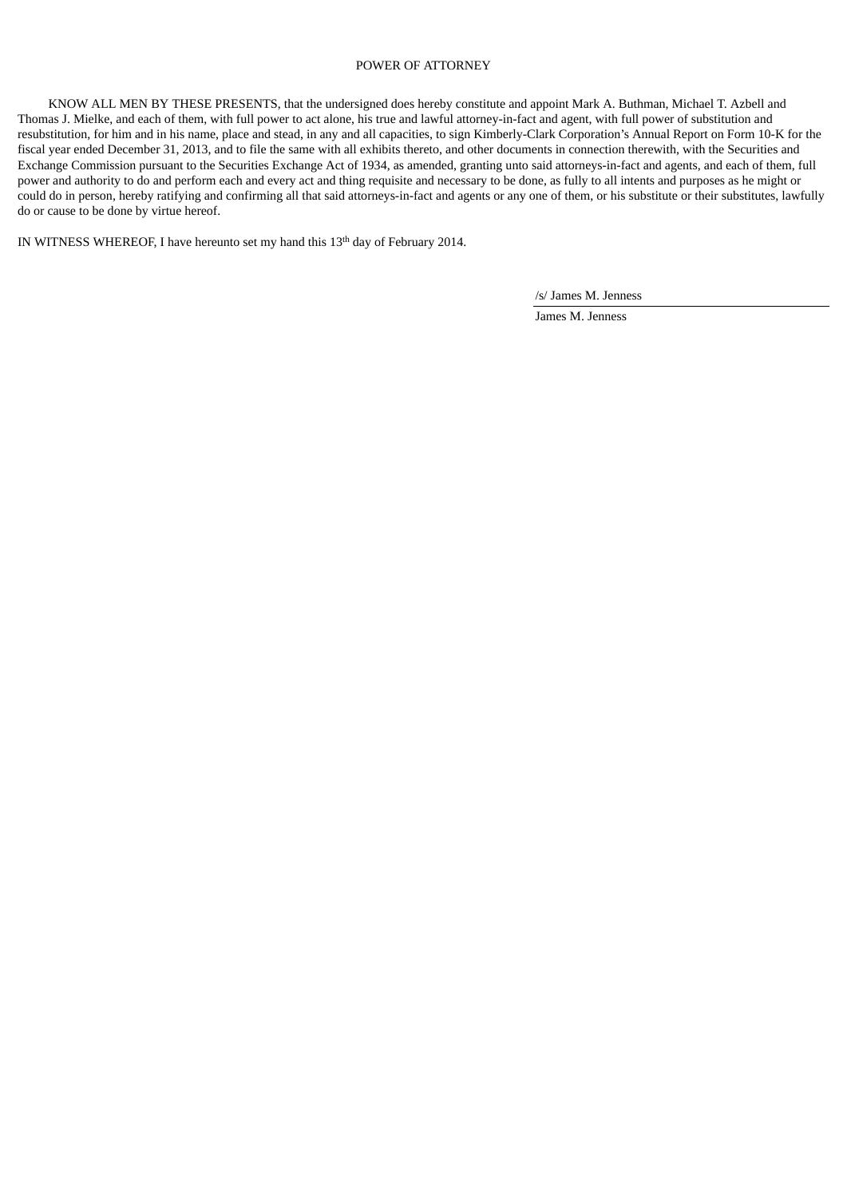# POWER OF ATTORNEY

KNOW ALL MEN BY THESE PRESENTS, that the undersigned does hereby constitute and appoint Mark A. Buthman, Michael T. Azbell and Thomas J. Mielke, and each of them, with full power to act alone, his true and lawful attorney-in-fact and agent, with full power of substitution and resubstitution, for him and in his name, place and stead, in any and all capacities, to sign Kimberly-Clark Corporation's Annual Report on Form 10-K for the fiscal year ended December 31, 2013, and to file the same with all exhibits thereto, and other documents in connection therewith, with the Securities and Exchange Commission pursuant to the Securities Exchange Act of 1934, as amended, granting unto said attorneys-in-fact and agents, and each of them, full power and authority to do and perform each and every act and thing requisite and necessary to be done, as fully to all intents and purposes as he might or could do in person, hereby ratifying and confirming all that said attorneys-in-fact and agents or any one of them, or his substitute or their substitutes, lawfully do or cause to be done by virtue hereof.

IN WITNESS WHEREOF, I have hereunto set my hand this 13th day of February 2014.

/s/ James M. Jenness

James M. Jenness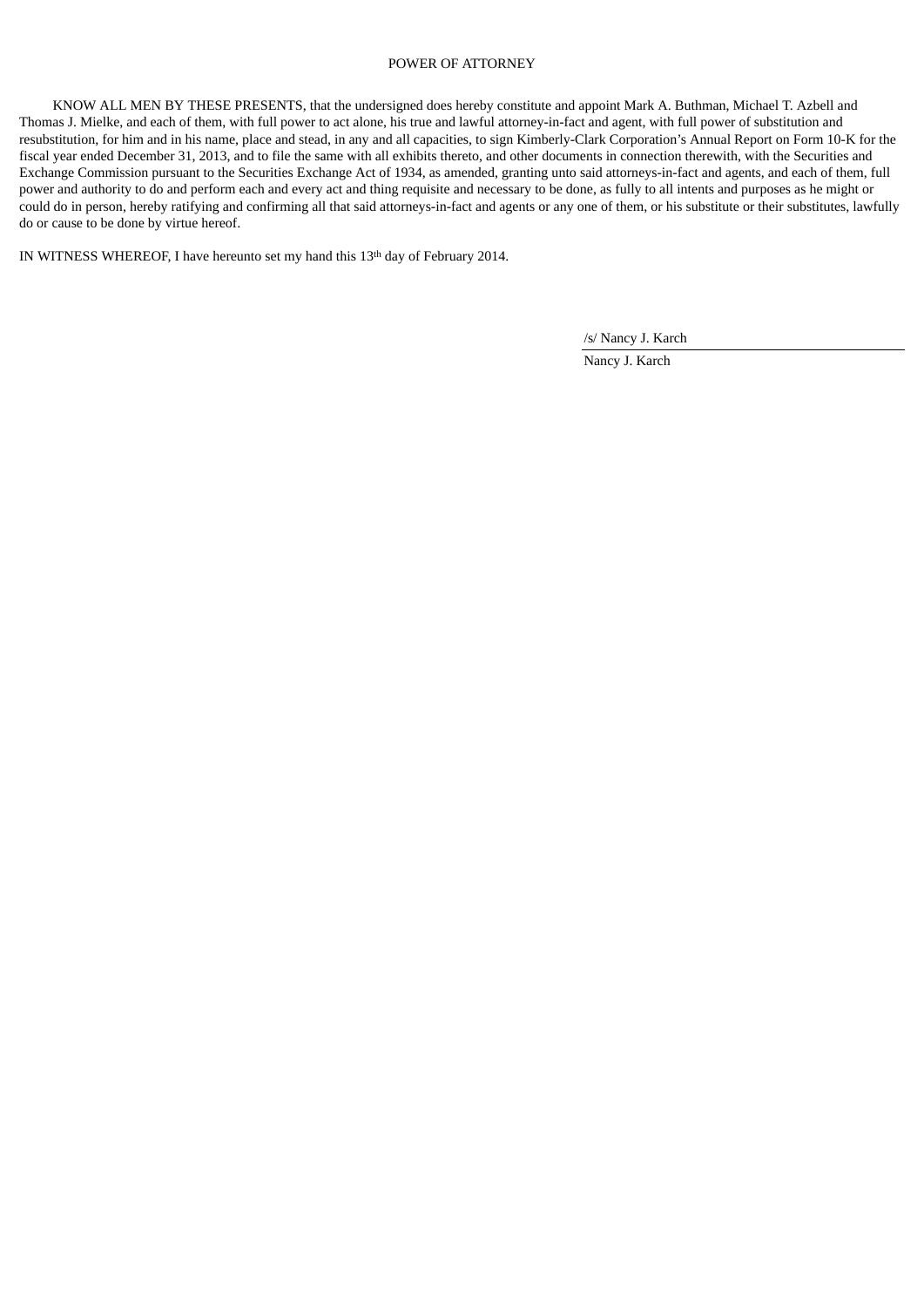POWER OF ATTORNEY

KNOW ALL MEN BY THESE PRESENTS, that the undersigned does hereby constitute and appoint Mark A. Buthman, Michael T. Azbell and Thomas J. Mielke, and each of them, with full power to act alone, his true and lawful attorney-in-fact and agent, with full power of substitution and resubstitution, for him and in his name, place and stead, in any and all capacities, to sign Kimberly-Clark Corporation's Annual Report on Form 10-K for the fiscal year ended December 31, 2013, and to file the same with all exhibits thereto, and other documents in connection therewith, with the Securities and Exchange Commission pursuant to the Securities Exchange Act of 1934, as amended, granting unto said attorneys-in-fact and agents, and each of them, full power and authority to do and perform each and every act and thing requisite and necessary to be done, as fully to all intents and purposes as he might or could do in person, hereby ratifying and confirming all that said attorneys-in-fact and agents or any one of them, or his substitute or their substitutes, lawfully do or cause to be done by virtue hereof.

IN WITNESS WHEREOF, I have hereunto set my hand this 13th day of February 2014.

/s/ Nancy J. Karch

Nancy J. Karch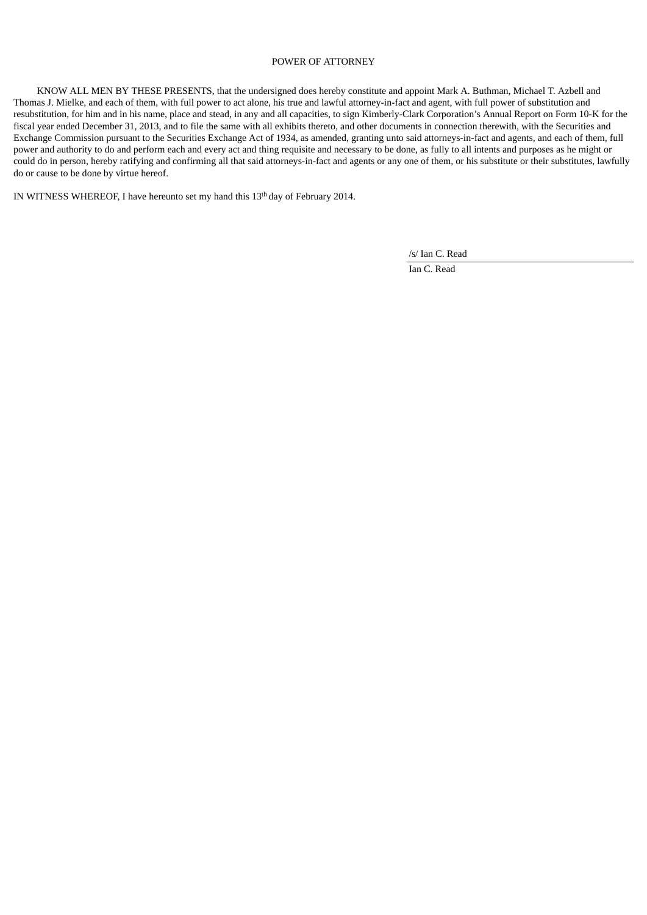# POWER OF ATTORNEY

KNOW ALL MEN BY THESE PRESENTS, that the undersigned does hereby constitute and appoint Mark A. Buthman, Michael T. Azbell and Thomas J. Mielke, and each of them, with full power to act alone, his true and lawful attorney-in-fact and agent, with full power of substitution and resubstitution, for him and in his name, place and stead, in any and all capacities, to sign Kimberly-Clark Corporation's Annual Report on Form 10-K for the fiscal year ended December 31, 2013, and to file the same with all exhibits thereto, and other documents in connection therewith, with the Securities and Exchange Commission pursuant to the Securities Exchange Act of 1934, as amended, granting unto said attorneys-in-fact and agents, and each of them, full power and authority to do and perform each and every act and thing requisite and necessary to be done, as fully to all intents and purposes as he might or could do in person, hereby ratifying and confirming all that said attorneys-in-fact and agents or any one of them, or his substitute or their substitutes, lawfully do or cause to be done by virtue hereof.

IN WITNESS WHEREOF, I have hereunto set my hand this 13th day of February 2014.

/s/ Ian C. Read

Ian C. Read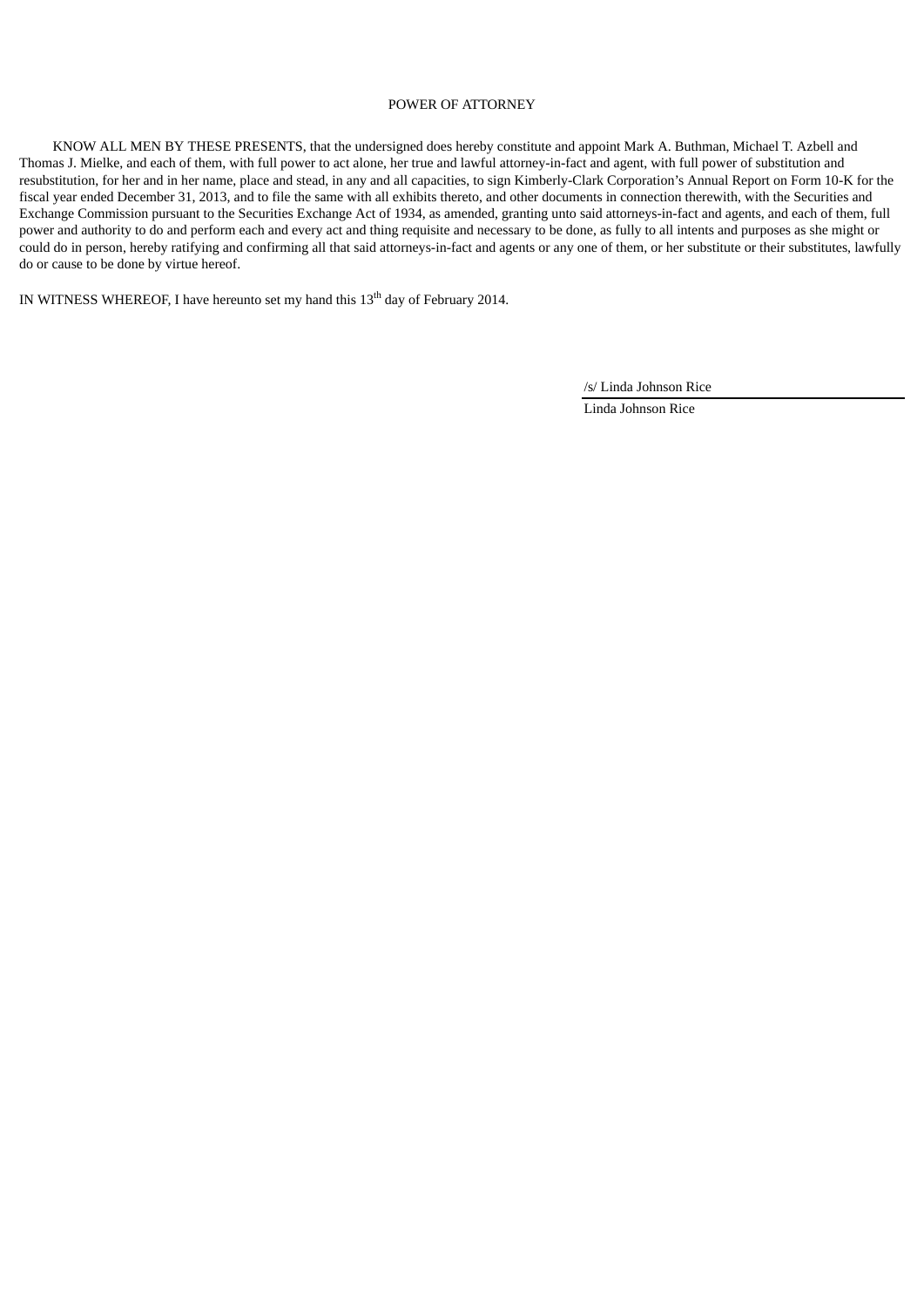# POWER OF ATTORNEY

KNOW ALL MEN BY THESE PRESENTS, that the undersigned does hereby constitute and appoint Mark A. Buthman, Michael T. Azbell and Thomas J. Mielke, and each of them, with full power to act alone, her true and lawful attorney-in-fact and agent, with full power of substitution and resubstitution, for her and in her name, place and stead, in any and all capacities, to sign Kimberly-Clark Corporation's Annual Report on Form 10-K for the fiscal year ended December 31, 2013, and to file the same with all exhibits thereto, and other documents in connection therewith, with the Securities and Exchange Commission pursuant to the Securities Exchange Act of 1934, as amended, granting unto said attorneys-in-fact and agents, and each of them, full power and authority to do and perform each and every act and thing requisite and necessary to be done, as fully to all intents and purposes as she might or could do in person, hereby ratifying and confirming all that said attorneys-in-fact and agents or any one of them, or her substitute or their substitutes, lawfully do or cause to be done by virtue hereof.

IN WITNESS WHEREOF, I have hereunto set my hand this 13th day of February 2014.

/s/ Linda Johnson Rice

Linda Johnson Rice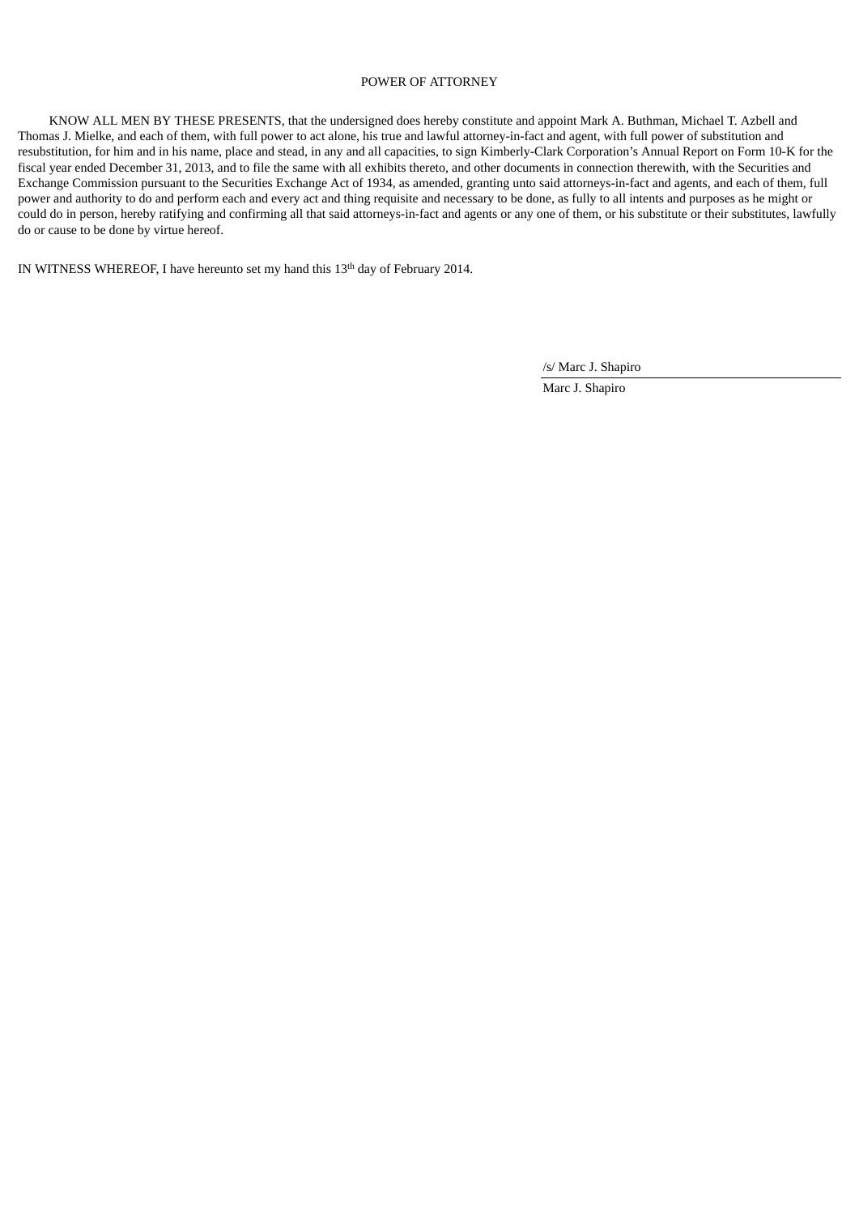# POWER OF ATTORNEY

KNOW ALL MEN BY THESE PRESENTS, that the undersigned does hereby constitute and appoint Mark A. Buthman, Michael T. Azbell and Thomas J. Mielke, and each of them, with full power to act alone, his true and lawful attorney-in-fact and agent, with full power of substitution and resubstitution, for him and in his name, place and stead, in any and all capacities, to sign Kimberly-Clark Corporation's Annual Report on Form 10-K for the fiscal year ended December 31, 2013, and to file the same with all exhibits thereto, and other documents in connection therewith, with the Securities and Exchange Commission pursuant to the Securities Exchange Act of 1934, as amended, granting unto said attorneys-in-fact and agents, and each of them, full power and authority to do and perform each and every act and thing requisite and necessary to be done, as fully to all intents and purposes as he might or could do in person, hereby ratifying and confirming all that said attorneys-in-fact and agents or any one of them, or his substitute or their substitutes, lawfully do or cause to be done by virtue hereof.

IN WITNESS WHEREOF, I have hereunto set my hand this 13th day of February 2014.

/s/ Marc J. Shapiro

Marc J. Shapiro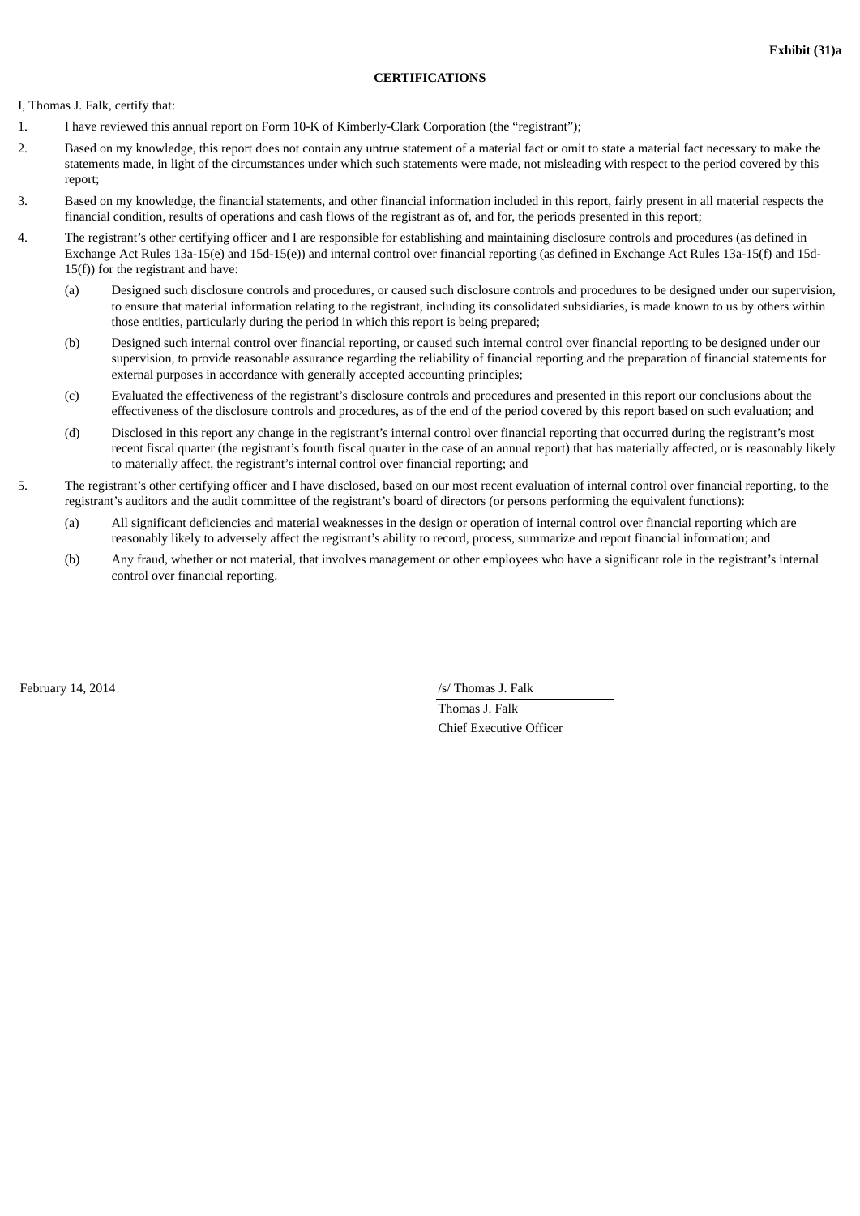**Exhibit (31)a**

**CERTIFICATIONS**

I, Thomas J. Falk, certify that:

1. I have reviewed this annual report on Form 10-K of Kimberly-Clark Corporation (the "registrant");
2. Based on my knowledge, this report does not contain any untrue statement of a material fact or omit to state a material fact necessary to make the statements made, in light of the circumstances under which such statements were made, not misleading with respect to the period covered by this report;
3. Based on my knowledge, the financial statements, and other financial information included in this report, fairly present in all material respects the financial condition, results of operations and cash flows of the registrant as of, and for, the periods presented in this report;
4. The registrant's other certifying officer and I are responsible for establishing and maintaining disclosure controls and procedures (as defined in Exchange Act Rules 13a-15(e) and 15d-15(e)) and internal control over financial reporting (as defined in Exchange Act Rules 13a-15(f) and 15d-15(f)) for the registrant and have:
   - (a) Designed such disclosure controls and procedures, or caused such disclosure controls and procedures to be designed under our supervision, to ensure that material information relating to the registrant, including its consolidated subsidiaries, is made known to us by others within those entities, particularly during the period in which this report is being prepared;
   - (b) Designed such internal control over financial reporting, or caused such internal control over financial reporting to be designed under our supervision, to provide reasonable assurance regarding the reliability of financial reporting and the preparation of financial statements for external purposes in accordance with generally accepted accounting principles;
   - (c) Evaluated the effectiveness of the registrant's disclosure controls and procedures and presented in this report our conclusions about the effectiveness of the disclosure controls and procedures, as of the end of the period covered by this report based on such evaluation; and
   - (d) Disclosed in this report any change in the registrant's internal control over financial reporting that occurred during the registrant's most recent fiscal quarter (the registrant's fourth fiscal quarter in the case of an annual report) that has materially affected, or is reasonably likely to materially affect, the registrant's internal control over financial reporting; and
5. The registrant's other certifying officer and I have disclosed, based on our most recent evaluation of internal control over financial reporting, to the registrant's auditors and the audit committee of the registrant's board of directors (or persons performing the equivalent functions):
   - (a) All significant deficiencies and material weaknesses in the design or operation of internal control over financial reporting which are reasonably likely to adversely affect the registrant's ability to record, process, summarize and report financial information; and
   - (b) Any fraud, whether or not material, that involves management or other employees who have a significant role in the registrant's internal control over financial reporting.

February 14, 2014

/s/ Thomas J. Falk

Thomas J. Falk

Chief Executive Officer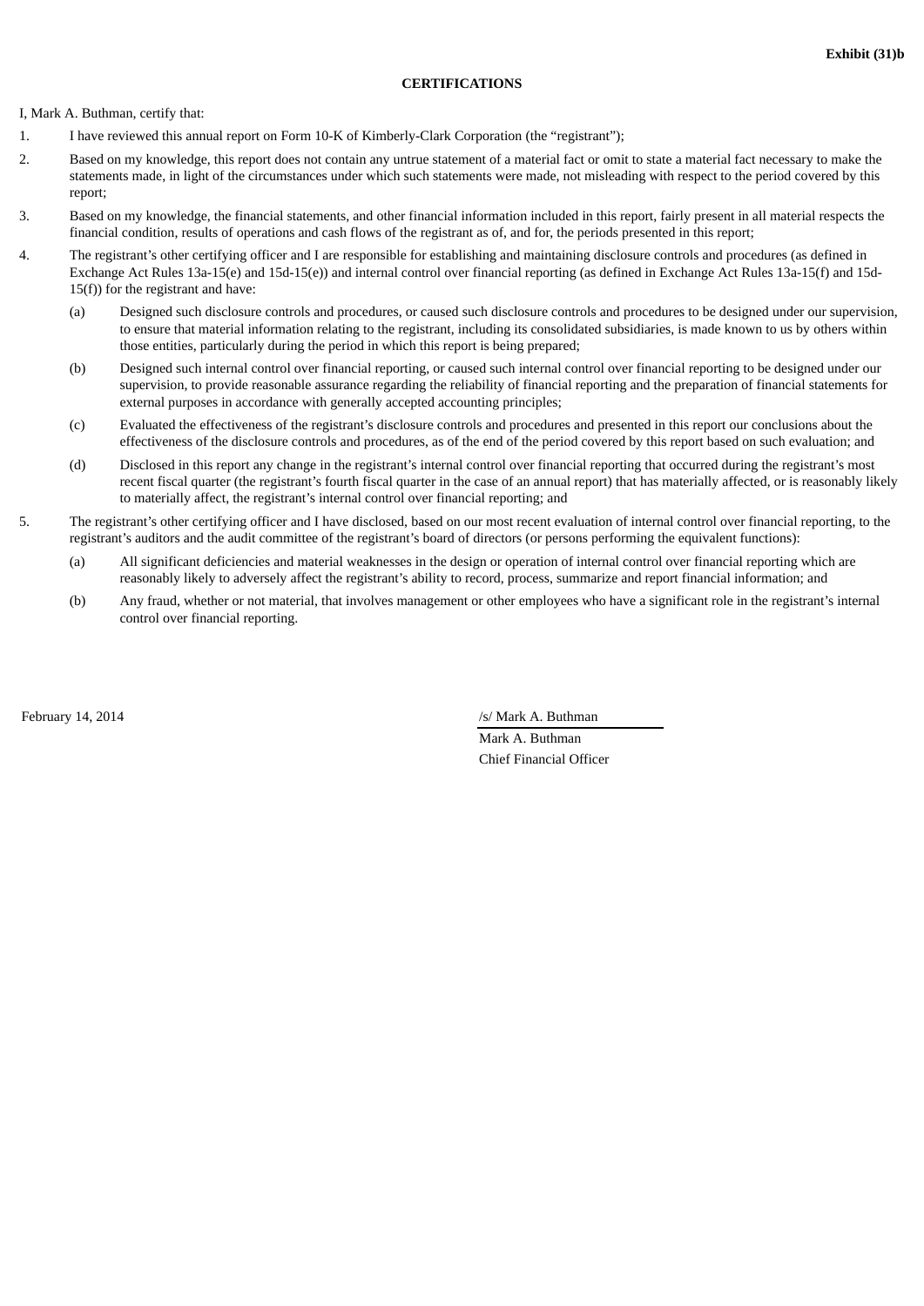**Exhibit (31)b**

**CERTIFICATIONS**

I, Mark A. Buthman, certify that:

1. I have reviewed this annual report on Form 10-K of Kimberly-Clark Corporation (the "registrant");
2. Based on my knowledge, this report does not contain any untrue statement of a material fact or omit to state a material fact necessary to make the statements made, in light of the circumstances under which such statements were made, not misleading with respect to the period covered by this report;
3. Based on my knowledge, the financial statements, and other financial information included in this report, fairly present in all material respects the financial condition, results of operations and cash flows of the registrant as of, and for, the periods presented in this report;
4. The registrant's other certifying officer and I are responsible for establishing and maintaining disclosure controls and procedures (as defined in Exchange Act Rules 13a-15(e) and 15d-15(e)) and internal control over financial reporting (as defined in Exchange Act Rules 13a-15(f) and 15d-15(f)) for the registrant and have:
   (a) Designed such disclosure controls and procedures, or caused such disclosure controls and procedures to be designed under our supervision, to ensure that material information relating to the registrant, including its consolidated subsidiaries, is made known to us by others within those entities, particularly during the period in which this report is being prepared;
   (b) Designed such internal control over financial reporting, or caused such internal control over financial reporting to be designed under our supervision, to provide reasonable assurance regarding the reliability of financial reporting and the preparation of financial statements for external purposes in accordance with generally accepted accounting principles;
   (c) Evaluated the effectiveness of the registrant's disclosure controls and procedures and presented in this report our conclusions about the effectiveness of the disclosure controls and procedures, as of the end of the period covered by this report based on such evaluation; and
   (d) Disclosed in this report any change in the registrant's internal control over financial reporting that occurred during the registrant's most recent fiscal quarter (the registrant's fourth fiscal quarter in the case of an annual report) that has materially affected, or is reasonably likely to materially affect, the registrant's internal control over financial reporting; and
5. The registrant's other certifying officer and I have disclosed, based on our most recent evaluation of internal control over financial reporting, to the registrant's auditors and the audit committee of the registrant's board of directors (or persons performing the equivalent functions):
   (a) All significant deficiencies and material weaknesses in the design or operation of internal control over financial reporting which are reasonably likely to adversely affect the registrant's ability to record, process, summarize and report financial information; and
   (b) Any fraud, whether or not material, that involves management or other employees who have a significant role in the registrant's internal control over financial reporting.

February 14, 2014

/s/ Mark A. Buthman

Mark A. Buthman

Chief Financial Officer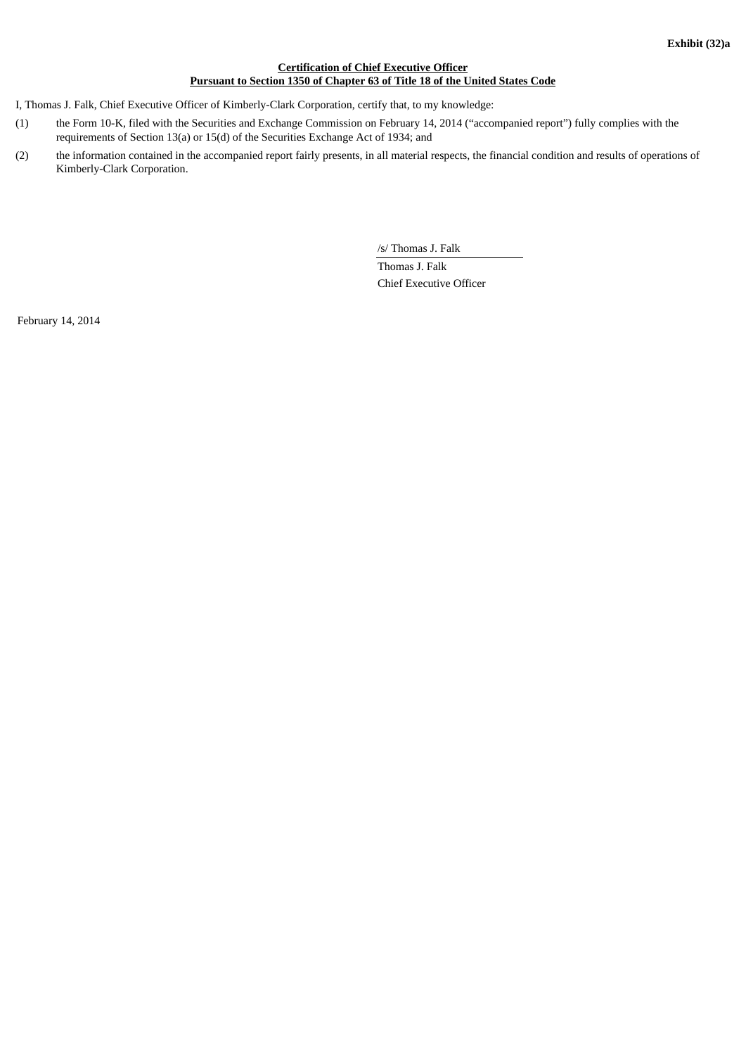**Exhibit (32)a**

**Certification of Chief Executive Officer**
**Pursuant to Section 1350 of Chapter 63 of Title 18 of the United States Code**

I, Thomas J. Falk, Chief Executive Officer of Kimberly-Clark Corporation, certify that, to my knowledge:

(1) the Form 10-K, filed with the Securities and Exchange Commission on February 14, 2014 ("accompanied report") fully complies with the requirements of Section 13(a) or 15(d) of the Securities Exchange Act of 1934; and

(2) the information contained in the accompanied report fairly presents, in all material respects, the financial condition and results of operations of Kimberly-Clark Corporation.

/s/ Thomas J. Falk

Thomas J. Falk

Chief Executive Officer

February 14, 2014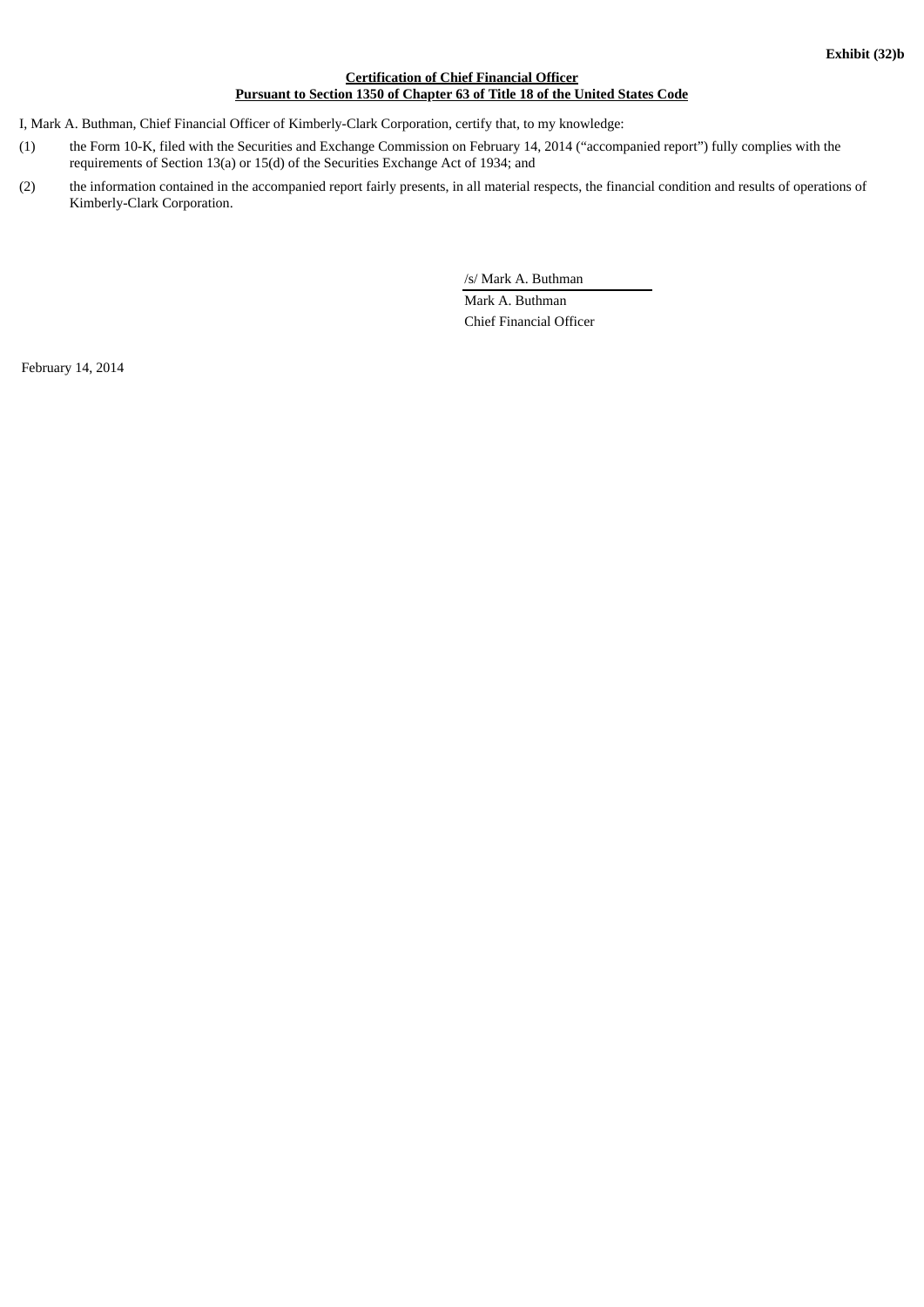**Exhibit (32)b**

**Certification of Chief Financial Officer**
**Pursuant to Section 1350 of Chapter 63 of Title 18 of the United States Code**

I, Mark A. Buthman, Chief Financial Officer of Kimberly-Clark Corporation, certify that, to my knowledge:

(1) the Form 10-K, filed with the Securities and Exchange Commission on February 14, 2014 ("accompanied report") fully complies with the requirements of Section 13(a) or 15(d) of the Securities Exchange Act of 1934; and

(2) the information contained in the accompanied report fairly presents, in all material respects, the financial condition and results of operations of Kimberly-Clark Corporation.

/s/ Mark A. Buthman
Mark A. Buthman
Chief Financial Officer

February 14, 2014